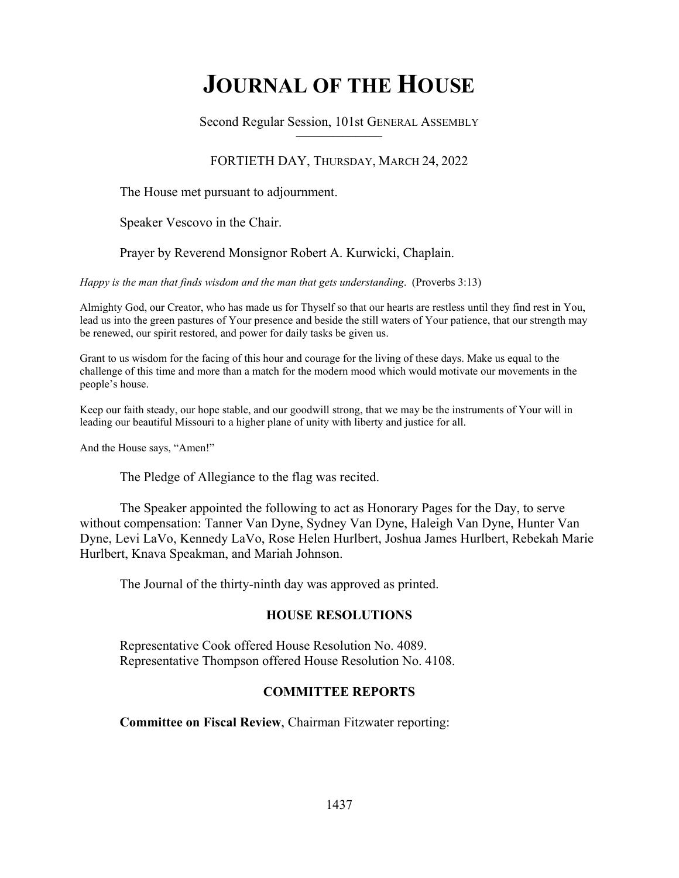# JOURNAL OF THE HOUSE

Second Regular Session, 101st GENERAL ASSEMBLY

FORTIETH DAY, THURSDAY, MARCH 24, 2022

The House met pursuant to adjournment.

Speaker Vescovo in the Chair.

Prayer by Reverend Monsignor Robert A. Kurwicki, Chaplain.

*Happy is the man that finds wisdom and the man that gets understanding.* (Proverbs 3:13)

Almighty God, our Creator, who has made us for Thyself so that our hearts are restless until they find rest in You, lead us into the green pastures of Your presence and beside the still waters of Your patience, that our strength may be renewed, our spirit restored, and power for daily tasks be given us.

Grant to us wisdom for the facing of this hour and courage for the living of these days. Make us equal to the challenge of this time and more than a match for the modern mood which would motivate our movements in the people's house.

Keep our faith steady, our hope stable, and our goodwill strong, that we may be the instruments of Your will in leading our beautiful Missouri to a higher plane of unity with liberty and justice for all.

And the House says, "Amen!"

The Pledge of Allegiance to the flag was recited.

The Speaker appointed the following to act as Honorary Pages for the Day, to serve without compensation: Tanner Van Dyne, Sydney Van Dyne, Haleigh Van Dyne, Hunter Van Dyne, Levi LaVo, Kennedy LaVo, Rose Helen Hurlbert, Joshua James Hurlbert, Rebekah Marie Hurlbert, Knava Speakman, and Mariah Johnson.

The Journal of the thirty-ninth day was approved as printed.

## HOUSE RESOLUTIONS

Representative Cook offered House Resolution No. 4089.
Representative Thompson offered House Resolution No. 4108.

## COMMITTEE REPORTS

**Committee on Fiscal Review**, Chairman Fitzwater reporting: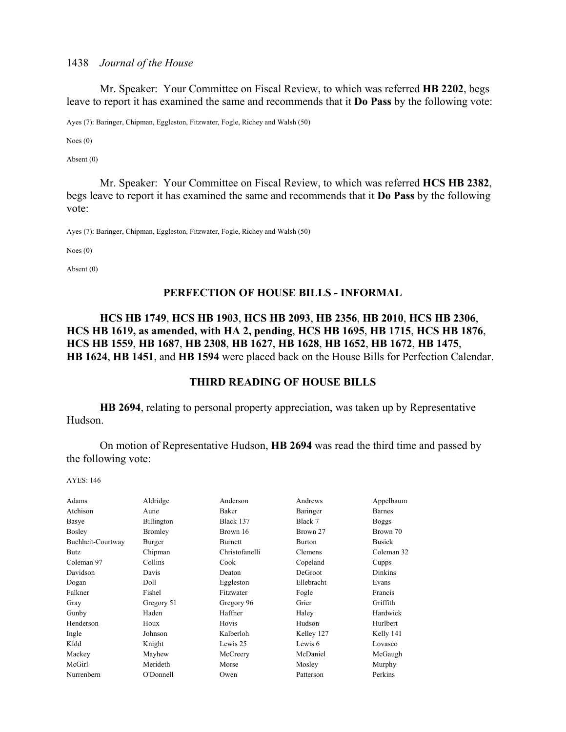Mr. Speaker: Your Committee on Fiscal Review, to which was referred **HB 2202**, begs leave to report it has examined the same and recommends that it **Do Pass** by the following vote:

Ayes (7): Baringer, Chipman, Eggleston, Fitzwater, Fogle, Richey and Walsh (50)

Noes (0)

Absent (0)

Mr. Speaker: Your Committee on Fiscal Review, to which was referred **HCS HB 2382**, begs leave to report it has examined the same and recommends that it **Do Pass** by the following vote:

Ayes (7): Baringer, Chipman, Eggleston, Fitzwater, Fogle, Richey and Walsh (50)

Noes (0)

Absent (0)

## PERFECTION OF HOUSE BILLS - INFORMAL

**HCS HB 1749**, **HCS HB 1903**, **HCS HB 2093**, **HB 2356**, **HB 2010**, **HCS HB 2306**, **HCS HB 1619, as amended, with HA 2, pending**, **HCS HB 1695**, **HB 1715**, **HCS HB 1876**, **HCS HB 1559**, **HB 1687**, **HB 2308**, **HB 1627**, **HB 1628**, **HB 1652**, **HB 1672**, **HB 1475**, **HB 1624**, **HB 1451**, and **HB 1594** were placed back on the House Bills for Perfection Calendar.

## THIRD READING OF HOUSE BILLS

**HB 2694**, relating to personal property appreciation, was taken up by Representative Hudson.

On motion of Representative Hudson, **HB 2694** was read the third time and passed by the following vote:

AYES: 146

| | | | | |
|---|---|---|---|---|
| Adams | Aldridge | Anderson | Andrews | Appelbaum |
| Atchison | Aune | Baker | Baringer | Barnes |
| Basye | Billington | Black 137 | Black 7 | Boggs |
| Bosley | Bromley | Brown 16 | Brown 27 | Brown 70 |
| Buchheit-Courtway | Burger | Burnett | Burton | Busick |
| Butz | Chipman | Christofanelli | Clemens | Coleman 32 |
| Coleman 97 | Collins | Cook | Copeland | Cupps |
| Davidson | Davis | Deaton | DeGroot | Dinkins |
| Dogan | Doll | Eggleston | Ellebracht | Evans |
| Falkner | Fishel | Fitzwater | Fogle | Francis |
| Gray | Gregory 51 | Gregory 96 | Grier | Griffith |
| Gunby | Haden | Haffner | Haley | Hardwick |
| Henderson | Houx | Hovis | Hudson | Hurlbert |
| Ingle | Johnson | Kalberloh | Kelley 127 | Kelly 141 |
| Kidd | Knight | Lewis 25 | Lewis 6 | Lovasco |
| Mackey | Mayhew | McCreery | McDaniel | McGaugh |
| McGirl | Merideth | Morse | Mosley | Murphy |
| Nurrenbern | O'Donnell | Owen | Patterson | Perkins |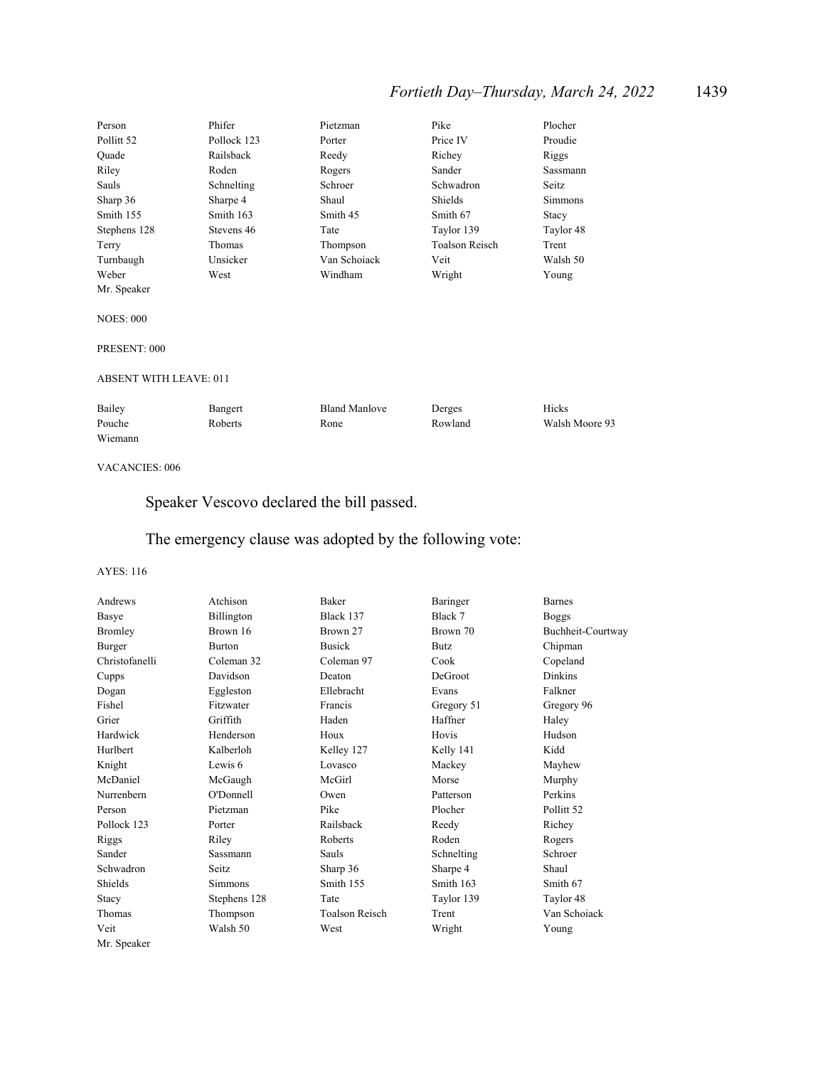| | | | | |
|---|---|---|---|---|
| Person | Phifer | Pietzman | Pike | Plocher |
| Pollitt 52 | Pollock 123 | Porter | Price IV | Proudie |
| Quade | Railsback | Reedy | Richey | Riggs |
| Riley | Roden | Rogers | Sander | Sassmann |
| Sauls | Schnelting | Schroer | Schwadron | Seitz |
| Sharp 36 | Sharpe 4 | Shaul | Shields | Simmons |
| Smith 155 | Smith 163 | Smith 45 | Smith 67 | Stacy |
| Stephens 128 | Stevens 46 | Tate | Taylor 139 | Taylor 48 |
| Terry | Thomas | Thompson | Toalson Reisch | Trent |
| Turnbaugh | Unsicker | Van Schoiack | Veit | Walsh 50 |
| Weber | West | Windham | Wright | Young |
| Mr. Speaker | | | | |

NOES: 000

PRESENT: 000

ABSENT WITH LEAVE: 011

| | | | | |
|---|---|---|---|---|
| Bailey | Bangert | Bland Manlove | Derges | Hicks |
| Pouche | Roberts | Rone | Rowland | Walsh Moore 93 |
| Wiemann | | | | |

VACANCIES: 006

Speaker Vescovo declared the bill passed.

The emergency clause was adopted by the following vote:

AYES: 116

| | | | | |
|---|---|---|---|---|
| Andrews | Atchison | Baker | Baringer | Barnes |
| Basye | Billington | Black 137 | Black 7 | Boggs |
| Bromley | Brown 16 | Brown 27 | Brown 70 | Buchheit-Courtway |
| Burger | Burton | Busick | Butz | Chipman |
| Christofanelli | Coleman 32 | Coleman 97 | Cook | Copeland |
| Cupps | Davidson | Deaton | DeGroot | Dinkins |
| Dogan | Eggleston | Ellebracht | Evans | Falkner |
| Fishel | Fitzwater | Francis | Gregory 51 | Gregory 96 |
| Grier | Griffith | Haden | Haffner | Haley |
| Hardwick | Henderson | Houx | Hovis | Hudson |
| Hurlbert | Kalberloh | Kelley 127 | Kelly 141 | Kidd |
| Knight | Lewis 6 | Lovasco | Mackey | Mayhew |
| McDaniel | McGaugh | McGirl | Morse | Murphy |
| Nurrenbern | O'Donnell | Owen | Patterson | Perkins |
| Person | Pietzman | Pike | Plocher | Pollitt 52 |
| Pollock 123 | Porter | Railsback | Reedy | Richey |
| Riggs | Riley | Roberts | Roden | Rogers |
| Sander | Sassmann | Sauls | Schnelting | Schroer |
| Schwadron | Seitz | Sharp 36 | Sharpe 4 | Shaul |
| Shields | Simmons | Smith 155 | Smith 163 | Smith 67 |
| Stacy | Stephens 128 | Tate | Taylor 139 | Taylor 48 |
| Thomas | Thompson | Toalson Reisch | Trent | Van Schoiack |
| Veit | Walsh 50 | West | Wright | Young |
| Mr. Speaker | | | | |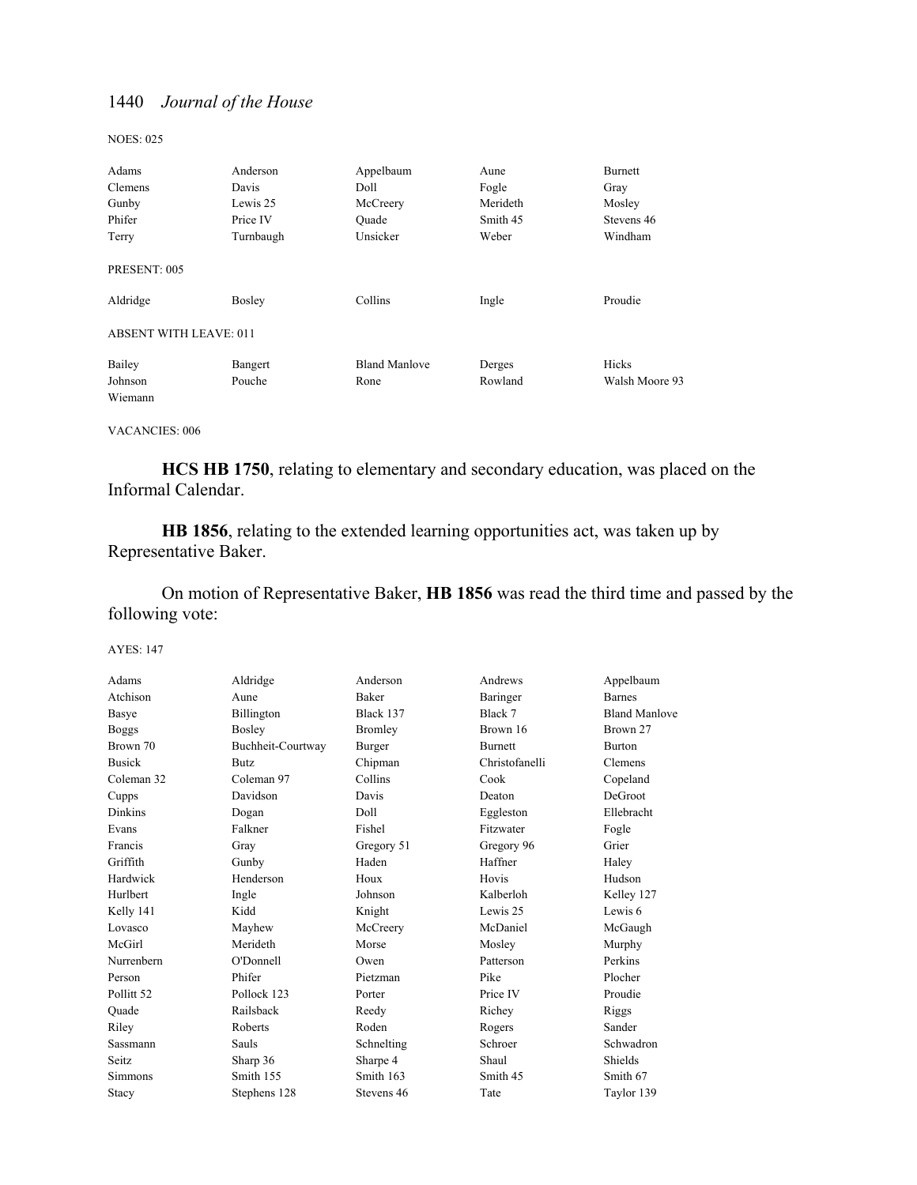NOES: 025

| | | | | |
|---|---|---|---|---|
| Adams | Anderson | Appelbaum | Aune | Burnett |
| Clemens | Davis | Doll | Fogle | Gray |
| Gunby | Lewis 25 | McCreery | Merideth | Mosley |
| Phifer | Price IV | Quade | Smith 45 | Stevens 46 |
| Terry | Turnbaugh | Unsicker | Weber | Windham |

PRESENT: 005

| | | | | |
|---|---|---|---|---|
| Aldridge | Bosley | Collins | Ingle | Proudie |

ABSENT WITH LEAVE: 011

| | | | | |
|---|---|---|---|---|
| Bailey | Bangert | Bland Manlove | Derges | Hicks |
| Johnson | Pouche | Rone | Rowland | Walsh Moore 93 |
| Wiemann | | | | |

VACANCIES: 006

**HCS HB 1750**, relating to elementary and secondary education, was placed on the Informal Calendar.

**HB 1856**, relating to the extended learning opportunities act, was taken up by Representative Baker.

On motion of Representative Baker, **HB 1856** was read the third time and passed by the following vote:

AYES: 147

| | | | | |
|---|---|---|---|---|
| Adams | Aldridge | Anderson | Andrews | Appelbaum |
| Atchison | Aune | Baker | Baringer | Barnes |
| Basye | Billington | Black 137 | Black 7 | Bland Manlove |
| Boggs | Bosley | Bromley | Brown 16 | Brown 27 |
| Brown 70 | Buchheit-Courtway | Burger | Burnett | Burton |
| Busick | Butz | Chipman | Christofanelli | Clemens |
| Coleman 32 | Coleman 97 | Collins | Cook | Copeland |
| Cupps | Davidson | Davis | Deaton | DeGroot |
| Dinkins | Dogan | Doll | Eggleston | Ellebracht |
| Evans | Falkner | Fishel | Fitzwater | Fogle |
| Francis | Gray | Gregory 51 | Gregory 96 | Grier |
| Griffith | Gunby | Haden | Haffner | Haley |
| Hardwick | Henderson | Houx | Hovis | Hudson |
| Hurlbert | Ingle | Johnson | Kalberloh | Kelley 127 |
| Kelly 141 | Kidd | Knight | Lewis 25 | Lewis 6 |
| Lovasco | Mayhew | McCreery | McDaniel | McGaugh |
| McGirl | Merideth | Morse | Mosley | Murphy |
| Nurrenbern | O'Donnell | Owen | Patterson | Perkins |
| Person | Phifer | Pietzman | Pike | Plocher |
| Pollitt 52 | Pollock 123 | Porter | Price IV | Proudie |
| Quade | Railsback | Reedy | Richey | Riggs |
| Riley | Roberts | Roden | Rogers | Sander |
| Sassmann | Sauls | Schnelting | Schroer | Schwadron |
| Seitz | Sharp 36 | Sharpe 4 | Shaul | Shields |
| Simmons | Smith 155 | Smith 163 | Smith 45 | Smith 67 |
| Stacy | Stephens 128 | Stevens 46 | Tate | Taylor 139 |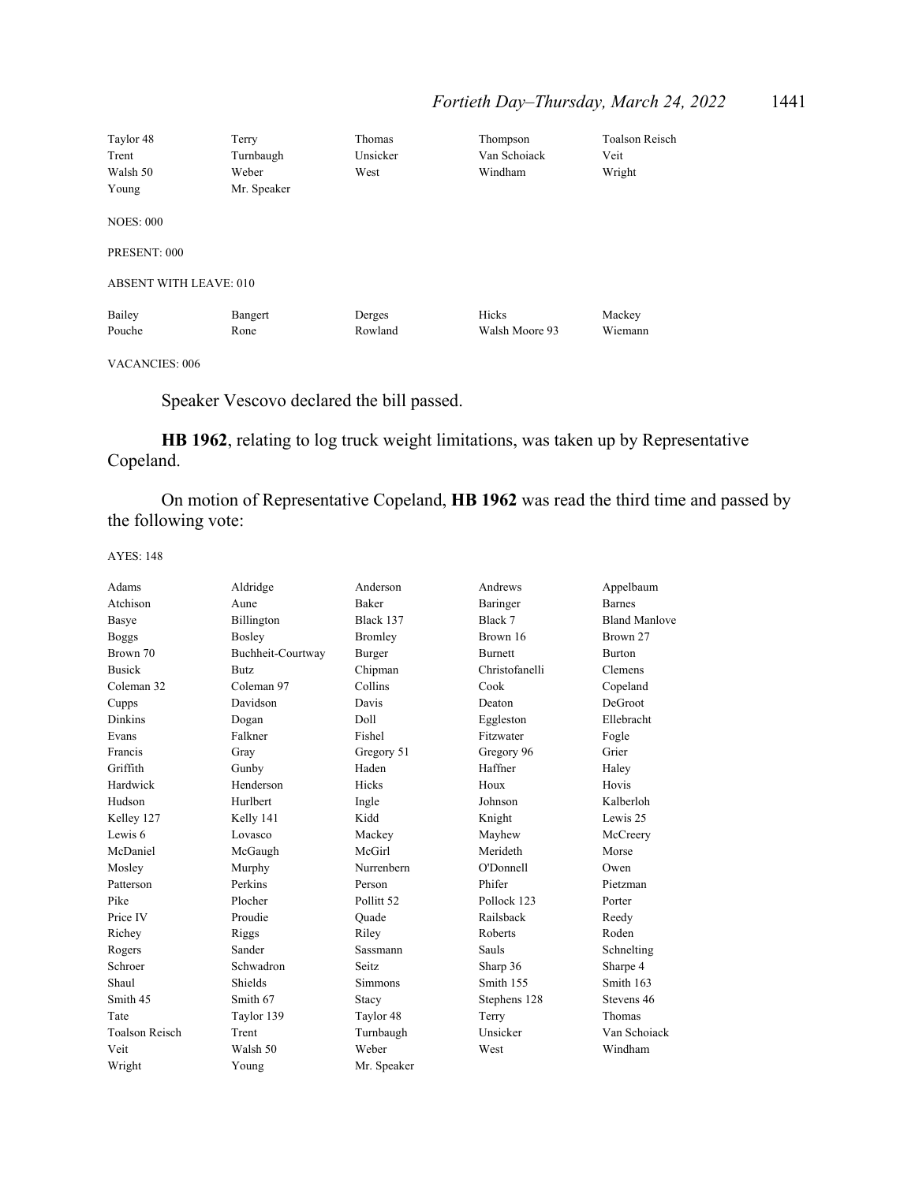| | | | | |
|---|---|---|---|---|
| Taylor 48 | Terry | Thomas | Thompson | Toalson Reisch |
| Trent | Turnbaugh | Unsicker | Van Schoiack | Veit |
| Walsh 50 | Weber | West | Windham | Wright |
| Young | Mr. Speaker | | | |

NOES: 000

PRESENT: 000

ABSENT WITH LEAVE: 010

| | | | | |
|---|---|---|---|---|
| Bailey | Bangert | Derges | Hicks | Mackey |
| Pouche | Rone | Rowland | Walsh Moore 93 | Wiemann |

VACANCIES: 006

Speaker Vescovo declared the bill passed.

**HB 1962**, relating to log truck weight limitations, was taken up by Representative Copeland.

On motion of Representative Copeland, **HB 1962** was read the third time and passed by the following vote:

AYES: 148

| | | | | |
|---|---|---|---|---|
| Adams | Aldridge | Anderson | Andrews | Appelbaum |
| Atchison | Aune | Baker | Baringer | Barnes |
| Basye | Billington | Black 137 | Black 7 | Bland Manlove |
| Boggs | Bosley | Bromley | Brown 16 | Brown 27 |
| Brown 70 | Buchheit-Courtway | Burger | Burnett | Burton |
| Busick | Butz | Chipman | Christofanelli | Clemens |
| Coleman 32 | Coleman 97 | Collins | Cook | Copeland |
| Cupps | Davidson | Davis | Deaton | DeGroot |
| Dinkins | Dogan | Doll | Eggleston | Ellebracht |
| Evans | Falkner | Fishel | Fitzwater | Fogle |
| Francis | Gray | Gregory 51 | Gregory 96 | Grier |
| Griffith | Gunby | Haden | Haffner | Haley |
| Hardwick | Henderson | Hicks | Houx | Hovis |
| Hudson | Hurlbert | Ingle | Johnson | Kalberloh |
| Kelley 127 | Kelly 141 | Kidd | Knight | Lewis 25 |
| Lewis 6 | Lovasco | Mackey | Mayhew | McCreery |
| McDaniel | McGaugh | McGirl | Merideth | Morse |
| Mosley | Murphy | Nurrenbern | O'Donnell | Owen |
| Patterson | Perkins | Person | Phifer | Pietzman |
| Pike | Plocher | Pollitt 52 | Pollock 123 | Porter |
| Price IV | Proudie | Quade | Railsback | Reedy |
| Richey | Riggs | Riley | Roberts | Roden |
| Rogers | Sander | Sassmann | Sauls | Schnelting |
| Schroer | Schwadron | Seitz | Sharp 36 | Sharpe 4 |
| Shaul | Shields | Simmons | Smith 155 | Smith 163 |
| Smith 45 | Smith 67 | Stacy | Stephens 128 | Stevens 46 |
| Tate | Taylor 139 | Taylor 48 | Terry | Thomas |
| Toalson Reisch | Trent | Turnbaugh | Unsicker | Van Schoiack |
| Veit | Walsh 50 | Weber | West | Windham |
| Wright | Young | Mr. Speaker | | |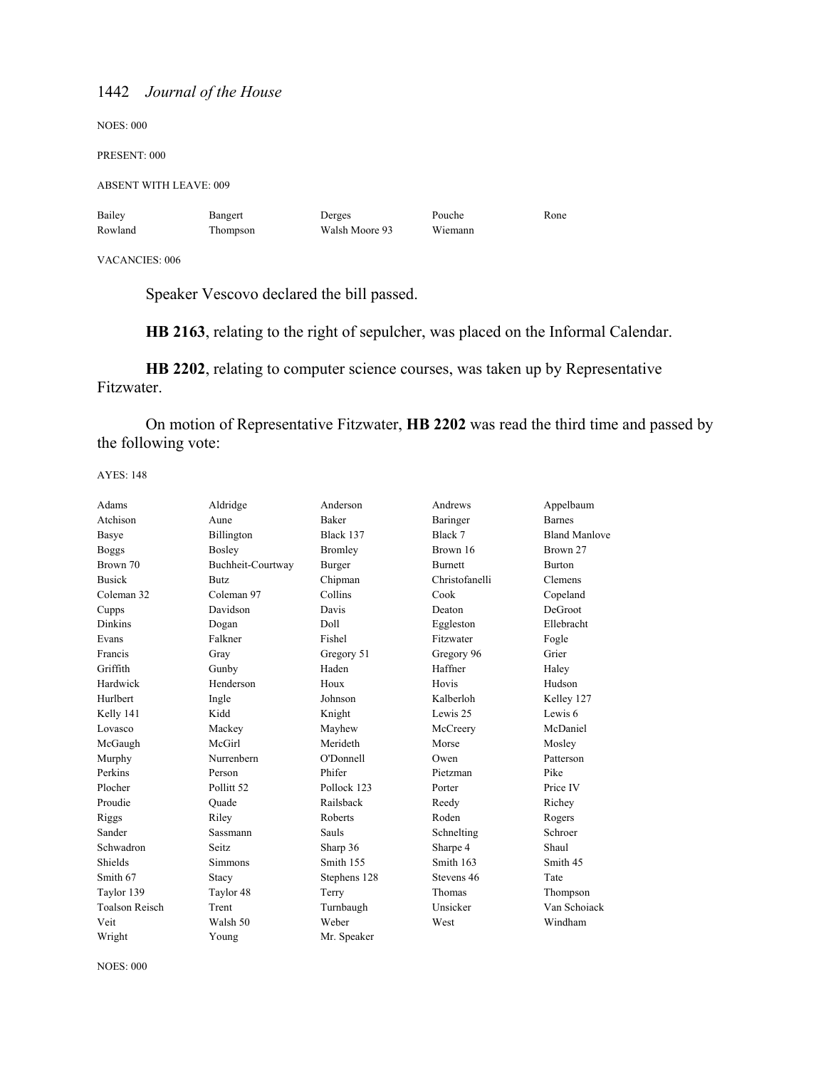NOES: 000

PRESENT: 000

ABSENT WITH LEAVE: 009

| | | | | |
|---|---|---|---|---|
| Bailey | Bangert | Derges | Pouche | Rone |
| Rowland | Thompson | Walsh Moore 93 | Wiemann | |

VACANCIES: 006

Speaker Vescovo declared the bill passed.

**HB 2163**, relating to the right of sepulcher, was placed on the Informal Calendar.

**HB 2202**, relating to computer science courses, was taken up by Representative Fitzwater.

On motion of Representative Fitzwater, **HB 2202** was read the third time and passed by the following vote:

AYES: 148

| | | | | |
|---|---|---|---|---|
| Adams | Aldridge | Anderson | Andrews | Appelbaum |
| Atchison | Aune | Baker | Baringer | Barnes |
| Basye | Billington | Black 137 | Black 7 | Bland Manlove |
| Boggs | Bosley | Bromley | Brown 16 | Brown 27 |
| Brown 70 | Buchheit-Courtway | Burger | Burnett | Burton |
| Busick | Butz | Chipman | Christofanelli | Clemens |
| Coleman 32 | Coleman 97 | Collins | Cook | Copeland |
| Cupps | Davidson | Davis | Deaton | DeGroot |
| Dinkins | Dogan | Doll | Eggleston | Ellebracht |
| Evans | Falkner | Fishel | Fitzwater | Fogle |
| Francis | Gray | Gregory 51 | Gregory 96 | Grier |
| Griffith | Gunby | Haden | Haffner | Haley |
| Hardwick | Henderson | Houx | Hovis | Hudson |
| Hurlbert | Ingle | Johnson | Kalberloh | Kelley 127 |
| Kelly 141 | Kidd | Knight | Lewis 25 | Lewis 6 |
| Lovasco | Mackey | Mayhew | McCreery | McDaniel |
| McGaugh | McGirl | Merideth | Morse | Mosley |
| Murphy | Nurrenbern | O'Donnell | Owen | Patterson |
| Perkins | Person | Phifer | Pietzman | Pike |
| Plocher | Pollitt 52 | Pollock 123 | Porter | Price IV |
| Proudie | Quade | Railsback | Reedy | Richey |
| Riggs | Riley | Roberts | Roden | Rogers |
| Sander | Sassmann | Sauls | Schnelting | Schroer |
| Schwadron | Seitz | Sharp 36 | Sharpe 4 | Shaul |
| Shields | Simmons | Smith 155 | Smith 163 | Smith 45 |
| Smith 67 | Stacy | Stephens 128 | Stevens 46 | Tate |
| Taylor 139 | Taylor 48 | Terry | Thomas | Thompson |
| Toalson Reisch | Trent | Turnbaugh | Unsicker | Van Schoiack |
| Veit | Walsh 50 | Weber | West | Windham |
| Wright | Young | Mr. Speaker | | |

NOES: 000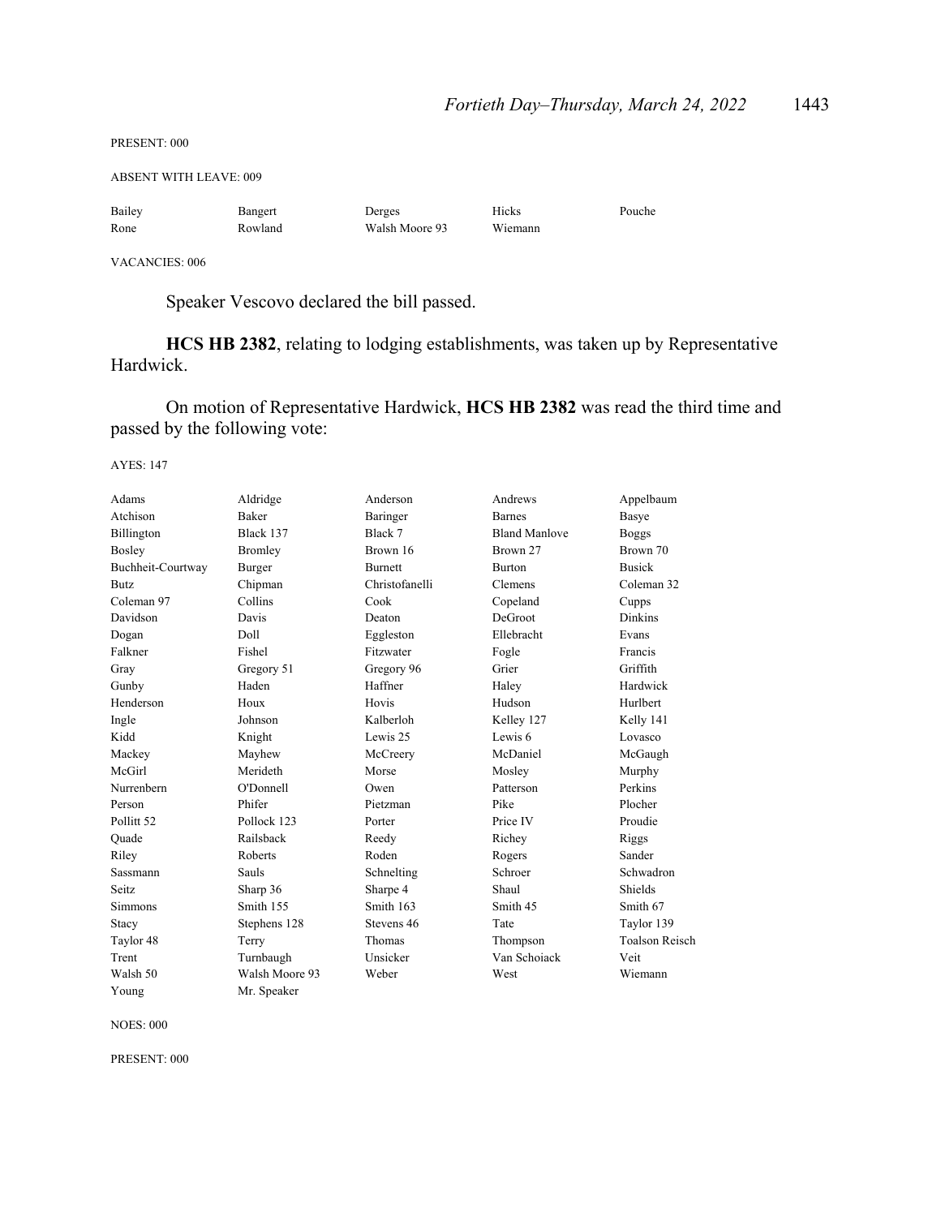PRESENT: 000

ABSENT WITH LEAVE: 009

| | | | | |
|---|---|---|---|---|
| Bailey | Bangert | Derges | Hicks | Pouche |
| Rone | Rowland | Walsh Moore 93 | Wiemann | |

VACANCIES: 006

Speaker Vescovo declared the bill passed.

**HCS HB 2382**, relating to lodging establishments, was taken up by Representative Hardwick.

On motion of Representative Hardwick, **HCS HB 2382** was read the third time and passed by the following vote:

AYES: 147

| | | | | |
|---|---|---|---|---|
| Adams | Aldridge | Anderson | Andrews | Appelbaum |
| Atchison | Baker | Baringer | Barnes | Basye |
| Billington | Black 137 | Black 7 | Bland Manlove | Boggs |
| Bosley | Bromley | Brown 16 | Brown 27 | Brown 70 |
| Buchheit-Courtway | Burger | Burnett | Burton | Busick |
| Butz | Chipman | Christofanelli | Clemens | Coleman 32 |
| Coleman 97 | Collins | Cook | Copeland | Cupps |
| Davidson | Davis | Deaton | DeGroot | Dinkins |
| Dogan | Doll | Eggleston | Ellebracht | Evans |
| Falkner | Fishel | Fitzwater | Fogle | Francis |
| Gray | Gregory 51 | Gregory 96 | Grier | Griffith |
| Gunby | Haden | Haffner | Haley | Hardwick |
| Henderson | Houx | Hovis | Hudson | Hurlbert |
| Ingle | Johnson | Kalberloh | Kelley 127 | Kelly 141 |
| Kidd | Knight | Lewis 25 | Lewis 6 | Lovasco |
| Mackey | Mayhew | McCreery | McDaniel | McGaugh |
| McGirl | Merideth | Morse | Mosley | Murphy |
| Nurrenbern | O'Donnell | Owen | Patterson | Perkins |
| Person | Phifer | Pietzman | Pike | Plocher |
| Pollitt 52 | Pollock 123 | Porter | Price IV | Proudie |
| Quade | Railsback | Reedy | Richey | Riggs |
| Riley | Roberts | Roden | Rogers | Sander |
| Sassmann | Sauls | Schnelting | Schroer | Schwadron |
| Seitz | Sharp 36 | Sharpe 4 | Shaul | Shields |
| Simmons | Smith 155 | Smith 163 | Smith 45 | Smith 67 |
| Stacy | Stephens 128 | Stevens 46 | Tate | Taylor 139 |
| Taylor 48 | Terry | Thomas | Thompson | Toalson Reisch |
| Trent | Turnbaugh | Unsicker | Van Schoiack | Veit |
| Walsh 50 | Walsh Moore 93 | Weber | West | Wiemann |
| Young | Mr. Speaker | | | |

NOES: 000

PRESENT: 000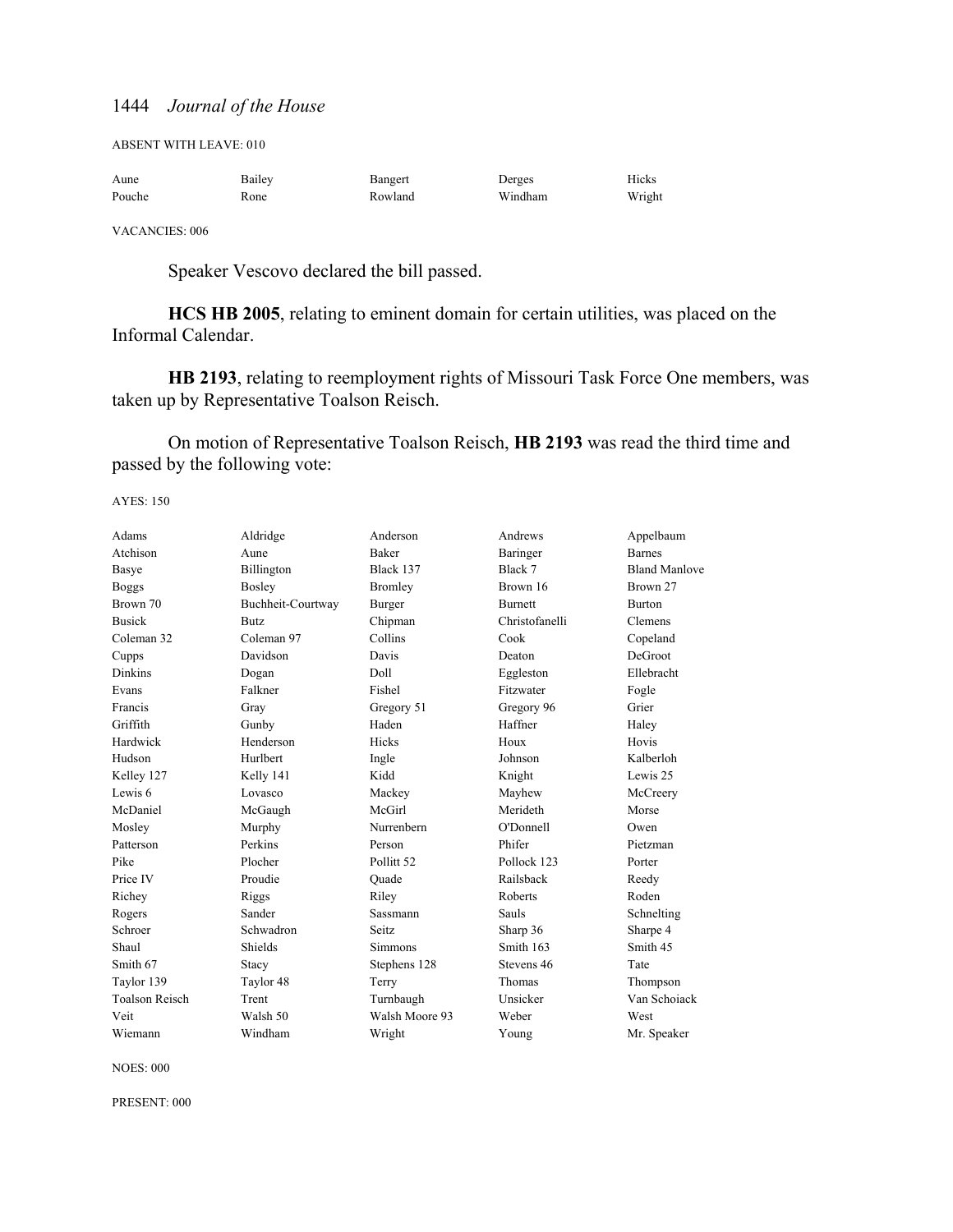ABSENT WITH LEAVE: 010

| | | | | |
|---|---|---|---|---|
| Aune | Bailey | Bangert | Derges | Hicks |
| Pouche | Rone | Rowland | Windham | Wright |

VACANCIES: 006

Speaker Vescovo declared the bill passed.

**HCS HB 2005**, relating to eminent domain for certain utilities, was placed on the Informal Calendar.

**HB 2193**, relating to reemployment rights of Missouri Task Force One members, was taken up by Representative Toalson Reisch.

On motion of Representative Toalson Reisch, **HB 2193** was read the third time and passed by the following vote:

AYES: 150

| | | | | |
|---|---|---|---|---|
| Adams | Aldridge | Anderson | Andrews | Appelbaum |
| Atchison | Aune | Baker | Baringer | Barnes |
| Basye | Billington | Black 137 | Black 7 | Bland Manlove |
| Boggs | Bosley | Bromley | Brown 16 | Brown 27 |
| Brown 70 | Buchheit-Courtway | Burger | Burnett | Burton |
| Busick | Butz | Chipman | Christofanelli | Clemens |
| Coleman 32 | Coleman 97 | Collins | Cook | Copeland |
| Cupps | Davidson | Davis | Deaton | DeGroot |
| Dinkins | Dogan | Doll | Eggleston | Ellebracht |
| Evans | Falkner | Fishel | Fitzwater | Fogle |
| Francis | Gray | Gregory 51 | Gregory 96 | Grier |
| Griffith | Gunby | Haden | Haffner | Haley |
| Hardwick | Henderson | Hicks | Houx | Hovis |
| Hudson | Hurlbert | Ingle | Johnson | Kalberloh |
| Kelley 127 | Kelly 141 | Kidd | Knight | Lewis 25 |
| Lewis 6 | Lovasco | Mackey | Mayhew | McCreery |
| McDaniel | McGaugh | McGirl | Merideth | Morse |
| Mosley | Murphy | Nurrenbern | O'Donnell | Owen |
| Patterson | Perkins | Person | Phifer | Pietzman |
| Pike | Plocher | Pollitt 52 | Pollock 123 | Porter |
| Price IV | Proudie | Quade | Railsback | Reedy |
| Richey | Riggs | Riley | Roberts | Roden |
| Rogers | Sander | Sassmann | Sauls | Schnelting |
| Schroer | Schwadron | Seitz | Sharp 36 | Sharpe 4 |
| Shaul | Shields | Simmons | Smith 163 | Smith 45 |
| Smith 67 | Stacy | Stephens 128 | Stevens 46 | Tate |
| Taylor 139 | Taylor 48 | Terry | Thomas | Thompson |
| Toalson Reisch | Trent | Turnbaugh | Unsicker | Van Schoiack |
| Veit | Walsh 50 | Walsh Moore 93 | Weber | West |
| Wiemann | Windham | Wright | Young | Mr. Speaker |

NOES: 000

PRESENT: 000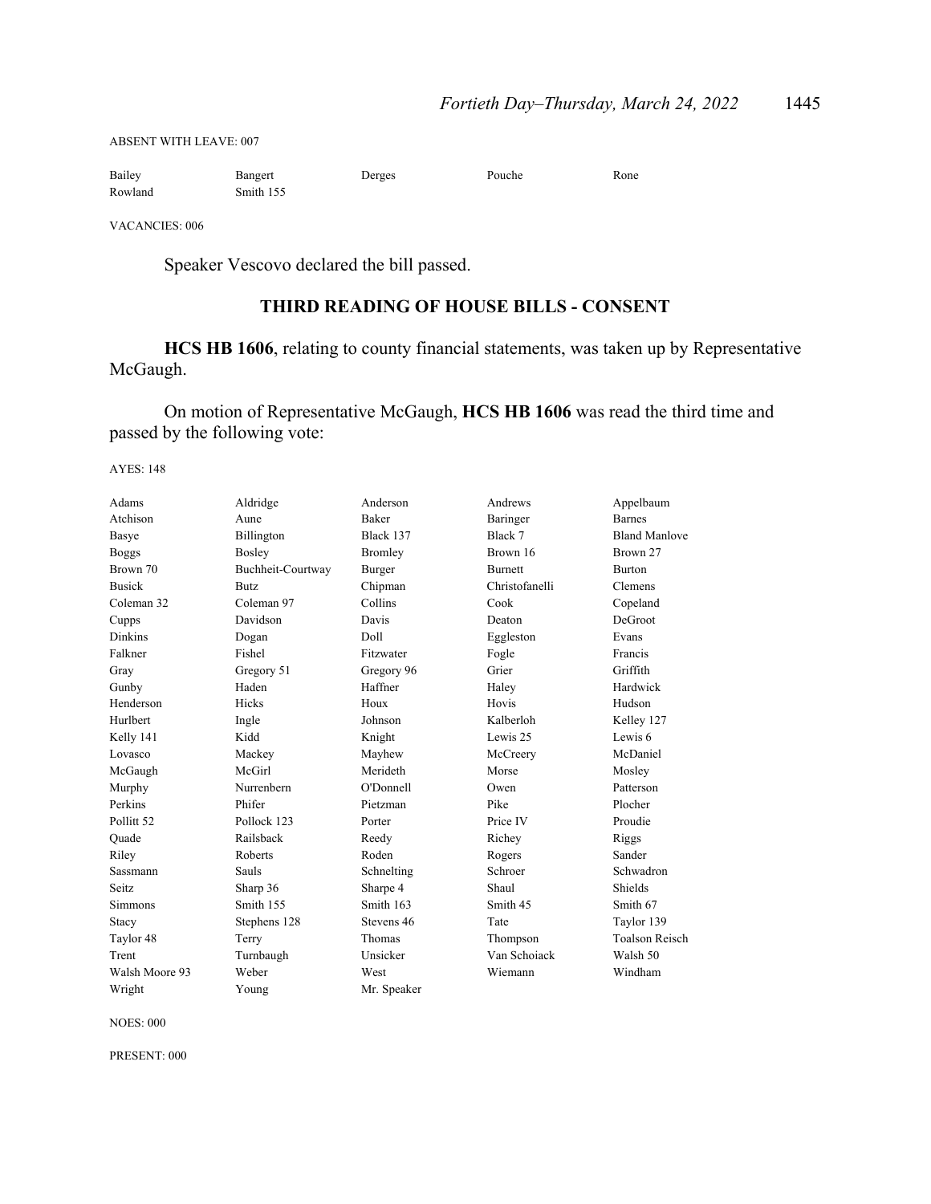ABSENT WITH LEAVE: 007

| | | | | |
|---|---|---|---|---|
| Bailey | Bangert | Derges | Pouche | Rone |
| Rowland | Smith 155 | | | |

VACANCIES: 006

Speaker Vescovo declared the bill passed.

## THIRD READING OF HOUSE BILLS - CONSENT

**HCS HB 1606**, relating to county financial statements, was taken up by Representative McGaugh.

On motion of Representative McGaugh, **HCS HB 1606** was read the third time and passed by the following vote:

AYES: 148

| | | | | |
|---|---|---|---|---|
| Adams | Aldridge | Anderson | Andrews | Appelbaum |
| Atchison | Aune | Baker | Baringer | Barnes |
| Basye | Billington | Black 137 | Black 7 | Bland Manlove |
| Boggs | Bosley | Bromley | Brown 16 | Brown 27 |
| Brown 70 | Buchheit-Courtway | Burger | Burnett | Burton |
| Busick | Butz | Chipman | Christofanelli | Clemens |
| Coleman 32 | Coleman 97 | Collins | Cook | Copeland |
| Cupps | Davidson | Davis | Deaton | DeGroot |
| Dinkins | Dogan | Doll | Eggleston | Evans |
| Falkner | Fishel | Fitzwater | Fogle | Francis |
| Gray | Gregory 51 | Gregory 96 | Grier | Griffith |
| Gunby | Haden | Haffner | Haley | Hardwick |
| Henderson | Hicks | Houx | Hovis | Hudson |
| Hurlbert | Ingle | Johnson | Kalberloh | Kelley 127 |
| Kelly 141 | Kidd | Knight | Lewis 25 | Lewis 6 |
| Lovasco | Mackey | Mayhew | McCreery | McDaniel |
| McGaugh | McGirl | Merideth | Morse | Mosley |
| Murphy | Nurrenbern | O'Donnell | Owen | Patterson |
| Perkins | Phifer | Pietzman | Pike | Plocher |
| Pollitt 52 | Pollock 123 | Porter | Price IV | Proudie |
| Quade | Railsback | Reedy | Richey | Riggs |
| Riley | Roberts | Roden | Rogers | Sander |
| Sassmann | Sauls | Schnelting | Schroer | Schwadron |
| Seitz | Sharp 36 | Sharpe 4 | Shaul | Shields |
| Simmons | Smith 155 | Smith 163 | Smith 45 | Smith 67 |
| Stacy | Stephens 128 | Stevens 46 | Tate | Taylor 139 |
| Taylor 48 | Terry | Thomas | Thompson | Toalson Reisch |
| Trent | Turnbaugh | Unsicker | Van Schoiack | Walsh 50 |
| Walsh Moore 93 | Weber | West | Wiemann | Windham |
| Wright | Young | Mr. Speaker | | |

NOES: 000

PRESENT: 000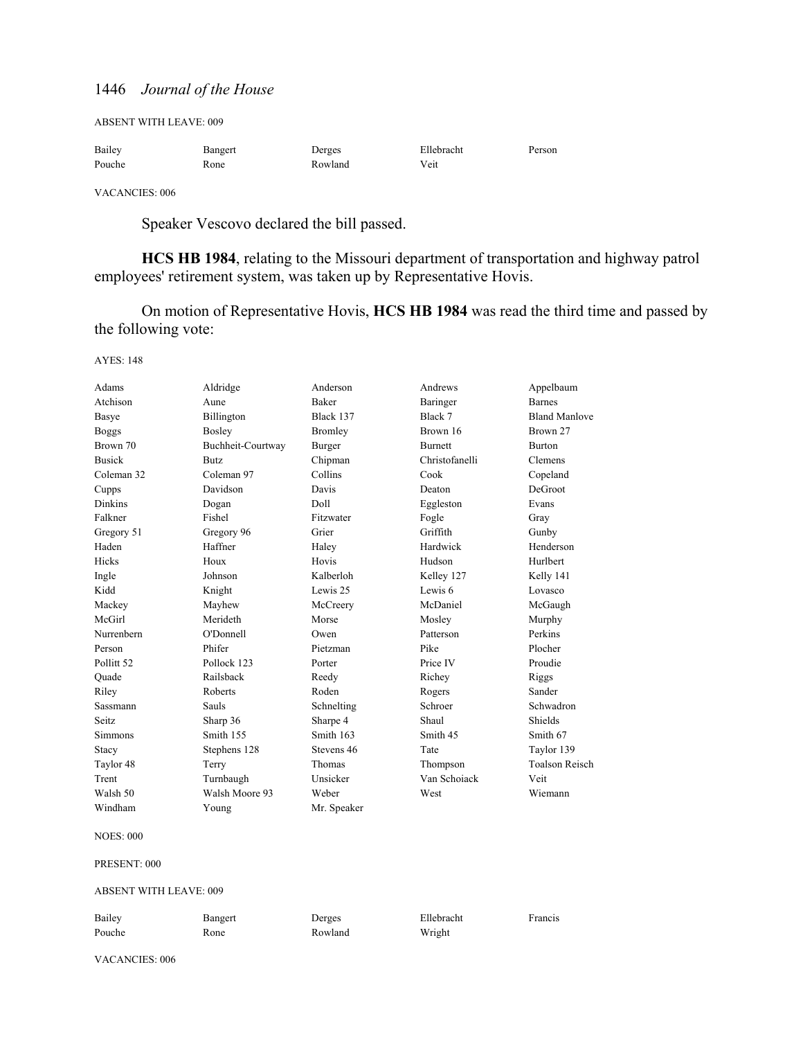ABSENT WITH LEAVE: 009

| | | | | |
|---|---|---|---|---|
| Bailey | Bangert | Derges | Ellebracht | Person |
| Pouche | Rone | Rowland | Veit | |

VACANCIES: 006

Speaker Vescovo declared the bill passed.

**HCS HB 1984**, relating to the Missouri department of transportation and highway patrol employees' retirement system, was taken up by Representative Hovis.

On motion of Representative Hovis, **HCS HB 1984** was read the third time and passed by the following vote:

AYES: 148

| | | | | |
|---|---|---|---|---|
| Adams | Aldridge | Anderson | Andrews | Appelbaum |
| Atchison | Aune | Baker | Baringer | Barnes |
| Basye | Billington | Black 137 | Black 7 | Bland Manlove |
| Boggs | Bosley | Bromley | Brown 16 | Brown 27 |
| Brown 70 | Buchheit-Courtway | Burger | Burnett | Burton |
| Busick | Butz | Chipman | Christofanelli | Clemens |
| Coleman 32 | Coleman 97 | Collins | Cook | Copeland |
| Cupps | Davidson | Davis | Deaton | DeGroot |
| Dinkins | Dogan | Doll | Eggleston | Evans |
| Falkner | Fishel | Fitzwater | Fogle | Gray |
| Gregory 51 | Gregory 96 | Grier | Griffith | Gunby |
| Haden | Haffner | Haley | Hardwick | Henderson |
| Hicks | Houx | Hovis | Hudson | Hurlbert |
| Ingle | Johnson | Kalberloh | Kelley 127 | Kelly 141 |
| Kidd | Knight | Lewis 25 | Lewis 6 | Lovasco |
| Mackey | Mayhew | McCreery | McDaniel | McGaugh |
| McGirl | Merideth | Morse | Mosley | Murphy |
| Nurrenbern | O'Donnell | Owen | Patterson | Perkins |
| Person | Phifer | Pietzman | Pike | Plocher |
| Pollitt 52 | Pollock 123 | Porter | Price IV | Proudie |
| Quade | Railsback | Reedy | Richey | Riggs |
| Riley | Roberts | Roden | Rogers | Sander |
| Sassmann | Sauls | Schnelting | Schroer | Schwadron |
| Seitz | Sharp 36 | Sharpe 4 | Shaul | Shields |
| Simmons | Smith 155 | Smith 163 | Smith 45 | Smith 67 |
| Stacy | Stephens 128 | Stevens 46 | Tate | Taylor 139 |
| Taylor 48 | Terry | Thomas | Thompson | Toalson Reisch |
| Trent | Turnbaugh | Unsicker | Van Schoiack | Veit |
| Walsh 50 | Walsh Moore 93 | Weber | West | Wiemann |
| Windham | Young | Mr. Speaker | | |

NOES: 000

PRESENT: 000

ABSENT WITH LEAVE: 009

| | | | | |
|---|---|---|---|---|
| Bailey | Bangert | Derges | Ellebracht | Francis |
| Pouche | Rone | Rowland | Wright | |

VACANCIES: 006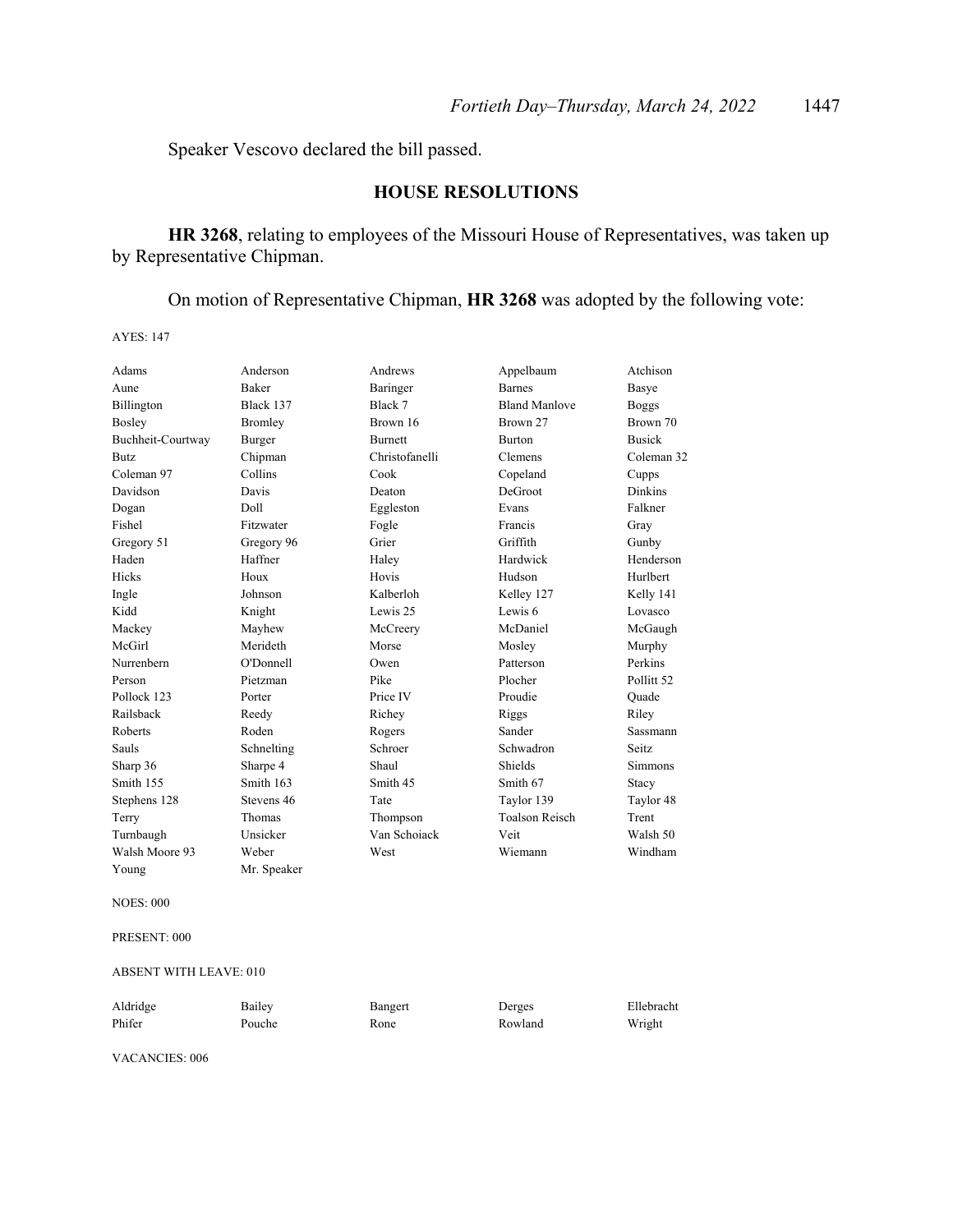Speaker Vescovo declared the bill passed.

## HOUSE RESOLUTIONS

**HR 3268**, relating to employees of the Missouri House of Representatives, was taken up by Representative Chipman.

On motion of Representative Chipman, **HR 3268** was adopted by the following vote:

AYES: 147

| | | | | |
|---|---|---|---|---|
| Adams | Anderson | Andrews | Appelbaum | Atchison |
| Aune | Baker | Baringer | Barnes | Basye |
| Billington | Black 137 | Black 7 | Bland Manlove | Boggs |
| Bosley | Bromley | Brown 16 | Brown 27 | Brown 70 |
| Buchheit-Courtway | Burger | Burnett | Burton | Busick |
| Butz | Chipman | Christofanelli | Clemens | Coleman 32 |
| Coleman 97 | Collins | Cook | Copeland | Cupps |
| Davidson | Davis | Deaton | DeGroot | Dinkins |
| Dogan | Doll | Eggleston | Evans | Falkner |
| Fishel | Fitzwater | Fogle | Francis | Gray |
| Gregory 51 | Gregory 96 | Grier | Griffith | Gunby |
| Haden | Haffner | Haley | Hardwick | Henderson |
| Hicks | Houx | Hovis | Hudson | Hurlbert |
| Ingle | Johnson | Kalberloh | Kelley 127 | Kelly 141 |
| Kidd | Knight | Lewis 25 | Lewis 6 | Lovasco |
| Mackey | Mayhew | McCreery | McDaniel | McGaugh |
| McGirl | Merideth | Morse | Mosley | Murphy |
| Nurrenbern | O'Donnell | Owen | Patterson | Perkins |
| Person | Pietzman | Pike | Plocher | Pollitt 52 |
| Pollock 123 | Porter | Price IV | Proudie | Quade |
| Railsback | Reedy | Richey | Riggs | Riley |
| Roberts | Roden | Rogers | Sander | Sassmann |
| Sauls | Schnelting | Schroer | Schwadron | Seitz |
| Sharp 36 | Sharpe 4 | Shaul | Shields | Simmons |
| Smith 155 | Smith 163 | Smith 45 | Smith 67 | Stacy |
| Stephens 128 | Stevens 46 | Tate | Taylor 139 | Taylor 48 |
| Terry | Thomas | Thompson | Toalson Reisch | Trent |
| Turnbaugh | Unsicker | Van Schoiack | Veit | Walsh 50 |
| Walsh Moore 93 | Weber | West | Wiemann | Windham |
| Young | Mr. Speaker | | | |

NOES: 000

PRESENT: 000

ABSENT WITH LEAVE: 010

| | | | | |
|---|---|---|---|---|
| Aldridge | Bailey | Bangert | Derges | Ellebracht |
| Phifer | Pouche | Rone | Rowland | Wright |

VACANCIES: 006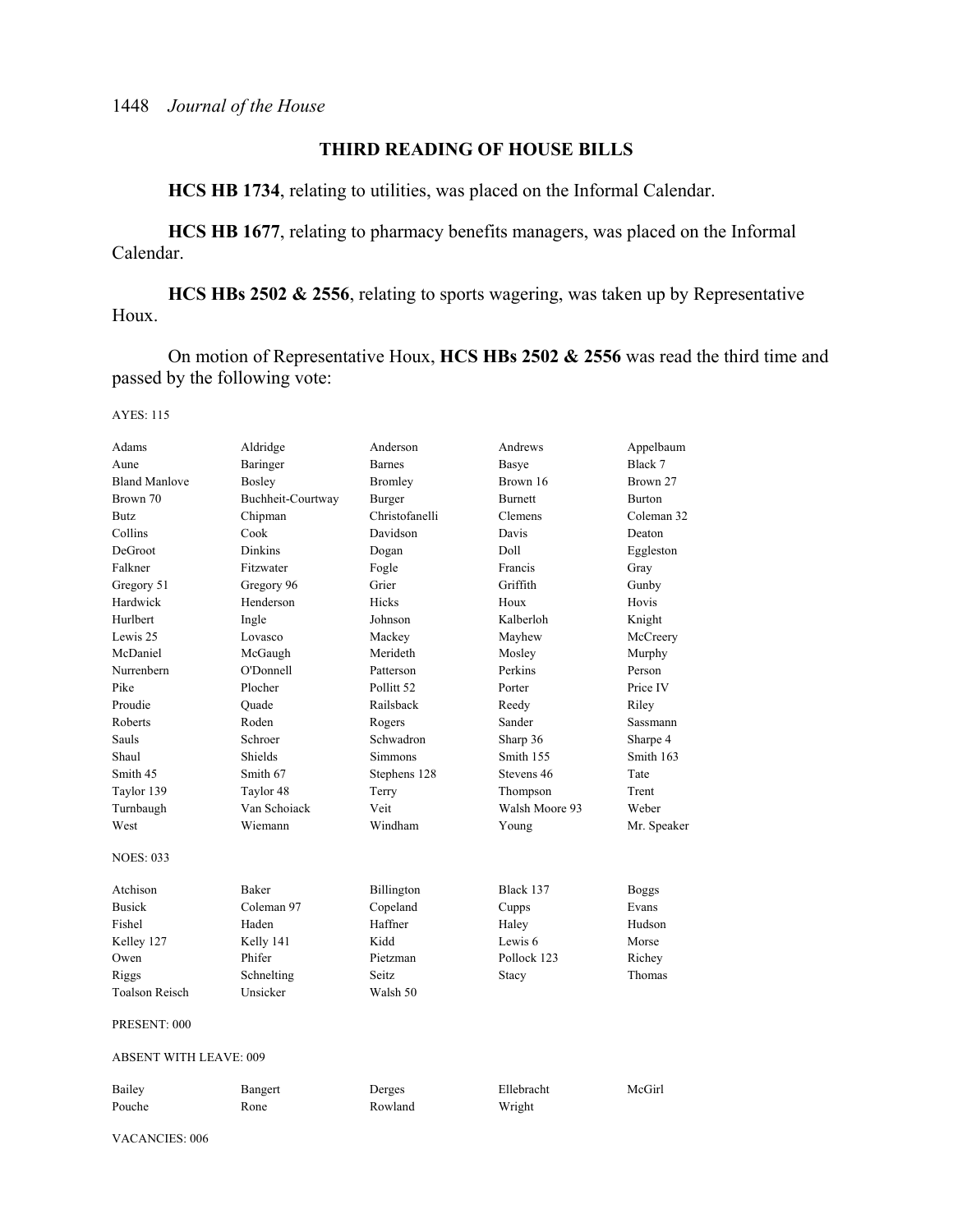## THIRD READING OF HOUSE BILLS

**HCS HB 1734**, relating to utilities, was placed on the Informal Calendar.

**HCS HB 1677**, relating to pharmacy benefits managers, was placed on the Informal Calendar.

**HCS HBs 2502 & 2556**, relating to sports wagering, was taken up by Representative Houx.

On motion of Representative Houx, **HCS HBs 2502 & 2556** was read the third time and passed by the following vote:

AYES: 115

| | | | | |
|---|---|---|---|---|
| Adams | Aldridge | Anderson | Andrews | Appelbaum |
| Aune | Baringer | Barnes | Basye | Black 7 |
| Bland Manlove | Bosley | Bromley | Brown 16 | Brown 27 |
| Brown 70 | Buchheit-Courtway | Burger | Burnett | Burton |
| Butz | Chipman | Christofanelli | Clemens | Coleman 32 |
| Collins | Cook | Davidson | Davis | Deaton |
| DeGroot | Dinkins | Dogan | Doll | Eggleston |
| Falkner | Fitzwater | Fogle | Francis | Gray |
| Gregory 51 | Gregory 96 | Grier | Griffith | Gunby |
| Hardwick | Henderson | Hicks | Houx | Hovis |
| Hurlbert | Ingle | Johnson | Kalberloh | Knight |
| Lewis 25 | Lovasco | Mackey | Mayhew | McCreery |
| McDaniel | McGaugh | Merideth | Mosley | Murphy |
| Nurrenbern | O'Donnell | Patterson | Perkins | Person |
| Pike | Plocher | Pollitt 52 | Porter | Price IV |
| Proudie | Quade | Railsback | Reedy | Riley |
| Roberts | Roden | Rogers | Sander | Sassmann |
| Sauls | Schroer | Schwadron | Sharp 36 | Sharpe 4 |
| Shaul | Shields | Simmons | Smith 155 | Smith 163 |
| Smith 45 | Smith 67 | Stephens 128 | Stevens 46 | Tate |
| Taylor 139 | Taylor 48 | Terry | Thompson | Trent |
| Turnbaugh | Van Schoiack | Veit | Walsh Moore 93 | Weber |
| West | Wiemann | Windham | Young | Mr. Speaker |

NOES: 033

| | | | | |
|---|---|---|---|---|
| Atchison | Baker | Billington | Black 137 | Boggs |
| Busick | Coleman 97 | Copeland | Cupps | Evans |
| Fishel | Haden | Haffner | Haley | Hudson |
| Kelley 127 | Kelly 141 | Kidd | Lewis 6 | Morse |
| Owen | Phifer | Pietzman | Pollock 123 | Richey |
| Riggs | Schnelting | Seitz | Stacy | Thomas |
| Toalson Reisch | Unsicker | Walsh 50 | | |

PRESENT: 000

ABSENT WITH LEAVE: 009

| | | | | |
|---|---|---|---|---|
| Bailey | Bangert | Derges | Ellebracht | McGirl |
| Pouche | Rone | Rowland | Wright | |

VACANCIES: 006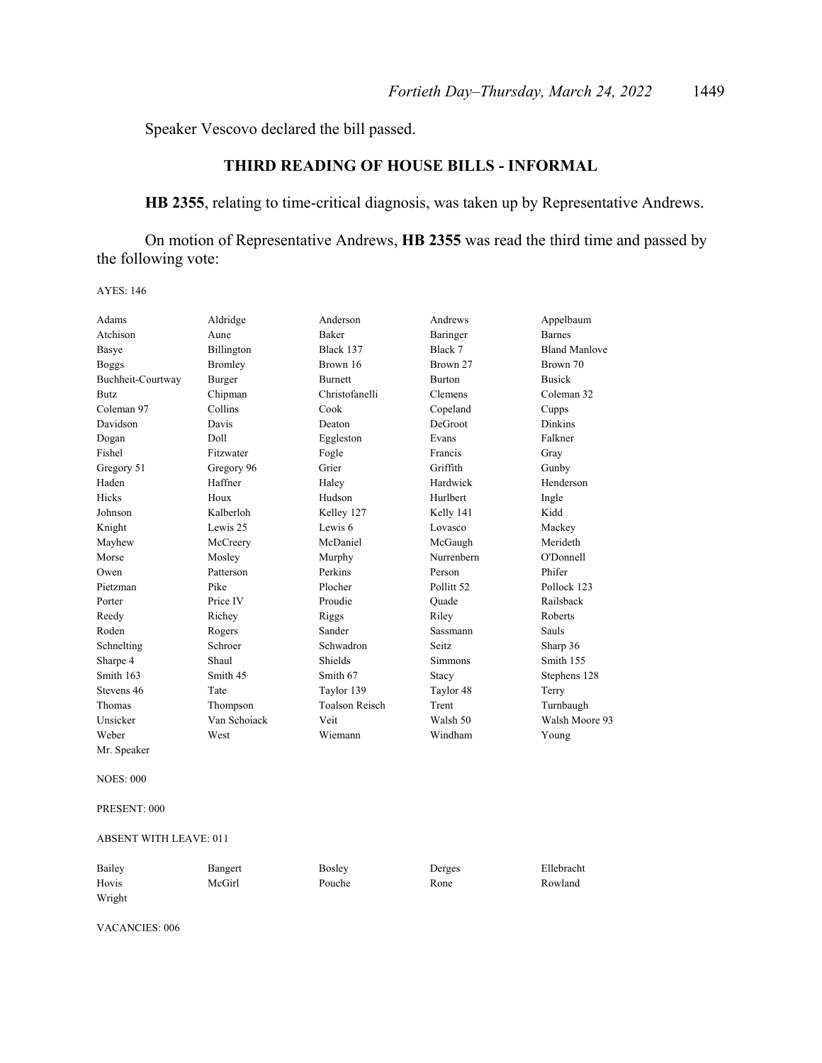Speaker Vescovo declared the bill passed.

## THIRD READING OF HOUSE BILLS - INFORMAL

**HB 2355**, relating to time-critical diagnosis, was taken up by Representative Andrews.

On motion of Representative Andrews, **HB 2355** was read the third time and passed by the following vote:

AYES: 146

| | | | | |
|---|---|---|---|---|
| Adams | Aldridge | Anderson | Andrews | Appelbaum |
| Atchison | Aune | Baker | Baringer | Barnes |
| Basye | Billington | Black 137 | Black 7 | Bland Manlove |
| Boggs | Bromley | Brown 16 | Brown 27 | Brown 70 |
| Buchheit-Courtway | Burger | Burnett | Burton | Busick |
| Butz | Chipman | Christofanelli | Clemens | Coleman 32 |
| Coleman 97 | Collins | Cook | Copeland | Cupps |
| Davidson | Davis | Deaton | DeGroot | Dinkins |
| Dogan | Doll | Eggleston | Evans | Falkner |
| Fishel | Fitzwater | Fogle | Francis | Gray |
| Gregory 51 | Gregory 96 | Grier | Griffith | Gunby |
| Haden | Haffner | Haley | Hardwick | Henderson |
| Hicks | Houx | Hudson | Hurlbert | Ingle |
| Johnson | Kalberloh | Kelley 127 | Kelly 141 | Kidd |
| Knight | Lewis 25 | Lewis 6 | Lovasco | Mackey |
| Mayhew | McCreery | McDaniel | McGaugh | Merideth |
| Morse | Mosley | Murphy | Nurrenbern | O'Donnell |
| Owen | Patterson | Perkins | Person | Phifer |
| Pietzman | Pike | Plocher | Pollitt 52 | Pollock 123 |
| Porter | Price IV | Proudie | Quade | Railsback |
| Reedy | Richey | Riggs | Riley | Roberts |
| Roden | Rogers | Sander | Sassmann | Sauls |
| Schnelting | Schroer | Schwadron | Seitz | Sharp 36 |
| Sharpe 4 | Shaul | Shields | Simmons | Smith 155 |
| Smith 163 | Smith 45 | Smith 67 | Stacy | Stephens 128 |
| Stevens 46 | Tate | Taylor 139 | Taylor 48 | Terry |
| Thomas | Thompson | Toalson Reisch | Trent | Turnbaugh |
| Unsicker | Van Schoiack | Veit | Walsh 50 | Walsh Moore 93 |
| Weber | West | Wiemann | Windham | Young |
| Mr. Speaker | | | | |

NOES: 000

PRESENT: 000

ABSENT WITH LEAVE: 011

| | | | | |
|---|---|---|---|---|
| Bailey | Bangert | Bosley | Derges | Ellebracht |
| Hovis | McGirl | Pouche | Rone | Rowland |
| Wright | | | | |

VACANCIES: 006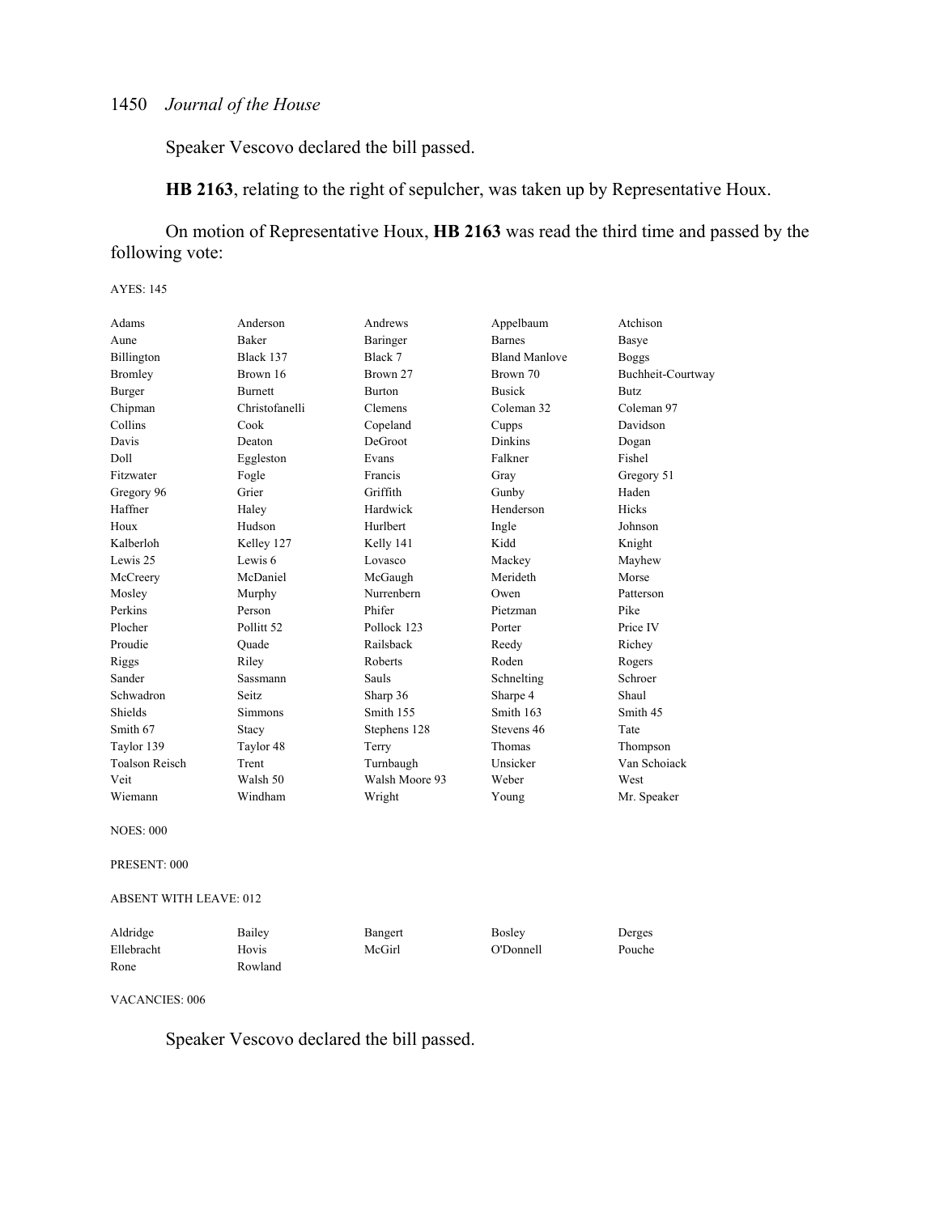Speaker Vescovo declared the bill passed.

**HB 2163**, relating to the right of sepulcher, was taken up by Representative Houx.

On motion of Representative Houx, **HB 2163** was read the third time and passed by the following vote:

AYES: 145

| | | | | |
|---|---|---|---|---|
| Adams | Anderson | Andrews | Appelbaum | Atchison |
| Aune | Baker | Baringer | Barnes | Basye |
| Billington | Black 137 | Black 7 | Bland Manlove | Boggs |
| Bromley | Brown 16 | Brown 27 | Brown 70 | Buchheit-Courtway |
| Burger | Burnett | Burton | Busick | Butz |
| Chipman | Christofanelli | Clemens | Coleman 32 | Coleman 97 |
| Collins | Cook | Copeland | Cupps | Davidson |
| Davis | Deaton | DeGroot | Dinkins | Dogan |
| Doll | Eggleston | Evans | Falkner | Fishel |
| Fitzwater | Fogle | Francis | Gray | Gregory 51 |
| Gregory 96 | Grier | Griffith | Gunby | Haden |
| Haffner | Haley | Hardwick | Henderson | Hicks |
| Houx | Hudson | Hurlbert | Ingle | Johnson |
| Kalberloh | Kelley 127 | Kelly 141 | Kidd | Knight |
| Lewis 25 | Lewis 6 | Lovasco | Mackey | Mayhew |
| McCreery | McDaniel | McGaugh | Merideth | Morse |
| Mosley | Murphy | Nurrenbern | Owen | Patterson |
| Perkins | Person | Phifer | Pietzman | Pike |
| Plocher | Pollitt 52 | Pollock 123 | Porter | Price IV |
| Proudie | Quade | Railsback | Reedy | Richey |
| Riggs | Riley | Roberts | Roden | Rogers |
| Sander | Sassmann | Sauls | Schnelting | Schroer |
| Schwadron | Seitz | Sharp 36 | Sharpe 4 | Shaul |
| Shields | Simmons | Smith 155 | Smith 163 | Smith 45 |
| Smith 67 | Stacy | Stephens 128 | Stevens 46 | Tate |
| Taylor 139 | Taylor 48 | Terry | Thomas | Thompson |
| Toalson Reisch | Trent | Turnbaugh | Unsicker | Van Schoiack |
| Veit | Walsh 50 | Walsh Moore 93 | Weber | West |
| Wiemann | Windham | Wright | Young | Mr. Speaker |

NOES: 000

PRESENT: 000

ABSENT WITH LEAVE: 012

| | | | | |
|---|---|---|---|---|
| Aldridge | Bailey | Bangert | Bosley | Derges |
| Ellebracht | Hovis | McGirl | O'Donnell | Pouche |
| Rone | Rowland | | | |

VACANCIES: 006

Speaker Vescovo declared the bill passed.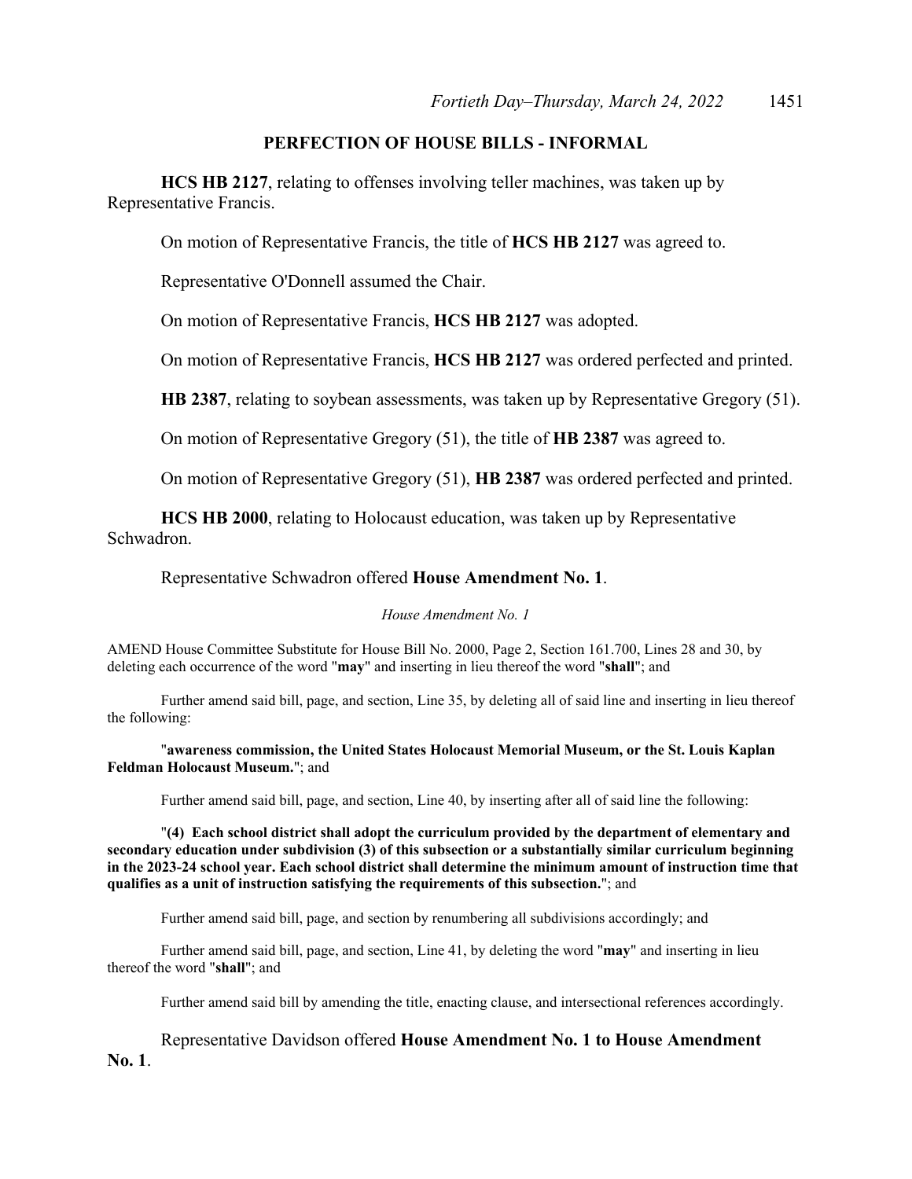## PERFECTION OF HOUSE BILLS - INFORMAL

**HCS HB 2127**, relating to offenses involving teller machines, was taken up by Representative Francis.

On motion of Representative Francis, the title of **HCS HB 2127** was agreed to.

Representative O'Donnell assumed the Chair.

On motion of Representative Francis, **HCS HB 2127** was adopted.

On motion of Representative Francis, **HCS HB 2127** was ordered perfected and printed.

**HB 2387**, relating to soybean assessments, was taken up by Representative Gregory (51).

On motion of Representative Gregory (51), the title of **HB 2387** was agreed to.

On motion of Representative Gregory (51), **HB 2387** was ordered perfected and printed.

**HCS HB 2000**, relating to Holocaust education, was taken up by Representative Schwadron.

Representative Schwadron offered **House Amendment No. 1**.

*House Amendment No. 1*

AMEND House Committee Substitute for House Bill No. 2000, Page 2, Section 161.700, Lines 28 and 30, by deleting each occurrence of the word "**may**" and inserting in lieu thereof the word "**shall**"; and

Further amend said bill, page, and section, Line 35, by deleting all of said line and inserting in lieu thereof the following:

"**awareness commission, the United States Holocaust Memorial Museum, or the St. Louis Kaplan Feldman Holocaust Museum.**"; and

Further amend said bill, page, and section, Line 40, by inserting after all of said line the following:

"**(4) Each school district shall adopt the curriculum provided by the department of elementary and secondary education under subdivision (3) of this subsection or a substantially similar curriculum beginning in the 2023-24 school year. Each school district shall determine the minimum amount of instruction time that qualifies as a unit of instruction satisfying the requirements of this subsection.**"; and

Further amend said bill, page, and section by renumbering all subdivisions accordingly; and

Further amend said bill, page, and section, Line 41, by deleting the word "**may**" and inserting in lieu thereof the word "**shall**"; and

Further amend said bill by amending the title, enacting clause, and intersectional references accordingly.

Representative Davidson offered **House Amendment No. 1 to House Amendment No. 1**.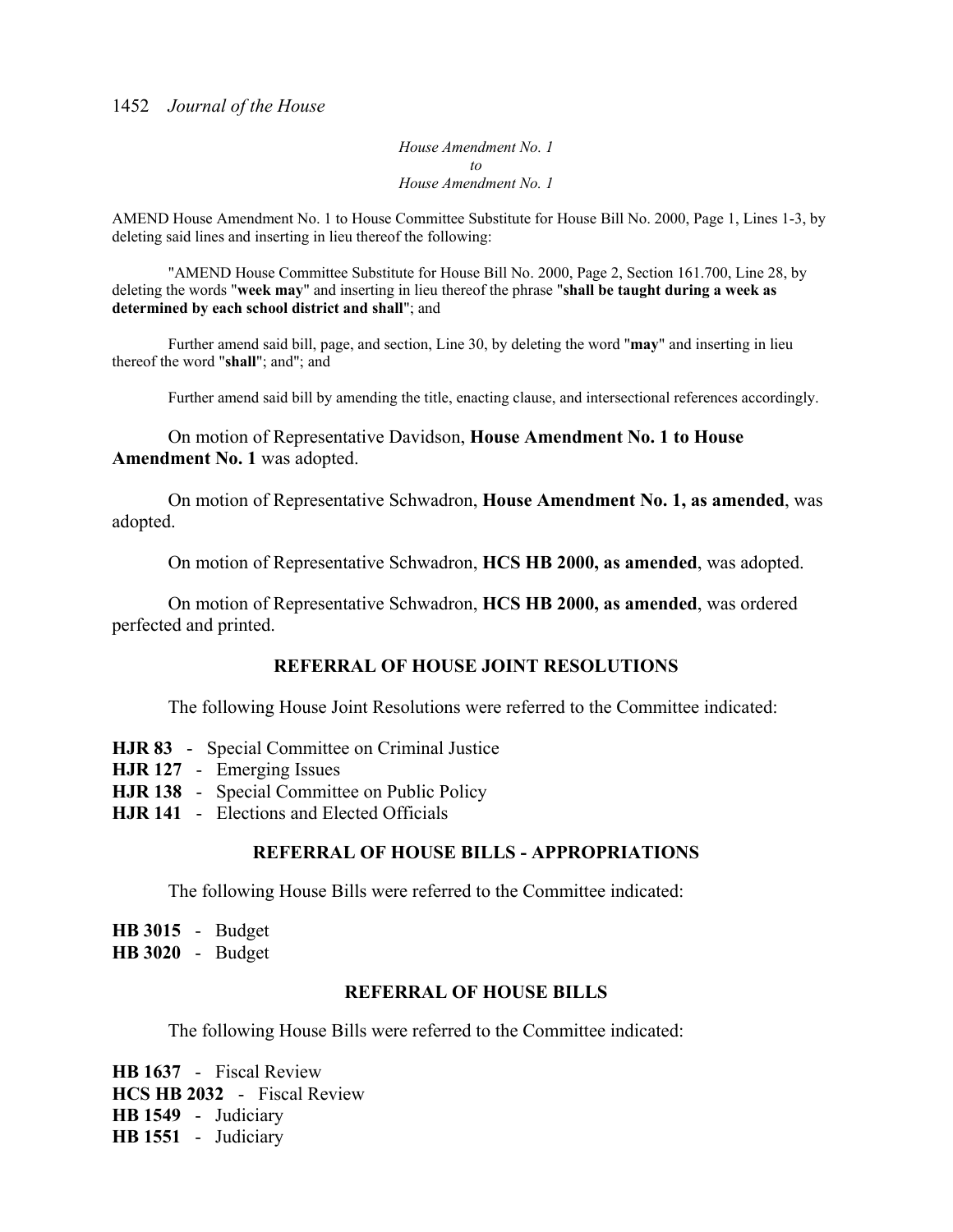*House Amendment No. 1*
*to*
*House Amendment No. 1*

AMEND House Amendment No. 1 to House Committee Substitute for House Bill No. 2000, Page 1, Lines 1-3, by deleting said lines and inserting in lieu thereof the following:

"AMEND House Committee Substitute for House Bill No. 2000, Page 2, Section 161.700, Line 28, by deleting the words "**week may**" and inserting in lieu thereof the phrase "**shall be taught during a week as determined by each school district and shall**"; and

Further amend said bill, page, and section, Line 30, by deleting the word "**may**" and inserting in lieu thereof the word "**shall**"; and"; and

Further amend said bill by amending the title, enacting clause, and intersectional references accordingly.

On motion of Representative Davidson, **House Amendment No. 1 to House Amendment No. 1** was adopted.

On motion of Representative Schwadron, **House Amendment No. 1, as amended**, was adopted.

On motion of Representative Schwadron, **HCS HB 2000, as amended**, was adopted.

On motion of Representative Schwadron, **HCS HB 2000, as amended**, was ordered perfected and printed.

## REFERRAL OF HOUSE JOINT RESOLUTIONS

The following House Joint Resolutions were referred to the Committee indicated:

**HJR 83** - Special Committee on Criminal Justice
**HJR 127** - Emerging Issues
**HJR 138** - Special Committee on Public Policy
**HJR 141** - Elections and Elected Officials

## REFERRAL OF HOUSE BILLS - APPROPRIATIONS

The following House Bills were referred to the Committee indicated:

**HB 3015** - Budget
**HB 3020** - Budget

## REFERRAL OF HOUSE BILLS

The following House Bills were referred to the Committee indicated:

**HB 1637** - Fiscal Review
**HCS HB 2032** - Fiscal Review
**HB 1549** - Judiciary
**HB 1551** - Judiciary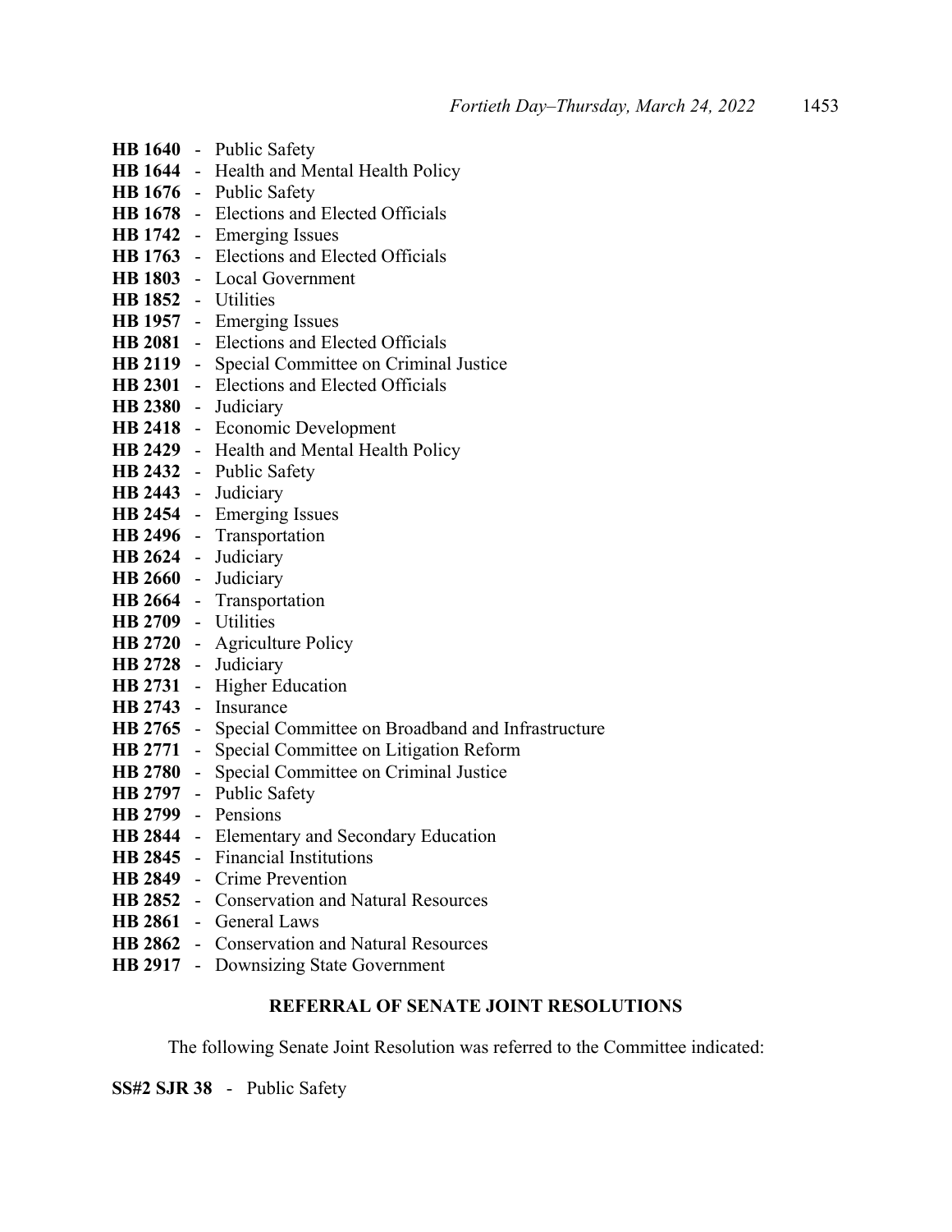**HB 1640** - Public Safety
**HB 1644** - Health and Mental Health Policy
**HB 1676** - Public Safety
**HB 1678** - Elections and Elected Officials
**HB 1742** - Emerging Issues
**HB 1763** - Elections and Elected Officials
**HB 1803** - Local Government
**HB 1852** - Utilities
**HB 1957** - Emerging Issues
**HB 2081** - Elections and Elected Officials
**HB 2119** - Special Committee on Criminal Justice
**HB 2301** - Elections and Elected Officials
**HB 2380** - Judiciary
**HB 2418** - Economic Development
**HB 2429** - Health and Mental Health Policy
**HB 2432** - Public Safety
**HB 2443** - Judiciary
**HB 2454** - Emerging Issues
**HB 2496** - Transportation
**HB 2624** - Judiciary
**HB 2660** - Judiciary
**HB 2664** - Transportation
**HB 2709** - Utilities
**HB 2720** - Agriculture Policy
**HB 2728** - Judiciary
**HB 2731** - Higher Education
**HB 2743** - Insurance
**HB 2765** - Special Committee on Broadband and Infrastructure
**HB 2771** - Special Committee on Litigation Reform
**HB 2780** - Special Committee on Criminal Justice
**HB 2797** - Public Safety
**HB 2799** - Pensions
**HB 2844** - Elementary and Secondary Education
**HB 2845** - Financial Institutions
**HB 2849** - Crime Prevention
**HB 2852** - Conservation and Natural Resources
**HB 2861** - General Laws
**HB 2862** - Conservation and Natural Resources
**HB 2917** - Downsizing State Government

**REFERRAL OF SENATE JOINT RESOLUTIONS**

The following Senate Joint Resolution was referred to the Committee indicated:

**SS#2 SJR 38** - Public Safety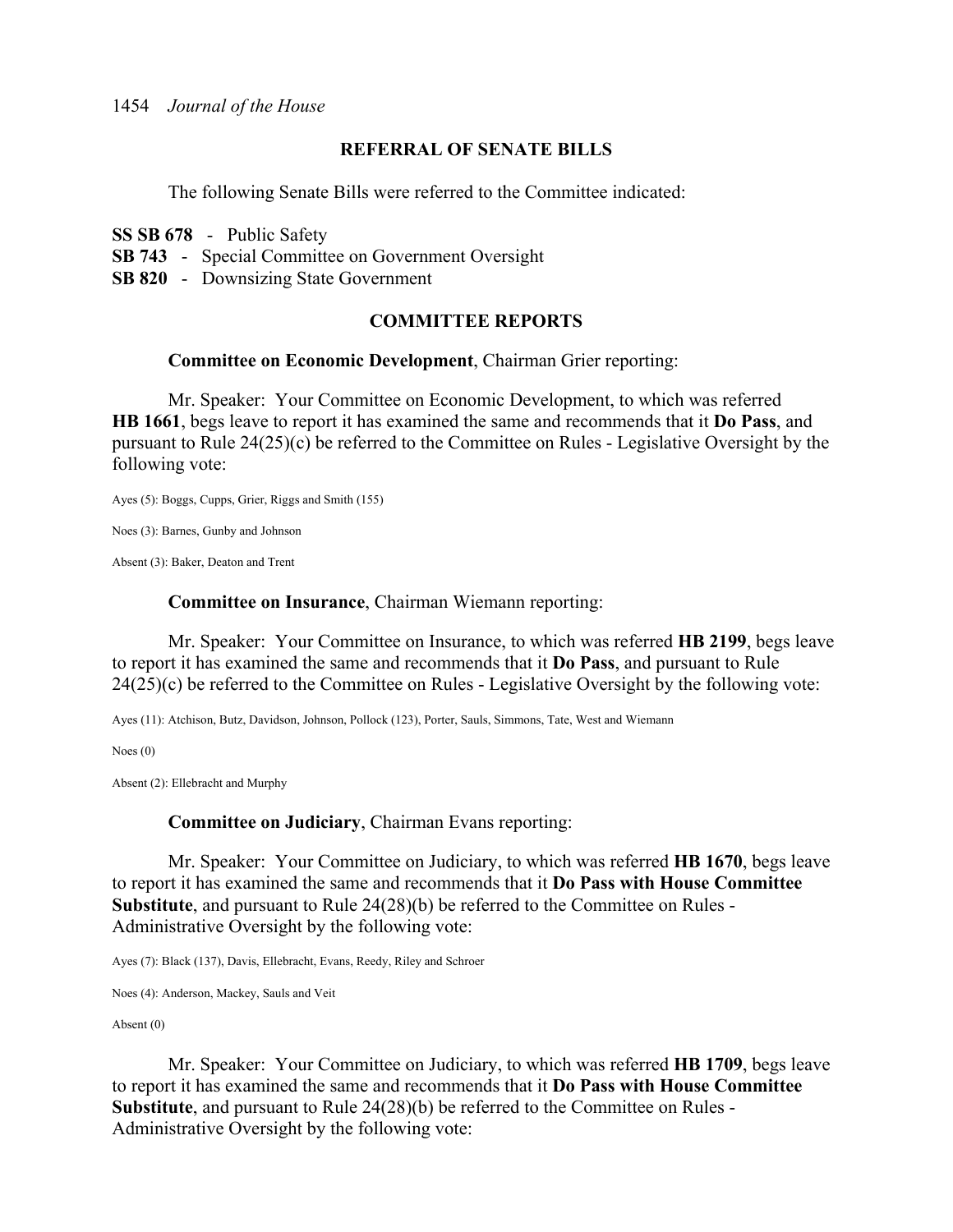## REFERRAL OF SENATE BILLS

The following Senate Bills were referred to the Committee indicated:

**SS SB 678** - Public Safety
**SB 743** - Special Committee on Government Oversight
**SB 820** - Downsizing State Government

## COMMITTEE REPORTS

**Committee on Economic Development**, Chairman Grier reporting:

Mr. Speaker: Your Committee on Economic Development, to which was referred **HB 1661**, begs leave to report it has examined the same and recommends that it **Do Pass**, and pursuant to Rule 24(25)(c) be referred to the Committee on Rules - Legislative Oversight by the following vote:

Ayes (5): Boggs, Cupps, Grier, Riggs and Smith (155)

Noes (3): Barnes, Gunby and Johnson

Absent (3): Baker, Deaton and Trent

**Committee on Insurance**, Chairman Wiemann reporting:

Mr. Speaker: Your Committee on Insurance, to which was referred **HB 2199**, begs leave to report it has examined the same and recommends that it **Do Pass**, and pursuant to Rule 24(25)(c) be referred to the Committee on Rules - Legislative Oversight by the following vote:

Ayes (11): Atchison, Butz, Davidson, Johnson, Pollock (123), Porter, Sauls, Simmons, Tate, West and Wiemann

Noes (0)

Absent (2): Ellebracht and Murphy

**Committee on Judiciary**, Chairman Evans reporting:

Mr. Speaker: Your Committee on Judiciary, to which was referred **HB 1670**, begs leave to report it has examined the same and recommends that it **Do Pass with House Committee Substitute**, and pursuant to Rule 24(28)(b) be referred to the Committee on Rules - Administrative Oversight by the following vote:

Ayes (7): Black (137), Davis, Ellebracht, Evans, Reedy, Riley and Schroer

Noes (4): Anderson, Mackey, Sauls and Veit

Absent (0)

Mr. Speaker: Your Committee on Judiciary, to which was referred **HB 1709**, begs leave to report it has examined the same and recommends that it **Do Pass with House Committee Substitute**, and pursuant to Rule 24(28)(b) be referred to the Committee on Rules - Administrative Oversight by the following vote: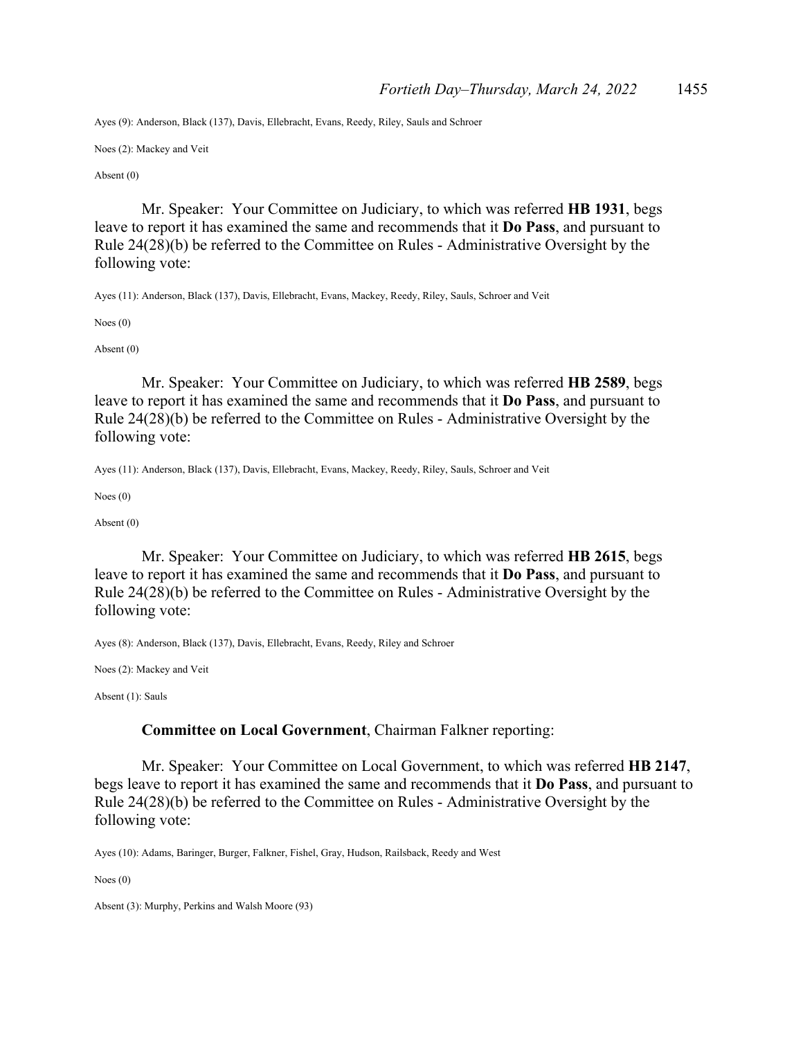Ayes (9): Anderson, Black (137), Davis, Ellebracht, Evans, Reedy, Riley, Sauls and Schroer

Noes (2): Mackey and Veit

Absent (0)

Mr. Speaker: Your Committee on Judiciary, to which was referred **HB 1931**, begs leave to report it has examined the same and recommends that it **Do Pass**, and pursuant to Rule 24(28)(b) be referred to the Committee on Rules - Administrative Oversight by the following vote:

Ayes (11): Anderson, Black (137), Davis, Ellebracht, Evans, Mackey, Reedy, Riley, Sauls, Schroer and Veit

Noes (0)

Absent (0)

Mr. Speaker: Your Committee on Judiciary, to which was referred **HB 2589**, begs leave to report it has examined the same and recommends that it **Do Pass**, and pursuant to Rule 24(28)(b) be referred to the Committee on Rules - Administrative Oversight by the following vote:

Ayes (11): Anderson, Black (137), Davis, Ellebracht, Evans, Mackey, Reedy, Riley, Sauls, Schroer and Veit

Noes (0)

Absent (0)

Mr. Speaker: Your Committee on Judiciary, to which was referred **HB 2615**, begs leave to report it has examined the same and recommends that it **Do Pass**, and pursuant to Rule 24(28)(b) be referred to the Committee on Rules - Administrative Oversight by the following vote:

Ayes (8): Anderson, Black (137), Davis, Ellebracht, Evans, Reedy, Riley and Schroer

Noes (2): Mackey and Veit

Absent (1): Sauls

**Committee on Local Government**, Chairman Falkner reporting:

Mr. Speaker: Your Committee on Local Government, to which was referred **HB 2147**, begs leave to report it has examined the same and recommends that it **Do Pass**, and pursuant to Rule 24(28)(b) be referred to the Committee on Rules - Administrative Oversight by the following vote:

Ayes (10): Adams, Baringer, Burger, Falkner, Fishel, Gray, Hudson, Railsback, Reedy and West

Noes (0)

Absent (3): Murphy, Perkins and Walsh Moore (93)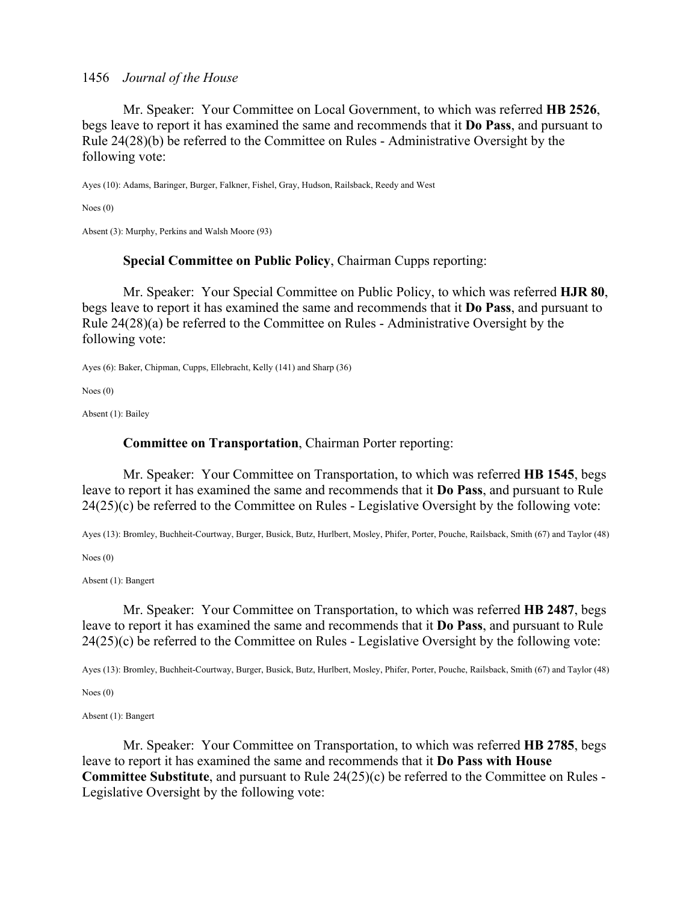Mr. Speaker: Your Committee on Local Government, to which was referred **HB 2526**, begs leave to report it has examined the same and recommends that it **Do Pass**, and pursuant to Rule 24(28)(b) be referred to the Committee on Rules - Administrative Oversight by the following vote:

Ayes (10): Adams, Baringer, Burger, Falkner, Fishel, Gray, Hudson, Railsback, Reedy and West

Noes (0)

Absent (3): Murphy, Perkins and Walsh Moore (93)

**Special Committee on Public Policy**, Chairman Cupps reporting:

Mr. Speaker: Your Special Committee on Public Policy, to which was referred **HJR 80**, begs leave to report it has examined the same and recommends that it **Do Pass**, and pursuant to Rule 24(28)(a) be referred to the Committee on Rules - Administrative Oversight by the following vote:

Ayes (6): Baker, Chipman, Cupps, Ellebracht, Kelly (141) and Sharp (36)

Noes (0)

Absent (1): Bailey

**Committee on Transportation**, Chairman Porter reporting:

Mr. Speaker: Your Committee on Transportation, to which was referred **HB 1545**, begs leave to report it has examined the same and recommends that it **Do Pass**, and pursuant to Rule 24(25)(c) be referred to the Committee on Rules - Legislative Oversight by the following vote:

Ayes (13): Bromley, Buchheit-Courtway, Burger, Busick, Butz, Hurlbert, Mosley, Phifer, Porter, Pouche, Railsback, Smith (67) and Taylor (48)

Noes (0)

Absent (1): Bangert

Mr. Speaker: Your Committee on Transportation, to which was referred **HB 2487**, begs leave to report it has examined the same and recommends that it **Do Pass**, and pursuant to Rule 24(25)(c) be referred to the Committee on Rules - Legislative Oversight by the following vote:

Ayes (13): Bromley, Buchheit-Courtway, Burger, Busick, Butz, Hurlbert, Mosley, Phifer, Porter, Pouche, Railsback, Smith (67) and Taylor (48)

Noes (0)

Absent (1): Bangert

Mr. Speaker: Your Committee on Transportation, to which was referred **HB 2785**, begs leave to report it has examined the same and recommends that it **Do Pass with House Committee Substitute**, and pursuant to Rule 24(25)(c) be referred to the Committee on Rules - Legislative Oversight by the following vote: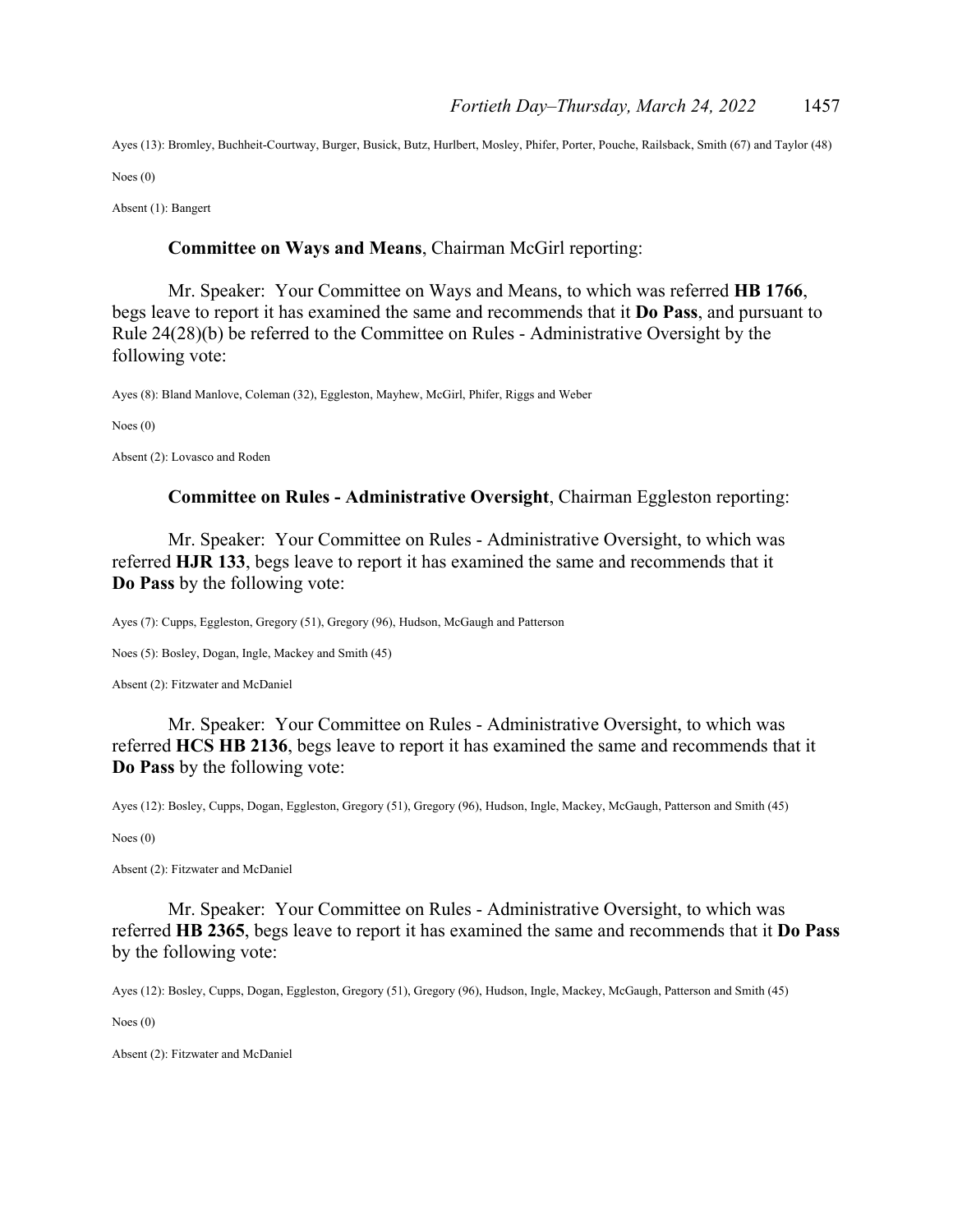Ayes (13): Bromley, Buchheit-Courtway, Burger, Busick, Butz, Hurlbert, Mosley, Phifer, Porter, Pouche, Railsback, Smith (67) and Taylor (48)

Noes (0)

Absent (1): Bangert

**Committee on Ways and Means**, Chairman McGirl reporting:

Mr. Speaker: Your Committee on Ways and Means, to which was referred **HB 1766**, begs leave to report it has examined the same and recommends that it **Do Pass**, and pursuant to Rule 24(28)(b) be referred to the Committee on Rules - Administrative Oversight by the following vote:

Ayes (8): Bland Manlove, Coleman (32), Eggleston, Mayhew, McGirl, Phifer, Riggs and Weber

Noes (0)

Absent (2): Lovasco and Roden

**Committee on Rules - Administrative Oversight**, Chairman Eggleston reporting:

Mr. Speaker: Your Committee on Rules - Administrative Oversight, to which was referred **HJR 133**, begs leave to report it has examined the same and recommends that it **Do Pass** by the following vote:

Ayes (7): Cupps, Eggleston, Gregory (51), Gregory (96), Hudson, McGaugh and Patterson

Noes (5): Bosley, Dogan, Ingle, Mackey and Smith (45)

Absent (2): Fitzwater and McDaniel

Mr. Speaker: Your Committee on Rules - Administrative Oversight, to which was referred **HCS HB 2136**, begs leave to report it has examined the same and recommends that it **Do Pass** by the following vote:

Ayes (12): Bosley, Cupps, Dogan, Eggleston, Gregory (51), Gregory (96), Hudson, Ingle, Mackey, McGaugh, Patterson and Smith (45)

Noes (0)

Absent (2): Fitzwater and McDaniel

Mr. Speaker: Your Committee on Rules - Administrative Oversight, to which was referred **HB 2365**, begs leave to report it has examined the same and recommends that it **Do Pass** by the following vote:

Ayes (12): Bosley, Cupps, Dogan, Eggleston, Gregory (51), Gregory (96), Hudson, Ingle, Mackey, McGaugh, Patterson and Smith (45)

Noes (0)

Absent (2): Fitzwater and McDaniel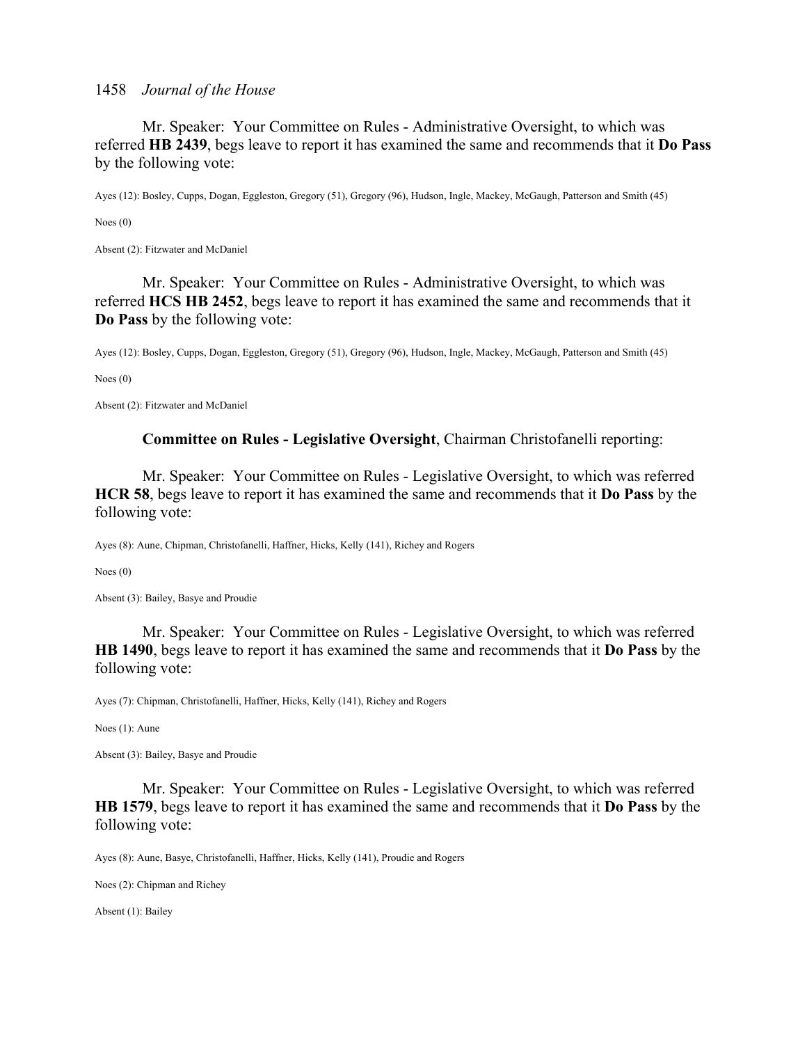Mr. Speaker: Your Committee on Rules - Administrative Oversight, to which was referred **HB 2439**, begs leave to report it has examined the same and recommends that it **Do Pass** by the following vote:

Ayes (12): Bosley, Cupps, Dogan, Eggleston, Gregory (51), Gregory (96), Hudson, Ingle, Mackey, McGaugh, Patterson and Smith (45)

Noes (0)

Absent (2): Fitzwater and McDaniel

Mr. Speaker: Your Committee on Rules - Administrative Oversight, to which was referred **HCS HB 2452**, begs leave to report it has examined the same and recommends that it **Do Pass** by the following vote:

Ayes (12): Bosley, Cupps, Dogan, Eggleston, Gregory (51), Gregory (96), Hudson, Ingle, Mackey, McGaugh, Patterson and Smith (45)

Noes (0)

Absent (2): Fitzwater and McDaniel

**Committee on Rules - Legislative Oversight**, Chairman Christofanelli reporting:

Mr. Speaker: Your Committee on Rules - Legislative Oversight, to which was referred **HCR 58**, begs leave to report it has examined the same and recommends that it **Do Pass** by the following vote:

Ayes (8): Aune, Chipman, Christofanelli, Haffner, Hicks, Kelly (141), Richey and Rogers

Noes (0)

Absent (3): Bailey, Basye and Proudie

Mr. Speaker: Your Committee on Rules - Legislative Oversight, to which was referred **HB 1490**, begs leave to report it has examined the same and recommends that it **Do Pass** by the following vote:

Ayes (7): Chipman, Christofanelli, Haffner, Hicks, Kelly (141), Richey and Rogers

Noes (1): Aune

Absent (3): Bailey, Basye and Proudie

Mr. Speaker: Your Committee on Rules - Legislative Oversight, to which was referred **HB 1579**, begs leave to report it has examined the same and recommends that it **Do Pass** by the following vote:

Ayes (8): Aune, Basye, Christofanelli, Haffner, Hicks, Kelly (141), Proudie and Rogers

Noes (2): Chipman and Richey

Absent (1): Bailey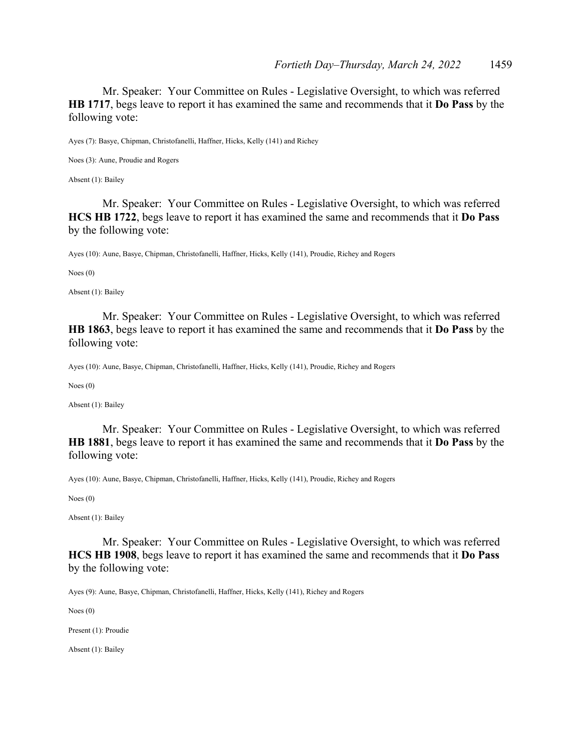Mr. Speaker: Your Committee on Rules - Legislative Oversight, to which was referred **HB 1717**, begs leave to report it has examined the same and recommends that it **Do Pass** by the following vote:

Ayes (7): Basye, Chipman, Christofanelli, Haffner, Hicks, Kelly (141) and Richey

Noes (3): Aune, Proudie and Rogers

Absent (1): Bailey

Mr. Speaker: Your Committee on Rules - Legislative Oversight, to which was referred **HCS HB 1722**, begs leave to report it has examined the same and recommends that it **Do Pass** by the following vote:

Ayes (10): Aune, Basye, Chipman, Christofanelli, Haffner, Hicks, Kelly (141), Proudie, Richey and Rogers

Noes (0)

Absent (1): Bailey

Mr. Speaker: Your Committee on Rules - Legislative Oversight, to which was referred **HB 1863**, begs leave to report it has examined the same and recommends that it **Do Pass** by the following vote:

Ayes (10): Aune, Basye, Chipman, Christofanelli, Haffner, Hicks, Kelly (141), Proudie, Richey and Rogers

Noes (0)

Absent (1): Bailey

Mr. Speaker: Your Committee on Rules - Legislative Oversight, to which was referred **HB 1881**, begs leave to report it has examined the same and recommends that it **Do Pass** by the following vote:

Ayes (10): Aune, Basye, Chipman, Christofanelli, Haffner, Hicks, Kelly (141), Proudie, Richey and Rogers

Noes (0)

Absent (1): Bailey

Mr. Speaker: Your Committee on Rules - Legislative Oversight, to which was referred **HCS HB 1908**, begs leave to report it has examined the same and recommends that it **Do Pass** by the following vote:

Ayes (9): Aune, Basye, Chipman, Christofanelli, Haffner, Hicks, Kelly (141), Richey and Rogers

Noes (0)

Present (1): Proudie

Absent (1): Bailey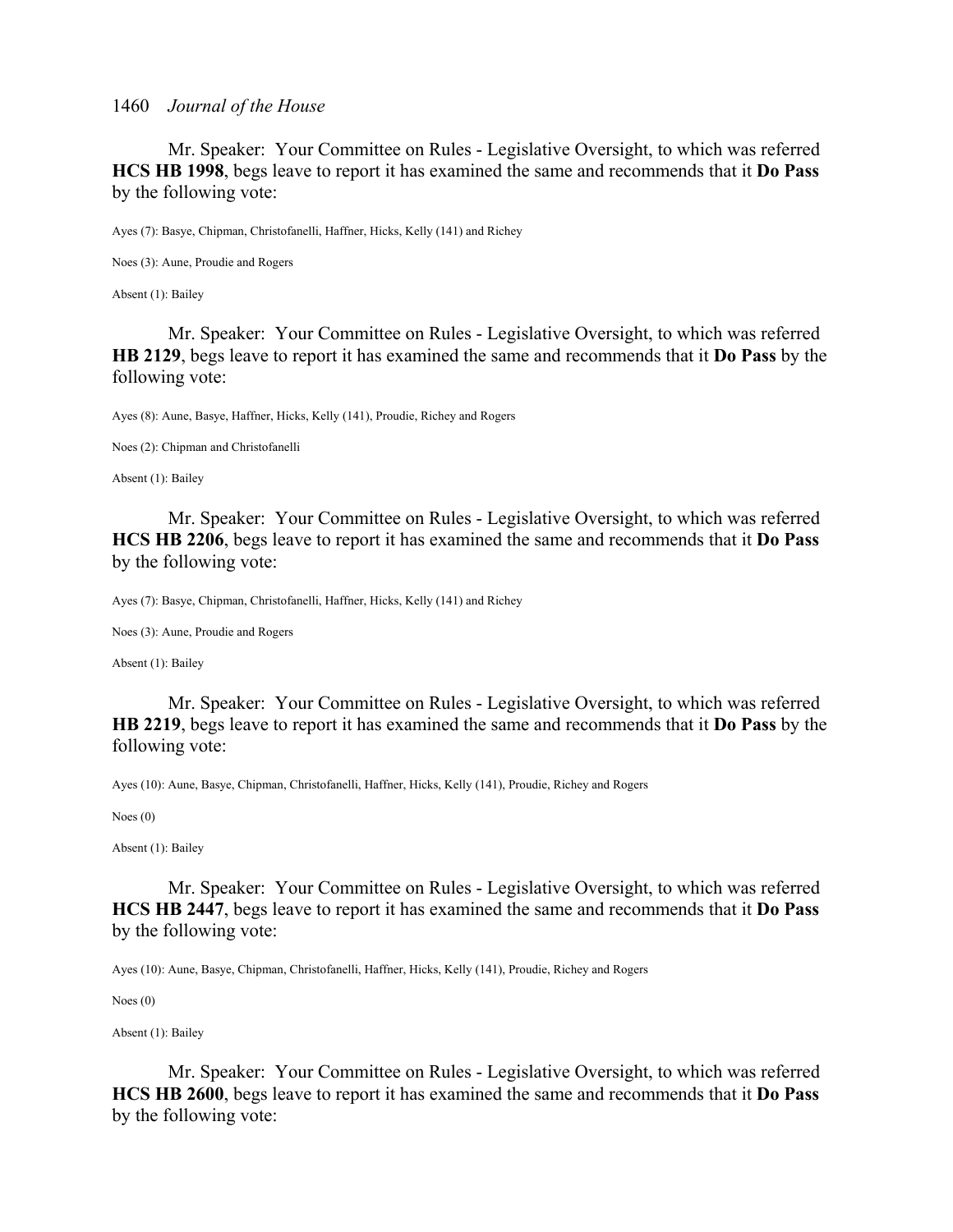Mr. Speaker: Your Committee on Rules - Legislative Oversight, to which was referred **HCS HB 1998**, begs leave to report it has examined the same and recommends that it **Do Pass** by the following vote:

Ayes (7): Basye, Chipman, Christofanelli, Haffner, Hicks, Kelly (141) and Richey

Noes (3): Aune, Proudie and Rogers

Absent (1): Bailey

Mr. Speaker: Your Committee on Rules - Legislative Oversight, to which was referred **HB 2129**, begs leave to report it has examined the same and recommends that it **Do Pass** by the following vote:

Ayes (8): Aune, Basye, Haffner, Hicks, Kelly (141), Proudie, Richey and Rogers

Noes (2): Chipman and Christofanelli

Absent (1): Bailey

Mr. Speaker: Your Committee on Rules - Legislative Oversight, to which was referred **HCS HB 2206**, begs leave to report it has examined the same and recommends that it **Do Pass** by the following vote:

Ayes (7): Basye, Chipman, Christofanelli, Haffner, Hicks, Kelly (141) and Richey

Noes (3): Aune, Proudie and Rogers

Absent (1): Bailey

Mr. Speaker: Your Committee on Rules - Legislative Oversight, to which was referred **HB 2219**, begs leave to report it has examined the same and recommends that it **Do Pass** by the following vote:

Ayes (10): Aune, Basye, Chipman, Christofanelli, Haffner, Hicks, Kelly (141), Proudie, Richey and Rogers

Noes (0)

Absent (1): Bailey

Mr. Speaker: Your Committee on Rules - Legislative Oversight, to which was referred **HCS HB 2447**, begs leave to report it has examined the same and recommends that it **Do Pass** by the following vote:

Ayes (10): Aune, Basye, Chipman, Christofanelli, Haffner, Hicks, Kelly (141), Proudie, Richey and Rogers

Noes (0)

Absent (1): Bailey

Mr. Speaker: Your Committee on Rules - Legislative Oversight, to which was referred **HCS HB 2600**, begs leave to report it has examined the same and recommends that it **Do Pass** by the following vote: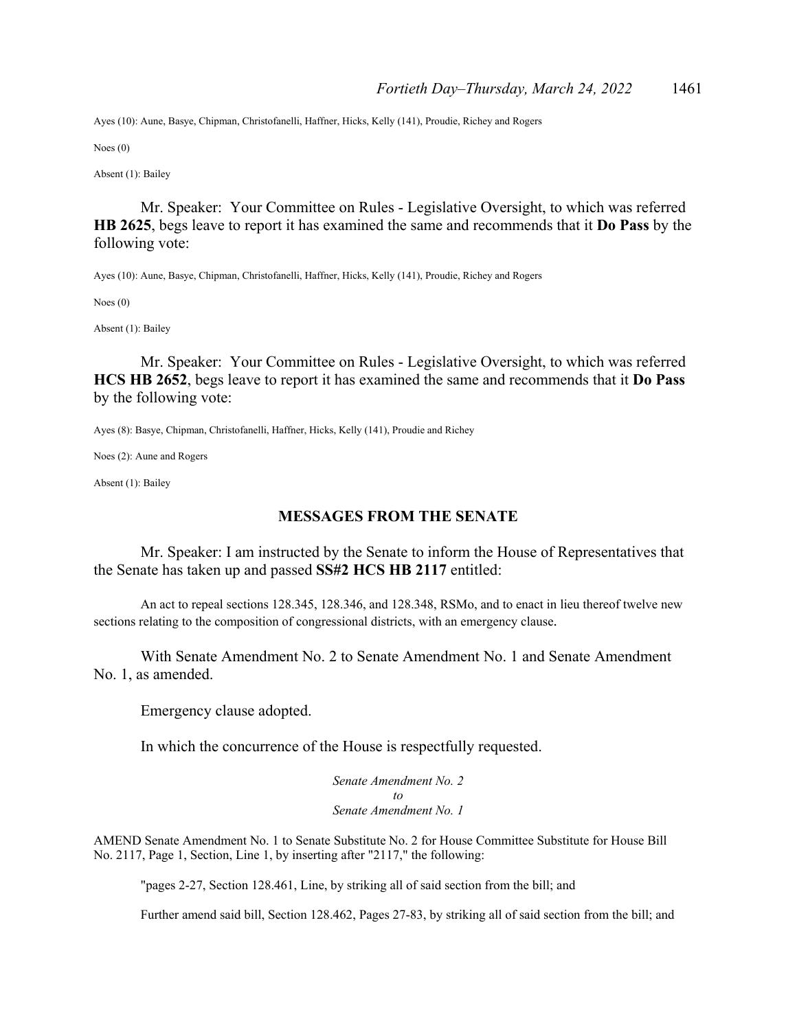Ayes (10): Aune, Basye, Chipman, Christofanelli, Haffner, Hicks, Kelly (141), Proudie, Richey and Rogers

Noes (0)

Absent (1): Bailey

Mr. Speaker: Your Committee on Rules - Legislative Oversight, to which was referred **HB 2625**, begs leave to report it has examined the same and recommends that it **Do Pass** by the following vote:

Ayes (10): Aune, Basye, Chipman, Christofanelli, Haffner, Hicks, Kelly (141), Proudie, Richey and Rogers

Noes (0)

Absent (1): Bailey

Mr. Speaker: Your Committee on Rules - Legislative Oversight, to which was referred **HCS HB 2652**, begs leave to report it has examined the same and recommends that it **Do Pass** by the following vote:

Ayes (8): Basye, Chipman, Christofanelli, Haffner, Hicks, Kelly (141), Proudie and Richey

Noes (2): Aune and Rogers

Absent (1): Bailey

## MESSAGES FROM THE SENATE

Mr. Speaker: I am instructed by the Senate to inform the House of Representatives that the Senate has taken up and passed **SS#2 HCS HB 2117** entitled:

An act to repeal sections 128.345, 128.346, and 128.348, RSMo, and to enact in lieu thereof twelve new sections relating to the composition of congressional districts, with an emergency clause.

With Senate Amendment No. 2 to Senate Amendment No. 1 and Senate Amendment No. 1, as amended.

Emergency clause adopted.

In which the concurrence of the House is respectfully requested.

*Senate Amendment No. 2*
*to*
*Senate Amendment No. 1*

AMEND Senate Amendment No. 1 to Senate Substitute No. 2 for House Committee Substitute for House Bill No. 2117, Page 1, Section, Line 1, by inserting after "2117," the following:

"pages 2-27, Section 128.461, Line, by striking all of said section from the bill; and

Further amend said bill, Section 128.462, Pages 27-83, by striking all of said section from the bill; and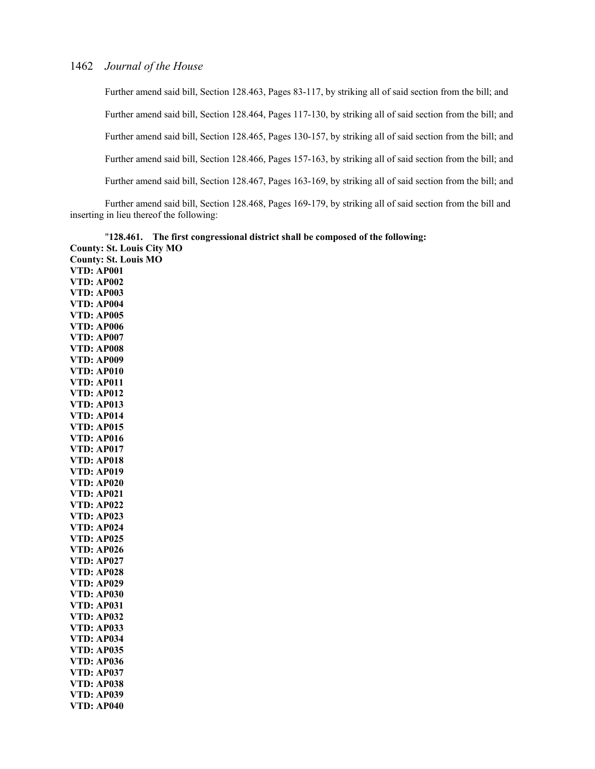Further amend said bill, Section 128.463, Pages 83-117, by striking all of said section from the bill; and

Further amend said bill, Section 128.464, Pages 117-130, by striking all of said section from the bill; and

Further amend said bill, Section 128.465, Pages 130-157, by striking all of said section from the bill; and

Further amend said bill, Section 128.466, Pages 157-163, by striking all of said section from the bill; and

Further amend said bill, Section 128.467, Pages 163-169, by striking all of said section from the bill; and

Further amend said bill, Section 128.468, Pages 169-179, by striking all of said section from the bill and inserting in lieu thereof the following:

"**128.461. The first congressional district shall be composed of the following:**
**County: St. Louis City MO**
**County: St. Louis MO**
**VTD: AP001**
**VTD: AP002**
**VTD: AP003**
**VTD: AP004**
**VTD: AP005**
**VTD: AP006**
**VTD: AP007**
**VTD: AP008**
**VTD: AP009**
**VTD: AP010**
**VTD: AP011**
**VTD: AP012**
**VTD: AP013**
**VTD: AP014**
**VTD: AP015**
**VTD: AP016**
**VTD: AP017**
**VTD: AP018**
**VTD: AP019**
**VTD: AP020**
**VTD: AP021**
**VTD: AP022**
**VTD: AP023**
**VTD: AP024**
**VTD: AP025**
**VTD: AP026**
**VTD: AP027**
**VTD: AP028**
**VTD: AP029**
**VTD: AP030**
**VTD: AP031**
**VTD: AP032**
**VTD: AP033**
**VTD: AP034**
**VTD: AP035**
**VTD: AP036**
**VTD: AP037**
**VTD: AP038**
**VTD: AP039**
**VTD: AP040**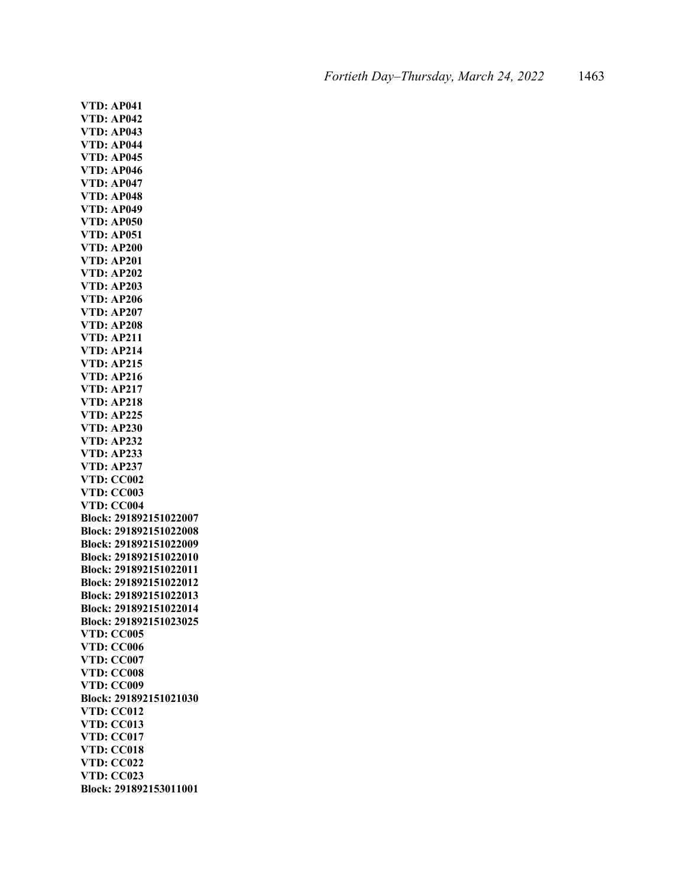**VTD: AP041**
**VTD: AP042**
**VTD: AP043**
**VTD: AP044**
**VTD: AP045**
**VTD: AP046**
**VTD: AP047**
**VTD: AP048**
**VTD: AP049**
**VTD: AP050**
**VTD: AP051**
**VTD: AP200**
**VTD: AP201**
**VTD: AP202**
**VTD: AP203**
**VTD: AP206**
**VTD: AP207**
**VTD: AP208**
**VTD: AP211**
**VTD: AP214**
**VTD: AP215**
**VTD: AP216**
**VTD: AP217**
**VTD: AP218**
**VTD: AP225**
**VTD: AP230**
**VTD: AP232**
**VTD: AP233**
**VTD: AP237**
**VTD: CC002**
**VTD: CC003**
**VTD: CC004**
**Block: 291892151022007**
**Block: 291892151022008**
**Block: 291892151022009**
**Block: 291892151022010**
**Block: 291892151022011**
**Block: 291892151022012**
**Block: 291892151022013**
**Block: 291892151022014**
**Block: 291892151023025**
**VTD: CC005**
**VTD: CC006**
**VTD: CC007**
**VTD: CC008**
**VTD: CC009**
**Block: 291892151021030**
**VTD: CC012**
**VTD: CC013**
**VTD: CC017**
**VTD: CC018**
**VTD: CC022**
**VTD: CC023**
**Block: 291892153011001**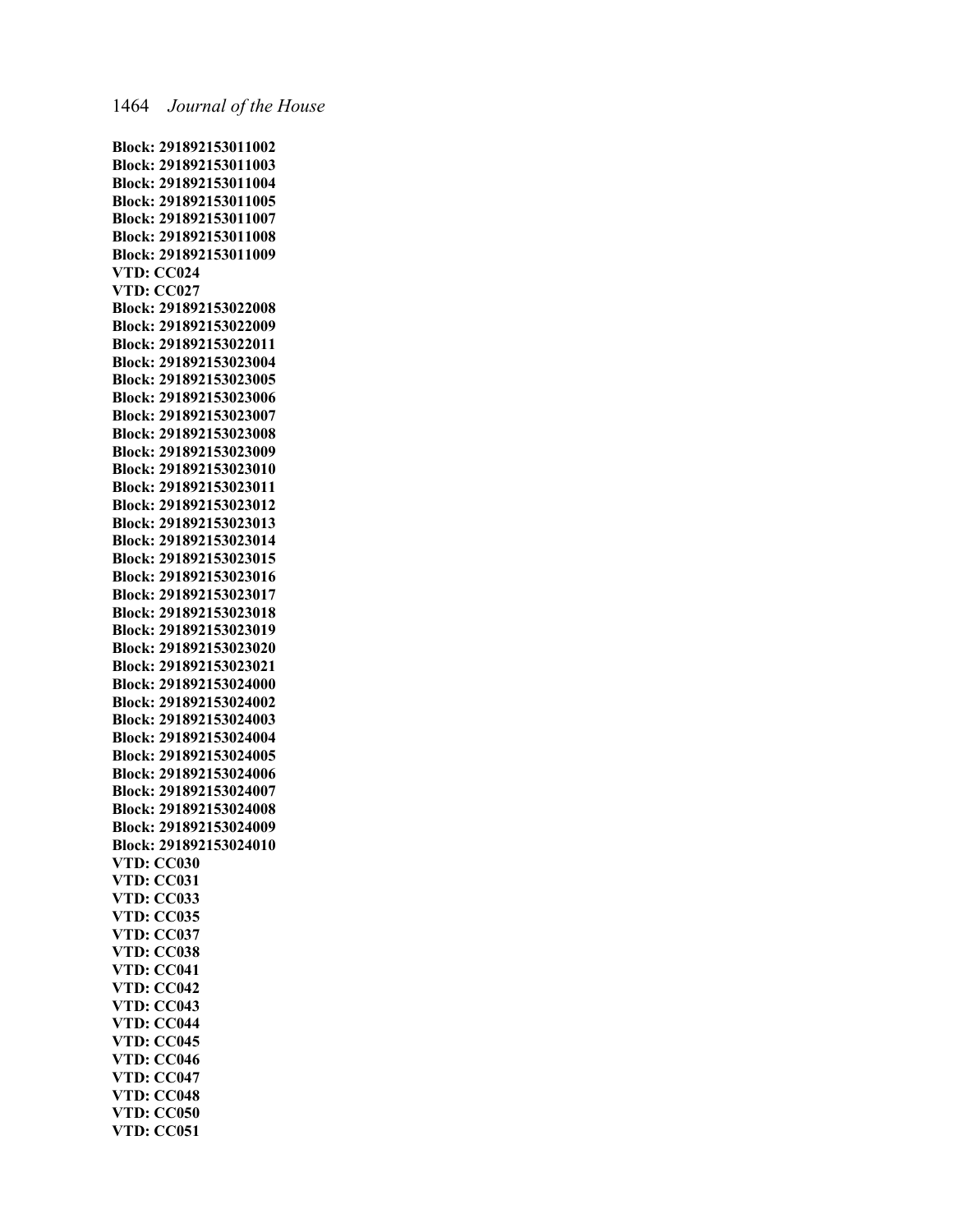**Block: 291892153011002**
**Block: 291892153011003**
**Block: 291892153011004**
**Block: 291892153011005**
**Block: 291892153011007**
**Block: 291892153011008**
**Block: 291892153011009**
**VTD: CC024**
**VTD: CC027**
**Block: 291892153022008**
**Block: 291892153022009**
**Block: 291892153022011**
**Block: 291892153023004**
**Block: 291892153023005**
**Block: 291892153023006**
**Block: 291892153023007**
**Block: 291892153023008**
**Block: 291892153023009**
**Block: 291892153023010**
**Block: 291892153023011**
**Block: 291892153023012**
**Block: 291892153023013**
**Block: 291892153023014**
**Block: 291892153023015**
**Block: 291892153023016**
**Block: 291892153023017**
**Block: 291892153023018**
**Block: 291892153023019**
**Block: 291892153023020**
**Block: 291892153023021**
**Block: 291892153024000**
**Block: 291892153024002**
**Block: 291892153024003**
**Block: 291892153024004**
**Block: 291892153024005**
**Block: 291892153024006**
**Block: 291892153024007**
**Block: 291892153024008**
**Block: 291892153024009**
**Block: 291892153024010**
**VTD: CC030**
**VTD: CC031**
**VTD: CC033**
**VTD: CC035**
**VTD: CC037**
**VTD: CC038**
**VTD: CC041**
**VTD: CC042**
**VTD: CC043**
**VTD: CC044**
**VTD: CC045**
**VTD: CC046**
**VTD: CC047**
**VTD: CC048**
**VTD: CC050**
**VTD: CC051**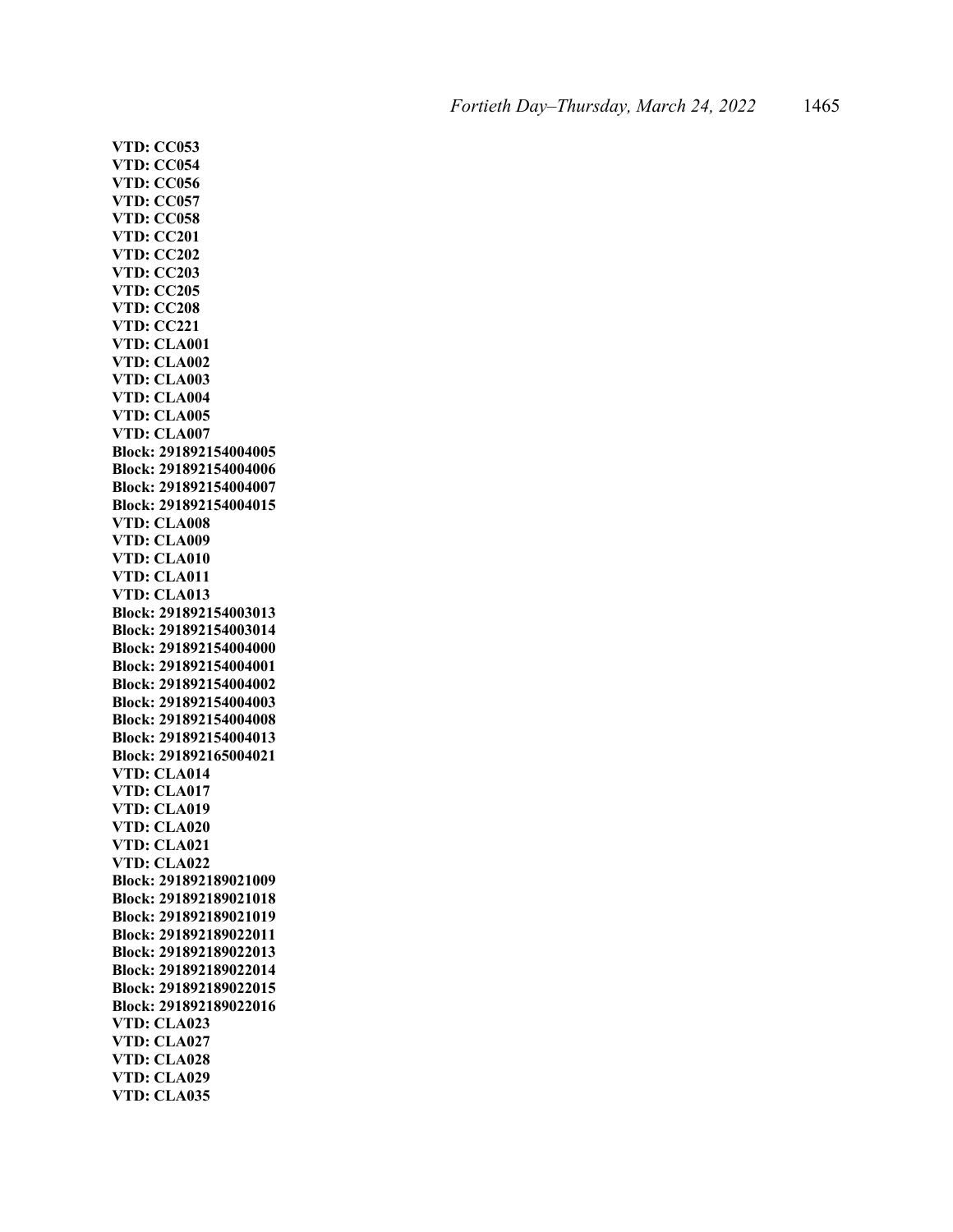**VTD: CC053**
**VTD: CC054**
**VTD: CC056**
**VTD: CC057**
**VTD: CC058**
**VTD: CC201**
**VTD: CC202**
**VTD: CC203**
**VTD: CC205**
**VTD: CC208**
**VTD: CC221**
**VTD: CLA001**
**VTD: CLA002**
**VTD: CLA003**
**VTD: CLA004**
**VTD: CLA005**
**VTD: CLA007**
**Block: 291892154004005**
**Block: 291892154004006**
**Block: 291892154004007**
**Block: 291892154004015**
**VTD: CLA008**
**VTD: CLA009**
**VTD: CLA010**
**VTD: CLA011**
**VTD: CLA013**
**Block: 291892154003013**
**Block: 291892154003014**
**Block: 291892154004000**
**Block: 291892154004001**
**Block: 291892154004002**
**Block: 291892154004003**
**Block: 291892154004008**
**Block: 291892154004013**
**Block: 291892165004021**
**VTD: CLA014**
**VTD: CLA017**
**VTD: CLA019**
**VTD: CLA020**
**VTD: CLA021**
**VTD: CLA022**
**Block: 291892189021009**
**Block: 291892189021018**
**Block: 291892189021019**
**Block: 291892189022011**
**Block: 291892189022013**
**Block: 291892189022014**
**Block: 291892189022015**
**Block: 291892189022016**
**VTD: CLA023**
**VTD: CLA027**
**VTD: CLA028**
**VTD: CLA029**
**VTD: CLA035**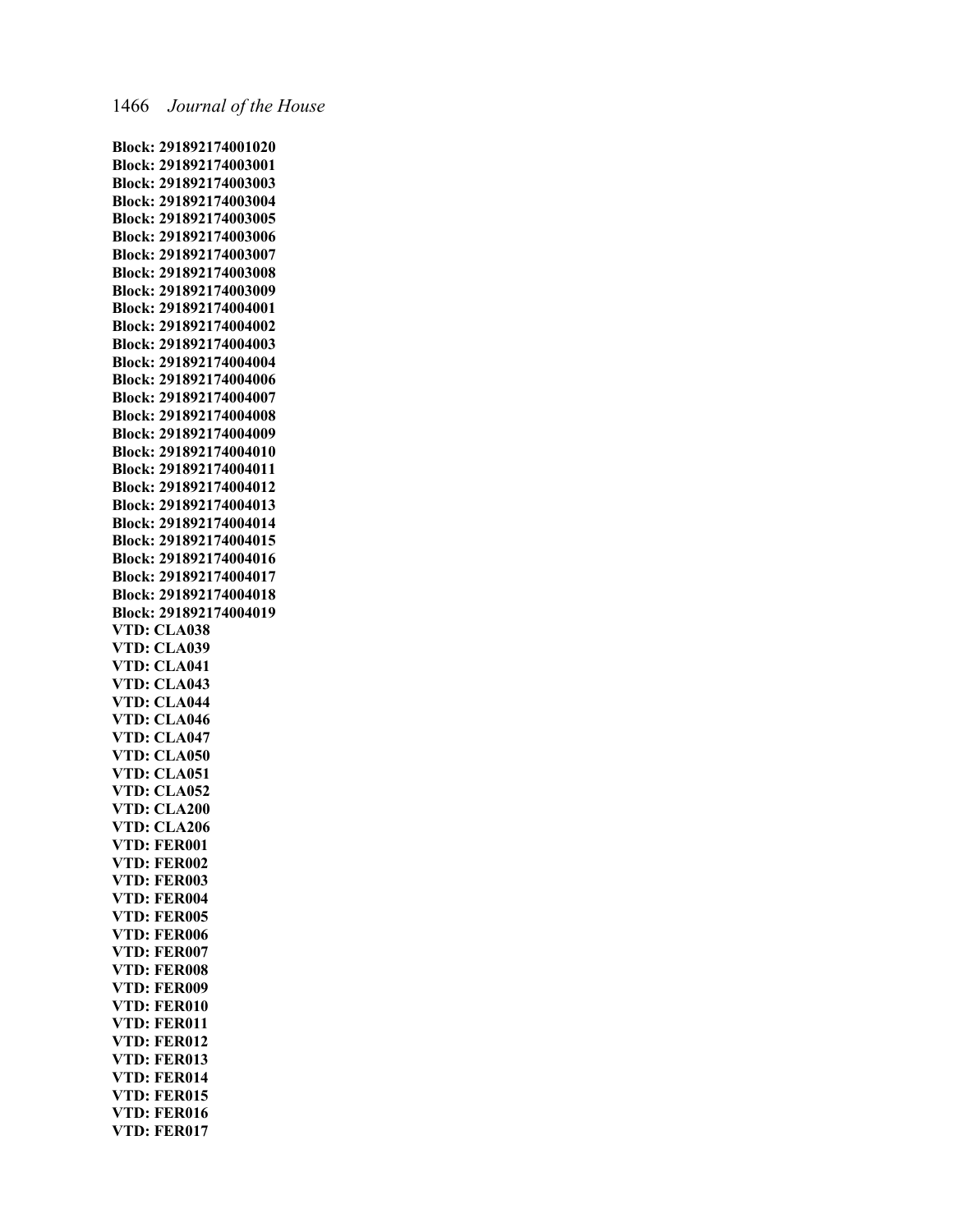**Block: 291892174001020**
**Block: 291892174003001**
**Block: 291892174003003**
**Block: 291892174003004**
**Block: 291892174003005**
**Block: 291892174003006**
**Block: 291892174003007**
**Block: 291892174003008**
**Block: 291892174003009**
**Block: 291892174004001**
**Block: 291892174004002**
**Block: 291892174004003**
**Block: 291892174004004**
**Block: 291892174004006**
**Block: 291892174004007**
**Block: 291892174004008**
**Block: 291892174004009**
**Block: 291892174004010**
**Block: 291892174004011**
**Block: 291892174004012**
**Block: 291892174004013**
**Block: 291892174004014**
**Block: 291892174004015**
**Block: 291892174004016**
**Block: 291892174004017**
**Block: 291892174004018**
**Block: 291892174004019**
**VTD: CLA038**
**VTD: CLA039**
**VTD: CLA041**
**VTD: CLA043**
**VTD: CLA044**
**VTD: CLA046**
**VTD: CLA047**
**VTD: CLA050**
**VTD: CLA051**
**VTD: CLA052**
**VTD: CLA200**
**VTD: CLA206**
**VTD: FER001**
**VTD: FER002**
**VTD: FER003**
**VTD: FER004**
**VTD: FER005**
**VTD: FER006**
**VTD: FER007**
**VTD: FER008**
**VTD: FER009**
**VTD: FER010**
**VTD: FER011**
**VTD: FER012**
**VTD: FER013**
**VTD: FER014**
**VTD: FER015**
**VTD: FER016**
**VTD: FER017**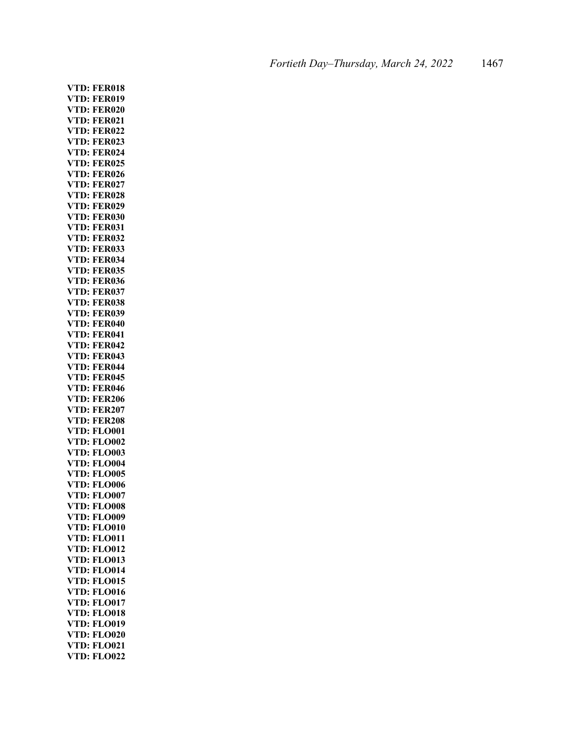**VTD: FER018**
**VTD: FER019**
**VTD: FER020**
**VTD: FER021**
**VTD: FER022**
**VTD: FER023**
**VTD: FER024**
**VTD: FER025**
**VTD: FER026**
**VTD: FER027**
**VTD: FER028**
**VTD: FER029**
**VTD: FER030**
**VTD: FER031**
**VTD: FER032**
**VTD: FER033**
**VTD: FER034**
**VTD: FER035**
**VTD: FER036**
**VTD: FER037**
**VTD: FER038**
**VTD: FER039**
**VTD: FER040**
**VTD: FER041**
**VTD: FER042**
**VTD: FER043**
**VTD: FER044**
**VTD: FER045**
**VTD: FER046**
**VTD: FER206**
**VTD: FER207**
**VTD: FER208**
**VTD: FLO001**
**VTD: FLO002**
**VTD: FLO003**
**VTD: FLO004**
**VTD: FLO005**
**VTD: FLO006**
**VTD: FLO007**
**VTD: FLO008**
**VTD: FLO009**
**VTD: FLO010**
**VTD: FLO011**
**VTD: FLO012**
**VTD: FLO013**
**VTD: FLO014**
**VTD: FLO015**
**VTD: FLO016**
**VTD: FLO017**
**VTD: FLO018**
**VTD: FLO019**
**VTD: FLO020**
**VTD: FLO021**
**VTD: FLO022**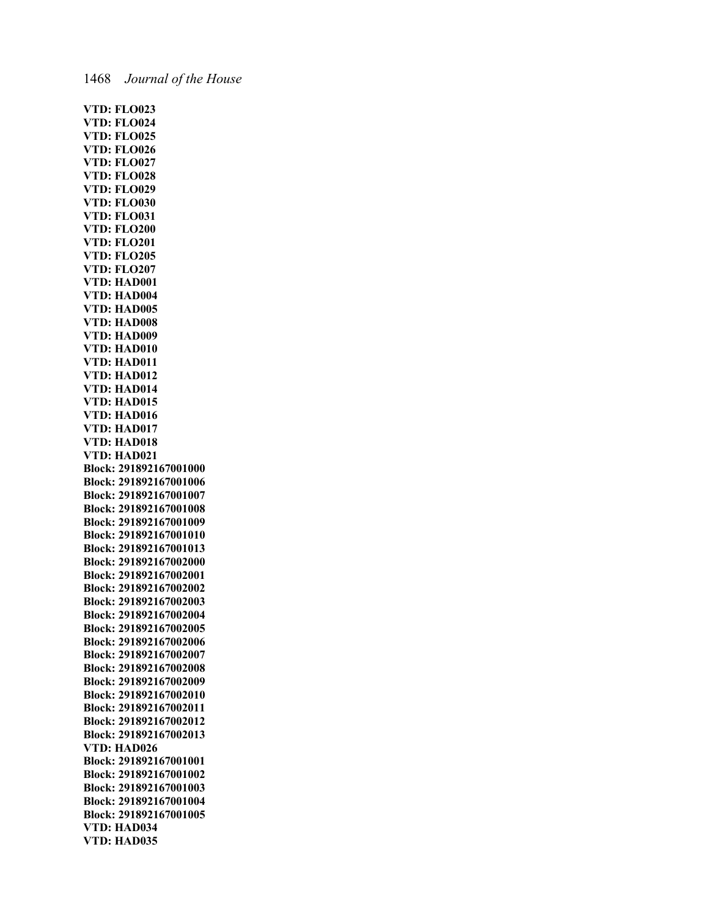**VTD: FLO023**
**VTD: FLO024**
**VTD: FLO025**
**VTD: FLO026**
**VTD: FLO027**
**VTD: FLO028**
**VTD: FLO029**
**VTD: FLO030**
**VTD: FLO031**
**VTD: FLO200**
**VTD: FLO201**
**VTD: FLO205**
**VTD: FLO207**
**VTD: HAD001**
**VTD: HAD004**
**VTD: HAD005**
**VTD: HAD008**
**VTD: HAD009**
**VTD: HAD010**
**VTD: HAD011**
**VTD: HAD012**
**VTD: HAD014**
**VTD: HAD015**
**VTD: HAD016**
**VTD: HAD017**
**VTD: HAD018**
**VTD: HAD021**
**Block: 291892167001000**
**Block: 291892167001006**
**Block: 291892167001007**
**Block: 291892167001008**
**Block: 291892167001009**
**Block: 291892167001010**
**Block: 291892167001013**
**Block: 291892167002000**
**Block: 291892167002001**
**Block: 291892167002002**
**Block: 291892167002003**
**Block: 291892167002004**
**Block: 291892167002005**
**Block: 291892167002006**
**Block: 291892167002007**
**Block: 291892167002008**
**Block: 291892167002009**
**Block: 291892167002010**
**Block: 291892167002011**
**Block: 291892167002012**
**Block: 291892167002013**
**VTD: HAD026**
**Block: 291892167001001**
**Block: 291892167001002**
**Block: 291892167001003**
**Block: 291892167001004**
**Block: 291892167001005**
**VTD: HAD034**
**VTD: HAD035**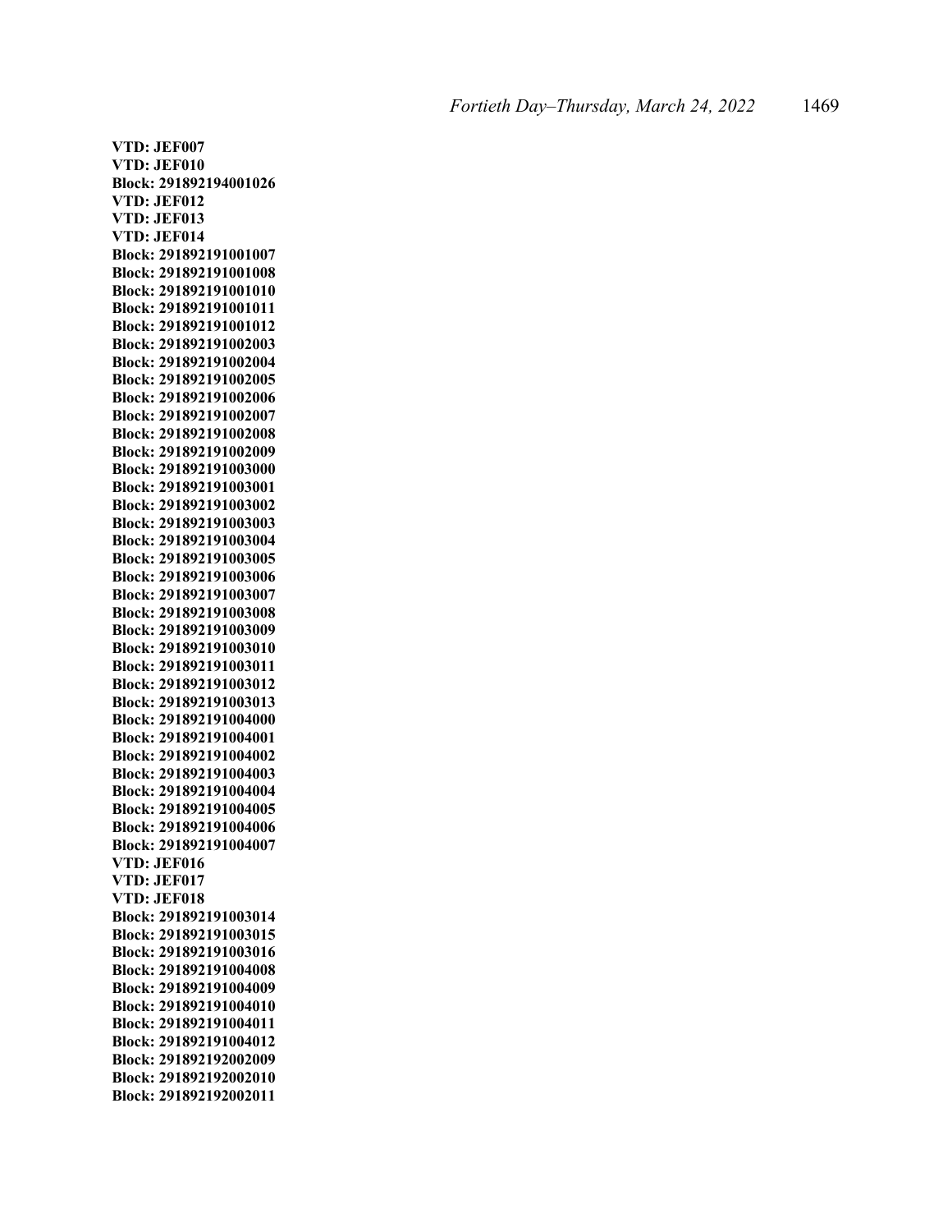**VTD: JEF007**
**VTD: JEF010**
**Block: 291892194001026**
**VTD: JEF012**
**VTD: JEF013**
**VTD: JEF014**
**Block: 291892191001007**
**Block: 291892191001008**
**Block: 291892191001010**
**Block: 291892191001011**
**Block: 291892191001012**
**Block: 291892191002003**
**Block: 291892191002004**
**Block: 291892191002005**
**Block: 291892191002006**
**Block: 291892191002007**
**Block: 291892191002008**
**Block: 291892191002009**
**Block: 291892191003000**
**Block: 291892191003001**
**Block: 291892191003002**
**Block: 291892191003003**
**Block: 291892191003004**
**Block: 291892191003005**
**Block: 291892191003006**
**Block: 291892191003007**
**Block: 291892191003008**
**Block: 291892191003009**
**Block: 291892191003010**
**Block: 291892191003011**
**Block: 291892191003012**
**Block: 291892191003013**
**Block: 291892191004000**
**Block: 291892191004001**
**Block: 291892191004002**
**Block: 291892191004003**
**Block: 291892191004004**
**Block: 291892191004005**
**Block: 291892191004006**
**Block: 291892191004007**
**VTD: JEF016**
**VTD: JEF017**
**VTD: JEF018**
**Block: 291892191003014**
**Block: 291892191003015**
**Block: 291892191003016**
**Block: 291892191004008**
**Block: 291892191004009**
**Block: 291892191004010**
**Block: 291892191004011**
**Block: 291892191004012**
**Block: 291892192002009**
**Block: 291892192002010**
**Block: 291892192002011**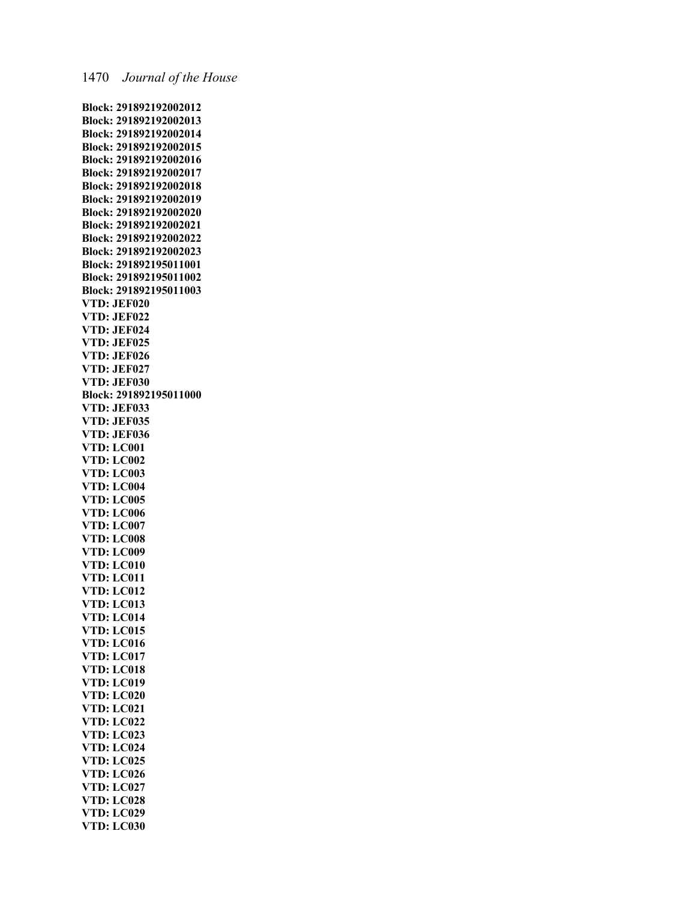**Block: 291892192002012**
**Block: 291892192002013**
**Block: 291892192002014**
**Block: 291892192002015**
**Block: 291892192002016**
**Block: 291892192002017**
**Block: 291892192002018**
**Block: 291892192002019**
**Block: 291892192002020**
**Block: 291892192002021**
**Block: 291892192002022**
**Block: 291892192002023**
**Block: 291892195011001**
**Block: 291892195011002**
**Block: 291892195011003**
**VTD: JEF020**
**VTD: JEF022**
**VTD: JEF024**
**VTD: JEF025**
**VTD: JEF026**
**VTD: JEF027**
**VTD: JEF030**
**Block: 291892195011000**
**VTD: JEF033**
**VTD: JEF035**
**VTD: JEF036**
**VTD: LC001**
**VTD: LC002**
**VTD: LC003**
**VTD: LC004**
**VTD: LC005**
**VTD: LC006**
**VTD: LC007**
**VTD: LC008**
**VTD: LC009**
**VTD: LC010**
**VTD: LC011**
**VTD: LC012**
**VTD: LC013**
**VTD: LC014**
**VTD: LC015**
**VTD: LC016**
**VTD: LC017**
**VTD: LC018**
**VTD: LC019**
**VTD: LC020**
**VTD: LC021**
**VTD: LC022**
**VTD: LC023**
**VTD: LC024**
**VTD: LC025**
**VTD: LC026**
**VTD: LC027**
**VTD: LC028**
**VTD: LC029**
**VTD: LC030**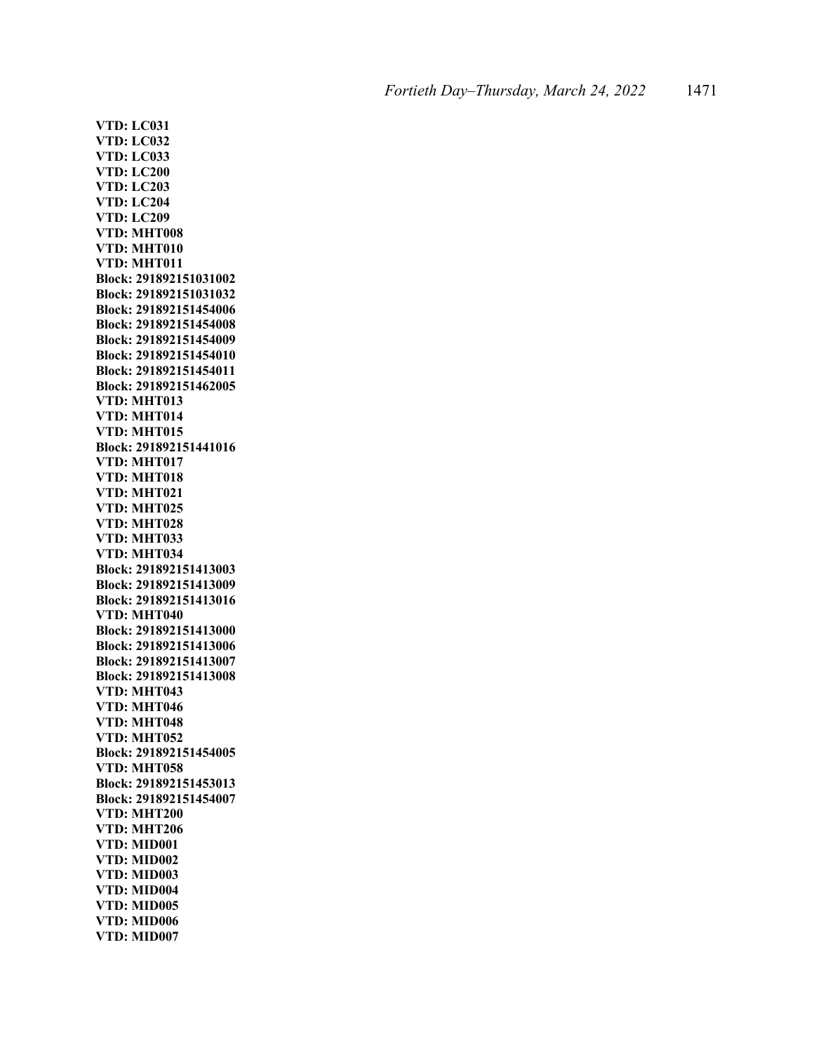**VTD: LC031**
**VTD: LC032**
**VTD: LC033**
**VTD: LC200**
**VTD: LC203**
**VTD: LC204**
**VTD: LC209**
**VTD: MHT008**
**VTD: MHT010**
**VTD: MHT011**
**Block: 291892151031002**
**Block: 291892151031032**
**Block: 291892151454006**
**Block: 291892151454008**
**Block: 291892151454009**
**Block: 291892151454010**
**Block: 291892151454011**
**Block: 291892151462005**
**VTD: MHT013**
**VTD: MHT014**
**VTD: MHT015**
**Block: 291892151441016**
**VTD: MHT017**
**VTD: MHT018**
**VTD: MHT021**
**VTD: MHT025**
**VTD: MHT028**
**VTD: MHT033**
**VTD: MHT034**
**Block: 291892151413003**
**Block: 291892151413009**
**Block: 291892151413016**
**VTD: MHT040**
**Block: 291892151413000**
**Block: 291892151413006**
**Block: 291892151413007**
**Block: 291892151413008**
**VTD: MHT043**
**VTD: MHT046**
**VTD: MHT048**
**VTD: MHT052**
**Block: 291892151454005**
**VTD: MHT058**
**Block: 291892151453013**
**Block: 291892151454007**
**VTD: MHT200**
**VTD: MHT206**
**VTD: MID001**
**VTD: MID002**
**VTD: MID003**
**VTD: MID004**
**VTD: MID005**
**VTD: MID006**
**VTD: MID007**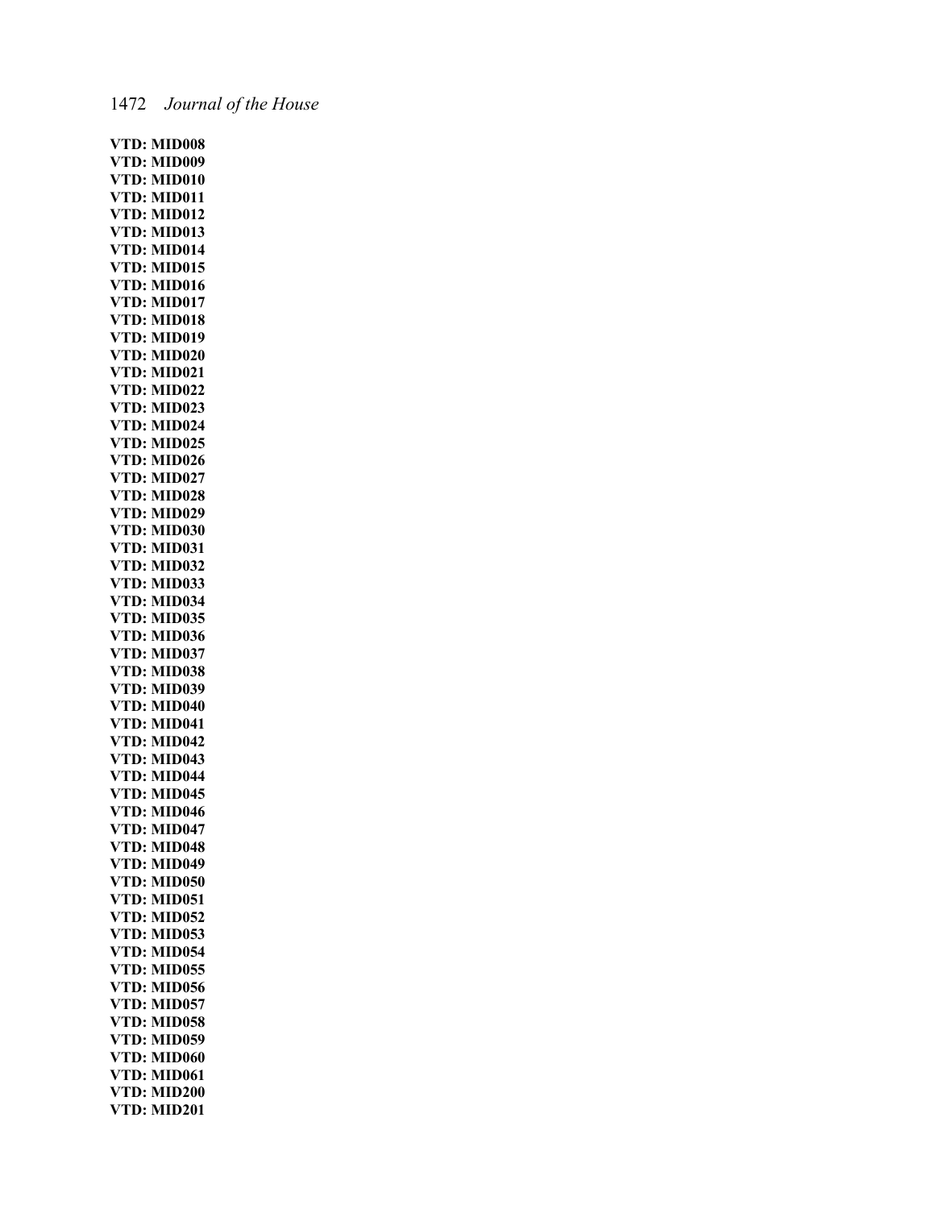**VTD: MID008**
**VTD: MID009**
**VTD: MID010**
**VTD: MID011**
**VTD: MID012**
**VTD: MID013**
**VTD: MID014**
**VTD: MID015**
**VTD: MID016**
**VTD: MID017**
**VTD: MID018**
**VTD: MID019**
**VTD: MID020**
**VTD: MID021**
**VTD: MID022**
**VTD: MID023**
**VTD: MID024**
**VTD: MID025**
**VTD: MID026**
**VTD: MID027**
**VTD: MID028**
**VTD: MID029**
**VTD: MID030**
**VTD: MID031**
**VTD: MID032**
**VTD: MID033**
**VTD: MID034**
**VTD: MID035**
**VTD: MID036**
**VTD: MID037**
**VTD: MID038**
**VTD: MID039**
**VTD: MID040**
**VTD: MID041**
**VTD: MID042**
**VTD: MID043**
**VTD: MID044**
**VTD: MID045**
**VTD: MID046**
**VTD: MID047**
**VTD: MID048**
**VTD: MID049**
**VTD: MID050**
**VTD: MID051**
**VTD: MID052**
**VTD: MID053**
**VTD: MID054**
**VTD: MID055**
**VTD: MID056**
**VTD: MID057**
**VTD: MID058**
**VTD: MID059**
**VTD: MID060**
**VTD: MID061**
**VTD: MID200**
**VTD: MID201**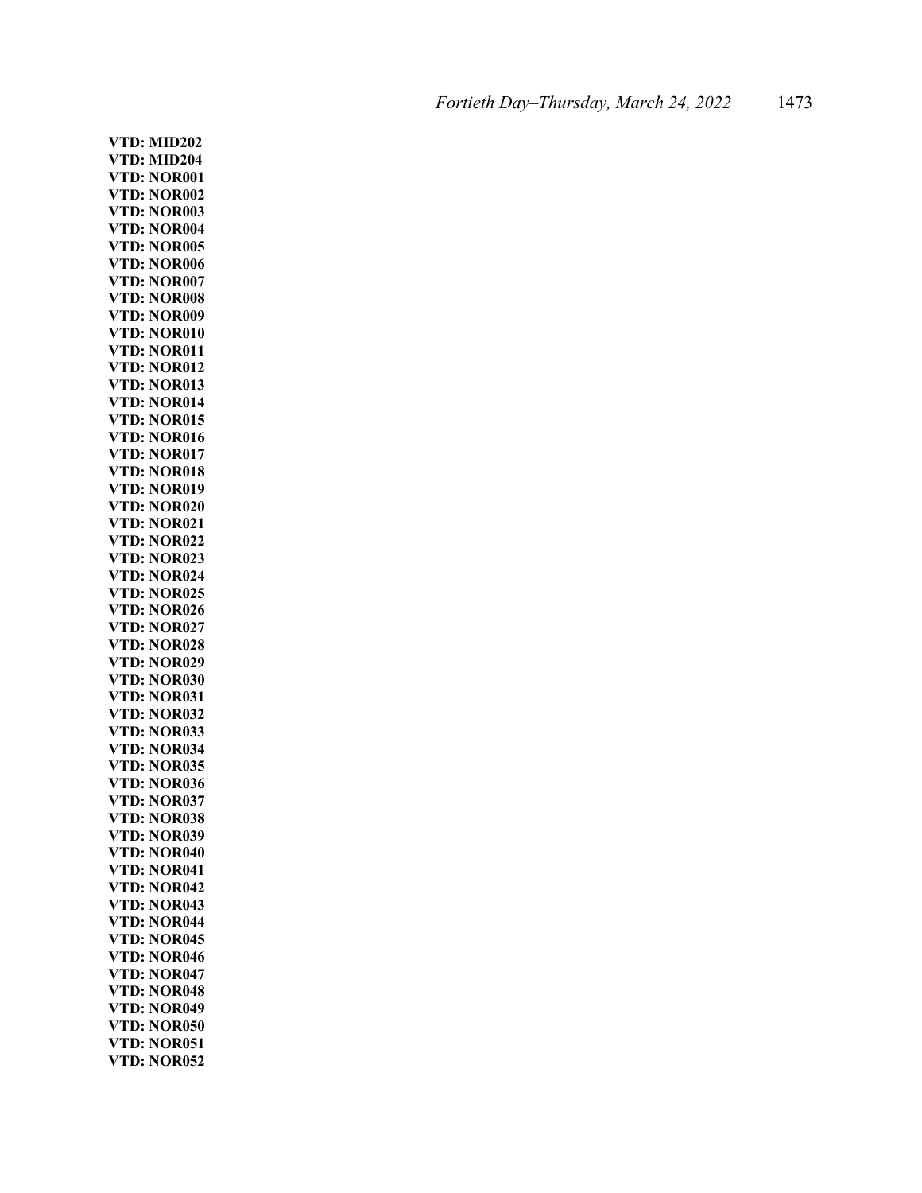**VTD: MID202**
**VTD: MID204**
**VTD: NOR001**
**VTD: NOR002**
**VTD: NOR003**
**VTD: NOR004**
**VTD: NOR005**
**VTD: NOR006**
**VTD: NOR007**
**VTD: NOR008**
**VTD: NOR009**
**VTD: NOR010**
**VTD: NOR011**
**VTD: NOR012**
**VTD: NOR013**
**VTD: NOR014**
**VTD: NOR015**
**VTD: NOR016**
**VTD: NOR017**
**VTD: NOR018**
**VTD: NOR019**
**VTD: NOR020**
**VTD: NOR021**
**VTD: NOR022**
**VTD: NOR023**
**VTD: NOR024**
**VTD: NOR025**
**VTD: NOR026**
**VTD: NOR027**
**VTD: NOR028**
**VTD: NOR029**
**VTD: NOR030**
**VTD: NOR031**
**VTD: NOR032**
**VTD: NOR033**
**VTD: NOR034**
**VTD: NOR035**
**VTD: NOR036**
**VTD: NOR037**
**VTD: NOR038**
**VTD: NOR039**
**VTD: NOR040**
**VTD: NOR041**
**VTD: NOR042**
**VTD: NOR043**
**VTD: NOR044**
**VTD: NOR045**
**VTD: NOR046**
**VTD: NOR047**
**VTD: NOR048**
**VTD: NOR049**
**VTD: NOR050**
**VTD: NOR051**
**VTD: NOR052**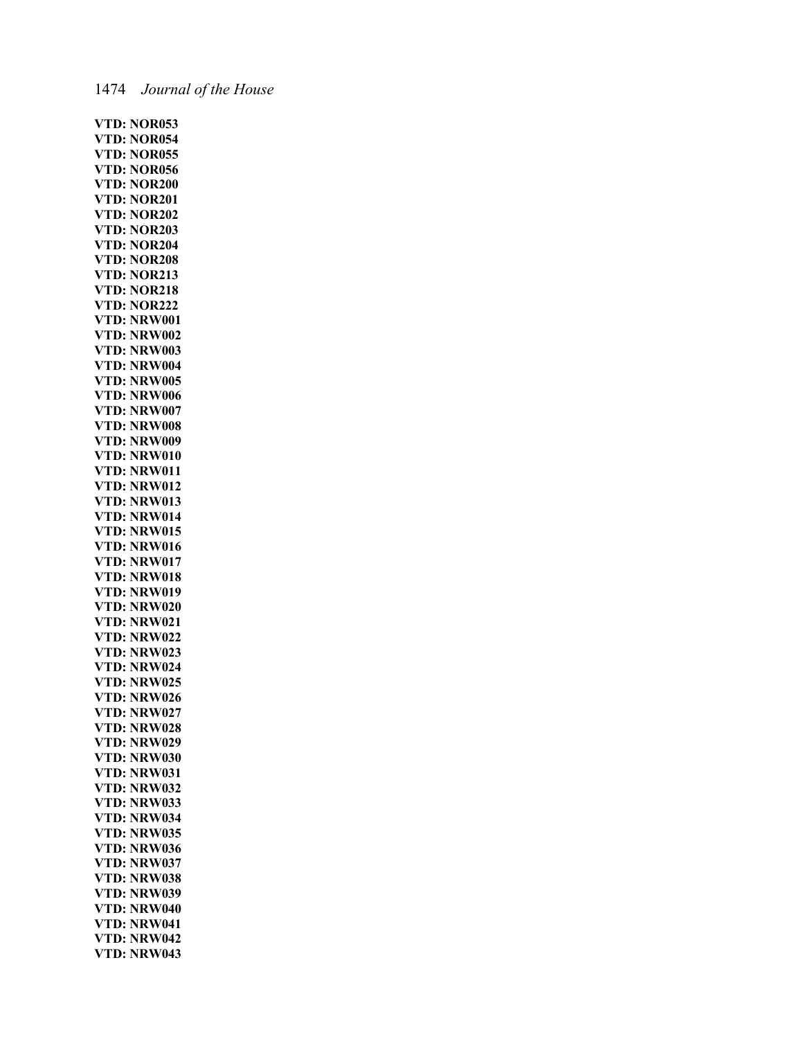**VTD: NOR053**
**VTD: NOR054**
**VTD: NOR055**
**VTD: NOR056**
**VTD: NOR200**
**VTD: NOR201**
**VTD: NOR202**
**VTD: NOR203**
**VTD: NOR204**
**VTD: NOR208**
**VTD: NOR213**
**VTD: NOR218**
**VTD: NOR222**
**VTD: NRW001**
**VTD: NRW002**
**VTD: NRW003**
**VTD: NRW004**
**VTD: NRW005**
**VTD: NRW006**
**VTD: NRW007**
**VTD: NRW008**
**VTD: NRW009**
**VTD: NRW010**
**VTD: NRW011**
**VTD: NRW012**
**VTD: NRW013**
**VTD: NRW014**
**VTD: NRW015**
**VTD: NRW016**
**VTD: NRW017**
**VTD: NRW018**
**VTD: NRW019**
**VTD: NRW020**
**VTD: NRW021**
**VTD: NRW022**
**VTD: NRW023**
**VTD: NRW024**
**VTD: NRW025**
**VTD: NRW026**
**VTD: NRW027**
**VTD: NRW028**
**VTD: NRW029**
**VTD: NRW030**
**VTD: NRW031**
**VTD: NRW032**
**VTD: NRW033**
**VTD: NRW034**
**VTD: NRW035**
**VTD: NRW036**
**VTD: NRW037**
**VTD: NRW038**
**VTD: NRW039**
**VTD: NRW040**
**VTD: NRW041**
**VTD: NRW042**
**VTD: NRW043**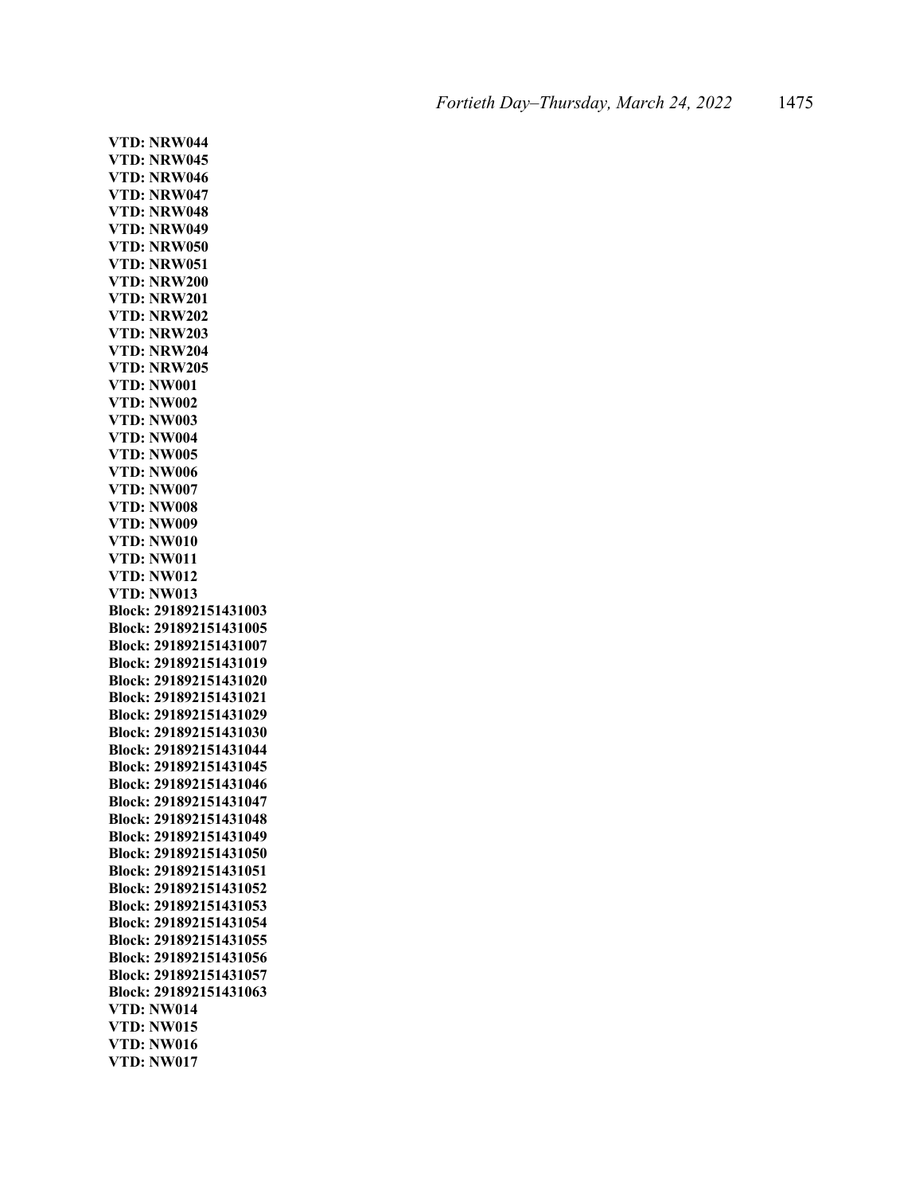**VTD: NRW044**
**VTD: NRW045**
**VTD: NRW046**
**VTD: NRW047**
**VTD: NRW048**
**VTD: NRW049**
**VTD: NRW050**
**VTD: NRW051**
**VTD: NRW200**
**VTD: NRW201**
**VTD: NRW202**
**VTD: NRW203**
**VTD: NRW204**
**VTD: NRW205**
**VTD: NW001**
**VTD: NW002**
**VTD: NW003**
**VTD: NW004**
**VTD: NW005**
**VTD: NW006**
**VTD: NW007**
**VTD: NW008**
**VTD: NW009**
**VTD: NW010**
**VTD: NW011**
**VTD: NW012**
**VTD: NW013**
**Block: 291892151431003**
**Block: 291892151431005**
**Block: 291892151431007**
**Block: 291892151431019**
**Block: 291892151431020**
**Block: 291892151431021**
**Block: 291892151431029**
**Block: 291892151431030**
**Block: 291892151431044**
**Block: 291892151431045**
**Block: 291892151431046**
**Block: 291892151431047**
**Block: 291892151431048**
**Block: 291892151431049**
**Block: 291892151431050**
**Block: 291892151431051**
**Block: 291892151431052**
**Block: 291892151431053**
**Block: 291892151431054**
**Block: 291892151431055**
**Block: 291892151431056**
**Block: 291892151431057**
**Block: 291892151431063**
**VTD: NW014**
**VTD: NW015**
**VTD: NW016**
**VTD: NW017**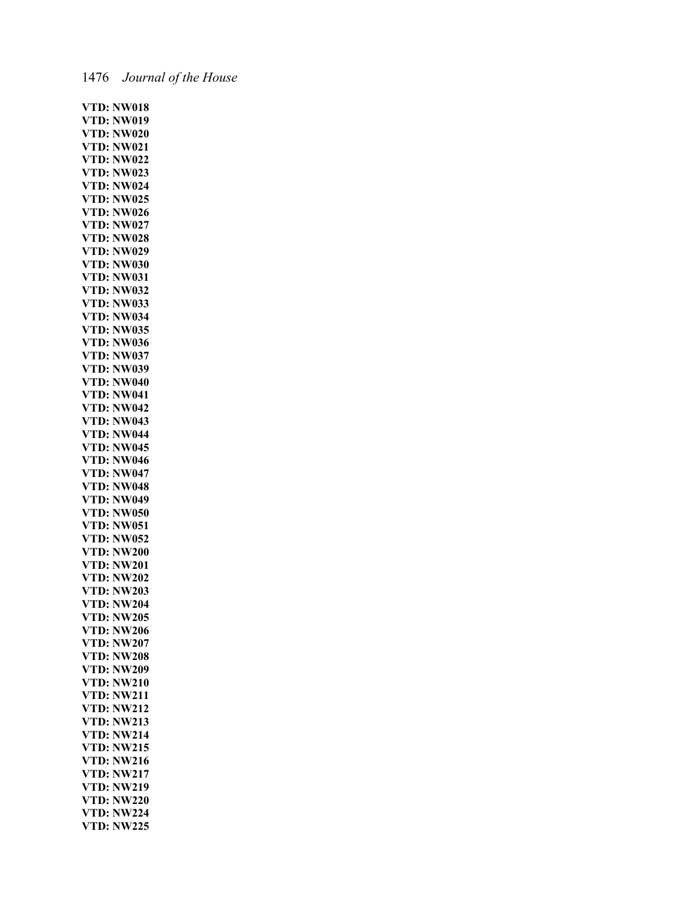**VTD: NW018**
**VTD: NW019**
**VTD: NW020**
**VTD: NW021**
**VTD: NW022**
**VTD: NW023**
**VTD: NW024**
**VTD: NW025**
**VTD: NW026**
**VTD: NW027**
**VTD: NW028**
**VTD: NW029**
**VTD: NW030**
**VTD: NW031**
**VTD: NW032**
**VTD: NW033**
**VTD: NW034**
**VTD: NW035**
**VTD: NW036**
**VTD: NW037**
**VTD: NW039**
**VTD: NW040**
**VTD: NW041**
**VTD: NW042**
**VTD: NW043**
**VTD: NW044**
**VTD: NW045**
**VTD: NW046**
**VTD: NW047**
**VTD: NW048**
**VTD: NW049**
**VTD: NW050**
**VTD: NW051**
**VTD: NW052**
**VTD: NW200**
**VTD: NW201**
**VTD: NW202**
**VTD: NW203**
**VTD: NW204**
**VTD: NW205**
**VTD: NW206**
**VTD: NW207**
**VTD: NW208**
**VTD: NW209**
**VTD: NW210**
**VTD: NW211**
**VTD: NW212**
**VTD: NW213**
**VTD: NW214**
**VTD: NW215**
**VTD: NW216**
**VTD: NW217**
**VTD: NW219**
**VTD: NW220**
**VTD: NW224**
**VTD: NW225**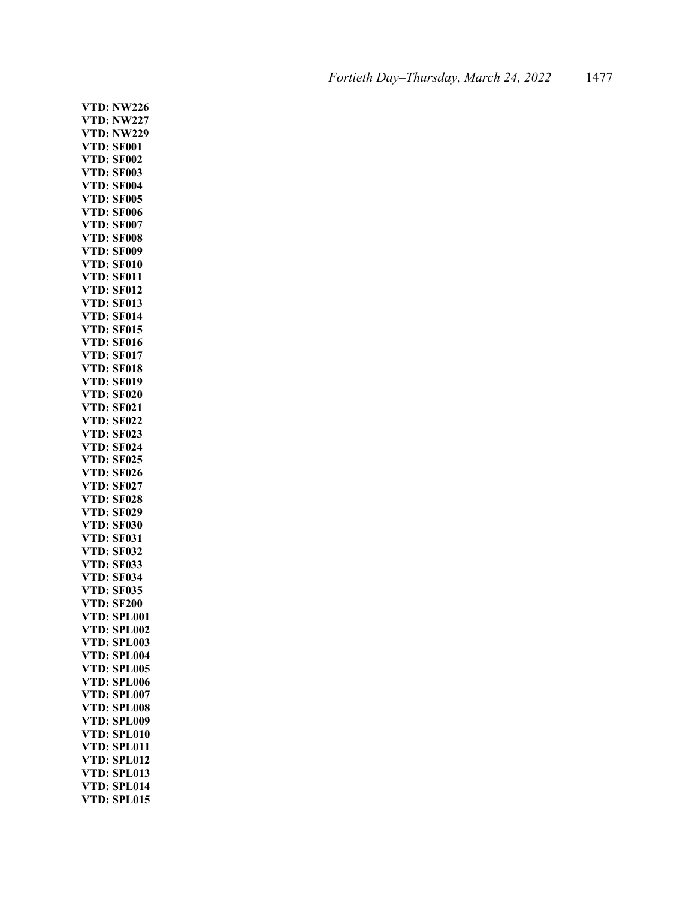**VTD: NW226**
**VTD: NW227**
**VTD: NW229**
**VTD: SF001**
**VTD: SF002**
**VTD: SF003**
**VTD: SF004**
**VTD: SF005**
**VTD: SF006**
**VTD: SF007**
**VTD: SF008**
**VTD: SF009**
**VTD: SF010**
**VTD: SF011**
**VTD: SF012**
**VTD: SF013**
**VTD: SF014**
**VTD: SF015**
**VTD: SF016**
**VTD: SF017**
**VTD: SF018**
**VTD: SF019**
**VTD: SF020**
**VTD: SF021**
**VTD: SF022**
**VTD: SF023**
**VTD: SF024**
**VTD: SF025**
**VTD: SF026**
**VTD: SF027**
**VTD: SF028**
**VTD: SF029**
**VTD: SF030**
**VTD: SF031**
**VTD: SF032**
**VTD: SF033**
**VTD: SF034**
**VTD: SF035**
**VTD: SF200**
**VTD: SPL001**
**VTD: SPL002**
**VTD: SPL003**
**VTD: SPL004**
**VTD: SPL005**
**VTD: SPL006**
**VTD: SPL007**
**VTD: SPL008**
**VTD: SPL009**
**VTD: SPL010**
**VTD: SPL011**
**VTD: SPL012**
**VTD: SPL013**
**VTD: SPL014**
**VTD: SPL015**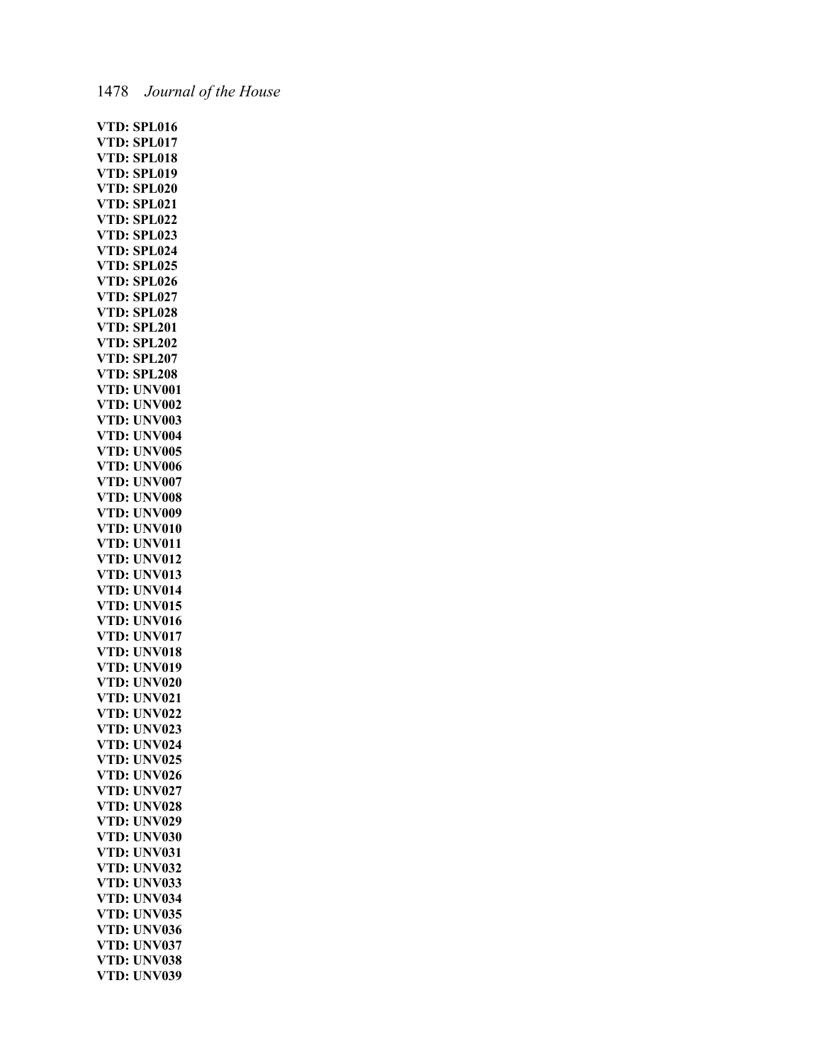**VTD: SPL016**
**VTD: SPL017**
**VTD: SPL018**
**VTD: SPL019**
**VTD: SPL020**
**VTD: SPL021**
**VTD: SPL022**
**VTD: SPL023**
**VTD: SPL024**
**VTD: SPL025**
**VTD: SPL026**
**VTD: SPL027**
**VTD: SPL028**
**VTD: SPL201**
**VTD: SPL202**
**VTD: SPL207**
**VTD: SPL208**
**VTD: UNV001**
**VTD: UNV002**
**VTD: UNV003**
**VTD: UNV004**
**VTD: UNV005**
**VTD: UNV006**
**VTD: UNV007**
**VTD: UNV008**
**VTD: UNV009**
**VTD: UNV010**
**VTD: UNV011**
**VTD: UNV012**
**VTD: UNV013**
**VTD: UNV014**
**VTD: UNV015**
**VTD: UNV016**
**VTD: UNV017**
**VTD: UNV018**
**VTD: UNV019**
**VTD: UNV020**
**VTD: UNV021**
**VTD: UNV022**
**VTD: UNV023**
**VTD: UNV024**
**VTD: UNV025**
**VTD: UNV026**
**VTD: UNV027**
**VTD: UNV028**
**VTD: UNV029**
**VTD: UNV030**
**VTD: UNV031**
**VTD: UNV032**
**VTD: UNV033**
**VTD: UNV034**
**VTD: UNV035**
**VTD: UNV036**
**VTD: UNV037**
**VTD: UNV038**
**VTD: UNV039**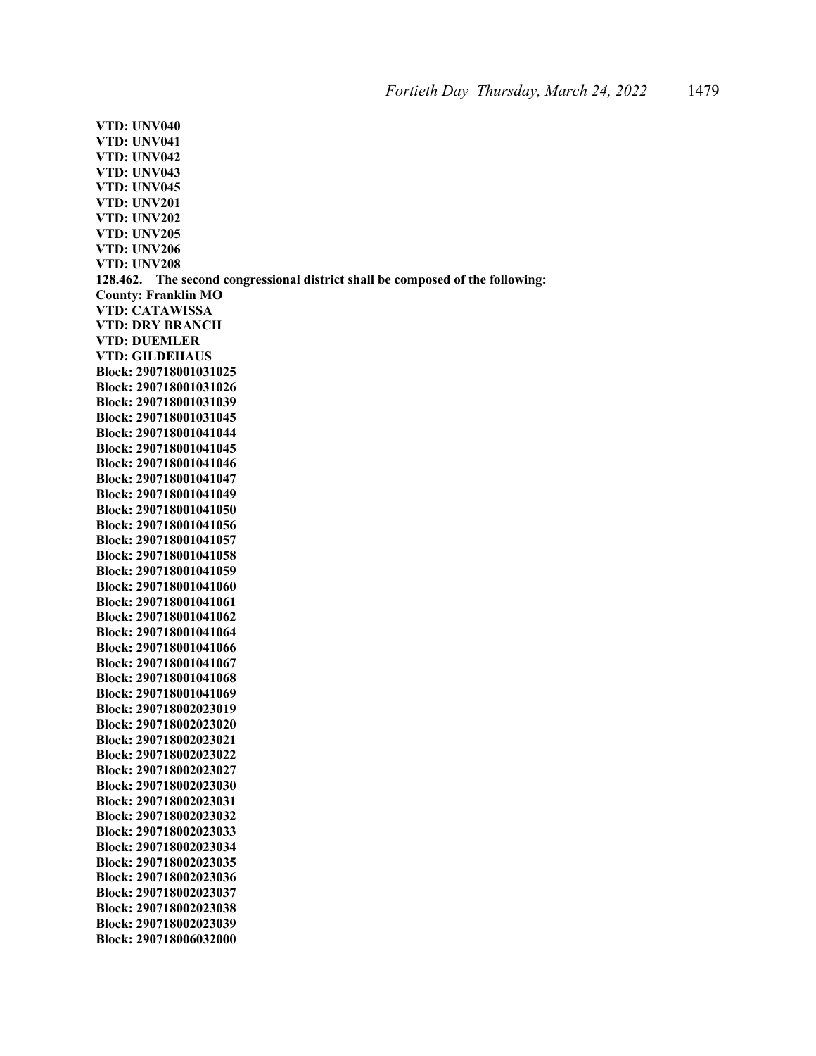**VTD: UNV040**
**VTD: UNV041**
**VTD: UNV042**
**VTD: UNV043**
**VTD: UNV045**
**VTD: UNV201**
**VTD: UNV202**
**VTD: UNV205**
**VTD: UNV206**
**VTD: UNV208**
**128.462. The second congressional district shall be composed of the following:**
**County: Franklin MO**
**VTD: CATAWISSA**
**VTD: DRY BRANCH**
**VTD: DUEMLER**
**VTD: GILDEHAUS**
**Block: 290718001031025**
**Block: 290718001031026**
**Block: 290718001031039**
**Block: 290718001031045**
**Block: 290718001041044**
**Block: 290718001041045**
**Block: 290718001041046**
**Block: 290718001041047**
**Block: 290718001041049**
**Block: 290718001041050**
**Block: 290718001041056**
**Block: 290718001041057**
**Block: 290718001041058**
**Block: 290718001041059**
**Block: 290718001041060**
**Block: 290718001041061**
**Block: 290718001041062**
**Block: 290718001041064**
**Block: 290718001041066**
**Block: 290718001041067**
**Block: 290718001041068**
**Block: 290718001041069**
**Block: 290718002023019**
**Block: 290718002023020**
**Block: 290718002023021**
**Block: 290718002023022**
**Block: 290718002023027**
**Block: 290718002023030**
**Block: 290718002023031**
**Block: 290718002023032**
**Block: 290718002023033**
**Block: 290718002023034**
**Block: 290718002023035**
**Block: 290718002023036**
**Block: 290718002023037**
**Block: 290718002023038**
**Block: 290718002023039**
**Block: 290718006032000**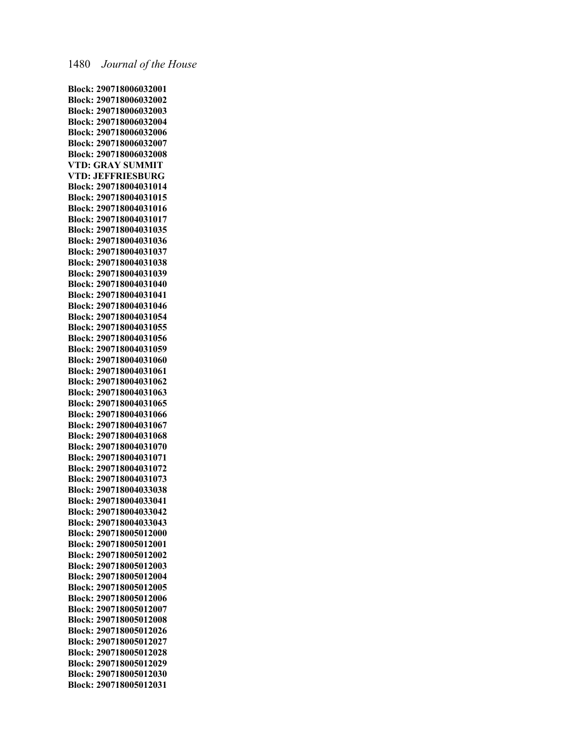**Block: 290718006032001**
**Block: 290718006032002**
**Block: 290718006032003**
**Block: 290718006032004**
**Block: 290718006032006**
**Block: 290718006032007**
**Block: 290718006032008**
**VTD: GRAY SUMMIT**
**VTD: JEFFRIESBURG**
**Block: 290718004031014**
**Block: 290718004031015**
**Block: 290718004031016**
**Block: 290718004031017**
**Block: 290718004031035**
**Block: 290718004031036**
**Block: 290718004031037**
**Block: 290718004031038**
**Block: 290718004031039**
**Block: 290718004031040**
**Block: 290718004031041**
**Block: 290718004031046**
**Block: 290718004031054**
**Block: 290718004031055**
**Block: 290718004031056**
**Block: 290718004031059**
**Block: 290718004031060**
**Block: 290718004031061**
**Block: 290718004031062**
**Block: 290718004031063**
**Block: 290718004031065**
**Block: 290718004031066**
**Block: 290718004031067**
**Block: 290718004031068**
**Block: 290718004031070**
**Block: 290718004031071**
**Block: 290718004031072**
**Block: 290718004031073**
**Block: 290718004033038**
**Block: 290718004033041**
**Block: 290718004033042**
**Block: 290718004033043**
**Block: 290718005012000**
**Block: 290718005012001**
**Block: 290718005012002**
**Block: 290718005012003**
**Block: 290718005012004**
**Block: 290718005012005**
**Block: 290718005012006**
**Block: 290718005012007**
**Block: 290718005012008**
**Block: 290718005012026**
**Block: 290718005012027**
**Block: 290718005012028**
**Block: 290718005012029**
**Block: 290718005012030**
**Block: 290718005012031**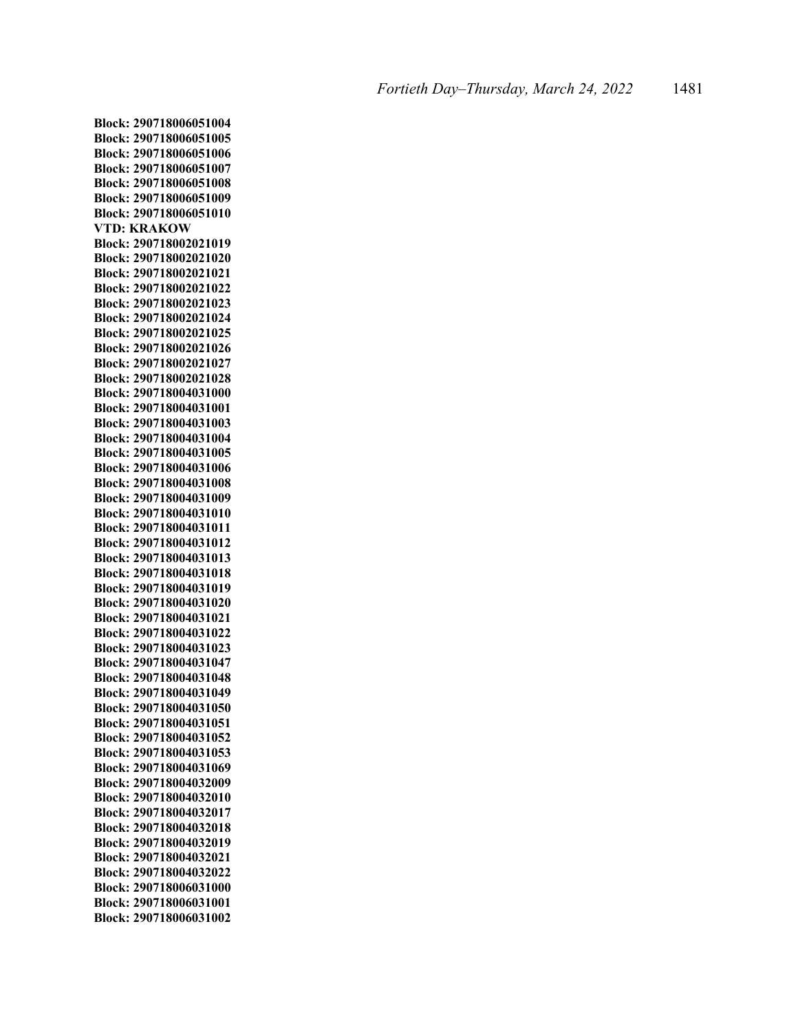**Block: 290718006051004**
**Block: 290718006051005**
**Block: 290718006051006**
**Block: 290718006051007**
**Block: 290718006051008**
**Block: 290718006051009**
**Block: 290718006051010**
**VTD: KRAKOW**
**Block: 290718002021019**
**Block: 290718002021020**
**Block: 290718002021021**
**Block: 290718002021022**
**Block: 290718002021023**
**Block: 290718002021024**
**Block: 290718002021025**
**Block: 290718002021026**
**Block: 290718002021027**
**Block: 290718002021028**
**Block: 290718004031000**
**Block: 290718004031001**
**Block: 290718004031003**
**Block: 290718004031004**
**Block: 290718004031005**
**Block: 290718004031006**
**Block: 290718004031008**
**Block: 290718004031009**
**Block: 290718004031010**
**Block: 290718004031011**
**Block: 290718004031012**
**Block: 290718004031013**
**Block: 290718004031018**
**Block: 290718004031019**
**Block: 290718004031020**
**Block: 290718004031021**
**Block: 290718004031022**
**Block: 290718004031023**
**Block: 290718004031047**
**Block: 290718004031048**
**Block: 290718004031049**
**Block: 290718004031050**
**Block: 290718004031051**
**Block: 290718004031052**
**Block: 290718004031053**
**Block: 290718004031069**
**Block: 290718004032009**
**Block: 290718004032010**
**Block: 290718004032017**
**Block: 290718004032018**
**Block: 290718004032019**
**Block: 290718004032021**
**Block: 290718004032022**
**Block: 290718006031000**
**Block: 290718006031001**
**Block: 290718006031002**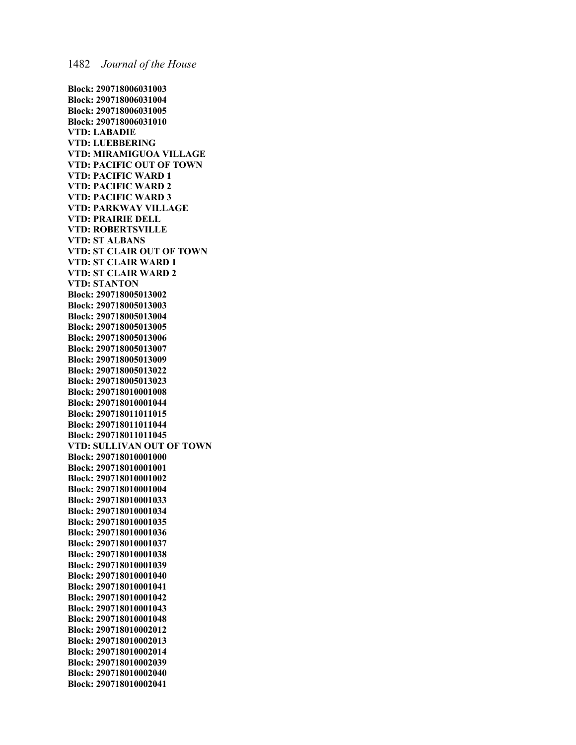**Block: 290718006031003**
**Block: 290718006031004**
**Block: 290718006031005**
**Block: 290718006031010**
**VTD: LABADIE**
**VTD: LUEBBERING**
**VTD: MIRAMIGUOA VILLAGE**
**VTD: PACIFIC OUT OF TOWN**
**VTD: PACIFIC WARD 1**
**VTD: PACIFIC WARD 2**
**VTD: PACIFIC WARD 3**
**VTD: PARKWAY VILLAGE**
**VTD: PRAIRIE DELL**
**VTD: ROBERTSVILLE**
**VTD: ST ALBANS**
**VTD: ST CLAIR OUT OF TOWN**
**VTD: ST CLAIR WARD 1**
**VTD: ST CLAIR WARD 2**
**VTD: STANTON**
**Block: 290718005013002**
**Block: 290718005013003**
**Block: 290718005013004**
**Block: 290718005013005**
**Block: 290718005013006**
**Block: 290718005013007**
**Block: 290718005013009**
**Block: 290718005013022**
**Block: 290718005013023**
**Block: 290718010001008**
**Block: 290718010001044**
**Block: 290718011011015**
**Block: 290718011011044**
**Block: 290718011011045**
**VTD: SULLIVAN OUT OF TOWN**
**Block: 290718010001000**
**Block: 290718010001001**
**Block: 290718010001002**
**Block: 290718010001004**
**Block: 290718010001033**
**Block: 290718010001034**
**Block: 290718010001035**
**Block: 290718010001036**
**Block: 290718010001037**
**Block: 290718010001038**
**Block: 290718010001039**
**Block: 290718010001040**
**Block: 290718010001041**
**Block: 290718010001042**
**Block: 290718010001043**
**Block: 290718010001048**
**Block: 290718010002012**
**Block: 290718010002013**
**Block: 290718010002014**
**Block: 290718010002039**
**Block: 290718010002040**
**Block: 290718010002041**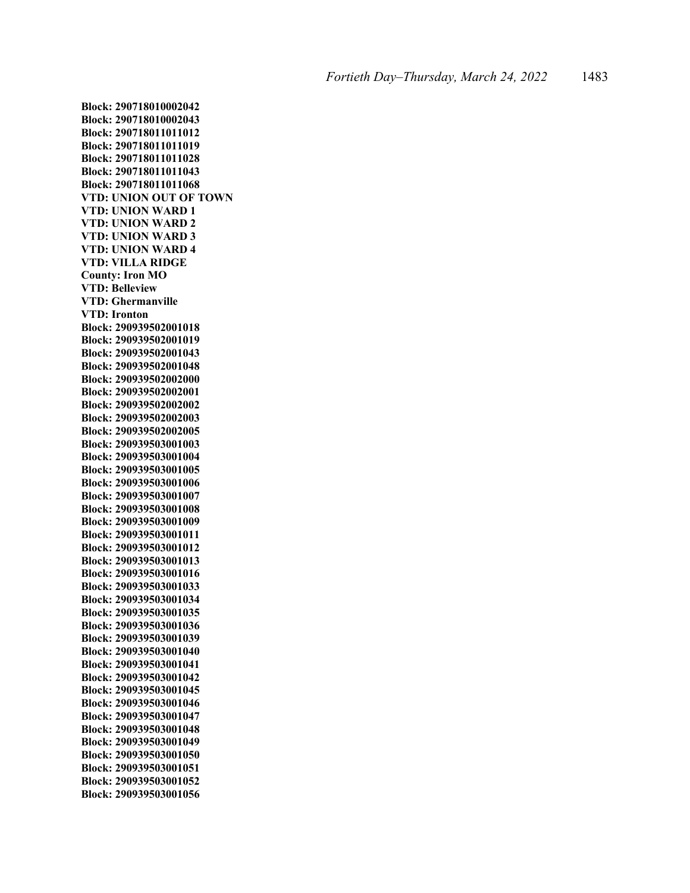**Block: 290718010002042**
**Block: 290718010002043**
**Block: 290718011011012**
**Block: 290718011011019**
**Block: 290718011011028**
**Block: 290718011011043**
**Block: 290718011011068**
**VTD: UNION OUT OF TOWN**
**VTD: UNION WARD 1**
**VTD: UNION WARD 2**
**VTD: UNION WARD 3**
**VTD: UNION WARD 4**
**VTD: VILLA RIDGE**
**County: Iron MO**
**VTD: Belleview**
**VTD: Ghermanville**
**VTD: Ironton**
**Block: 290939502001018**
**Block: 290939502001019**
**Block: 290939502001043**
**Block: 290939502001048**
**Block: 290939502002000**
**Block: 290939502002001**
**Block: 290939502002002**
**Block: 290939502002003**
**Block: 290939502002005**
**Block: 290939503001003**
**Block: 290939503001004**
**Block: 290939503001005**
**Block: 290939503001006**
**Block: 290939503001007**
**Block: 290939503001008**
**Block: 290939503001009**
**Block: 290939503001011**
**Block: 290939503001012**
**Block: 290939503001013**
**Block: 290939503001016**
**Block: 290939503001033**
**Block: 290939503001034**
**Block: 290939503001035**
**Block: 290939503001036**
**Block: 290939503001039**
**Block: 290939503001040**
**Block: 290939503001041**
**Block: 290939503001042**
**Block: 290939503001045**
**Block: 290939503001046**
**Block: 290939503001047**
**Block: 290939503001048**
**Block: 290939503001049**
**Block: 290939503001050**
**Block: 290939503001051**
**Block: 290939503001052**
**Block: 290939503001056**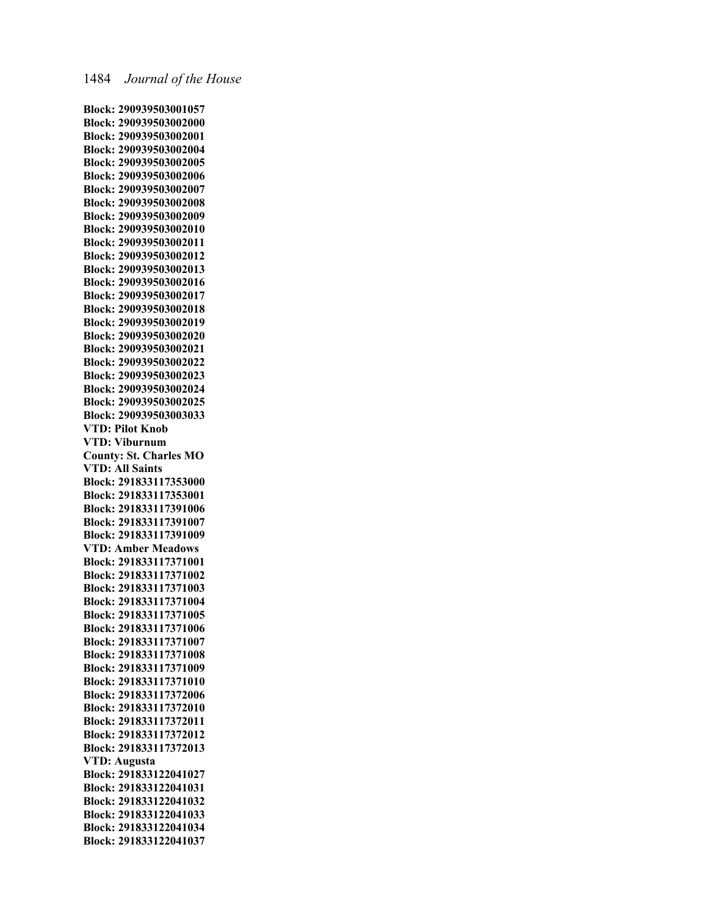**Block: 290939503001057**
**Block: 290939503002000**
**Block: 290939503002001**
**Block: 290939503002004**
**Block: 290939503002005**
**Block: 290939503002006**
**Block: 290939503002007**
**Block: 290939503002008**
**Block: 290939503002009**
**Block: 290939503002010**
**Block: 290939503002011**
**Block: 290939503002012**
**Block: 290939503002013**
**Block: 290939503002016**
**Block: 290939503002017**
**Block: 290939503002018**
**Block: 290939503002019**
**Block: 290939503002020**
**Block: 290939503002021**
**Block: 290939503002022**
**Block: 290939503002023**
**Block: 290939503002024**
**Block: 290939503002025**
**Block: 290939503003033**
**VTD: Pilot Knob**
**VTD: Viburnum**
**County: St. Charles MO**
**VTD: All Saints**
**Block: 291833117353000**
**Block: 291833117353001**
**Block: 291833117391006**
**Block: 291833117391007**
**Block: 291833117391009**
**VTD: Amber Meadows**
**Block: 291833117371001**
**Block: 291833117371002**
**Block: 291833117371003**
**Block: 291833117371004**
**Block: 291833117371005**
**Block: 291833117371006**
**Block: 291833117371007**
**Block: 291833117371008**
**Block: 291833117371009**
**Block: 291833117371010**
**Block: 291833117372006**
**Block: 291833117372010**
**Block: 291833117372011**
**Block: 291833117372012**
**Block: 291833117372013**
**VTD: Augusta**
**Block: 291833122041027**
**Block: 291833122041031**
**Block: 291833122041032**
**Block: 291833122041033**
**Block: 291833122041034**
**Block: 291833122041037**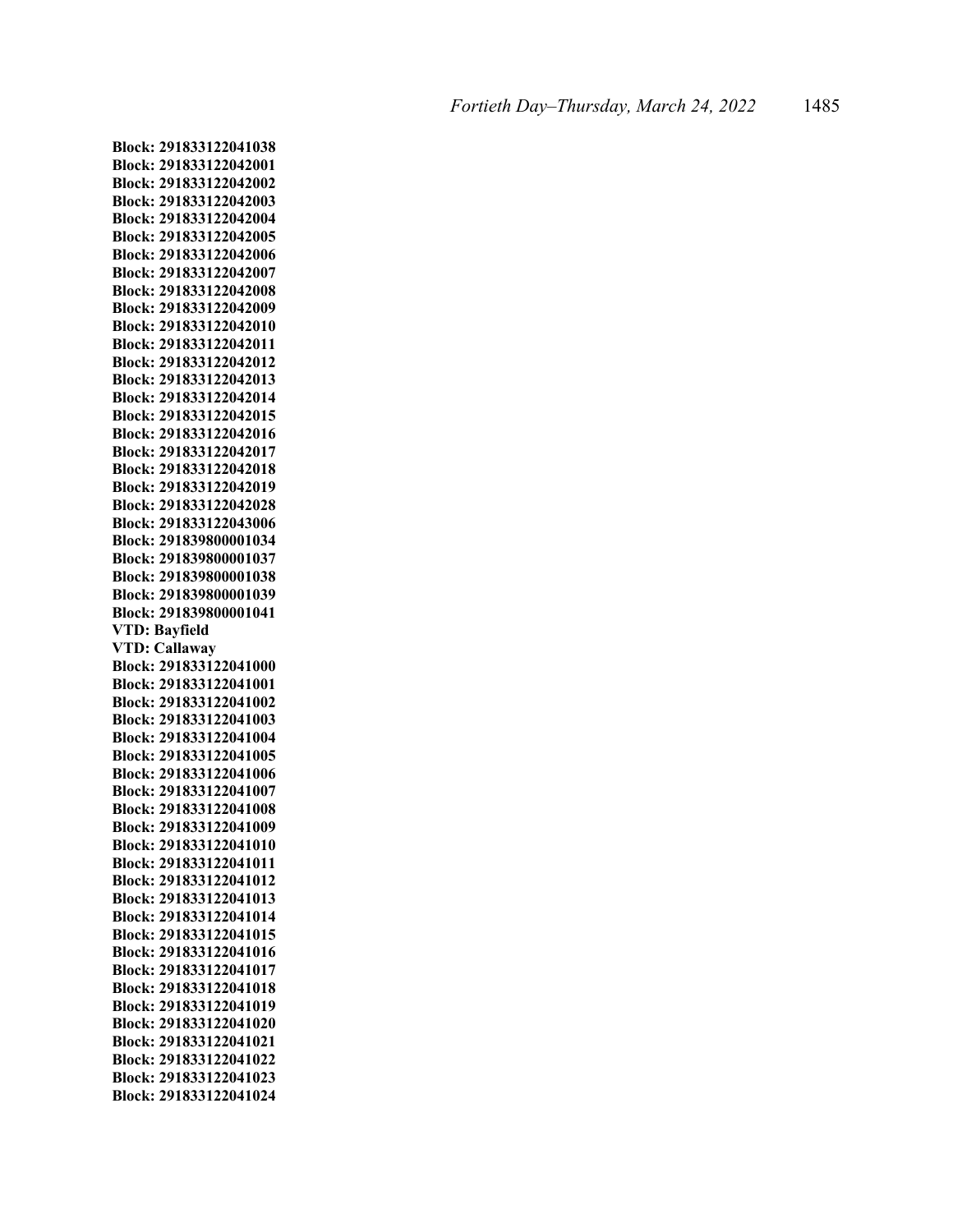**Block: 291833122041038**
**Block: 291833122042001**
**Block: 291833122042002**
**Block: 291833122042003**
**Block: 291833122042004**
**Block: 291833122042005**
**Block: 291833122042006**
**Block: 291833122042007**
**Block: 291833122042008**
**Block: 291833122042009**
**Block: 291833122042010**
**Block: 291833122042011**
**Block: 291833122042012**
**Block: 291833122042013**
**Block: 291833122042014**
**Block: 291833122042015**
**Block: 291833122042016**
**Block: 291833122042017**
**Block: 291833122042018**
**Block: 291833122042019**
**Block: 291833122042028**
**Block: 291833122043006**
**Block: 291839800001034**
**Block: 291839800001037**
**Block: 291839800001038**
**Block: 291839800001039**
**Block: 291839800001041**
**VTD: Bayfield**
**VTD: Callaway**
**Block: 291833122041000**
**Block: 291833122041001**
**Block: 291833122041002**
**Block: 291833122041003**
**Block: 291833122041004**
**Block: 291833122041005**
**Block: 291833122041006**
**Block: 291833122041007**
**Block: 291833122041008**
**Block: 291833122041009**
**Block: 291833122041010**
**Block: 291833122041011**
**Block: 291833122041012**
**Block: 291833122041013**
**Block: 291833122041014**
**Block: 291833122041015**
**Block: 291833122041016**
**Block: 291833122041017**
**Block: 291833122041018**
**Block: 291833122041019**
**Block: 291833122041020**
**Block: 291833122041021**
**Block: 291833122041022**
**Block: 291833122041023**
**Block: 291833122041024**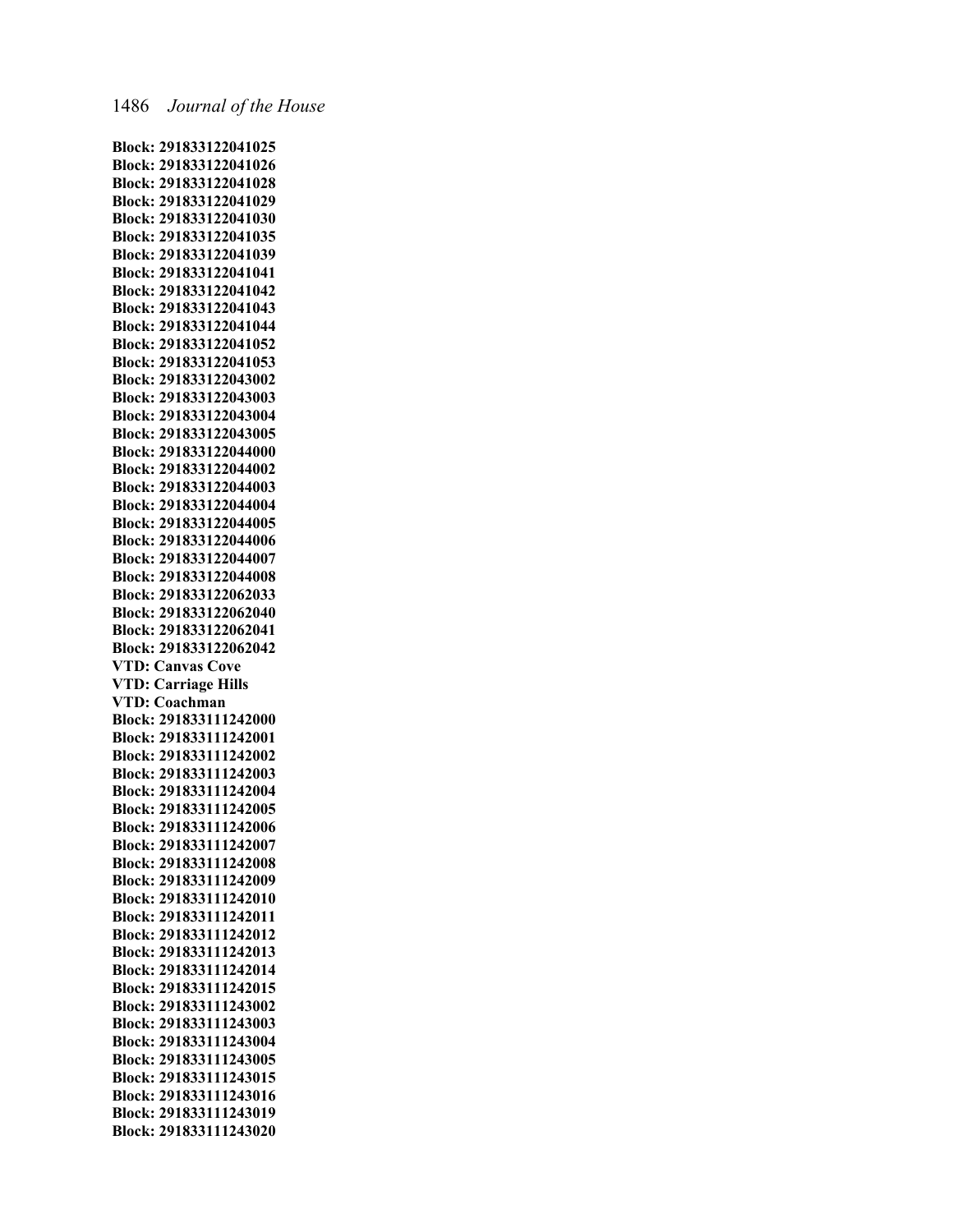**Block: 291833122041025**
**Block: 291833122041026**
**Block: 291833122041028**
**Block: 291833122041029**
**Block: 291833122041030**
**Block: 291833122041035**
**Block: 291833122041039**
**Block: 291833122041041**
**Block: 291833122041042**
**Block: 291833122041043**
**Block: 291833122041044**
**Block: 291833122041052**
**Block: 291833122041053**
**Block: 291833122043002**
**Block: 291833122043003**
**Block: 291833122043004**
**Block: 291833122043005**
**Block: 291833122044000**
**Block: 291833122044002**
**Block: 291833122044003**
**Block: 291833122044004**
**Block: 291833122044005**
**Block: 291833122044006**
**Block: 291833122044007**
**Block: 291833122044008**
**Block: 291833122062033**
**Block: 291833122062040**
**Block: 291833122062041**
**Block: 291833122062042**
**VTD: Canvas Cove**
**VTD: Carriage Hills**
**VTD: Coachman**
**Block: 291833111242000**
**Block: 291833111242001**
**Block: 291833111242002**
**Block: 291833111242003**
**Block: 291833111242004**
**Block: 291833111242005**
**Block: 291833111242006**
**Block: 291833111242007**
**Block: 291833111242008**
**Block: 291833111242009**
**Block: 291833111242010**
**Block: 291833111242011**
**Block: 291833111242012**
**Block: 291833111242013**
**Block: 291833111242014**
**Block: 291833111242015**
**Block: 291833111243002**
**Block: 291833111243003**
**Block: 291833111243004**
**Block: 291833111243005**
**Block: 291833111243015**
**Block: 291833111243016**
**Block: 291833111243019**
**Block: 291833111243020**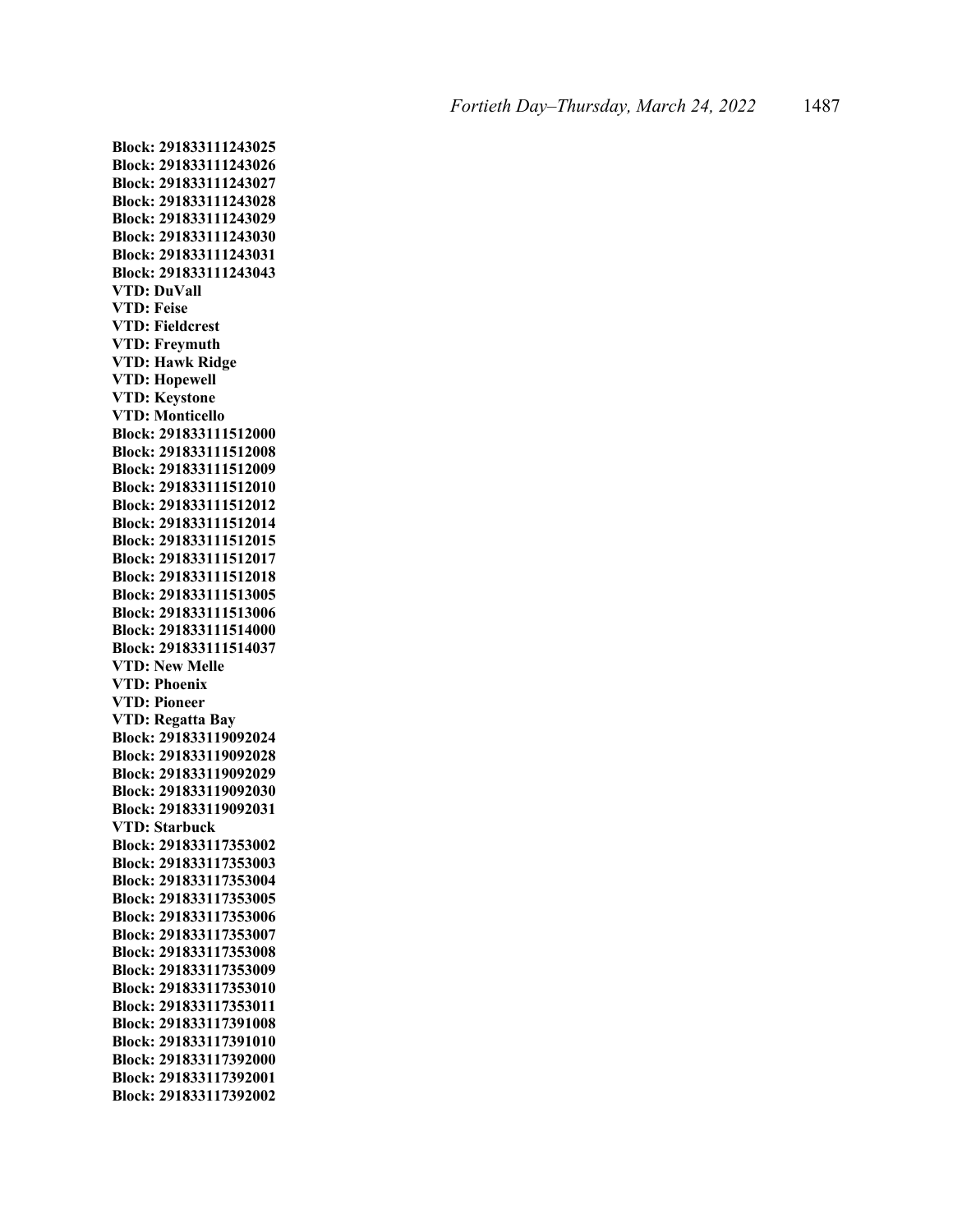**Block: 291833111243025**
**Block: 291833111243026**
**Block: 291833111243027**
**Block: 291833111243028**
**Block: 291833111243029**
**Block: 291833111243030**
**Block: 291833111243031**
**Block: 291833111243043**
**VTD: DuVall**
**VTD: Feise**
**VTD: Fieldcrest**
**VTD: Freymuth**
**VTD: Hawk Ridge**
**VTD: Hopewell**
**VTD: Keystone**
**VTD: Monticello**
**Block: 291833111512000**
**Block: 291833111512008**
**Block: 291833111512009**
**Block: 291833111512010**
**Block: 291833111512012**
**Block: 291833111512014**
**Block: 291833111512015**
**Block: 291833111512017**
**Block: 291833111512018**
**Block: 291833111513005**
**Block: 291833111513006**
**Block: 291833111514000**
**Block: 291833111514037**
**VTD: New Melle**
**VTD: Phoenix**
**VTD: Pioneer**
**VTD: Regatta Bay**
**Block: 291833119092024**
**Block: 291833119092028**
**Block: 291833119092029**
**Block: 291833119092030**
**Block: 291833119092031**
**VTD: Starbuck**
**Block: 291833117353002**
**Block: 291833117353003**
**Block: 291833117353004**
**Block: 291833117353005**
**Block: 291833117353006**
**Block: 291833117353007**
**Block: 291833117353008**
**Block: 291833117353009**
**Block: 291833117353010**
**Block: 291833117353011**
**Block: 291833117391008**
**Block: 291833117391010**
**Block: 291833117392000**
**Block: 291833117392001**
**Block: 291833117392002**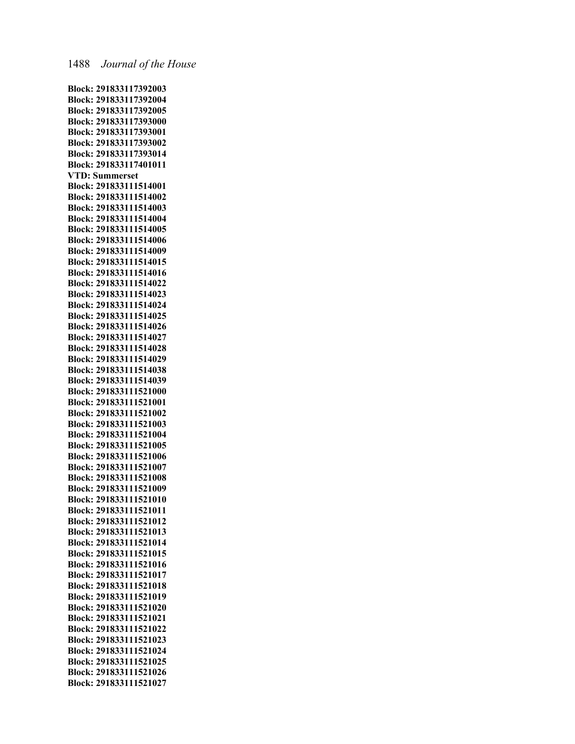**Block: 291833117392003**
**Block: 291833117392004**
**Block: 291833117392005**
**Block: 291833117393000**
**Block: 291833117393001**
**Block: 291833117393002**
**Block: 291833117393014**
**Block: 291833117401011**
**VTD: Summerset**
**Block: 291833111514001**
**Block: 291833111514002**
**Block: 291833111514003**
**Block: 291833111514004**
**Block: 291833111514005**
**Block: 291833111514006**
**Block: 291833111514009**
**Block: 291833111514015**
**Block: 291833111514016**
**Block: 291833111514022**
**Block: 291833111514023**
**Block: 291833111514024**
**Block: 291833111514025**
**Block: 291833111514026**
**Block: 291833111514027**
**Block: 291833111514028**
**Block: 291833111514029**
**Block: 291833111514038**
**Block: 291833111514039**
**Block: 291833111521000**
**Block: 291833111521001**
**Block: 291833111521002**
**Block: 291833111521003**
**Block: 291833111521004**
**Block: 291833111521005**
**Block: 291833111521006**
**Block: 291833111521007**
**Block: 291833111521008**
**Block: 291833111521009**
**Block: 291833111521010**
**Block: 291833111521011**
**Block: 291833111521012**
**Block: 291833111521013**
**Block: 291833111521014**
**Block: 291833111521015**
**Block: 291833111521016**
**Block: 291833111521017**
**Block: 291833111521018**
**Block: 291833111521019**
**Block: 291833111521020**
**Block: 291833111521021**
**Block: 291833111521022**
**Block: 291833111521023**
**Block: 291833111521024**
**Block: 291833111521025**
**Block: 291833111521026**
**Block: 291833111521027**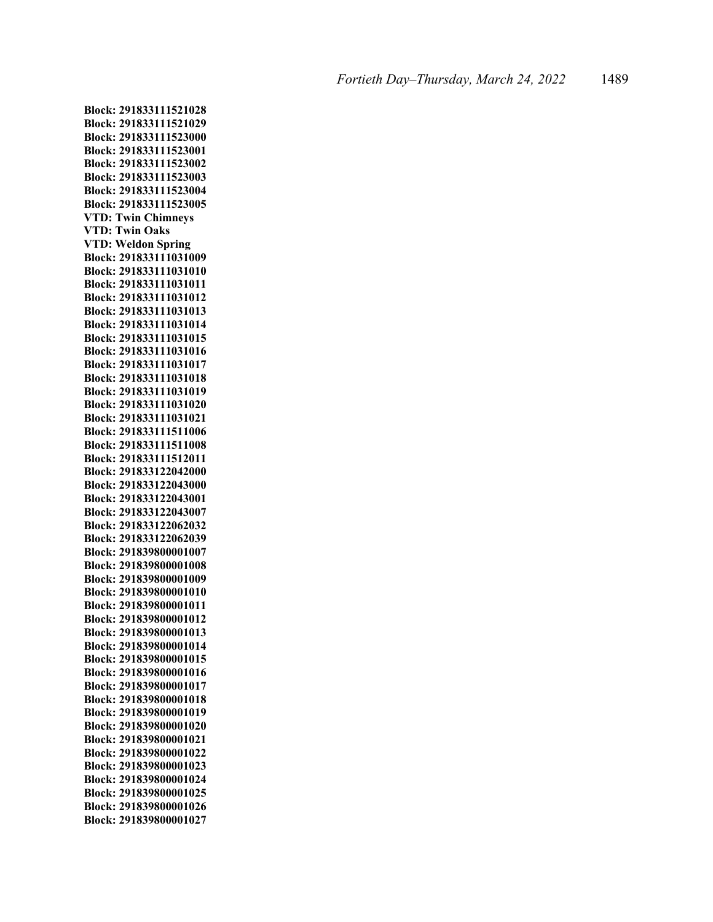**Block: 291833111521028**
**Block: 291833111521029**
**Block: 291833111523000**
**Block: 291833111523001**
**Block: 291833111523002**
**Block: 291833111523003**
**Block: 291833111523004**
**Block: 291833111523005**
**VTD: Twin Chimneys**
**VTD: Twin Oaks**
**VTD: Weldon Spring**
**Block: 291833111031009**
**Block: 291833111031010**
**Block: 291833111031011**
**Block: 291833111031012**
**Block: 291833111031013**
**Block: 291833111031014**
**Block: 291833111031015**
**Block: 291833111031016**
**Block: 291833111031017**
**Block: 291833111031018**
**Block: 291833111031019**
**Block: 291833111031020**
**Block: 291833111031021**
**Block: 291833111511006**
**Block: 291833111511008**
**Block: 291833111512011**
**Block: 291833122042000**
**Block: 291833122043000**
**Block: 291833122043001**
**Block: 291833122043007**
**Block: 291833122062032**
**Block: 291833122062039**
**Block: 291839800001007**
**Block: 291839800001008**
**Block: 291839800001009**
**Block: 291839800001010**
**Block: 291839800001011**
**Block: 291839800001012**
**Block: 291839800001013**
**Block: 291839800001014**
**Block: 291839800001015**
**Block: 291839800001016**
**Block: 291839800001017**
**Block: 291839800001018**
**Block: 291839800001019**
**Block: 291839800001020**
**Block: 291839800001021**
**Block: 291839800001022**
**Block: 291839800001023**
**Block: 291839800001024**
**Block: 291839800001025**
**Block: 291839800001026**
**Block: 291839800001027**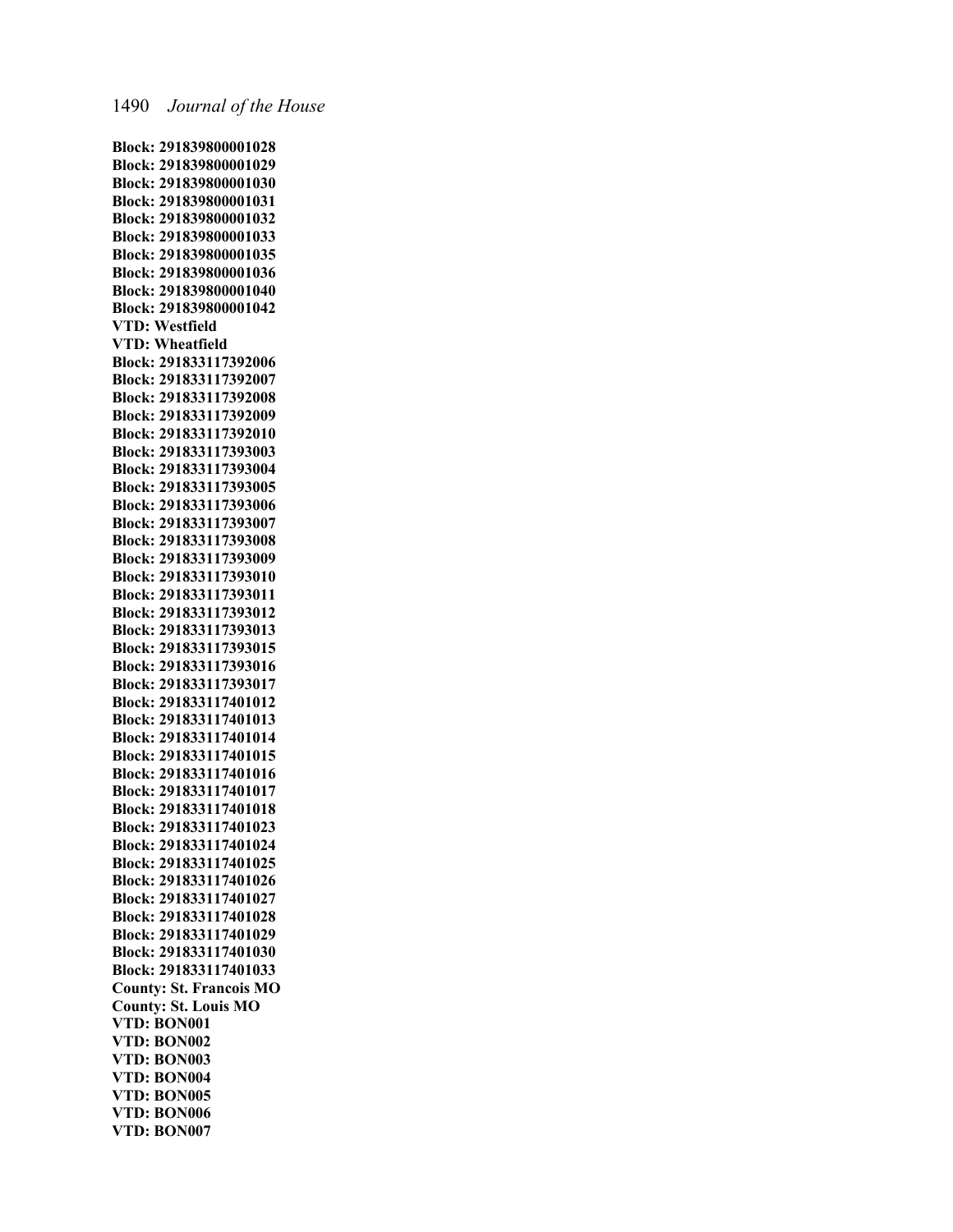**Block: 291839800001028**
**Block: 291839800001029**
**Block: 291839800001030**
**Block: 291839800001031**
**Block: 291839800001032**
**Block: 291839800001033**
**Block: 291839800001035**
**Block: 291839800001036**
**Block: 291839800001040**
**Block: 291839800001042**
**VTD: Westfield**
**VTD: Wheatfield**
**Block: 291833117392006**
**Block: 291833117392007**
**Block: 291833117392008**
**Block: 291833117392009**
**Block: 291833117392010**
**Block: 291833117393003**
**Block: 291833117393004**
**Block: 291833117393005**
**Block: 291833117393006**
**Block: 291833117393007**
**Block: 291833117393008**
**Block: 291833117393009**
**Block: 291833117393010**
**Block: 291833117393011**
**Block: 291833117393012**
**Block: 291833117393013**
**Block: 291833117393015**
**Block: 291833117393016**
**Block: 291833117393017**
**Block: 291833117401012**
**Block: 291833117401013**
**Block: 291833117401014**
**Block: 291833117401015**
**Block: 291833117401016**
**Block: 291833117401017**
**Block: 291833117401018**
**Block: 291833117401023**
**Block: 291833117401024**
**Block: 291833117401025**
**Block: 291833117401026**
**Block: 291833117401027**
**Block: 291833117401028**
**Block: 291833117401029**
**Block: 291833117401030**
**Block: 291833117401033**
**County: St. Francois MO**
**County: St. Louis MO**
**VTD: BON001**
**VTD: BON002**
**VTD: BON003**
**VTD: BON004**
**VTD: BON005**
**VTD: BON006**
**VTD: BON007**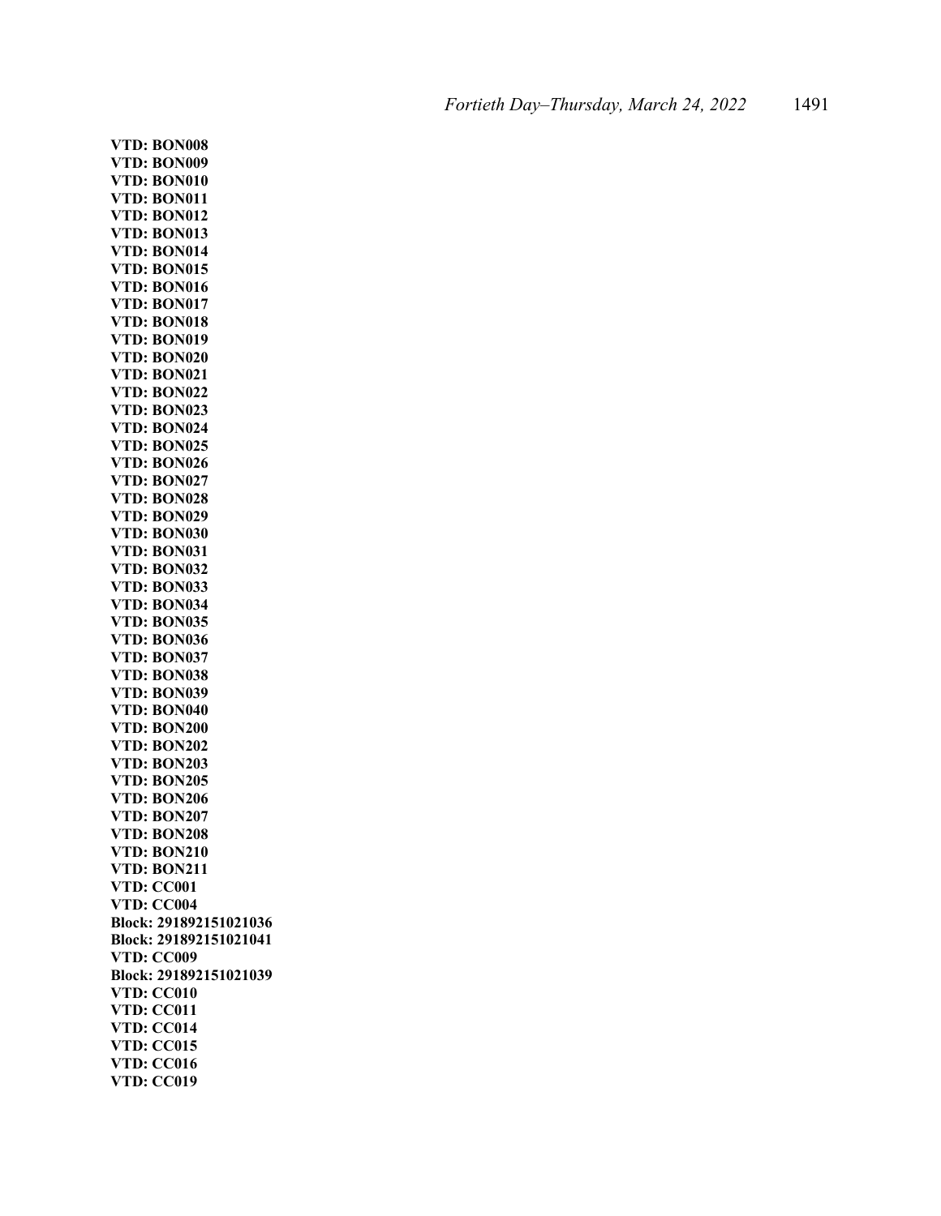**VTD: BON008**
**VTD: BON009**
**VTD: BON010**
**VTD: BON011**
**VTD: BON012**
**VTD: BON013**
**VTD: BON014**
**VTD: BON015**
**VTD: BON016**
**VTD: BON017**
**VTD: BON018**
**VTD: BON019**
**VTD: BON020**
**VTD: BON021**
**VTD: BON022**
**VTD: BON023**
**VTD: BON024**
**VTD: BON025**
**VTD: BON026**
**VTD: BON027**
**VTD: BON028**
**VTD: BON029**
**VTD: BON030**
**VTD: BON031**
**VTD: BON032**
**VTD: BON033**
**VTD: BON034**
**VTD: BON035**
**VTD: BON036**
**VTD: BON037**
**VTD: BON038**
**VTD: BON039**
**VTD: BON040**
**VTD: BON200**
**VTD: BON202**
**VTD: BON203**
**VTD: BON205**
**VTD: BON206**
**VTD: BON207**
**VTD: BON208**
**VTD: BON210**
**VTD: BON211**
**VTD: CC001**
**VTD: CC004**
**Block: 291892151021036**
**Block: 291892151021041**
**VTD: CC009**
**Block: 291892151021039**
**VTD: CC010**
**VTD: CC011**
**VTD: CC014**
**VTD: CC015**
**VTD: CC016**
**VTD: CC019**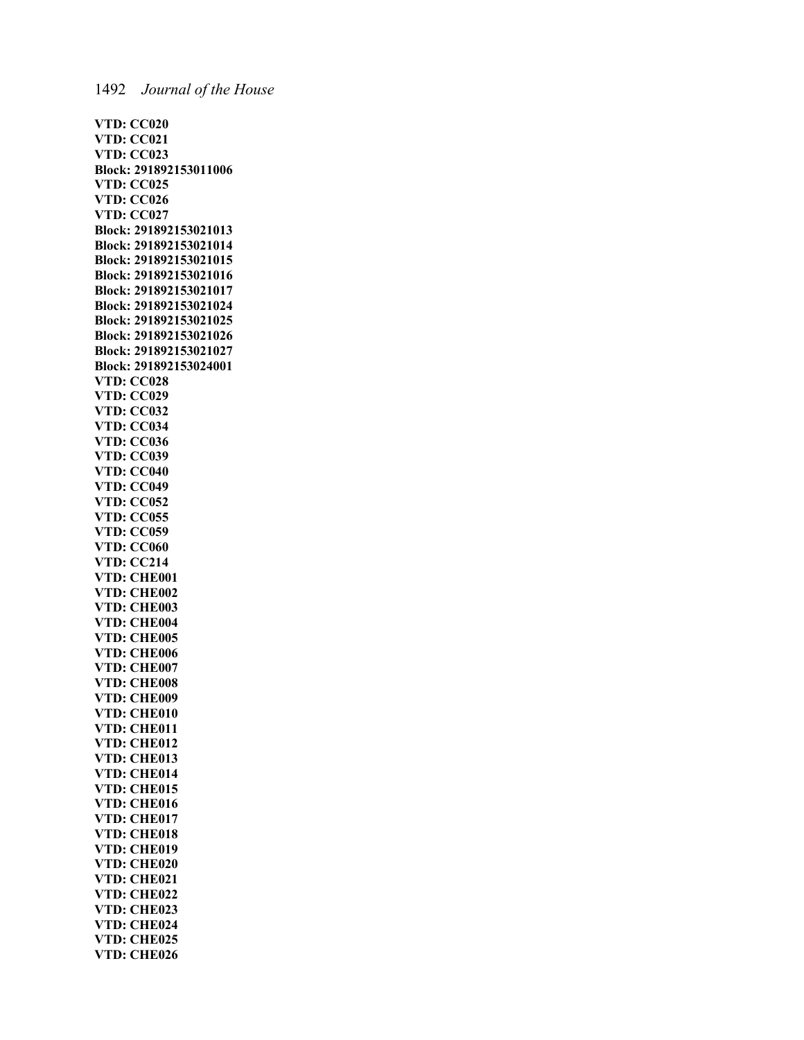**VTD: CC020**
**VTD: CC021**
**VTD: CC023**
**Block: 291892153011006**
**VTD: CC025**
**VTD: CC026**
**VTD: CC027**
**Block: 291892153021013**
**Block: 291892153021014**
**Block: 291892153021015**
**Block: 291892153021016**
**Block: 291892153021017**
**Block: 291892153021024**
**Block: 291892153021025**
**Block: 291892153021026**
**Block: 291892153021027**
**Block: 291892153024001**
**VTD: CC028**
**VTD: CC029**
**VTD: CC032**
**VTD: CC034**
**VTD: CC036**
**VTD: CC039**
**VTD: CC040**
**VTD: CC049**
**VTD: CC052**
**VTD: CC055**
**VTD: CC059**
**VTD: CC060**
**VTD: CC214**
**VTD: CHE001**
**VTD: CHE002**
**VTD: CHE003**
**VTD: CHE004**
**VTD: CHE005**
**VTD: CHE006**
**VTD: CHE007**
**VTD: CHE008**
**VTD: CHE009**
**VTD: CHE010**
**VTD: CHE011**
**VTD: CHE012**
**VTD: CHE013**
**VTD: CHE014**
**VTD: CHE015**
**VTD: CHE016**
**VTD: CHE017**
**VTD: CHE018**
**VTD: CHE019**
**VTD: CHE020**
**VTD: CHE021**
**VTD: CHE022**
**VTD: CHE023**
**VTD: CHE024**
**VTD: CHE025**
**VTD: CHE026**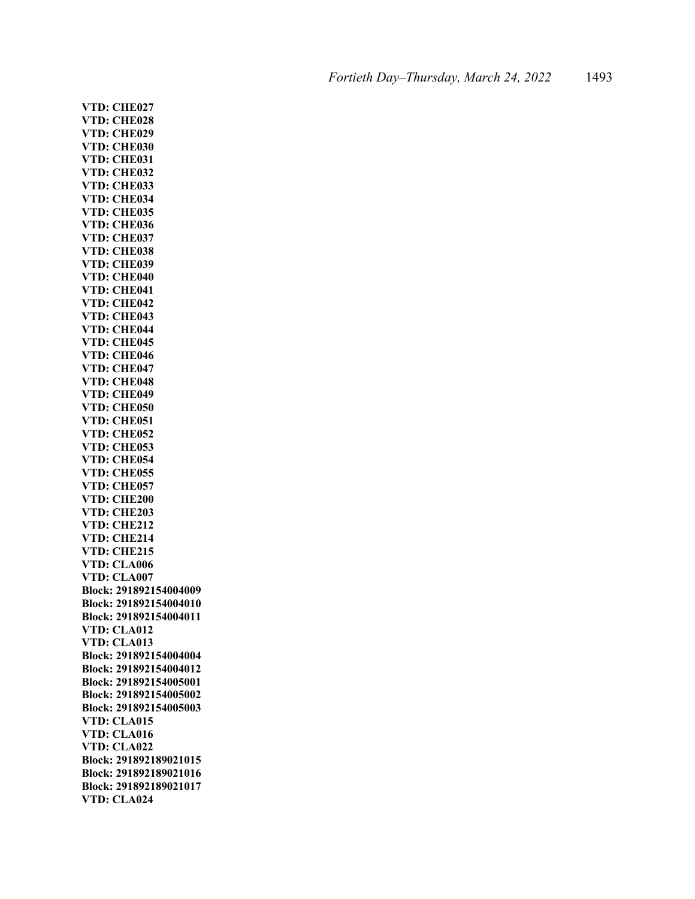**VTD: CHE027**
**VTD: CHE028**
**VTD: CHE029**
**VTD: CHE030**
**VTD: CHE031**
**VTD: CHE032**
**VTD: CHE033**
**VTD: CHE034**
**VTD: CHE035**
**VTD: CHE036**
**VTD: CHE037**
**VTD: CHE038**
**VTD: CHE039**
**VTD: CHE040**
**VTD: CHE041**
**VTD: CHE042**
**VTD: CHE043**
**VTD: CHE044**
**VTD: CHE045**
**VTD: CHE046**
**VTD: CHE047**
**VTD: CHE048**
**VTD: CHE049**
**VTD: CHE050**
**VTD: CHE051**
**VTD: CHE052**
**VTD: CHE053**
**VTD: CHE054**
**VTD: CHE055**
**VTD: CHE057**
**VTD: CHE200**
**VTD: CHE203**
**VTD: CHE212**
**VTD: CHE214**
**VTD: CHE215**
**VTD: CLA006**
**VTD: CLA007**
**Block: 291892154004009**
**Block: 291892154004010**
**Block: 291892154004011**
**VTD: CLA012**
**VTD: CLA013**
**Block: 291892154004004**
**Block: 291892154004012**
**Block: 291892154005001**
**Block: 291892154005002**
**Block: 291892154005003**
**VTD: CLA015**
**VTD: CLA016**
**VTD: CLA022**
**Block: 291892189021015**
**Block: 291892189021016**
**Block: 291892189021017**
**VTD: CLA024**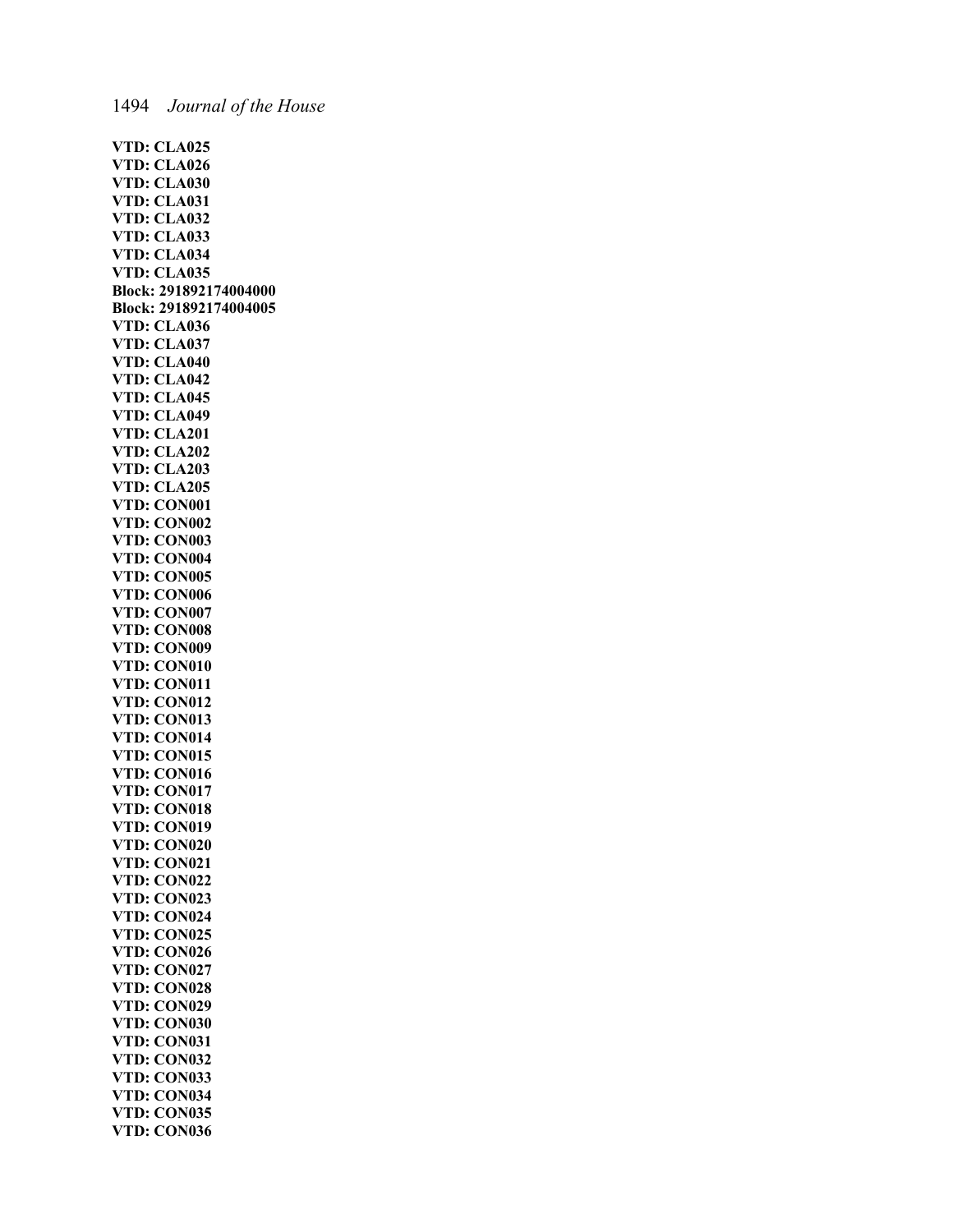**VTD: CLA025**
**VTD: CLA026**
**VTD: CLA030**
**VTD: CLA031**
**VTD: CLA032**
**VTD: CLA033**
**VTD: CLA034**
**VTD: CLA035**
**Block: 291892174004000**
**Block: 291892174004005**
**VTD: CLA036**
**VTD: CLA037**
**VTD: CLA040**
**VTD: CLA042**
**VTD: CLA045**
**VTD: CLA049**
**VTD: CLA201**
**VTD: CLA202**
**VTD: CLA203**
**VTD: CLA205**
**VTD: CON001**
**VTD: CON002**
**VTD: CON003**
**VTD: CON004**
**VTD: CON005**
**VTD: CON006**
**VTD: CON007**
**VTD: CON008**
**VTD: CON009**
**VTD: CON010**
**VTD: CON011**
**VTD: CON012**
**VTD: CON013**
**VTD: CON014**
**VTD: CON015**
**VTD: CON016**
**VTD: CON017**
**VTD: CON018**
**VTD: CON019**
**VTD: CON020**
**VTD: CON021**
**VTD: CON022**
**VTD: CON023**
**VTD: CON024**
**VTD: CON025**
**VTD: CON026**
**VTD: CON027**
**VTD: CON028**
**VTD: CON029**
**VTD: CON030**
**VTD: CON031**
**VTD: CON032**
**VTD: CON033**
**VTD: CON034**
**VTD: CON035**
**VTD: CON036**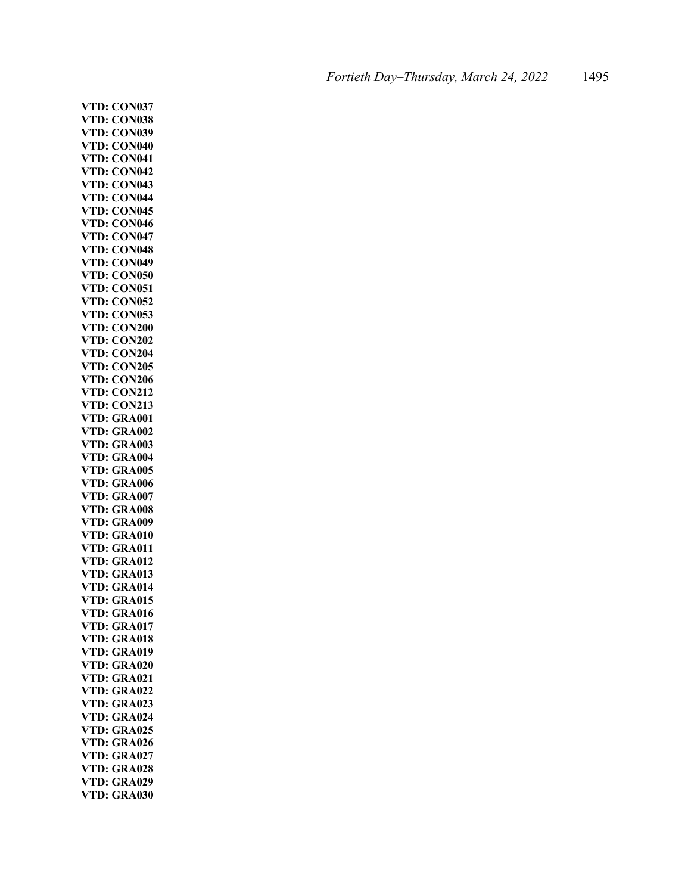**VTD: CON037**
**VTD: CON038**
**VTD: CON039**
**VTD: CON040**
**VTD: CON041**
**VTD: CON042**
**VTD: CON043**
**VTD: CON044**
**VTD: CON045**
**VTD: CON046**
**VTD: CON047**
**VTD: CON048**
**VTD: CON049**
**VTD: CON050**
**VTD: CON051**
**VTD: CON052**
**VTD: CON053**
**VTD: CON200**
**VTD: CON202**
**VTD: CON204**
**VTD: CON205**
**VTD: CON206**
**VTD: CON212**
**VTD: CON213**
**VTD: GRA001**
**VTD: GRA002**
**VTD: GRA003**
**VTD: GRA004**
**VTD: GRA005**
**VTD: GRA006**
**VTD: GRA007**
**VTD: GRA008**
**VTD: GRA009**
**VTD: GRA010**
**VTD: GRA011**
**VTD: GRA012**
**VTD: GRA013**
**VTD: GRA014**
**VTD: GRA015**
**VTD: GRA016**
**VTD: GRA017**
**VTD: GRA018**
**VTD: GRA019**
**VTD: GRA020**
**VTD: GRA021**
**VTD: GRA022**
**VTD: GRA023**
**VTD: GRA024**
**VTD: GRA025**
**VTD: GRA026**
**VTD: GRA027**
**VTD: GRA028**
**VTD: GRA029**
**VTD: GRA030**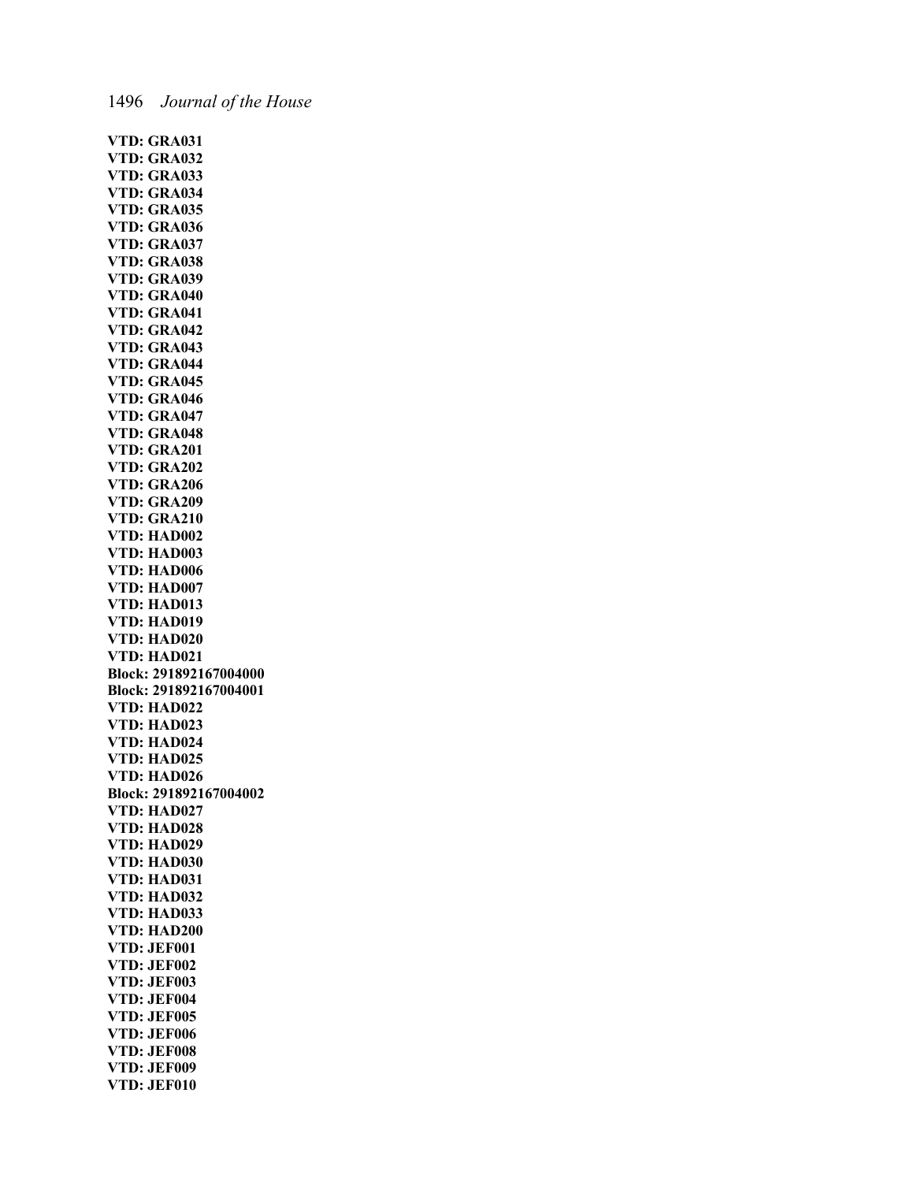**VTD: GRA031**
**VTD: GRA032**
**VTD: GRA033**
**VTD: GRA034**
**VTD: GRA035**
**VTD: GRA036**
**VTD: GRA037**
**VTD: GRA038**
**VTD: GRA039**
**VTD: GRA040**
**VTD: GRA041**
**VTD: GRA042**
**VTD: GRA043**
**VTD: GRA044**
**VTD: GRA045**
**VTD: GRA046**
**VTD: GRA047**
**VTD: GRA048**
**VTD: GRA201**
**VTD: GRA202**
**VTD: GRA206**
**VTD: GRA209**
**VTD: GRA210**
**VTD: HAD002**
**VTD: HAD003**
**VTD: HAD006**
**VTD: HAD007**
**VTD: HAD013**
**VTD: HAD019**
**VTD: HAD020**
**VTD: HAD021**
**Block: 291892167004000**
**Block: 291892167004001**
**VTD: HAD022**
**VTD: HAD023**
**VTD: HAD024**
**VTD: HAD025**
**VTD: HAD026**
**Block: 291892167004002**
**VTD: HAD027**
**VTD: HAD028**
**VTD: HAD029**
**VTD: HAD030**
**VTD: HAD031**
**VTD: HAD032**
**VTD: HAD033**
**VTD: HAD200**
**VTD: JEF001**
**VTD: JEF002**
**VTD: JEF003**
**VTD: JEF004**
**VTD: JEF005**
**VTD: JEF006**
**VTD: JEF008**
**VTD: JEF009**
**VTD: JEF010**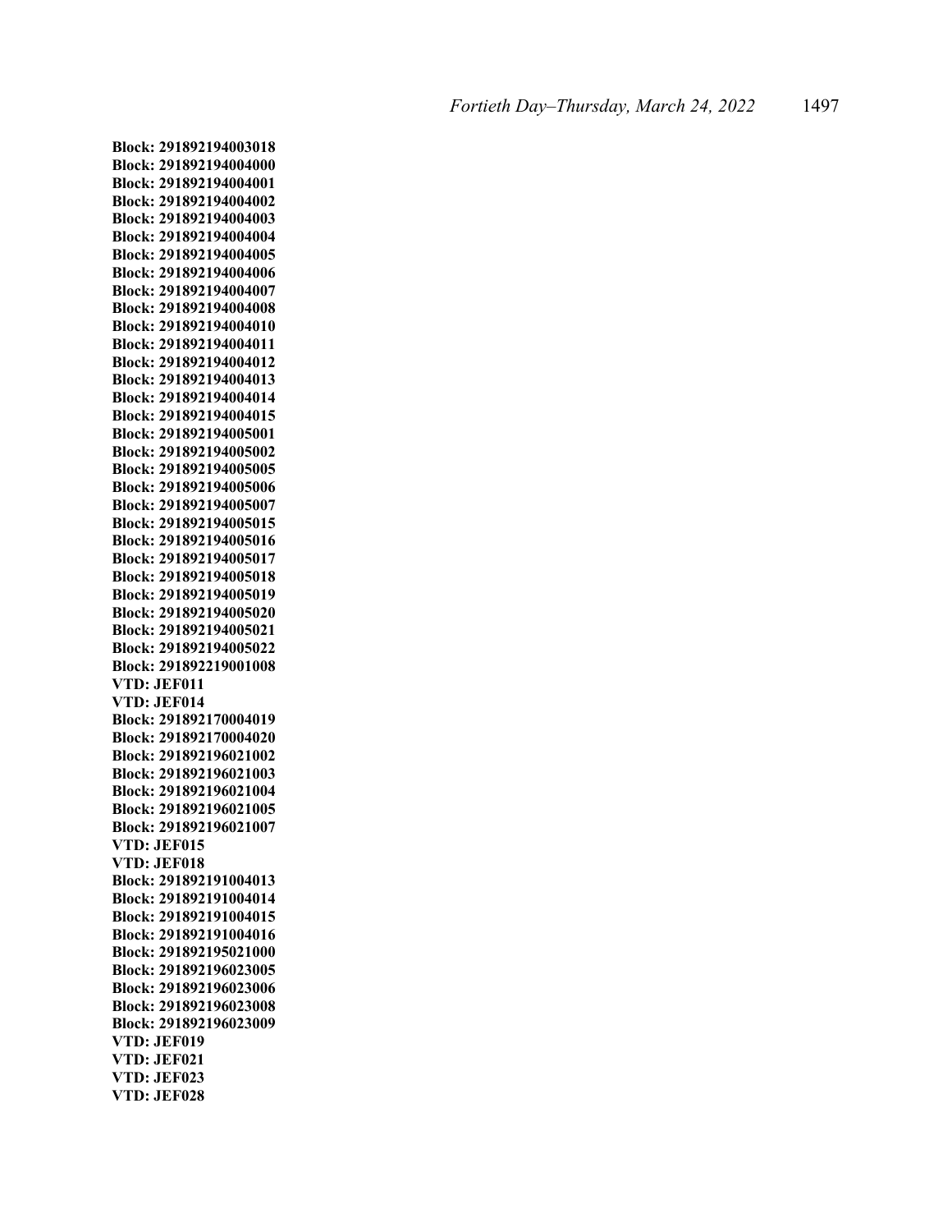**Block: 291892194003018**
**Block: 291892194004000**
**Block: 291892194004001**
**Block: 291892194004002**
**Block: 291892194004003**
**Block: 291892194004004**
**Block: 291892194004005**
**Block: 291892194004006**
**Block: 291892194004007**
**Block: 291892194004008**
**Block: 291892194004010**
**Block: 291892194004011**
**Block: 291892194004012**
**Block: 291892194004013**
**Block: 291892194004014**
**Block: 291892194004015**
**Block: 291892194005001**
**Block: 291892194005002**
**Block: 291892194005005**
**Block: 291892194005006**
**Block: 291892194005007**
**Block: 291892194005015**
**Block: 291892194005016**
**Block: 291892194005017**
**Block: 291892194005018**
**Block: 291892194005019**
**Block: 291892194005020**
**Block: 291892194005021**
**Block: 291892194005022**
**Block: 291892219001008**
**VTD: JEF011**
**VTD: JEF014**
**Block: 291892170004019**
**Block: 291892170004020**
**Block: 291892196021002**
**Block: 291892196021003**
**Block: 291892196021004**
**Block: 291892196021005**
**Block: 291892196021007**
**VTD: JEF015**
**VTD: JEF018**
**Block: 291892191004013**
**Block: 291892191004014**
**Block: 291892191004015**
**Block: 291892191004016**
**Block: 291892195021000**
**Block: 291892196023005**
**Block: 291892196023006**
**Block: 291892196023008**
**Block: 291892196023009**
**VTD: JEF019**
**VTD: JEF021**
**VTD: JEF023**
**VTD: JEF028**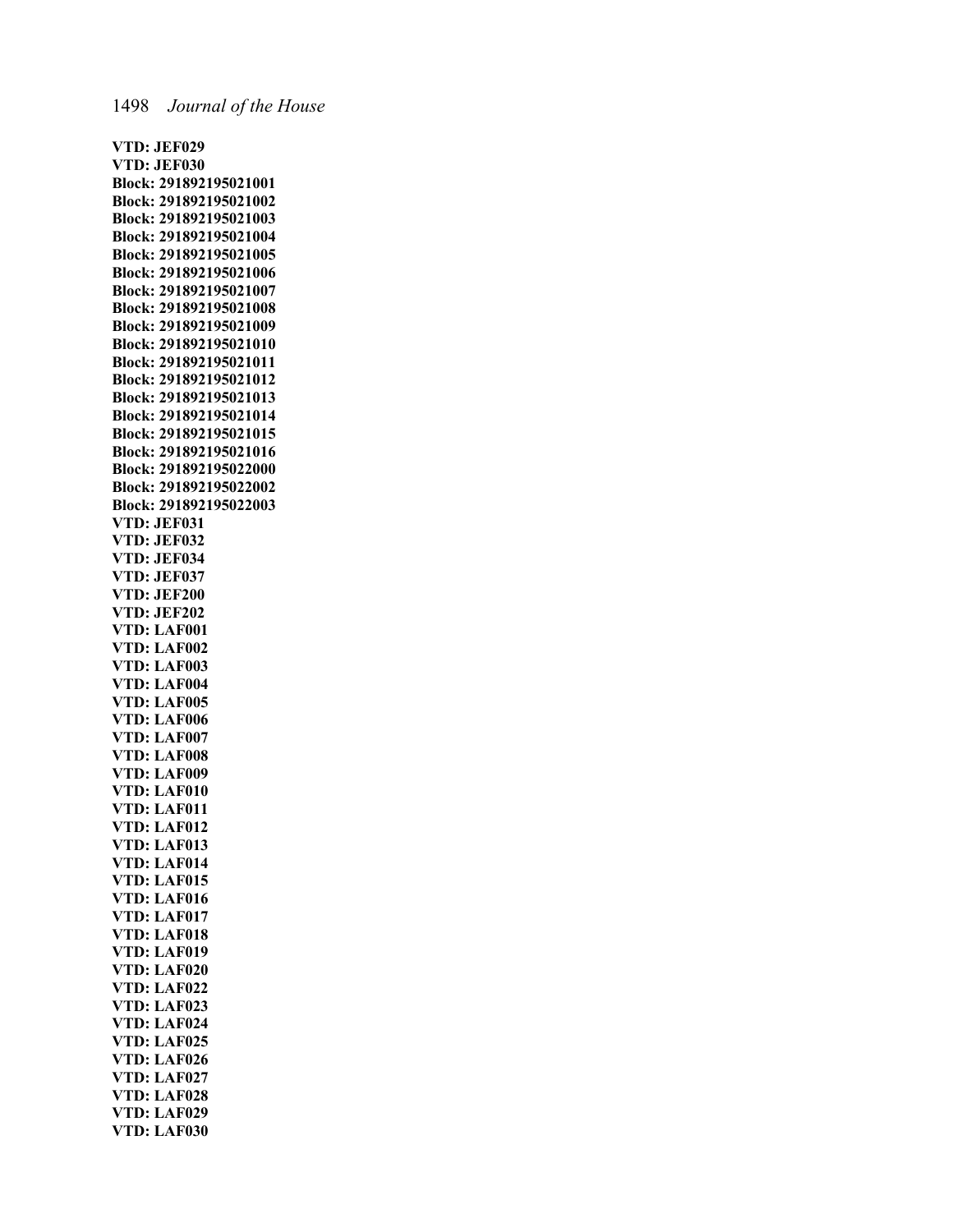**VTD: JEF029**
**VTD: JEF030**
**Block: 291892195021001**
**Block: 291892195021002**
**Block: 291892195021003**
**Block: 291892195021004**
**Block: 291892195021005**
**Block: 291892195021006**
**Block: 291892195021007**
**Block: 291892195021008**
**Block: 291892195021009**
**Block: 291892195021010**
**Block: 291892195021011**
**Block: 291892195021012**
**Block: 291892195021013**
**Block: 291892195021014**
**Block: 291892195021015**
**Block: 291892195021016**
**Block: 291892195022000**
**Block: 291892195022002**
**Block: 291892195022003**
**VTD: JEF031**
**VTD: JEF032**
**VTD: JEF034**
**VTD: JEF037**
**VTD: JEF200**
**VTD: JEF202**
**VTD: LAF001**
**VTD: LAF002**
**VTD: LAF003**
**VTD: LAF004**
**VTD: LAF005**
**VTD: LAF006**
**VTD: LAF007**
**VTD: LAF008**
**VTD: LAF009**
**VTD: LAF010**
**VTD: LAF011**
**VTD: LAF012**
**VTD: LAF013**
**VTD: LAF014**
**VTD: LAF015**
**VTD: LAF016**
**VTD: LAF017**
**VTD: LAF018**
**VTD: LAF019**
**VTD: LAF020**
**VTD: LAF022**
**VTD: LAF023**
**VTD: LAF024**
**VTD: LAF025**
**VTD: LAF026**
**VTD: LAF027**
**VTD: LAF028**
**VTD: LAF029**
**VTD: LAF030**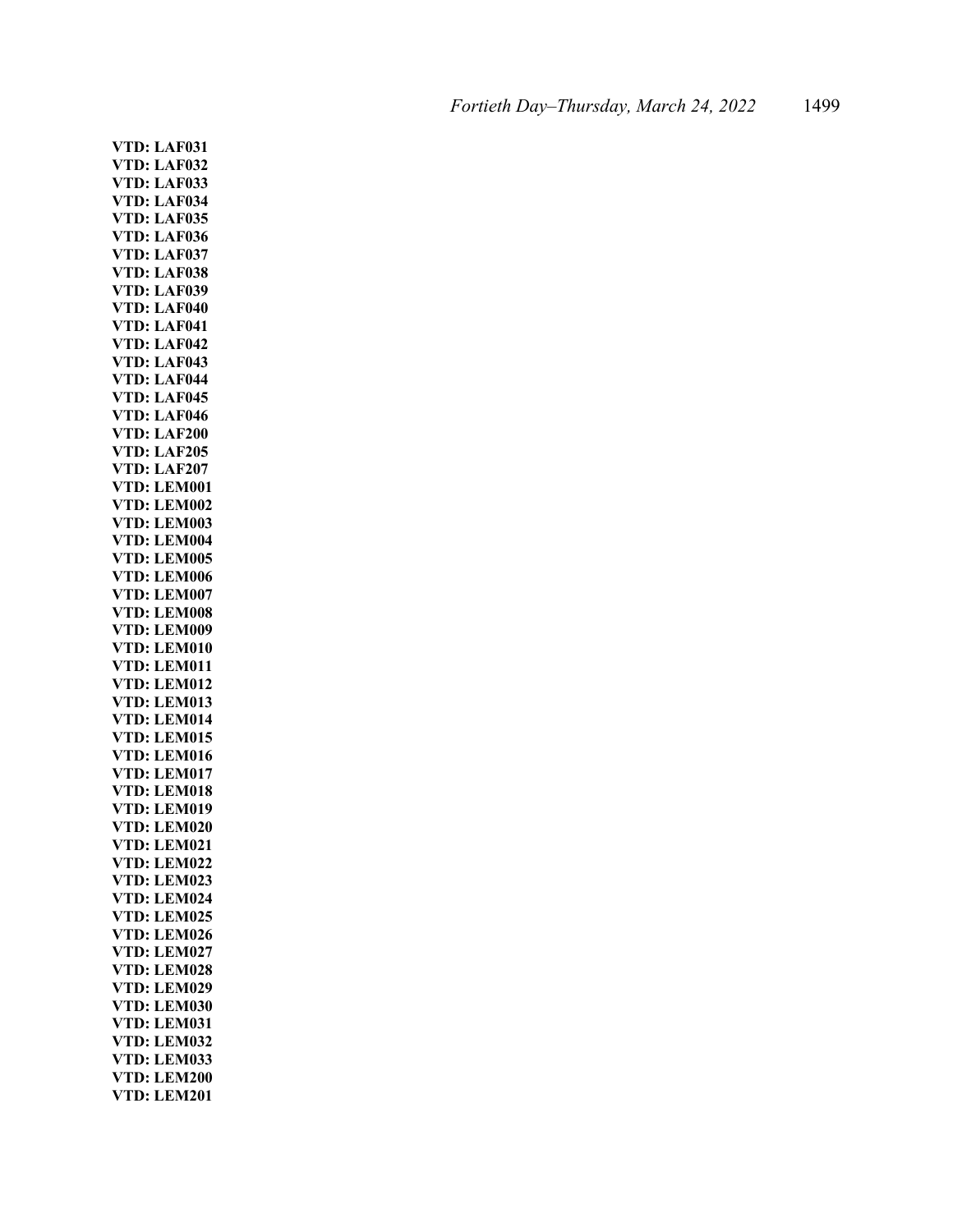**VTD: LAF031**
**VTD: LAF032**
**VTD: LAF033**
**VTD: LAF034**
**VTD: LAF035**
**VTD: LAF036**
**VTD: LAF037**
**VTD: LAF038**
**VTD: LAF039**
**VTD: LAF040**
**VTD: LAF041**
**VTD: LAF042**
**VTD: LAF043**
**VTD: LAF044**
**VTD: LAF045**
**VTD: LAF046**
**VTD: LAF200**
**VTD: LAF205**
**VTD: LAF207**
**VTD: LEM001**
**VTD: LEM002**
**VTD: LEM003**
**VTD: LEM004**
**VTD: LEM005**
**VTD: LEM006**
**VTD: LEM007**
**VTD: LEM008**
**VTD: LEM009**
**VTD: LEM010**
**VTD: LEM011**
**VTD: LEM012**
**VTD: LEM013**
**VTD: LEM014**
**VTD: LEM015**
**VTD: LEM016**
**VTD: LEM017**
**VTD: LEM018**
**VTD: LEM019**
**VTD: LEM020**
**VTD: LEM021**
**VTD: LEM022**
**VTD: LEM023**
**VTD: LEM024**
**VTD: LEM025**
**VTD: LEM026**
**VTD: LEM027**
**VTD: LEM028**
**VTD: LEM029**
**VTD: LEM030**
**VTD: LEM031**
**VTD: LEM032**
**VTD: LEM033**
**VTD: LEM200**
**VTD: LEM201**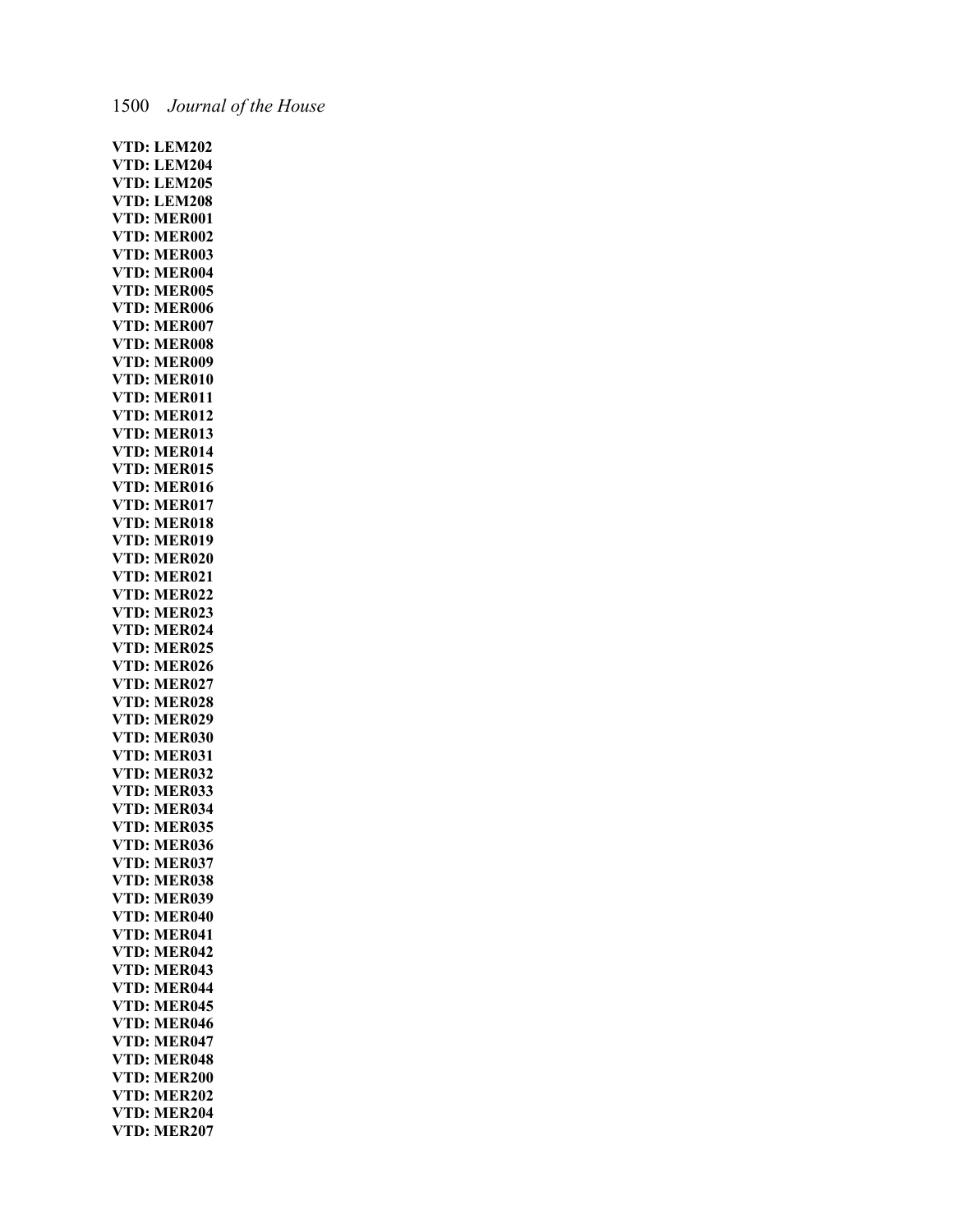**VTD: LEM202**
**VTD: LEM204**
**VTD: LEM205**
**VTD: LEM208**
**VTD: MER001**
**VTD: MER002**
**VTD: MER003**
**VTD: MER004**
**VTD: MER005**
**VTD: MER006**
**VTD: MER007**
**VTD: MER008**
**VTD: MER009**
**VTD: MER010**
**VTD: MER011**
**VTD: MER012**
**VTD: MER013**
**VTD: MER014**
**VTD: MER015**
**VTD: MER016**
**VTD: MER017**
**VTD: MER018**
**VTD: MER019**
**VTD: MER020**
**VTD: MER021**
**VTD: MER022**
**VTD: MER023**
**VTD: MER024**
**VTD: MER025**
**VTD: MER026**
**VTD: MER027**
**VTD: MER028**
**VTD: MER029**
**VTD: MER030**
**VTD: MER031**
**VTD: MER032**
**VTD: MER033**
**VTD: MER034**
**VTD: MER035**
**VTD: MER036**
**VTD: MER037**
**VTD: MER038**
**VTD: MER039**
**VTD: MER040**
**VTD: MER041**
**VTD: MER042**
**VTD: MER043**
**VTD: MER044**
**VTD: MER045**
**VTD: MER046**
**VTD: MER047**
**VTD: MER048**
**VTD: MER200**
**VTD: MER202**
**VTD: MER204**
**VTD: MER207**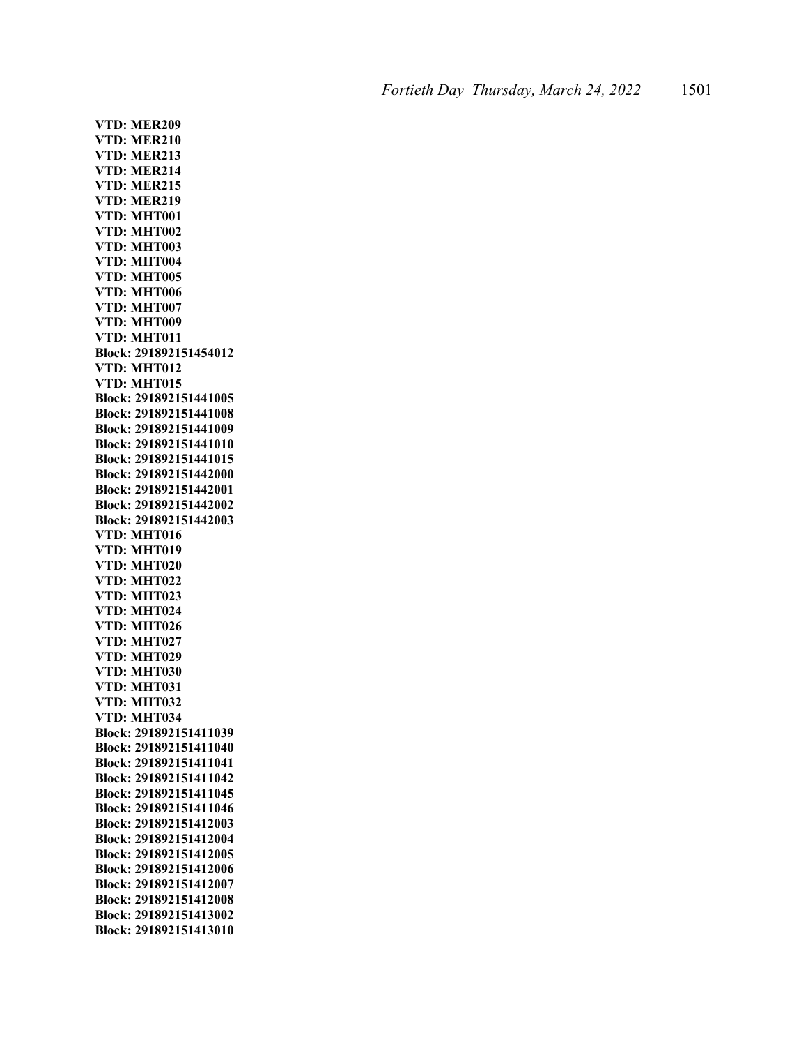**VTD: MER209**
**VTD: MER210**
**VTD: MER213**
**VTD: MER214**
**VTD: MER215**
**VTD: MER219**
**VTD: MHT001**
**VTD: MHT002**
**VTD: MHT003**
**VTD: MHT004**
**VTD: MHT005**
**VTD: MHT006**
**VTD: MHT007**
**VTD: MHT009**
**VTD: MHT011**
**Block: 291892151454012**
**VTD: MHT012**
**VTD: MHT015**
**Block: 291892151441005**
**Block: 291892151441008**
**Block: 291892151441009**
**Block: 291892151441010**
**Block: 291892151441015**
**Block: 291892151442000**
**Block: 291892151442001**
**Block: 291892151442002**
**Block: 291892151442003**
**VTD: MHT016**
**VTD: MHT019**
**VTD: MHT020**
**VTD: MHT022**
**VTD: MHT023**
**VTD: MHT024**
**VTD: MHT026**
**VTD: MHT027**
**VTD: MHT029**
**VTD: MHT030**
**VTD: MHT031**
**VTD: MHT032**
**VTD: MHT034**
**Block: 291892151411039**
**Block: 291892151411040**
**Block: 291892151411041**
**Block: 291892151411042**
**Block: 291892151411045**
**Block: 291892151411046**
**Block: 291892151412003**
**Block: 291892151412004**
**Block: 291892151412005**
**Block: 291892151412006**
**Block: 291892151412007**
**Block: 291892151412008**
**Block: 291892151413002**
**Block: 291892151413010**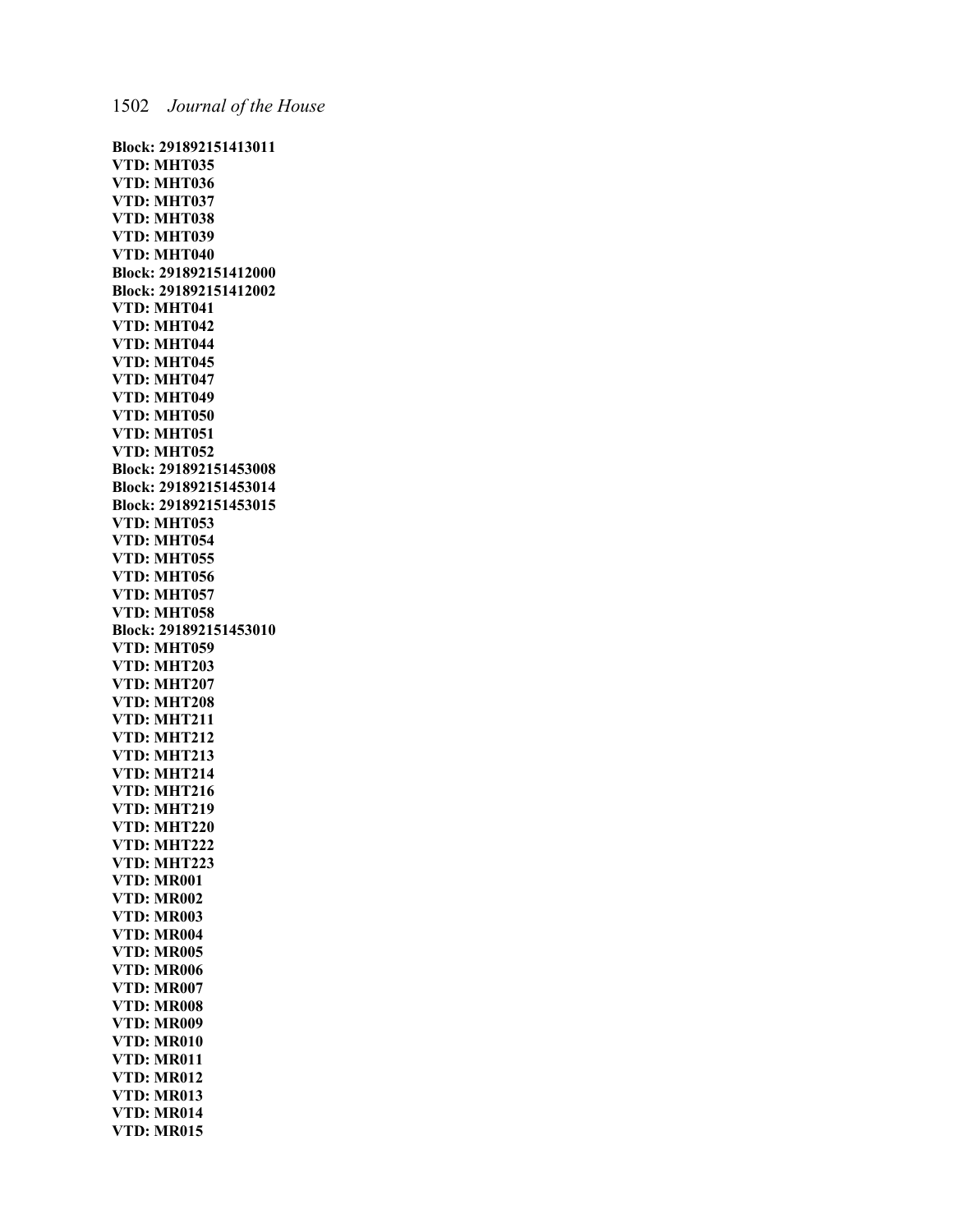**Block: 291892151413011**
**VTD: MHT035**
**VTD: MHT036**
**VTD: MHT037**
**VTD: MHT038**
**VTD: MHT039**
**VTD: MHT040**
**Block: 291892151412000**
**Block: 291892151412002**
**VTD: MHT041**
**VTD: MHT042**
**VTD: MHT044**
**VTD: MHT045**
**VTD: MHT047**
**VTD: MHT049**
**VTD: MHT050**
**VTD: MHT051**
**VTD: MHT052**
**Block: 291892151453008**
**Block: 291892151453014**
**Block: 291892151453015**
**VTD: MHT053**
**VTD: MHT054**
**VTD: MHT055**
**VTD: MHT056**
**VTD: MHT057**
**VTD: MHT058**
**Block: 291892151453010**
**VTD: MHT059**
**VTD: MHT203**
**VTD: MHT207**
**VTD: MHT208**
**VTD: MHT211**
**VTD: MHT212**
**VTD: MHT213**
**VTD: MHT214**
**VTD: MHT216**
**VTD: MHT219**
**VTD: MHT220**
**VTD: MHT222**
**VTD: MHT223**
**VTD: MR001**
**VTD: MR002**
**VTD: MR003**
**VTD: MR004**
**VTD: MR005**
**VTD: MR006**
**VTD: MR007**
**VTD: MR008**
**VTD: MR009**
**VTD: MR010**
**VTD: MR011**
**VTD: MR012**
**VTD: MR013**
**VTD: MR014**
**VTD: MR015**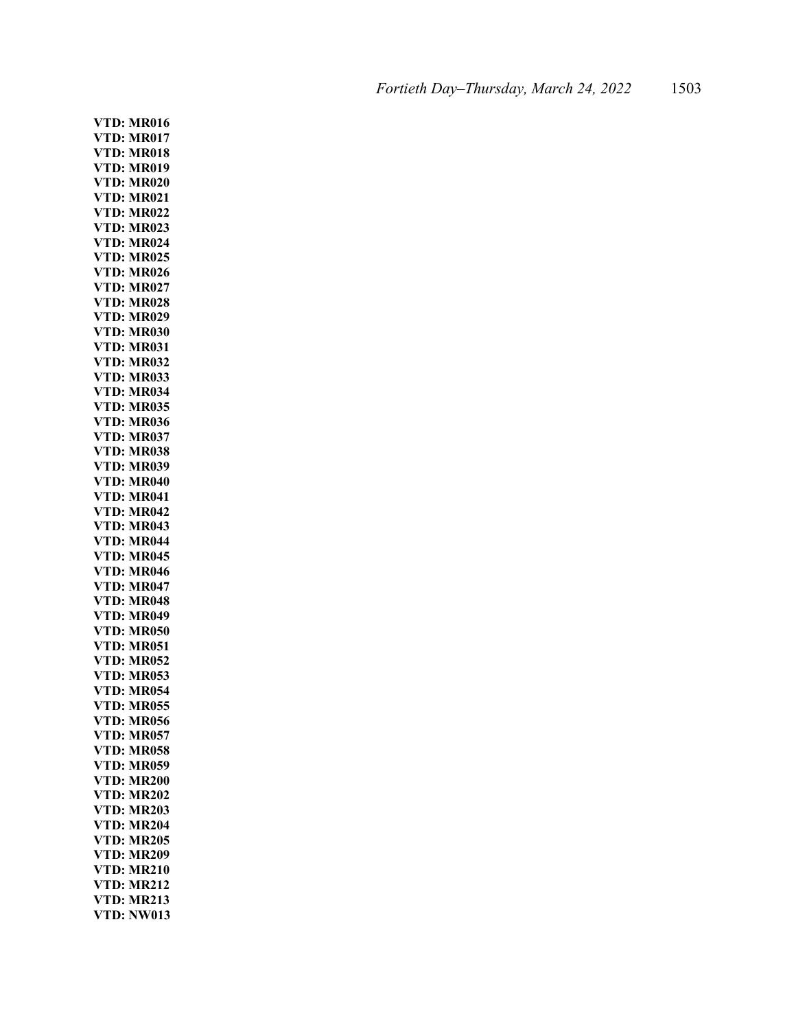**VTD: MR016**
**VTD: MR017**
**VTD: MR018**
**VTD: MR019**
**VTD: MR020**
**VTD: MR021**
**VTD: MR022**
**VTD: MR023**
**VTD: MR024**
**VTD: MR025**
**VTD: MR026**
**VTD: MR027**
**VTD: MR028**
**VTD: MR029**
**VTD: MR030**
**VTD: MR031**
**VTD: MR032**
**VTD: MR033**
**VTD: MR034**
**VTD: MR035**
**VTD: MR036**
**VTD: MR037**
**VTD: MR038**
**VTD: MR039**
**VTD: MR040**
**VTD: MR041**
**VTD: MR042**
**VTD: MR043**
**VTD: MR044**
**VTD: MR045**
**VTD: MR046**
**VTD: MR047**
**VTD: MR048**
**VTD: MR049**
**VTD: MR050**
**VTD: MR051**
**VTD: MR052**
**VTD: MR053**
**VTD: MR054**
**VTD: MR055**
**VTD: MR056**
**VTD: MR057**
**VTD: MR058**
**VTD: MR059**
**VTD: MR200**
**VTD: MR202**
**VTD: MR203**
**VTD: MR204**
**VTD: MR205**
**VTD: MR209**
**VTD: MR210**
**VTD: MR212**
**VTD: MR213**
**VTD: NW013**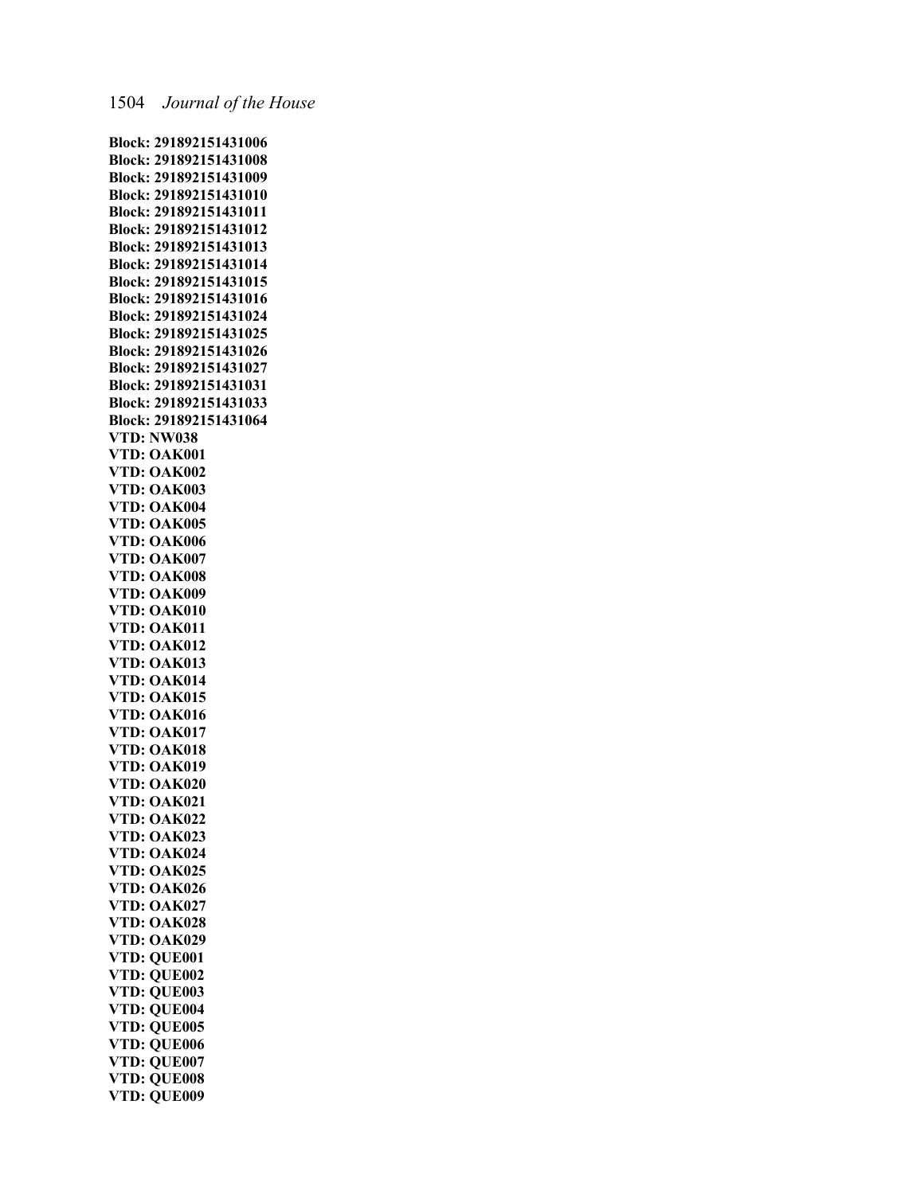**Block: 291892151431006**
**Block: 291892151431008**
**Block: 291892151431009**
**Block: 291892151431010**
**Block: 291892151431011**
**Block: 291892151431012**
**Block: 291892151431013**
**Block: 291892151431014**
**Block: 291892151431015**
**Block: 291892151431016**
**Block: 291892151431024**
**Block: 291892151431025**
**Block: 291892151431026**
**Block: 291892151431027**
**Block: 291892151431031**
**Block: 291892151431033**
**Block: 291892151431064**
**VTD: NW038**
**VTD: OAK001**
**VTD: OAK002**
**VTD: OAK003**
**VTD: OAK004**
**VTD: OAK005**
**VTD: OAK006**
**VTD: OAK007**
**VTD: OAK008**
**VTD: OAK009**
**VTD: OAK010**
**VTD: OAK011**
**VTD: OAK012**
**VTD: OAK013**
**VTD: OAK014**
**VTD: OAK015**
**VTD: OAK016**
**VTD: OAK017**
**VTD: OAK018**
**VTD: OAK019**
**VTD: OAK020**
**VTD: OAK021**
**VTD: OAK022**
**VTD: OAK023**
**VTD: OAK024**
**VTD: OAK025**
**VTD: OAK026**
**VTD: OAK027**
**VTD: OAK028**
**VTD: OAK029**
**VTD: QUE001**
**VTD: QUE002**
**VTD: QUE003**
**VTD: QUE004**
**VTD: QUE005**
**VTD: QUE006**
**VTD: QUE007**
**VTD: QUE008**
**VTD: QUE009**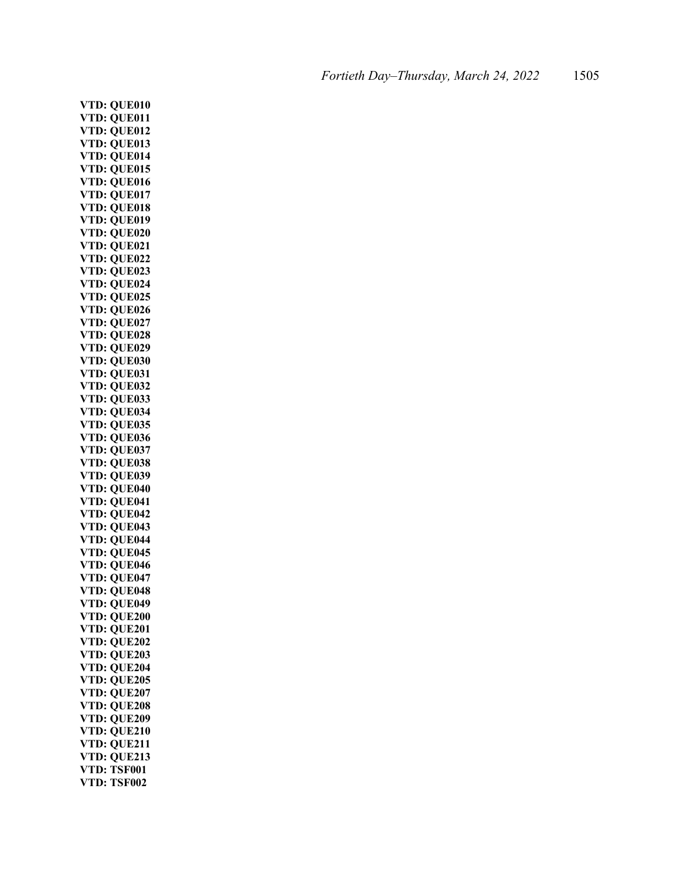**VTD: QUE010**
**VTD: QUE011**
**VTD: QUE012**
**VTD: QUE013**
**VTD: QUE014**
**VTD: QUE015**
**VTD: QUE016**
**VTD: QUE017**
**VTD: QUE018**
**VTD: QUE019**
**VTD: QUE020**
**VTD: QUE021**
**VTD: QUE022**
**VTD: QUE023**
**VTD: QUE024**
**VTD: QUE025**
**VTD: QUE026**
**VTD: QUE027**
**VTD: QUE028**
**VTD: QUE029**
**VTD: QUE030**
**VTD: QUE031**
**VTD: QUE032**
**VTD: QUE033**
**VTD: QUE034**
**VTD: QUE035**
**VTD: QUE036**
**VTD: QUE037**
**VTD: QUE038**
**VTD: QUE039**
**VTD: QUE040**
**VTD: QUE041**
**VTD: QUE042**
**VTD: QUE043**
**VTD: QUE044**
**VTD: QUE045**
**VTD: QUE046**
**VTD: QUE047**
**VTD: QUE048**
**VTD: QUE049**
**VTD: QUE200**
**VTD: QUE201**
**VTD: QUE202**
**VTD: QUE203**
**VTD: QUE204**
**VTD: QUE205**
**VTD: QUE207**
**VTD: QUE208**
**VTD: QUE209**
**VTD: QUE210**
**VTD: QUE211**
**VTD: QUE213**
**VTD: TSF001**
**VTD: TSF002**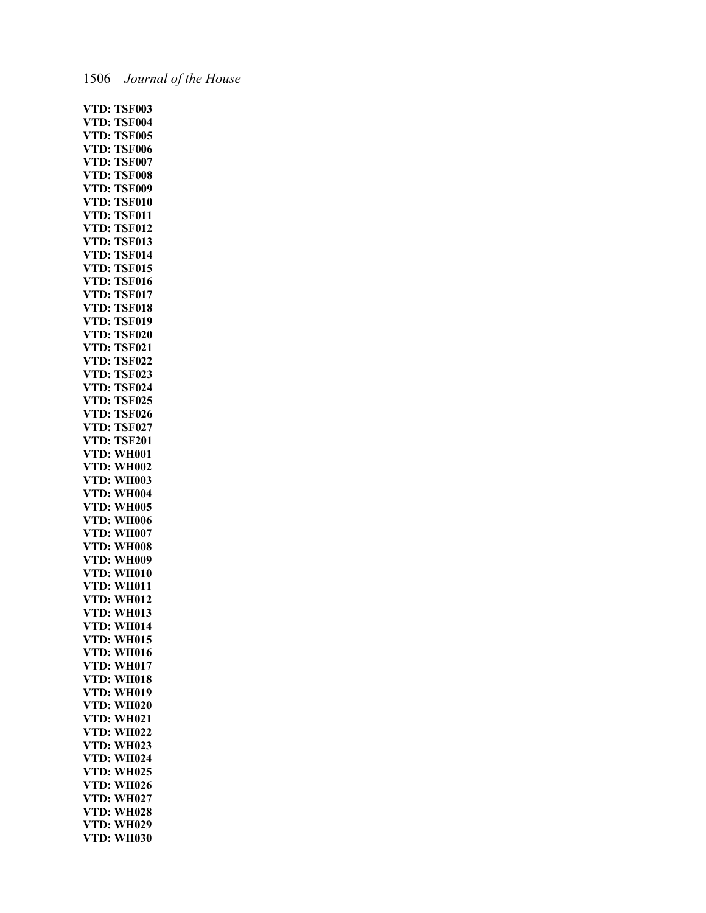**VTD: TSF003**
**VTD: TSF004**
**VTD: TSF005**
**VTD: TSF006**
**VTD: TSF007**
**VTD: TSF008**
**VTD: TSF009**
**VTD: TSF010**
**VTD: TSF011**
**VTD: TSF012**
**VTD: TSF013**
**VTD: TSF014**
**VTD: TSF015**
**VTD: TSF016**
**VTD: TSF017**
**VTD: TSF018**
**VTD: TSF019**
**VTD: TSF020**
**VTD: TSF021**
**VTD: TSF022**
**VTD: TSF023**
**VTD: TSF024**
**VTD: TSF025**
**VTD: TSF026**
**VTD: TSF027**
**VTD: TSF201**
**VTD: WH001**
**VTD: WH002**
**VTD: WH003**
**VTD: WH004**
**VTD: WH005**
**VTD: WH006**
**VTD: WH007**
**VTD: WH008**
**VTD: WH009**
**VTD: WH010**
**VTD: WH011**
**VTD: WH012**
**VTD: WH013**
**VTD: WH014**
**VTD: WH015**
**VTD: WH016**
**VTD: WH017**
**VTD: WH018**
**VTD: WH019**
**VTD: WH020**
**VTD: WH021**
**VTD: WH022**
**VTD: WH023**
**VTD: WH024**
**VTD: WH025**
**VTD: WH026**
**VTD: WH027**
**VTD: WH028**
**VTD: WH029**
**VTD: WH030**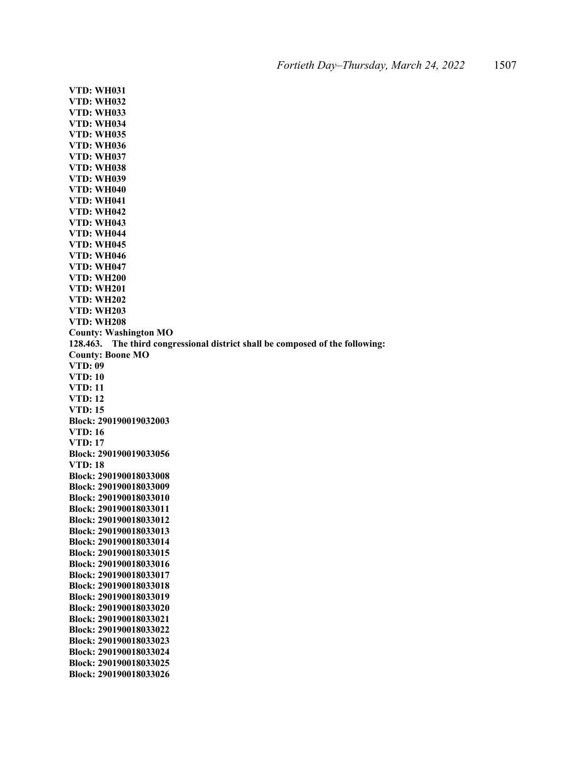**VTD: WH031**
**VTD: WH032**
**VTD: WH033**
**VTD: WH034**
**VTD: WH035**
**VTD: WH036**
**VTD: WH037**
**VTD: WH038**
**VTD: WH039**
**VTD: WH040**
**VTD: WH041**
**VTD: WH042**
**VTD: WH043**
**VTD: WH044**
**VTD: WH045**
**VTD: WH046**
**VTD: WH047**
**VTD: WH200**
**VTD: WH201**
**VTD: WH202**
**VTD: WH203**
**VTD: WH208**
**County: Washington MO**
**128.463. The third congressional district shall be composed of the following:**
**County: Boone MO**
**VTD: 09**
**VTD: 10**
**VTD: 11**
**VTD: 12**
**VTD: 15**
**Block: 290190019032003**
**VTD: 16**
**VTD: 17**
**Block: 290190019033056**
**VTD: 18**
**Block: 290190018033008**
**Block: 290190018033009**
**Block: 290190018033010**
**Block: 290190018033011**
**Block: 290190018033012**
**Block: 290190018033013**
**Block: 290190018033014**
**Block: 290190018033015**
**Block: 290190018033016**
**Block: 290190018033017**
**Block: 290190018033018**
**Block: 290190018033019**
**Block: 290190018033020**
**Block: 290190018033021**
**Block: 290190018033022**
**Block: 290190018033023**
**Block: 290190018033024**
**Block: 290190018033025**
**Block: 290190018033026**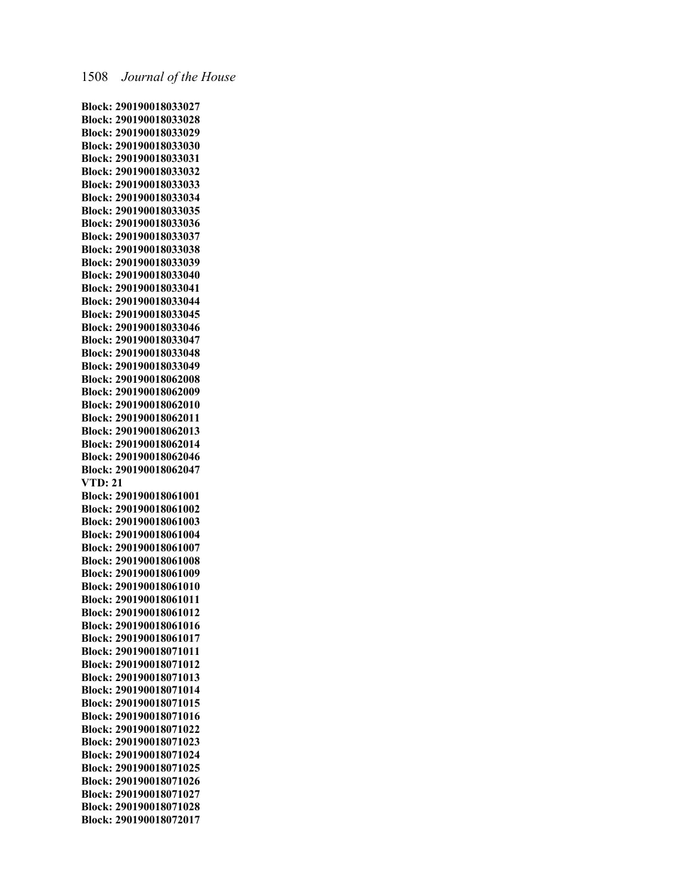**Block: 290190018033027**
**Block: 290190018033028**
**Block: 290190018033029**
**Block: 290190018033030**
**Block: 290190018033031**
**Block: 290190018033032**
**Block: 290190018033033**
**Block: 290190018033034**
**Block: 290190018033035**
**Block: 290190018033036**
**Block: 290190018033037**
**Block: 290190018033038**
**Block: 290190018033039**
**Block: 290190018033040**
**Block: 290190018033041**
**Block: 290190018033044**
**Block: 290190018033045**
**Block: 290190018033046**
**Block: 290190018033047**
**Block: 290190018033048**
**Block: 290190018033049**
**Block: 290190018062008**
**Block: 290190018062009**
**Block: 290190018062010**
**Block: 290190018062011**
**Block: 290190018062013**
**Block: 290190018062014**
**Block: 290190018062046**
**Block: 290190018062047**
**VTD: 21**
**Block: 290190018061001**
**Block: 290190018061002**
**Block: 290190018061003**
**Block: 290190018061004**
**Block: 290190018061007**
**Block: 290190018061008**
**Block: 290190018061009**
**Block: 290190018061010**
**Block: 290190018061011**
**Block: 290190018061012**
**Block: 290190018061016**
**Block: 290190018061017**
**Block: 290190018071011**
**Block: 290190018071012**
**Block: 290190018071013**
**Block: 290190018071014**
**Block: 290190018071015**
**Block: 290190018071016**
**Block: 290190018071022**
**Block: 290190018071023**
**Block: 290190018071024**
**Block: 290190018071025**
**Block: 290190018071026**
**Block: 290190018071027**
**Block: 290190018071028**
**Block: 290190018072017**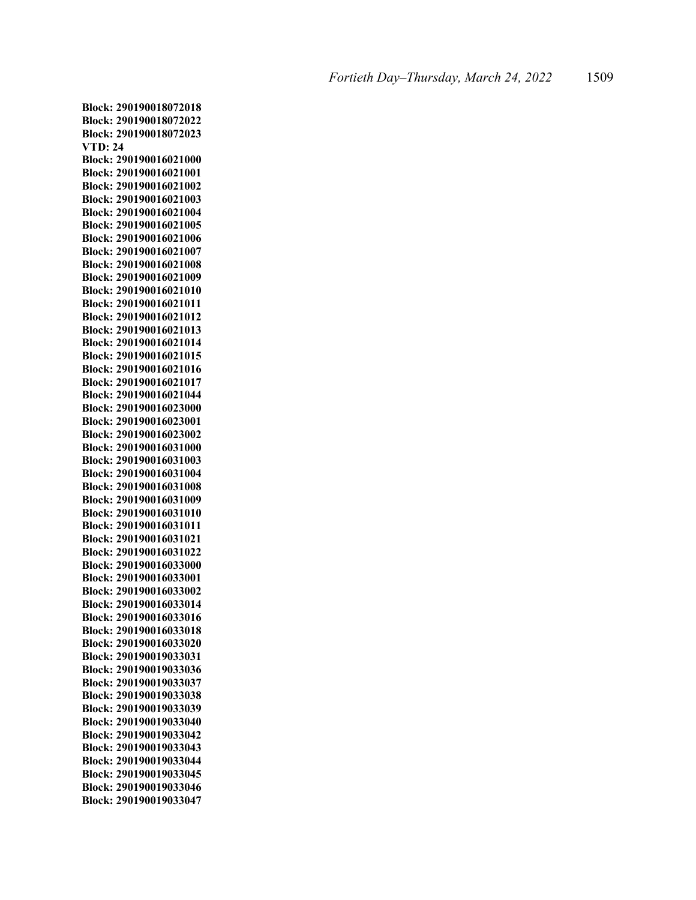**Block: 290190018072018**
**Block: 290190018072022**
**Block: 290190018072023**
**VTD: 24**
**Block: 290190016021000**
**Block: 290190016021001**
**Block: 290190016021002**
**Block: 290190016021003**
**Block: 290190016021004**
**Block: 290190016021005**
**Block: 290190016021006**
**Block: 290190016021007**
**Block: 290190016021008**
**Block: 290190016021009**
**Block: 290190016021010**
**Block: 290190016021011**
**Block: 290190016021012**
**Block: 290190016021013**
**Block: 290190016021014**
**Block: 290190016021015**
**Block: 290190016021016**
**Block: 290190016021017**
**Block: 290190016021044**
**Block: 290190016023000**
**Block: 290190016023001**
**Block: 290190016023002**
**Block: 290190016031000**
**Block: 290190016031003**
**Block: 290190016031004**
**Block: 290190016031008**
**Block: 290190016031009**
**Block: 290190016031010**
**Block: 290190016031011**
**Block: 290190016031021**
**Block: 290190016031022**
**Block: 290190016033000**
**Block: 290190016033001**
**Block: 290190016033002**
**Block: 290190016033014**
**Block: 290190016033016**
**Block: 290190016033018**
**Block: 290190016033020**
**Block: 290190019033031**
**Block: 290190019033036**
**Block: 290190019033037**
**Block: 290190019033038**
**Block: 290190019033039**
**Block: 290190019033040**
**Block: 290190019033042**
**Block: 290190019033043**
**Block: 290190019033044**
**Block: 290190019033045**
**Block: 290190019033046**
**Block: 290190019033047**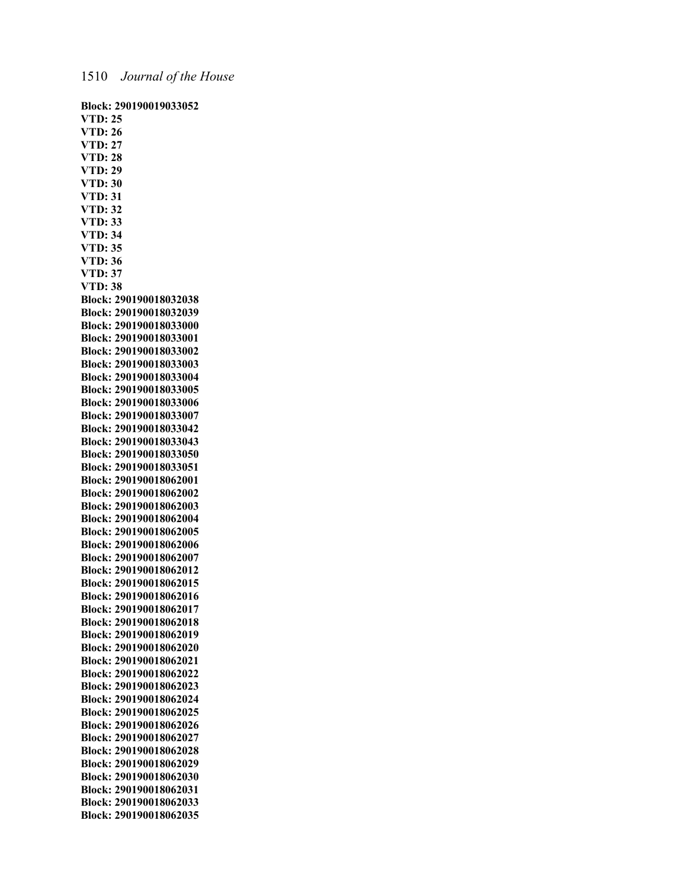**Block: 290190019033052**
**VTD: 25**
**VTD: 26**
**VTD: 27**
**VTD: 28**
**VTD: 29**
**VTD: 30**
**VTD: 31**
**VTD: 32**
**VTD: 33**
**VTD: 34**
**VTD: 35**
**VTD: 36**
**VTD: 37**
**VTD: 38**
**Block: 290190018032038**
**Block: 290190018032039**
**Block: 290190018033000**
**Block: 290190018033001**
**Block: 290190018033002**
**Block: 290190018033003**
**Block: 290190018033004**
**Block: 290190018033005**
**Block: 290190018033006**
**Block: 290190018033007**
**Block: 290190018033042**
**Block: 290190018033043**
**Block: 290190018033050**
**Block: 290190018033051**
**Block: 290190018062001**
**Block: 290190018062002**
**Block: 290190018062003**
**Block: 290190018062004**
**Block: 290190018062005**
**Block: 290190018062006**
**Block: 290190018062007**
**Block: 290190018062012**
**Block: 290190018062015**
**Block: 290190018062016**
**Block: 290190018062017**
**Block: 290190018062018**
**Block: 290190018062019**
**Block: 290190018062020**
**Block: 290190018062021**
**Block: 290190018062022**
**Block: 290190018062023**
**Block: 290190018062024**
**Block: 290190018062025**
**Block: 290190018062026**
**Block: 290190018062027**
**Block: 290190018062028**
**Block: 290190018062029**
**Block: 290190018062030**
**Block: 290190018062031**
**Block: 290190018062033**
**Block: 290190018062035**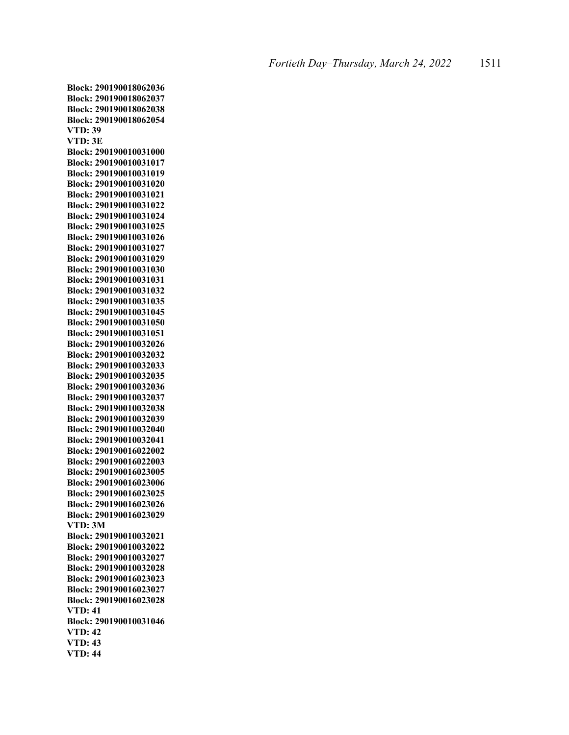**Block: 290190018062036**
**Block: 290190018062037**
**Block: 290190018062038**
**Block: 290190018062054**
**VTD: 39**
**VTD: 3E**
**Block: 290190010031000**
**Block: 290190010031017**
**Block: 290190010031019**
**Block: 290190010031020**
**Block: 290190010031021**
**Block: 290190010031022**
**Block: 290190010031024**
**Block: 290190010031025**
**Block: 290190010031026**
**Block: 290190010031027**
**Block: 290190010031029**
**Block: 290190010031030**
**Block: 290190010031031**
**Block: 290190010031032**
**Block: 290190010031035**
**Block: 290190010031045**
**Block: 290190010031050**
**Block: 290190010031051**
**Block: 290190010032026**
**Block: 290190010032032**
**Block: 290190010032033**
**Block: 290190010032035**
**Block: 290190010032036**
**Block: 290190010032037**
**Block: 290190010032038**
**Block: 290190010032039**
**Block: 290190010032040**
**Block: 290190010032041**
**Block: 290190016022002**
**Block: 290190016022003**
**Block: 290190016023005**
**Block: 290190016023006**
**Block: 290190016023025**
**Block: 290190016023026**
**Block: 290190016023029**
**VTD: 3M**
**Block: 290190010032021**
**Block: 290190010032022**
**Block: 290190010032027**
**Block: 290190010032028**
**Block: 290190016023023**
**Block: 290190016023027**
**Block: 290190016023028**
**VTD: 41**
**Block: 290190010031046**
**VTD: 42**
**VTD: 43**
**VTD: 44**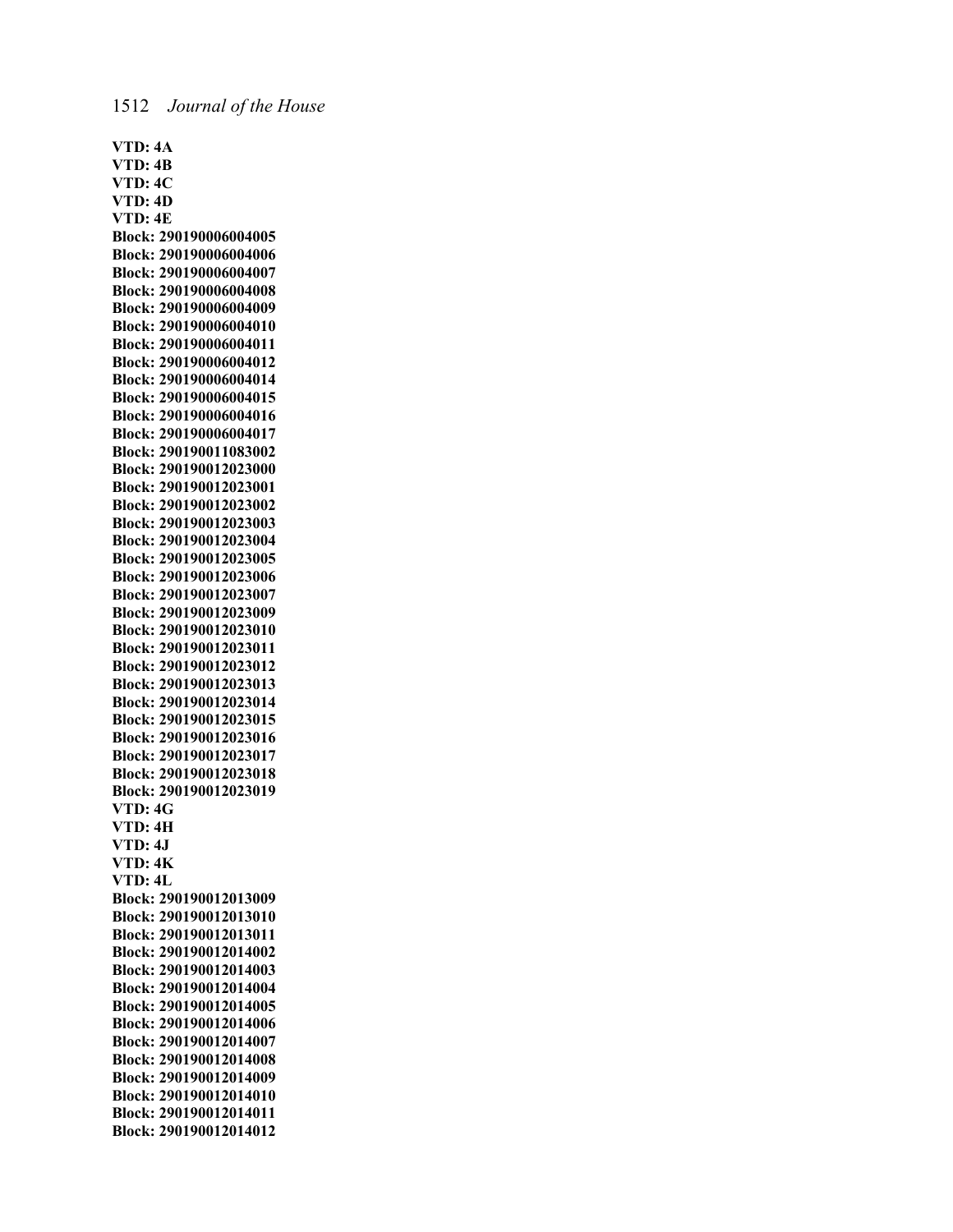**VTD: 4A**
**VTD: 4B**
**VTD: 4C**
**VTD: 4D**
**VTD: 4E**
**Block: 290190006004005**
**Block: 290190006004006**
**Block: 290190006004007**
**Block: 290190006004008**
**Block: 290190006004009**
**Block: 290190006004010**
**Block: 290190006004011**
**Block: 290190006004012**
**Block: 290190006004014**
**Block: 290190006004015**
**Block: 290190006004016**
**Block: 290190006004017**
**Block: 290190011083002**
**Block: 290190012023000**
**Block: 290190012023001**
**Block: 290190012023002**
**Block: 290190012023003**
**Block: 290190012023004**
**Block: 290190012023005**
**Block: 290190012023006**
**Block: 290190012023007**
**Block: 290190012023009**
**Block: 290190012023010**
**Block: 290190012023011**
**Block: 290190012023012**
**Block: 290190012023013**
**Block: 290190012023014**
**Block: 290190012023015**
**Block: 290190012023016**
**Block: 290190012023017**
**Block: 290190012023018**
**Block: 290190012023019**
**VTD: 4G**
**VTD: 4H**
**VTD: 4J**
**VTD: 4K**
**VTD: 4L**
**Block: 290190012013009**
**Block: 290190012013010**
**Block: 290190012013011**
**Block: 290190012014002**
**Block: 290190012014003**
**Block: 290190012014004**
**Block: 290190012014005**
**Block: 290190012014006**
**Block: 290190012014007**
**Block: 290190012014008**
**Block: 290190012014009**
**Block: 290190012014010**
**Block: 290190012014011**
**Block: 290190012014012**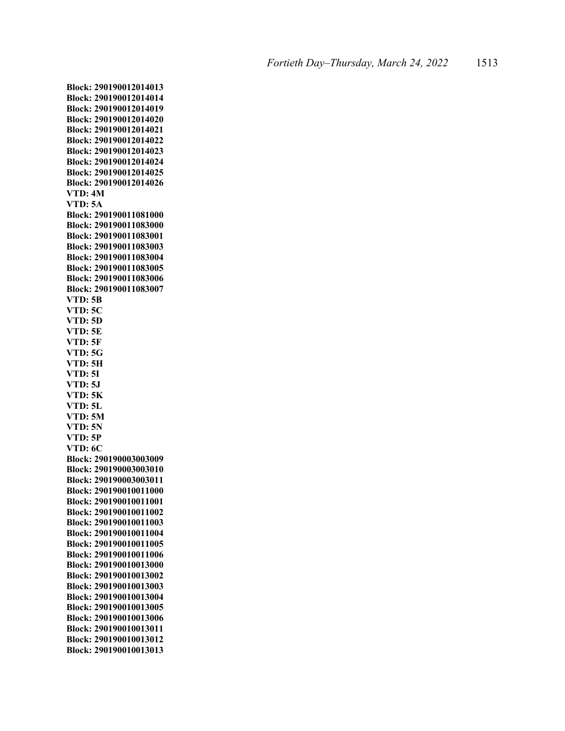**Block: 290190012014013**
**Block: 290190012014014**
**Block: 290190012014019**
**Block: 290190012014020**
**Block: 290190012014021**
**Block: 290190012014022**
**Block: 290190012014023**
**Block: 290190012014024**
**Block: 290190012014025**
**Block: 290190012014026**
**VTD: 4M**
**VTD: 5A**
**Block: 290190011081000**
**Block: 290190011083000**
**Block: 290190011083001**
**Block: 290190011083003**
**Block: 290190011083004**
**Block: 290190011083005**
**Block: 290190011083006**
**Block: 290190011083007**
**VTD: 5B**
**VTD: 5C**
**VTD: 5D**
**VTD: 5E**
**VTD: 5F**
**VTD: 5G**
**VTD: 5H**
**VTD: 5I**
**VTD: 5J**
**VTD: 5K**
**VTD: 5L**
**VTD: 5M**
**VTD: 5N**
**VTD: 5P**
**VTD: 6C**
**Block: 290190003003009**
**Block: 290190003003010**
**Block: 290190003003011**
**Block: 290190010011000**
**Block: 290190010011001**
**Block: 290190010011002**
**Block: 290190010011003**
**Block: 290190010011004**
**Block: 290190010011005**
**Block: 290190010011006**
**Block: 290190010013000**
**Block: 290190010013002**
**Block: 290190010013003**
**Block: 290190010013004**
**Block: 290190010013005**
**Block: 290190010013006**
**Block: 290190010013011**
**Block: 290190010013012**
**Block: 290190010013013**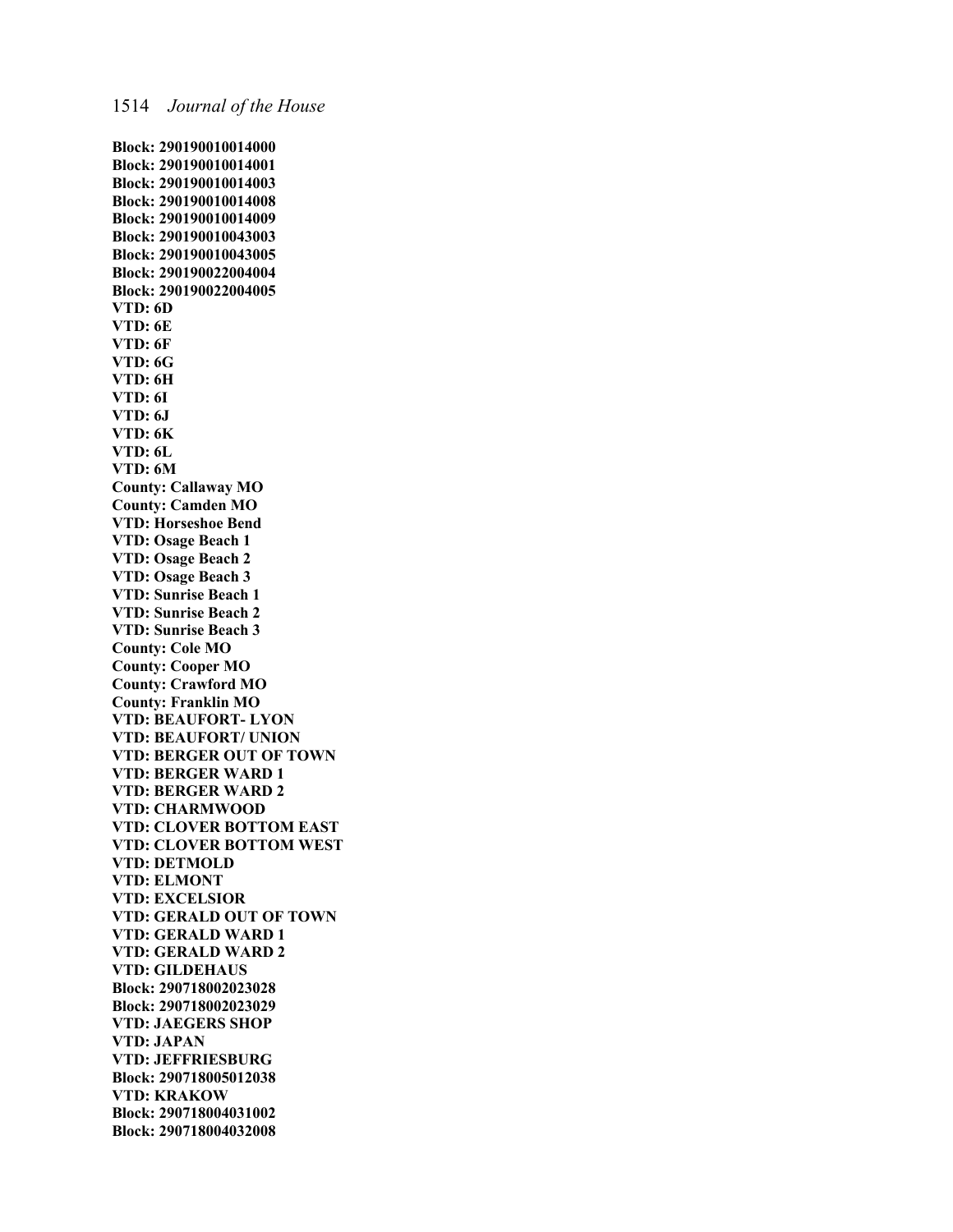**Block: 290190010014000**
**Block: 290190010014001**
**Block: 290190010014003**
**Block: 290190010014008**
**Block: 290190010014009**
**Block: 290190010043003**
**Block: 290190010043005**
**Block: 290190022004004**
**Block: 290190022004005**
**VTD: 6D**
**VTD: 6E**
**VTD: 6F**
**VTD: 6G**
**VTD: 6H**
**VTD: 6I**
**VTD: 6J**
**VTD: 6K**
**VTD: 6L**
**VTD: 6M**
**County: Callaway MO**
**County: Camden MO**
**VTD: Horseshoe Bend**
**VTD: Osage Beach 1**
**VTD: Osage Beach 2**
**VTD: Osage Beach 3**
**VTD: Sunrise Beach 1**
**VTD: Sunrise Beach 2**
**VTD: Sunrise Beach 3**
**County: Cole MO**
**County: Cooper MO**
**County: Crawford MO**
**County: Franklin MO**
**VTD: BEAUFORT- LYON**
**VTD: BEAUFORT/ UNION**
**VTD: BERGER OUT OF TOWN**
**VTD: BERGER WARD 1**
**VTD: BERGER WARD 2**
**VTD: CHARMWOOD**
**VTD: CLOVER BOTTOM EAST**
**VTD: CLOVER BOTTOM WEST**
**VTD: DETMOLD**
**VTD: ELMONT**
**VTD: EXCELSIOR**
**VTD: GERALD OUT OF TOWN**
**VTD: GERALD WARD 1**
**VTD: GERALD WARD 2**
**VTD: GILDEHAUS**
**Block: 290718002023028**
**Block: 290718002023029**
**VTD: JAEGERS SHOP**
**VTD: JAPAN**
**VTD: JEFFRIESBURG**
**Block: 290718005012038**
**VTD: KRAKOW**
**Block: 290718004031002**
**Block: 290718004032008**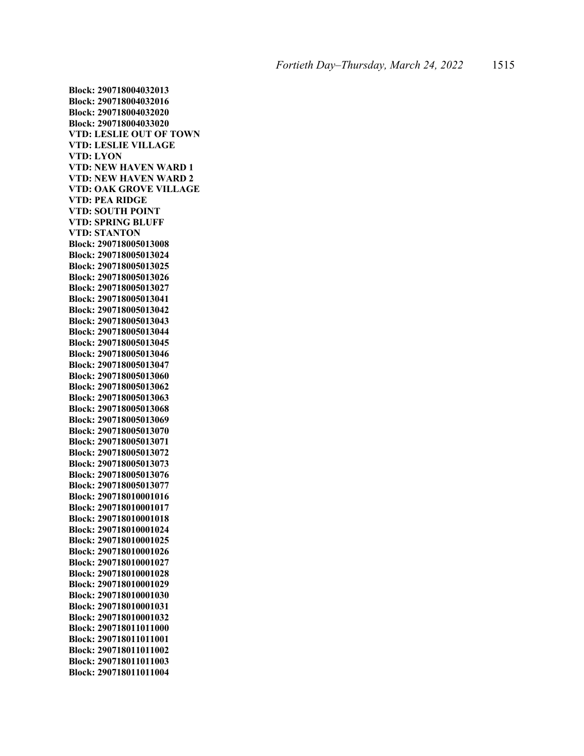**Block: 290718004032013**
**Block: 290718004032016**
**Block: 290718004032020**
**Block: 290718004033020**
**VTD: LESLIE OUT OF TOWN**
**VTD: LESLIE VILLAGE**
**VTD: LYON**
**VTD: NEW HAVEN WARD 1**
**VTD: NEW HAVEN WARD 2**
**VTD: OAK GROVE VILLAGE**
**VTD: PEA RIDGE**
**VTD: SOUTH POINT**
**VTD: SPRING BLUFF**
**VTD: STANTON**
**Block: 290718005013008**
**Block: 290718005013024**
**Block: 290718005013025**
**Block: 290718005013026**
**Block: 290718005013027**
**Block: 290718005013041**
**Block: 290718005013042**
**Block: 290718005013043**
**Block: 290718005013044**
**Block: 290718005013045**
**Block: 290718005013046**
**Block: 290718005013047**
**Block: 290718005013060**
**Block: 290718005013062**
**Block: 290718005013063**
**Block: 290718005013068**
**Block: 290718005013069**
**Block: 290718005013070**
**Block: 290718005013071**
**Block: 290718005013072**
**Block: 290718005013073**
**Block: 290718005013076**
**Block: 290718005013077**
**Block: 290718010001016**
**Block: 290718010001017**
**Block: 290718010001018**
**Block: 290718010001024**
**Block: 290718010001025**
**Block: 290718010001026**
**Block: 290718010001027**
**Block: 290718010001028**
**Block: 290718010001029**
**Block: 290718010001030**
**Block: 290718010001031**
**Block: 290718010001032**
**Block: 290718011011000**
**Block: 290718011011001**
**Block: 290718011011002**
**Block: 290718011011003**
**Block: 290718011011004**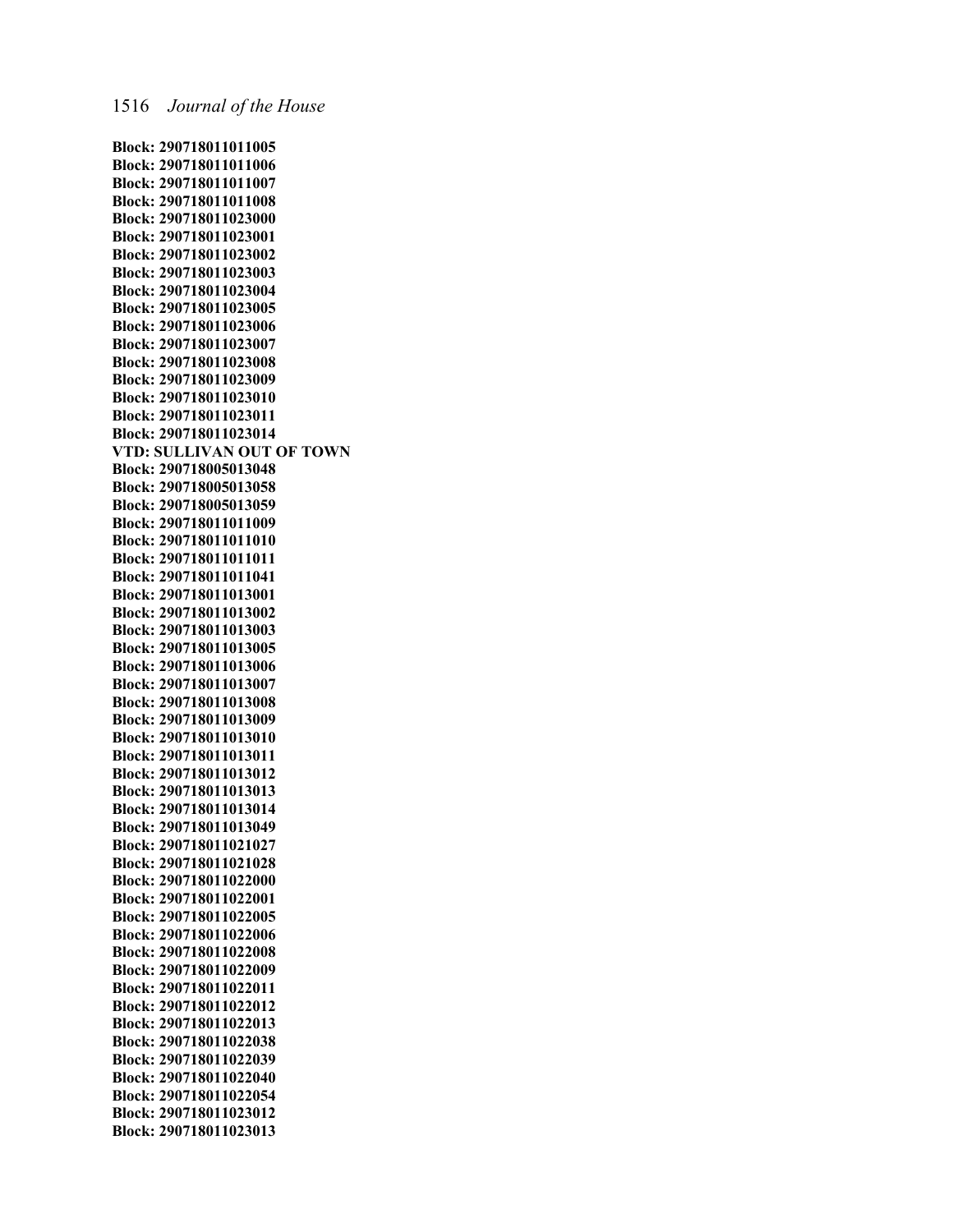**Block: 290718011011005**
**Block: 290718011011006**
**Block: 290718011011007**
**Block: 290718011011008**
**Block: 290718011023000**
**Block: 290718011023001**
**Block: 290718011023002**
**Block: 290718011023003**
**Block: 290718011023004**
**Block: 290718011023005**
**Block: 290718011023006**
**Block: 290718011023007**
**Block: 290718011023008**
**Block: 290718011023009**
**Block: 290718011023010**
**Block: 290718011023011**
**Block: 290718011023014**
**VTD: SULLIVAN OUT OF TOWN**
**Block: 290718005013048**
**Block: 290718005013058**
**Block: 290718005013059**
**Block: 290718011011009**
**Block: 290718011011010**
**Block: 290718011011011**
**Block: 290718011011041**
**Block: 290718011013001**
**Block: 290718011013002**
**Block: 290718011013003**
**Block: 290718011013005**
**Block: 290718011013006**
**Block: 290718011013007**
**Block: 290718011013008**
**Block: 290718011013009**
**Block: 290718011013010**
**Block: 290718011013011**
**Block: 290718011013012**
**Block: 290718011013013**
**Block: 290718011013014**
**Block: 290718011013049**
**Block: 290718011021027**
**Block: 290718011021028**
**Block: 290718011022000**
**Block: 290718011022001**
**Block: 290718011022005**
**Block: 290718011022006**
**Block: 290718011022008**
**Block: 290718011022009**
**Block: 290718011022011**
**Block: 290718011022012**
**Block: 290718011022013**
**Block: 290718011022038**
**Block: 290718011022039**
**Block: 290718011022040**
**Block: 290718011022054**
**Block: 290718011023012**
**Block: 290718011023013**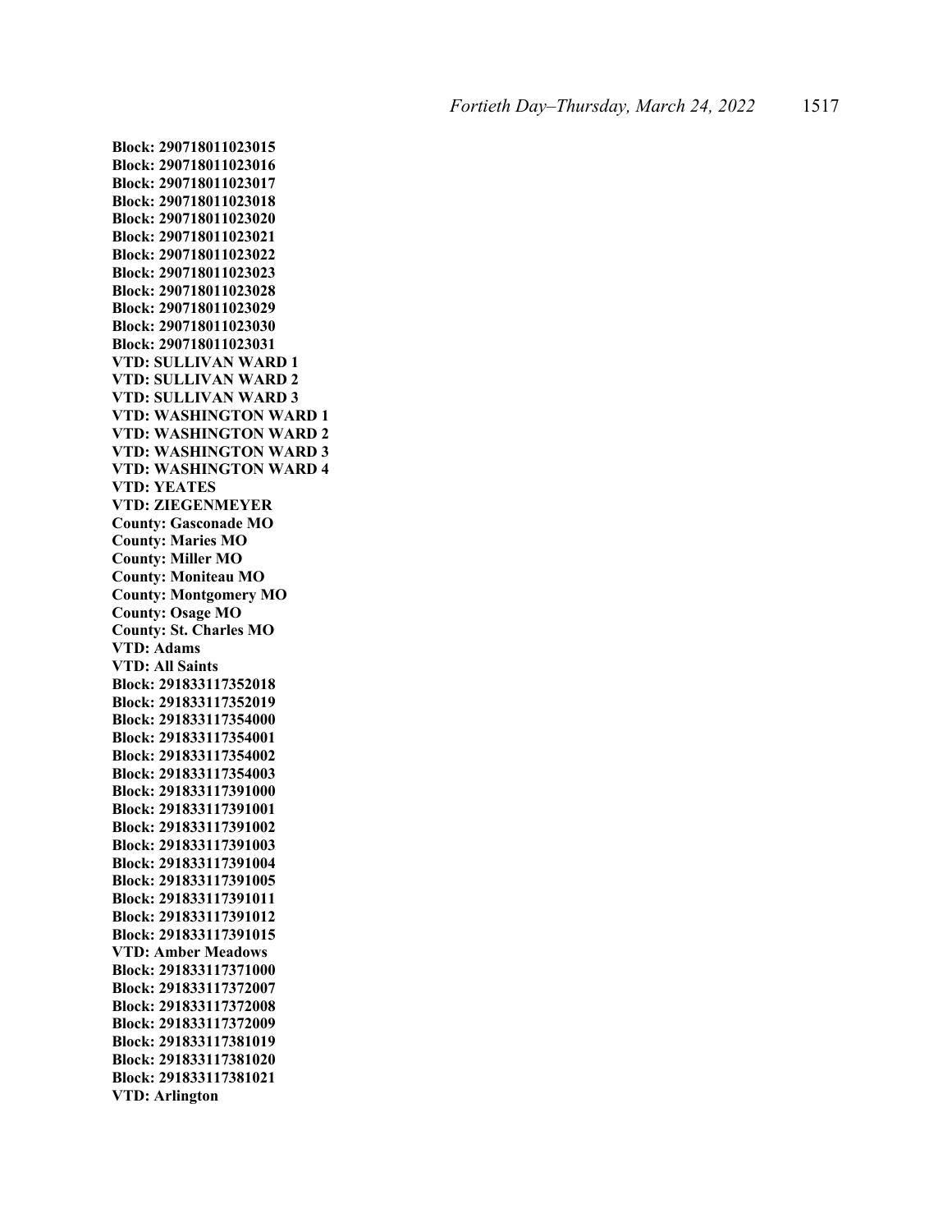**Block: 290718011023015**
**Block: 290718011023016**
**Block: 290718011023017**
**Block: 290718011023018**
**Block: 290718011023020**
**Block: 290718011023021**
**Block: 290718011023022**
**Block: 290718011023023**
**Block: 290718011023028**
**Block: 290718011023029**
**Block: 290718011023030**
**Block: 290718011023031**
**VTD: SULLIVAN WARD 1**
**VTD: SULLIVAN WARD 2**
**VTD: SULLIVAN WARD 3**
**VTD: WASHINGTON WARD 1**
**VTD: WASHINGTON WARD 2**
**VTD: WASHINGTON WARD 3**
**VTD: WASHINGTON WARD 4**
**VTD: YEATES**
**VTD: ZIEGENMEYER**
**County: Gasconade MO**
**County: Maries MO**
**County: Miller MO**
**County: Moniteau MO**
**County: Montgomery MO**
**County: Osage MO**
**County: St. Charles MO**
**VTD: Adams**
**VTD: All Saints**
**Block: 291833117352018**
**Block: 291833117352019**
**Block: 291833117354000**
**Block: 291833117354001**
**Block: 291833117354002**
**Block: 291833117354003**
**Block: 291833117391000**
**Block: 291833117391001**
**Block: 291833117391002**
**Block: 291833117391003**
**Block: 291833117391004**
**Block: 291833117391005**
**Block: 291833117391011**
**Block: 291833117391012**
**Block: 291833117391015**
**VTD: Amber Meadows**
**Block: 291833117371000**
**Block: 291833117372007**
**Block: 291833117372008**
**Block: 291833117372009**
**Block: 291833117381019**
**Block: 291833117381020**
**Block: 291833117381021**
**VTD: Arlington**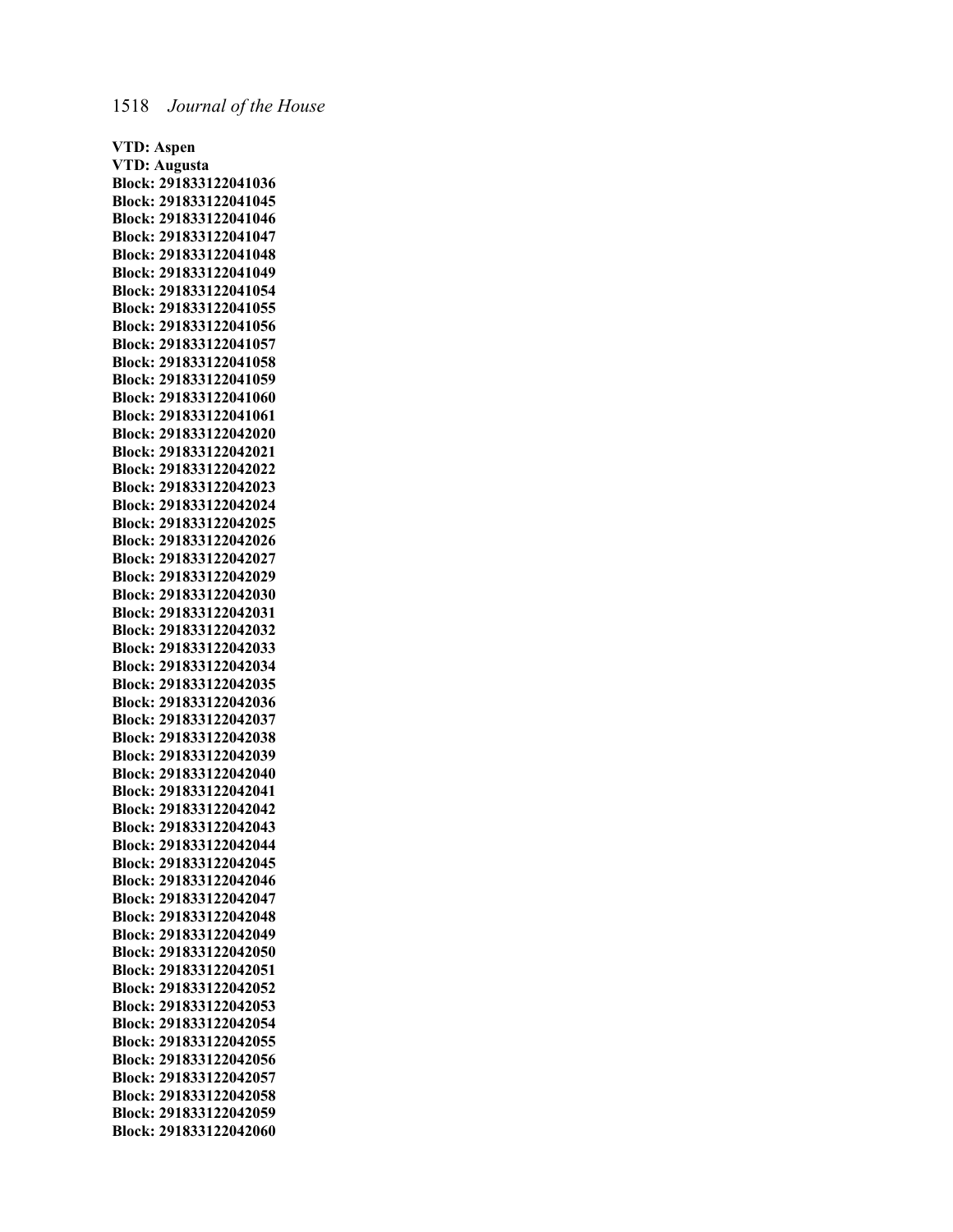**VTD: Aspen**
**VTD: Augusta**
**Block: 291833122041036**
**Block: 291833122041045**
**Block: 291833122041046**
**Block: 291833122041047**
**Block: 291833122041048**
**Block: 291833122041049**
**Block: 291833122041054**
**Block: 291833122041055**
**Block: 291833122041056**
**Block: 291833122041057**
**Block: 291833122041058**
**Block: 291833122041059**
**Block: 291833122041060**
**Block: 291833122041061**
**Block: 291833122042020**
**Block: 291833122042021**
**Block: 291833122042022**
**Block: 291833122042023**
**Block: 291833122042024**
**Block: 291833122042025**
**Block: 291833122042026**
**Block: 291833122042027**
**Block: 291833122042029**
**Block: 291833122042030**
**Block: 291833122042031**
**Block: 291833122042032**
**Block: 291833122042033**
**Block: 291833122042034**
**Block: 291833122042035**
**Block: 291833122042036**
**Block: 291833122042037**
**Block: 291833122042038**
**Block: 291833122042039**
**Block: 291833122042040**
**Block: 291833122042041**
**Block: 291833122042042**
**Block: 291833122042043**
**Block: 291833122042044**
**Block: 291833122042045**
**Block: 291833122042046**
**Block: 291833122042047**
**Block: 291833122042048**
**Block: 291833122042049**
**Block: 291833122042050**
**Block: 291833122042051**
**Block: 291833122042052**
**Block: 291833122042053**
**Block: 291833122042054**
**Block: 291833122042055**
**Block: 291833122042056**
**Block: 291833122042057**
**Block: 291833122042058**
**Block: 291833122042059**
**Block: 291833122042060**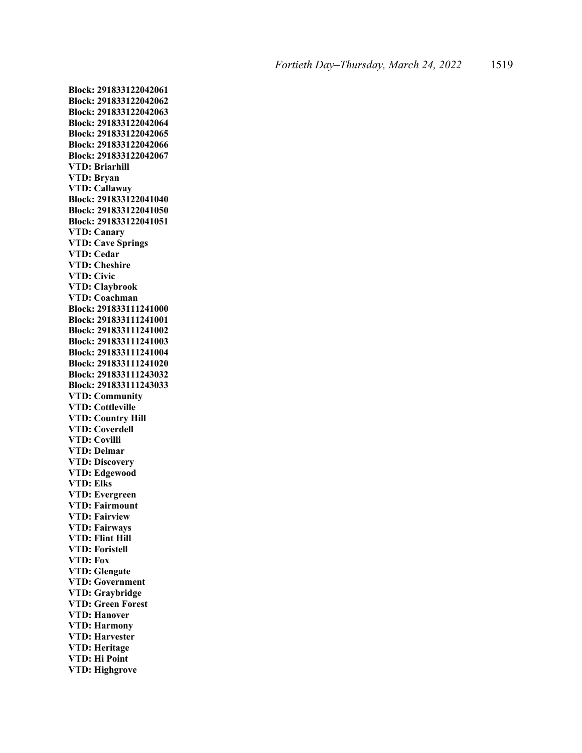**Block: 291833122042061**
**Block: 291833122042062**
**Block: 291833122042063**
**Block: 291833122042064**
**Block: 291833122042065**
**Block: 291833122042066**
**Block: 291833122042067**
**VTD: Briarhill**
**VTD: Bryan**
**VTD: Callaway**
**Block: 291833122041040**
**Block: 291833122041050**
**Block: 291833122041051**
**VTD: Canary**
**VTD: Cave Springs**
**VTD: Cedar**
**VTD: Cheshire**
**VTD: Civic**
**VTD: Claybrook**
**VTD: Coachman**
**Block: 291833111241000**
**Block: 291833111241001**
**Block: 291833111241002**
**Block: 291833111241003**
**Block: 291833111241004**
**Block: 291833111241020**
**Block: 291833111243032**
**Block: 291833111243033**
**VTD: Community**
**VTD: Cottleville**
**VTD: Country Hill**
**VTD: Coverdell**
**VTD: Covilli**
**VTD: Delmar**
**VTD: Discovery**
**VTD: Edgewood**
**VTD: Elks**
**VTD: Evergreen**
**VTD: Fairmount**
**VTD: Fairview**
**VTD: Fairways**
**VTD: Flint Hill**
**VTD: Foristell**
**VTD: Fox**
**VTD: Glengate**
**VTD: Government**
**VTD: Graybridge**
**VTD: Green Forest**
**VTD: Hanover**
**VTD: Harmony**
**VTD: Harvester**
**VTD: Heritage**
**VTD: Hi Point**
**VTD: Highgrove**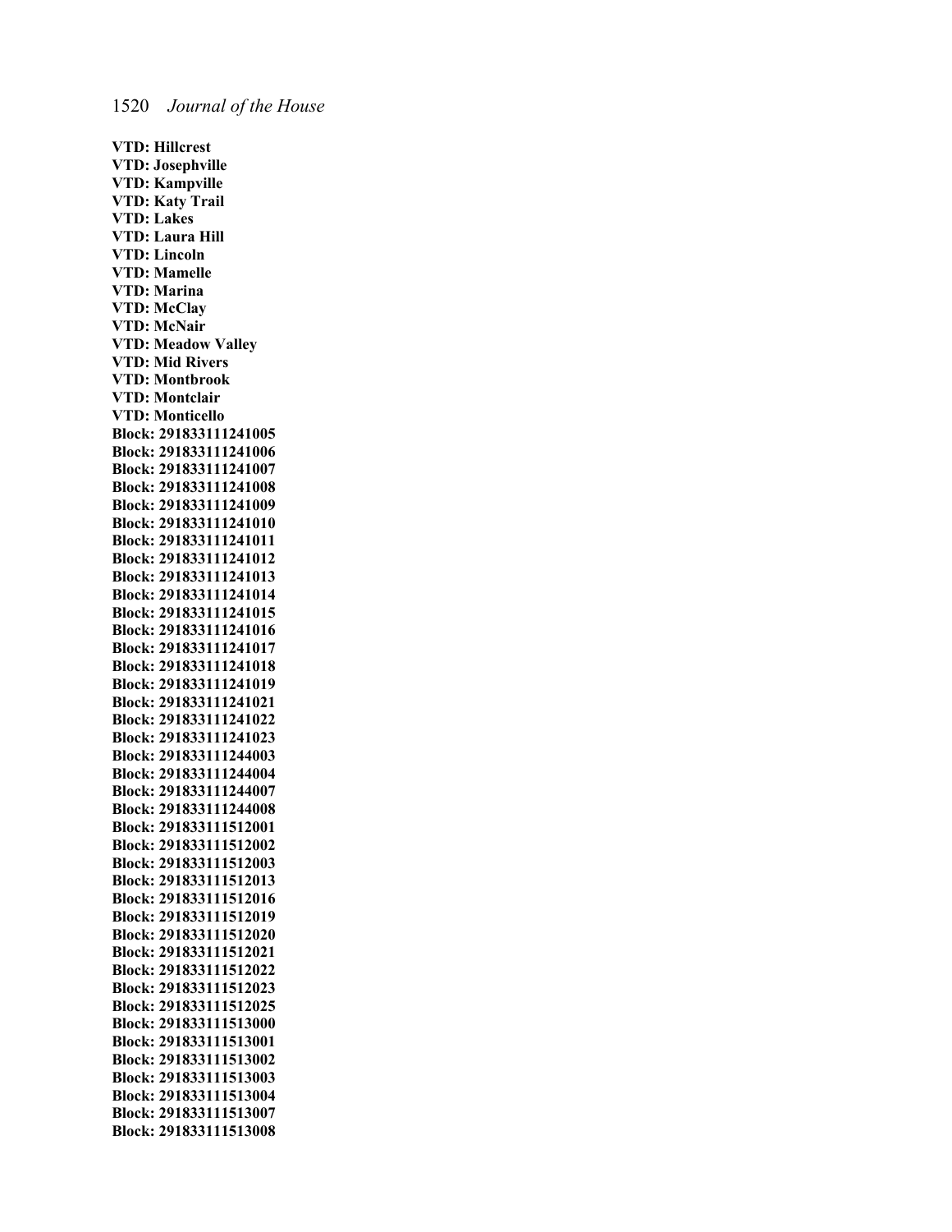**VTD: Hillcrest**
**VTD: Josephville**
**VTD: Kampville**
**VTD: Katy Trail**
**VTD: Lakes**
**VTD: Laura Hill**
**VTD: Lincoln**
**VTD: Mamelle**
**VTD: Marina**
**VTD: McClay**
**VTD: McNair**
**VTD: Meadow Valley**
**VTD: Mid Rivers**
**VTD: Montbrook**
**VTD: Montclair**
**VTD: Monticello**
**Block: 291833111241005**
**Block: 291833111241006**
**Block: 291833111241007**
**Block: 291833111241008**
**Block: 291833111241009**
**Block: 291833111241010**
**Block: 291833111241011**
**Block: 291833111241012**
**Block: 291833111241013**
**Block: 291833111241014**
**Block: 291833111241015**
**Block: 291833111241016**
**Block: 291833111241017**
**Block: 291833111241018**
**Block: 291833111241019**
**Block: 291833111241021**
**Block: 291833111241022**
**Block: 291833111241023**
**Block: 291833111244003**
**Block: 291833111244004**
**Block: 291833111244007**
**Block: 291833111244008**
**Block: 291833111512001**
**Block: 291833111512002**
**Block: 291833111512003**
**Block: 291833111512013**
**Block: 291833111512016**
**Block: 291833111512019**
**Block: 291833111512020**
**Block: 291833111512021**
**Block: 291833111512022**
**Block: 291833111512023**
**Block: 291833111512025**
**Block: 291833111513000**
**Block: 291833111513001**
**Block: 291833111513002**
**Block: 291833111513003**
**Block: 291833111513004**
**Block: 291833111513007**
**Block: 291833111513008**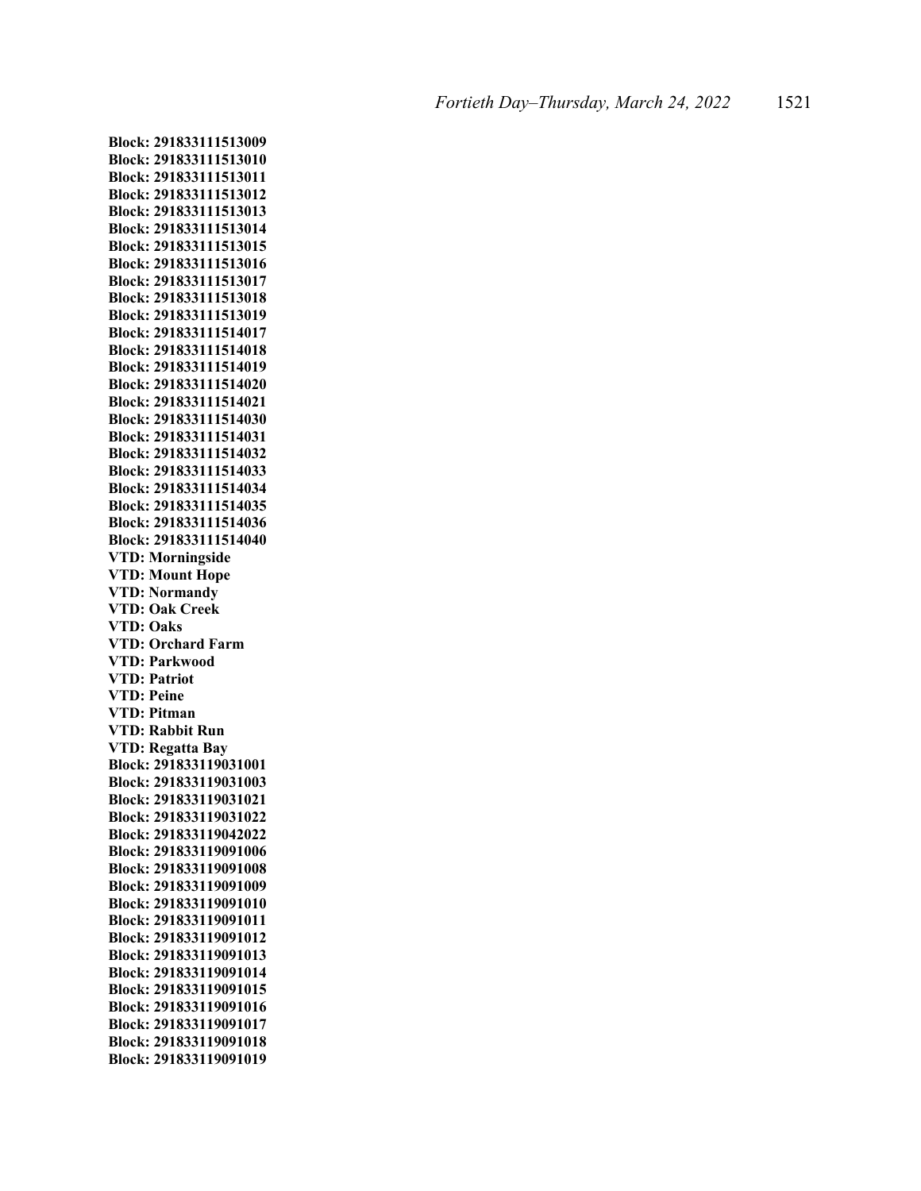**Block: 291833111513009**
**Block: 291833111513010**
**Block: 291833111513011**
**Block: 291833111513012**
**Block: 291833111513013**
**Block: 291833111513014**
**Block: 291833111513015**
**Block: 291833111513016**
**Block: 291833111513017**
**Block: 291833111513018**
**Block: 291833111513019**
**Block: 291833111514017**
**Block: 291833111514018**
**Block: 291833111514019**
**Block: 291833111514020**
**Block: 291833111514021**
**Block: 291833111514030**
**Block: 291833111514031**
**Block: 291833111514032**
**Block: 291833111514033**
**Block: 291833111514034**
**Block: 291833111514035**
**Block: 291833111514036**
**Block: 291833111514040**
**VTD: Morningside**
**VTD: Mount Hope**
**VTD: Normandy**
**VTD: Oak Creek**
**VTD: Oaks**
**VTD: Orchard Farm**
**VTD: Parkwood**
**VTD: Patriot**
**VTD: Peine**
**VTD: Pitman**
**VTD: Rabbit Run**
**VTD: Regatta Bay**
**Block: 291833119031001**
**Block: 291833119031003**
**Block: 291833119031021**
**Block: 291833119031022**
**Block: 291833119042022**
**Block: 291833119091006**
**Block: 291833119091008**
**Block: 291833119091009**
**Block: 291833119091010**
**Block: 291833119091011**
**Block: 291833119091012**
**Block: 291833119091013**
**Block: 291833119091014**
**Block: 291833119091015**
**Block: 291833119091016**
**Block: 291833119091017**
**Block: 291833119091018**
**Block: 291833119091019**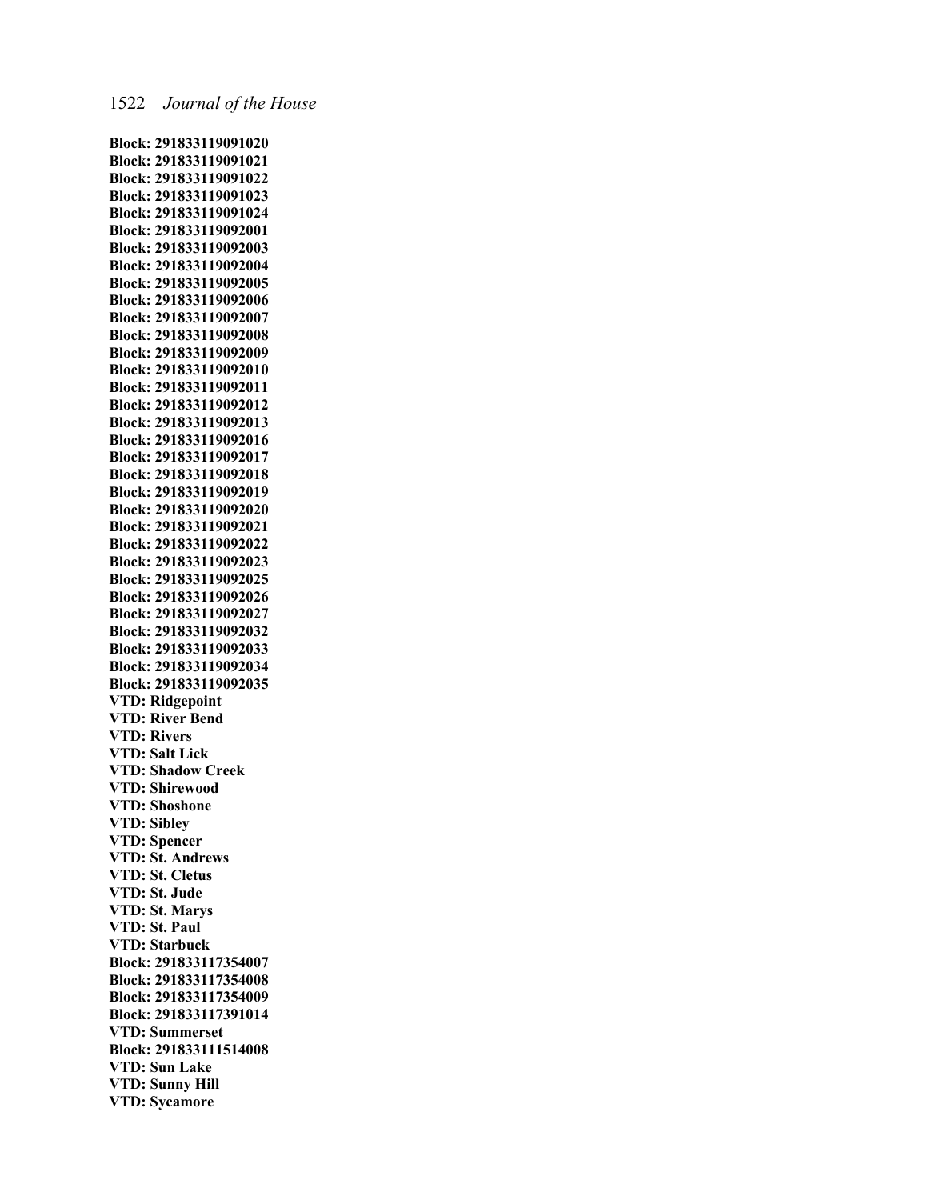**Block: 291833119091020**
**Block: 291833119091021**
**Block: 291833119091022**
**Block: 291833119091023**
**Block: 291833119091024**
**Block: 291833119092001**
**Block: 291833119092003**
**Block: 291833119092004**
**Block: 291833119092005**
**Block: 291833119092006**
**Block: 291833119092007**
**Block: 291833119092008**
**Block: 291833119092009**
**Block: 291833119092010**
**Block: 291833119092011**
**Block: 291833119092012**
**Block: 291833119092013**
**Block: 291833119092016**
**Block: 291833119092017**
**Block: 291833119092018**
**Block: 291833119092019**
**Block: 291833119092020**
**Block: 291833119092021**
**Block: 291833119092022**
**Block: 291833119092023**
**Block: 291833119092025**
**Block: 291833119092026**
**Block: 291833119092027**
**Block: 291833119092032**
**Block: 291833119092033**
**Block: 291833119092034**
**Block: 291833119092035**
**VTD: Ridgepoint**
**VTD: River Bend**
**VTD: Rivers**
**VTD: Salt Lick**
**VTD: Shadow Creek**
**VTD: Shirewood**
**VTD: Shoshone**
**VTD: Sibley**
**VTD: Spencer**
**VTD: St. Andrews**
**VTD: St. Cletus**
**VTD: St. Jude**
**VTD: St. Marys**
**VTD: St. Paul**
**VTD: Starbuck**
**Block: 291833117354007**
**Block: 291833117354008**
**Block: 291833117354009**
**Block: 291833117391014**
**VTD: Summerset**
**Block: 291833111514008**
**VTD: Sun Lake**
**VTD: Sunny Hill**
**VTD: Sycamore**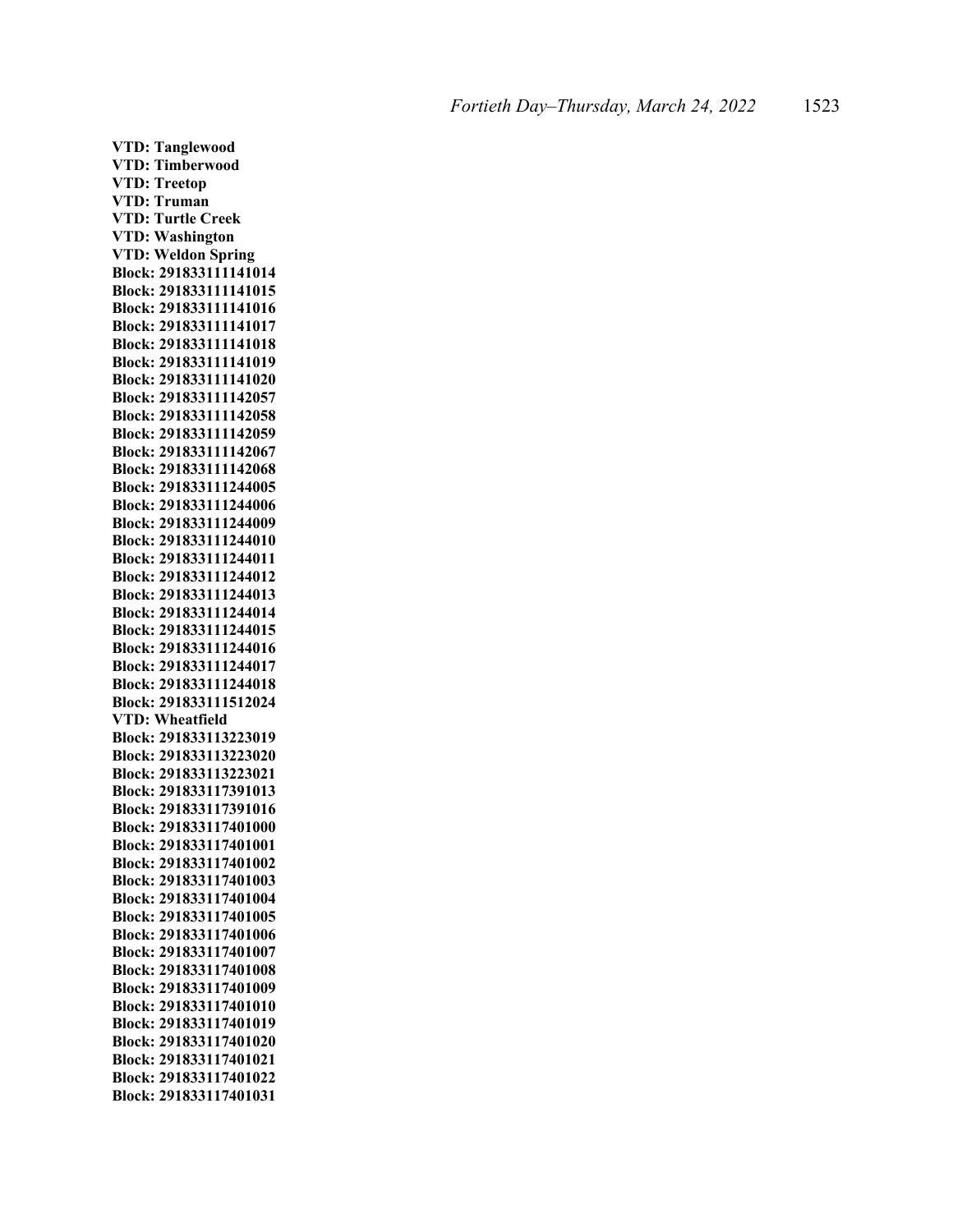**VTD: Tanglewood**
**VTD: Timberwood**
**VTD: Treetop**
**VTD: Truman**
**VTD: Turtle Creek**
**VTD: Washington**
**VTD: Weldon Spring**
**Block: 291833111141014**
**Block: 291833111141015**
**Block: 291833111141016**
**Block: 291833111141017**
**Block: 291833111141018**
**Block: 291833111141019**
**Block: 291833111141020**
**Block: 291833111142057**
**Block: 291833111142058**
**Block: 291833111142059**
**Block: 291833111142067**
**Block: 291833111142068**
**Block: 291833111244005**
**Block: 291833111244006**
**Block: 291833111244009**
**Block: 291833111244010**
**Block: 291833111244011**
**Block: 291833111244012**
**Block: 291833111244013**
**Block: 291833111244014**
**Block: 291833111244015**
**Block: 291833111244016**
**Block: 291833111244017**
**Block: 291833111244018**
**Block: 291833111512024**
**VTD: Wheatfield**
**Block: 291833113223019**
**Block: 291833113223020**
**Block: 291833113223021**
**Block: 291833117391013**
**Block: 291833117391016**
**Block: 291833117401000**
**Block: 291833117401001**
**Block: 291833117401002**
**Block: 291833117401003**
**Block: 291833117401004**
**Block: 291833117401005**
**Block: 291833117401006**
**Block: 291833117401007**
**Block: 291833117401008**
**Block: 291833117401009**
**Block: 291833117401010**
**Block: 291833117401019**
**Block: 291833117401020**
**Block: 291833117401021**
**Block: 291833117401022**
**Block: 291833117401031**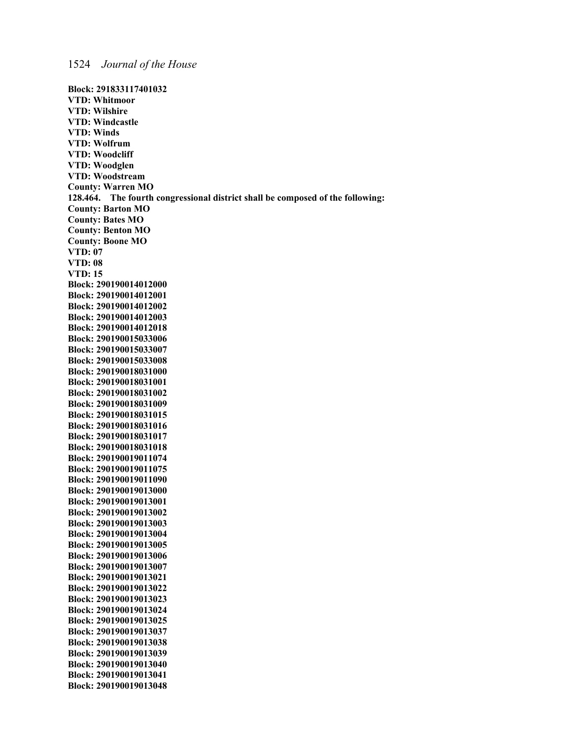**Block: 291833117401032**
**VTD: Whitmoor**
**VTD: Wilshire**
**VTD: Windcastle**
**VTD: Winds**
**VTD: Wolfrum**
**VTD: Woodcliff**
**VTD: Woodglen**
**VTD: Woodstream**
**County: Warren MO**
**128.464. The fourth congressional district shall be composed of the following:**
**County: Barton MO**
**County: Bates MO**
**County: Benton MO**
**County: Boone MO**
**VTD: 07**
**VTD: 08**
**VTD: 15**
**Block: 290190014012000**
**Block: 290190014012001**
**Block: 290190014012002**
**Block: 290190014012003**
**Block: 290190014012018**
**Block: 290190015033006**
**Block: 290190015033007**
**Block: 290190015033008**
**Block: 290190018031000**
**Block: 290190018031001**
**Block: 290190018031002**
**Block: 290190018031009**
**Block: 290190018031015**
**Block: 290190018031016**
**Block: 290190018031017**
**Block: 290190018031018**
**Block: 290190019011074**
**Block: 290190019011075**
**Block: 290190019011090**
**Block: 290190019013000**
**Block: 290190019013001**
**Block: 290190019013002**
**Block: 290190019013003**
**Block: 290190019013004**
**Block: 290190019013005**
**Block: 290190019013006**
**Block: 290190019013007**
**Block: 290190019013021**
**Block: 290190019013022**
**Block: 290190019013023**
**Block: 290190019013024**
**Block: 290190019013025**
**Block: 290190019013037**
**Block: 290190019013038**
**Block: 290190019013039**
**Block: 290190019013040**
**Block: 290190019013041**
**Block: 290190019013048**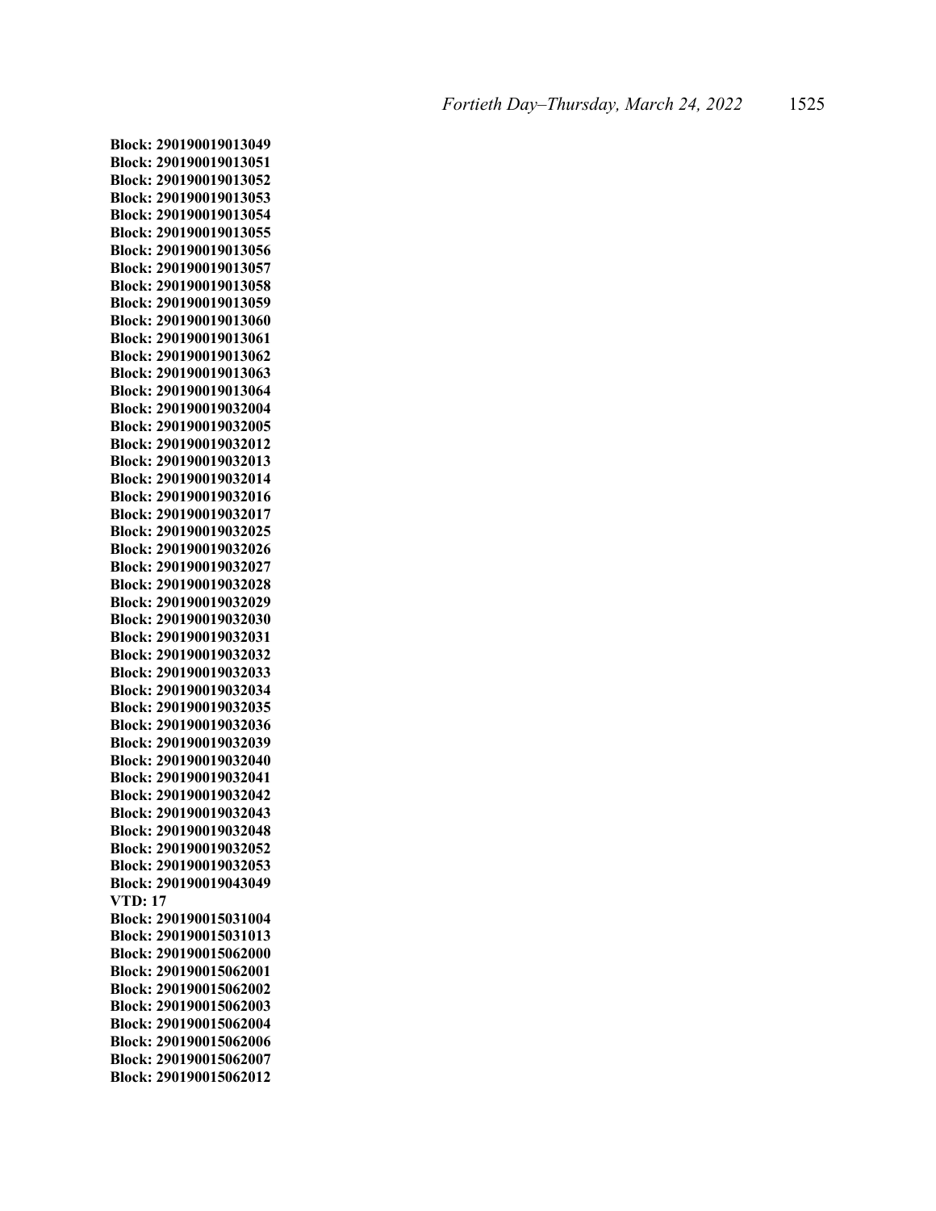**Block: 290190019013049**
**Block: 290190019013051**
**Block: 290190019013052**
**Block: 290190019013053**
**Block: 290190019013054**
**Block: 290190019013055**
**Block: 290190019013056**
**Block: 290190019013057**
**Block: 290190019013058**
**Block: 290190019013059**
**Block: 290190019013060**
**Block: 290190019013061**
**Block: 290190019013062**
**Block: 290190019013063**
**Block: 290190019013064**
**Block: 290190019032004**
**Block: 290190019032005**
**Block: 290190019032012**
**Block: 290190019032013**
**Block: 290190019032014**
**Block: 290190019032016**
**Block: 290190019032017**
**Block: 290190019032025**
**Block: 290190019032026**
**Block: 290190019032027**
**Block: 290190019032028**
**Block: 290190019032029**
**Block: 290190019032030**
**Block: 290190019032031**
**Block: 290190019032032**
**Block: 290190019032033**
**Block: 290190019032034**
**Block: 290190019032035**
**Block: 290190019032036**
**Block: 290190019032039**
**Block: 290190019032040**
**Block: 290190019032041**
**Block: 290190019032042**
**Block: 290190019032043**
**Block: 290190019032048**
**Block: 290190019032052**
**Block: 290190019032053**
**Block: 290190019043049**
**VTD: 17**
**Block: 290190015031004**
**Block: 290190015031013**
**Block: 290190015062000**
**Block: 290190015062001**
**Block: 290190015062002**
**Block: 290190015062003**
**Block: 290190015062004**
**Block: 290190015062006**
**Block: 290190015062007**
**Block: 290190015062012**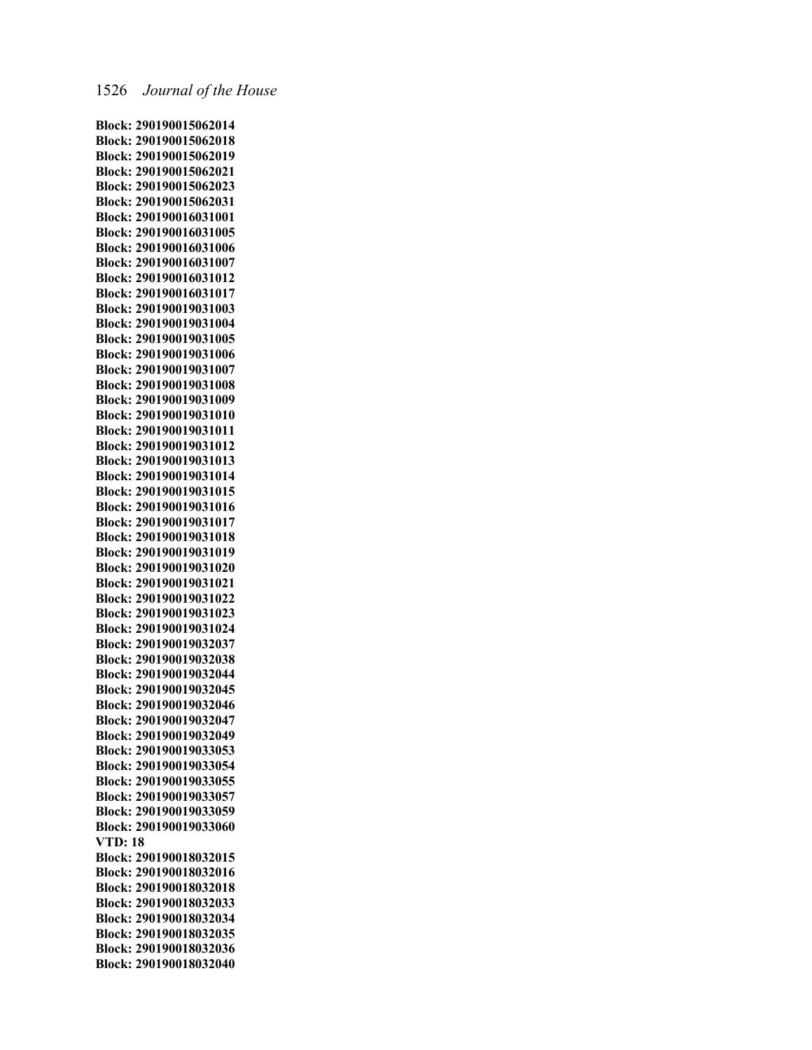**Block: 290190015062014**
**Block: 290190015062018**
**Block: 290190015062019**
**Block: 290190015062021**
**Block: 290190015062023**
**Block: 290190015062031**
**Block: 290190016031001**
**Block: 290190016031005**
**Block: 290190016031006**
**Block: 290190016031007**
**Block: 290190016031012**
**Block: 290190016031017**
**Block: 290190019031003**
**Block: 290190019031004**
**Block: 290190019031005**
**Block: 290190019031006**
**Block: 290190019031007**
**Block: 290190019031008**
**Block: 290190019031009**
**Block: 290190019031010**
**Block: 290190019031011**
**Block: 290190019031012**
**Block: 290190019031013**
**Block: 290190019031014**
**Block: 290190019031015**
**Block: 290190019031016**
**Block: 290190019031017**
**Block: 290190019031018**
**Block: 290190019031019**
**Block: 290190019031020**
**Block: 290190019031021**
**Block: 290190019031022**
**Block: 290190019031023**
**Block: 290190019031024**
**Block: 290190019032037**
**Block: 290190019032038**
**Block: 290190019032044**
**Block: 290190019032045**
**Block: 290190019032046**
**Block: 290190019032047**
**Block: 290190019032049**
**Block: 290190019033053**
**Block: 290190019033054**
**Block: 290190019033055**
**Block: 290190019033057**
**Block: 290190019033059**
**Block: 290190019033060**
**VTD: 18**
**Block: 290190018032015**
**Block: 290190018032016**
**Block: 290190018032018**
**Block: 290190018032033**
**Block: 290190018032034**
**Block: 290190018032035**
**Block: 290190018032036**
**Block: 290190018032040**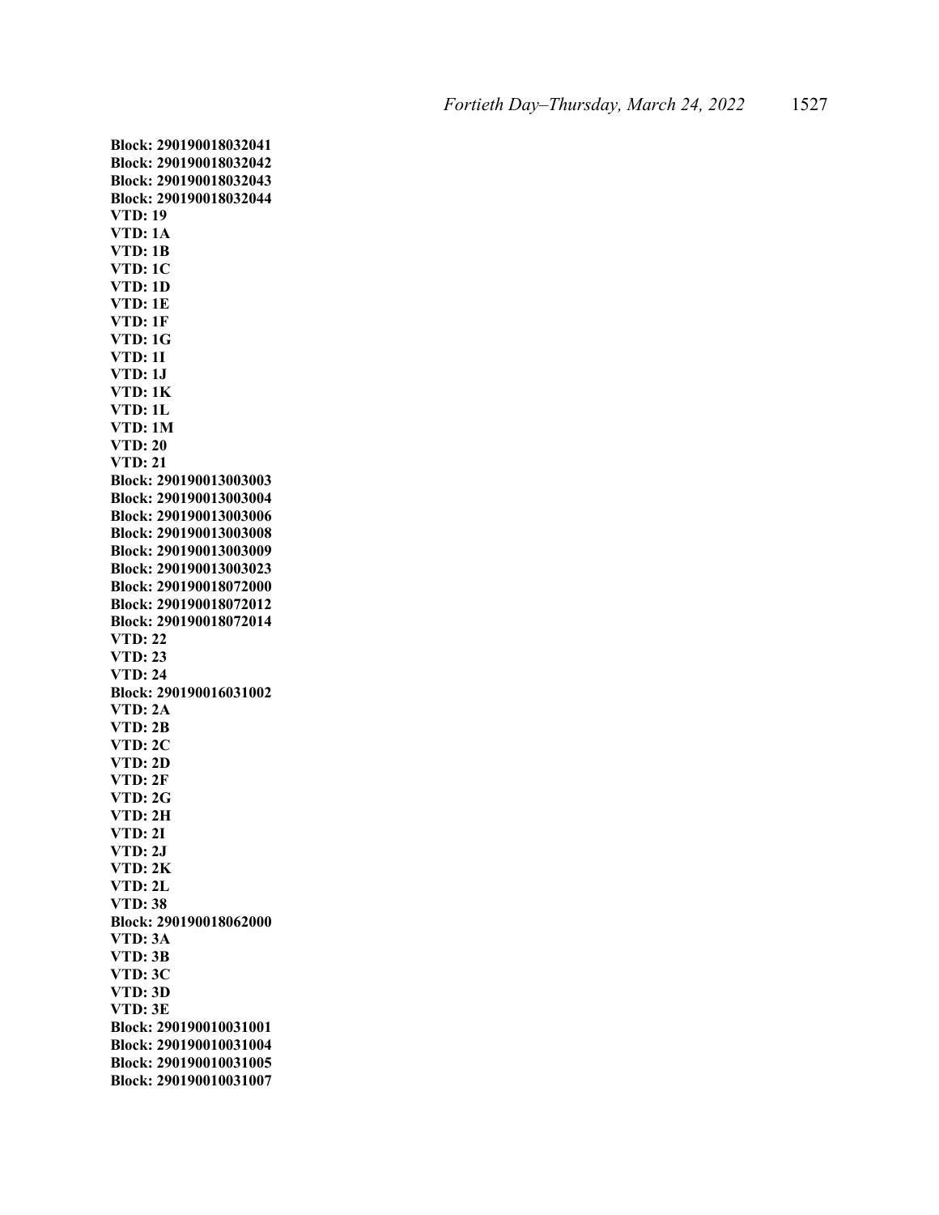**Block: 290190018032041**
**Block: 290190018032042**
**Block: 290190018032043**
**Block: 290190018032044**
**VTD: 19**
**VTD: 1A**
**VTD: 1B**
**VTD: 1C**
**VTD: 1D**
**VTD: 1E**
**VTD: 1F**
**VTD: 1G**
**VTD: 1I**
**VTD: 1J**
**VTD: 1K**
**VTD: 1L**
**VTD: 1M**
**VTD: 20**
**VTD: 21**
**Block: 290190013003003**
**Block: 290190013003004**
**Block: 290190013003006**
**Block: 290190013003008**
**Block: 290190013003009**
**Block: 290190013003023**
**Block: 290190018072000**
**Block: 290190018072012**
**Block: 290190018072014**
**VTD: 22**
**VTD: 23**
**VTD: 24**
**Block: 290190016031002**
**VTD: 2A**
**VTD: 2B**
**VTD: 2C**
**VTD: 2D**
**VTD: 2F**
**VTD: 2G**
**VTD: 2H**
**VTD: 2I**
**VTD: 2J**
**VTD: 2K**
**VTD: 2L**
**VTD: 38**
**Block: 290190018062000**
**VTD: 3A**
**VTD: 3B**
**VTD: 3C**
**VTD: 3D**
**VTD: 3E**
**Block: 290190010031001**
**Block: 290190010031004**
**Block: 290190010031005**
**Block: 290190010031007**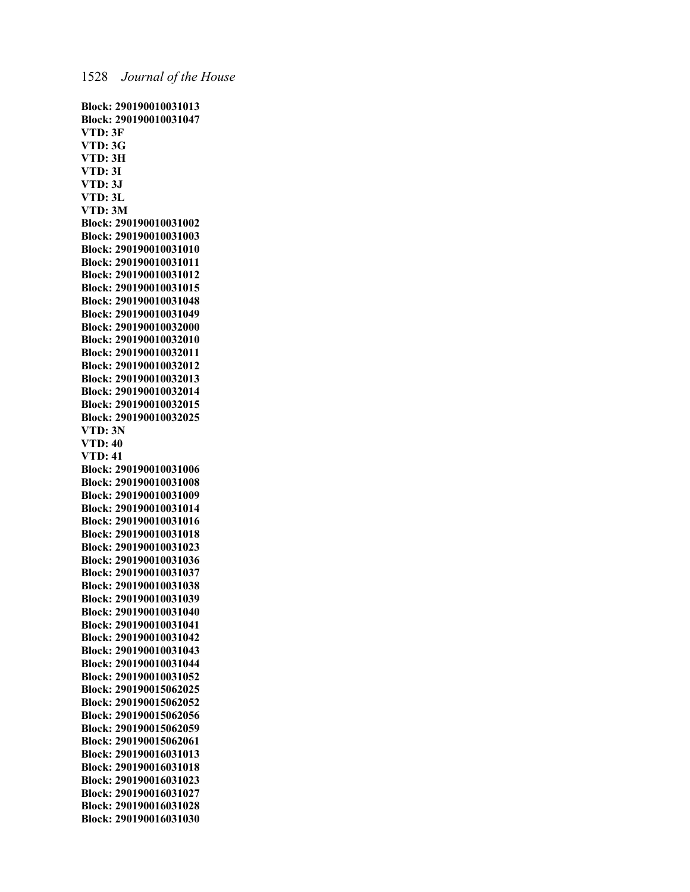**Block: 290190010031013**
**Block: 290190010031047**
**VTD: 3F**
**VTD: 3G**
**VTD: 3H**
**VTD: 3I**
**VTD: 3J**
**VTD: 3L**
**VTD: 3M**
**Block: 290190010031002**
**Block: 290190010031003**
**Block: 290190010031010**
**Block: 290190010031011**
**Block: 290190010031012**
**Block: 290190010031015**
**Block: 290190010031048**
**Block: 290190010031049**
**Block: 290190010032000**
**Block: 290190010032010**
**Block: 290190010032011**
**Block: 290190010032012**
**Block: 290190010032013**
**Block: 290190010032014**
**Block: 290190010032015**
**Block: 290190010032025**
**VTD: 3N**
**VTD: 40**
**VTD: 41**
**Block: 290190010031006**
**Block: 290190010031008**
**Block: 290190010031009**
**Block: 290190010031014**
**Block: 290190010031016**
**Block: 290190010031018**
**Block: 290190010031023**
**Block: 290190010031036**
**Block: 290190010031037**
**Block: 290190010031038**
**Block: 290190010031039**
**Block: 290190010031040**
**Block: 290190010031041**
**Block: 290190010031042**
**Block: 290190010031043**
**Block: 290190010031044**
**Block: 290190010031052**
**Block: 290190015062025**
**Block: 290190015062052**
**Block: 290190015062056**
**Block: 290190015062059**
**Block: 290190015062061**
**Block: 290190016031013**
**Block: 290190016031018**
**Block: 290190016031023**
**Block: 290190016031027**
**Block: 290190016031028**
**Block: 290190016031030**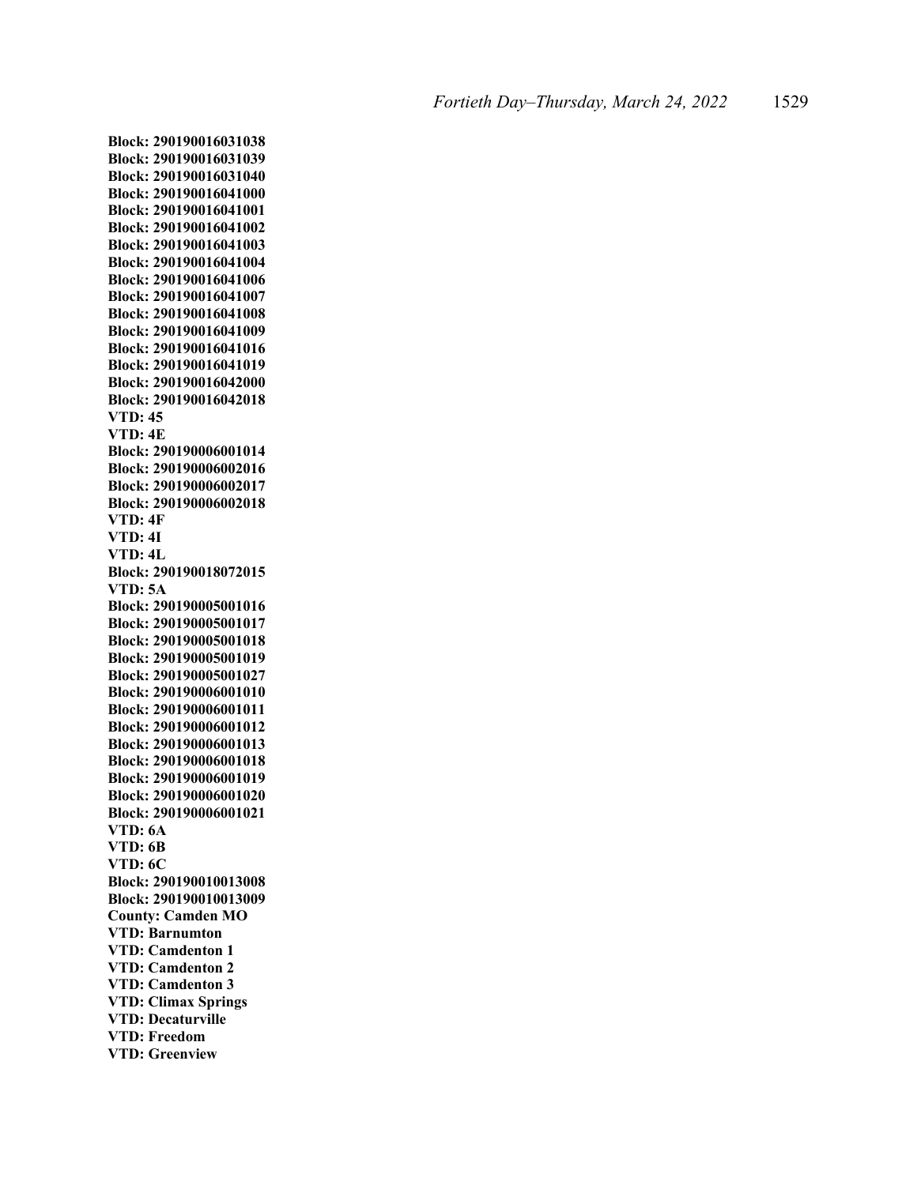**Block: 290190016031038**
**Block: 290190016031039**
**Block: 290190016031040**
**Block: 290190016041000**
**Block: 290190016041001**
**Block: 290190016041002**
**Block: 290190016041003**
**Block: 290190016041004**
**Block: 290190016041006**
**Block: 290190016041007**
**Block: 290190016041008**
**Block: 290190016041009**
**Block: 290190016041016**
**Block: 290190016041019**
**Block: 290190016042000**
**Block: 290190016042018**
**VTD: 45**
**VTD: 4E**
**Block: 290190006001014**
**Block: 290190006002016**
**Block: 290190006002017**
**Block: 290190006002018**
**VTD: 4F**
**VTD: 4I**
**VTD: 4L**
**Block: 290190018072015**
**VTD: 5A**
**Block: 290190005001016**
**Block: 290190005001017**
**Block: 290190005001018**
**Block: 290190005001019**
**Block: 290190005001027**
**Block: 290190006001010**
**Block: 290190006001011**
**Block: 290190006001012**
**Block: 290190006001013**
**Block: 290190006001018**
**Block: 290190006001019**
**Block: 290190006001020**
**Block: 290190006001021**
**VTD: 6A**
**VTD: 6B**
**VTD: 6C**
**Block: 290190010013008**
**Block: 290190010013009**
**County: Camden MO**
**VTD: Barnumton**
**VTD: Camdenton 1**
**VTD: Camdenton 2**
**VTD: Camdenton 3**
**VTD: Climax Springs**
**VTD: Decaturville**
**VTD: Freedom**
**VTD: Greenview**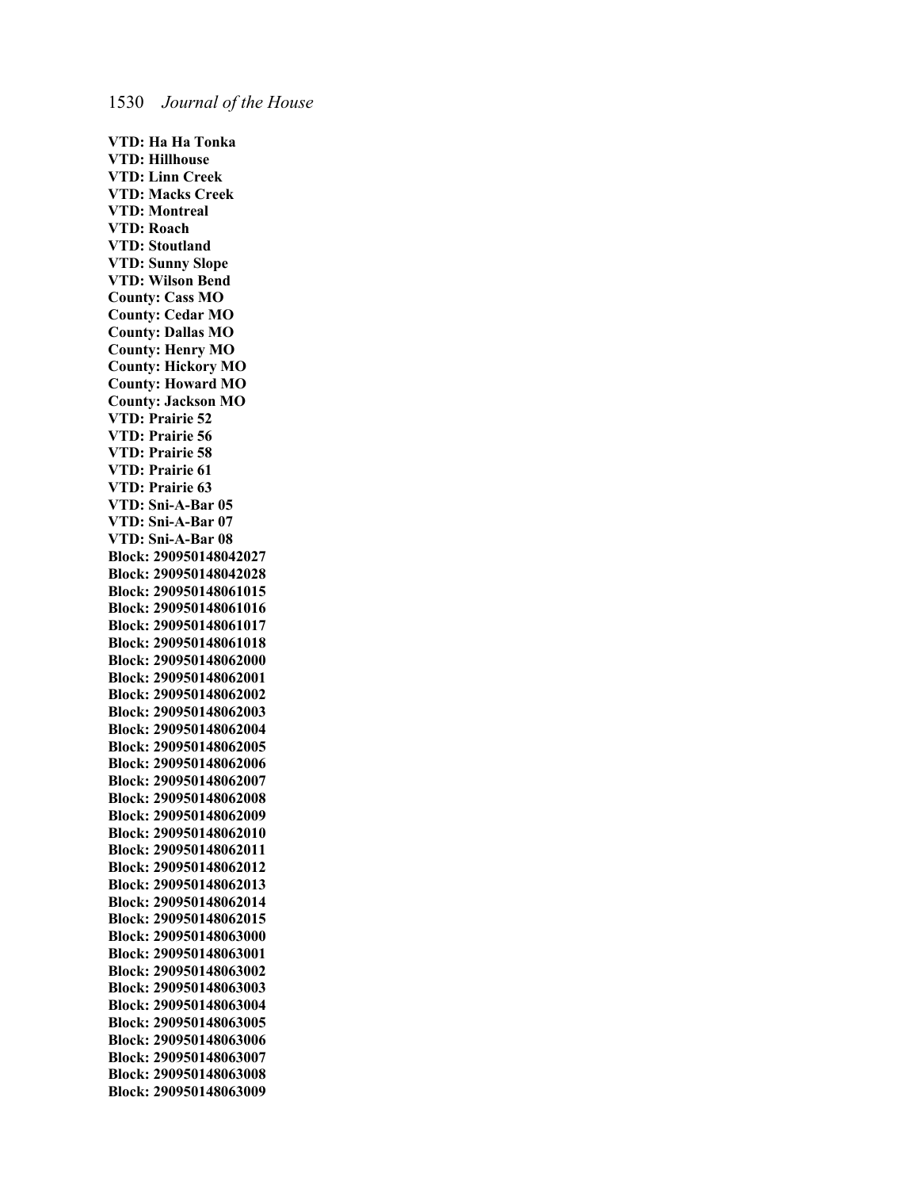**VTD: Ha Ha Tonka**
**VTD: Hillhouse**
**VTD: Linn Creek**
**VTD: Macks Creek**
**VTD: Montreal**
**VTD: Roach**
**VTD: Stoutland**
**VTD: Sunny Slope**
**VTD: Wilson Bend**
**County: Cass MO**
**County: Cedar MO**
**County: Dallas MO**
**County: Henry MO**
**County: Hickory MO**
**County: Howard MO**
**County: Jackson MO**
**VTD: Prairie 52**
**VTD: Prairie 56**
**VTD: Prairie 58**
**VTD: Prairie 61**
**VTD: Prairie 63**
**VTD: Sni-A-Bar 05**
**VTD: Sni-A-Bar 07**
**VTD: Sni-A-Bar 08**
**Block: 290950148042027**
**Block: 290950148042028**
**Block: 290950148061015**
**Block: 290950148061016**
**Block: 290950148061017**
**Block: 290950148061018**
**Block: 290950148062000**
**Block: 290950148062001**
**Block: 290950148062002**
**Block: 290950148062003**
**Block: 290950148062004**
**Block: 290950148062005**
**Block: 290950148062006**
**Block: 290950148062007**
**Block: 290950148062008**
**Block: 290950148062009**
**Block: 290950148062010**
**Block: 290950148062011**
**Block: 290950148062012**
**Block: 290950148062013**
**Block: 290950148062014**
**Block: 290950148062015**
**Block: 290950148063000**
**Block: 290950148063001**
**Block: 290950148063002**
**Block: 290950148063003**
**Block: 290950148063004**
**Block: 290950148063005**
**Block: 290950148063006**
**Block: 290950148063007**
**Block: 290950148063008**
**Block: 290950148063009**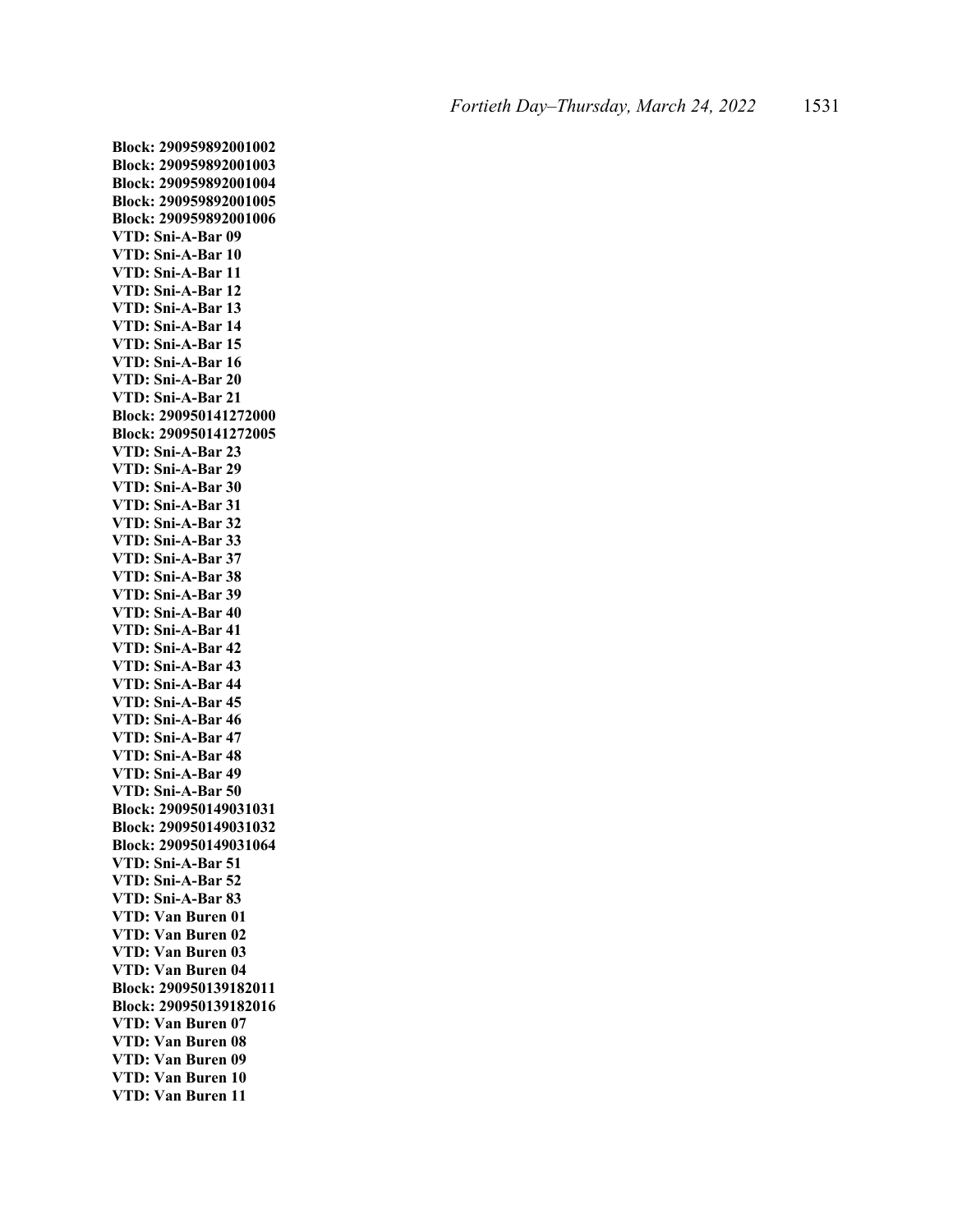**Block: 290959892001002**
**Block: 290959892001003**
**Block: 290959892001004**
**Block: 290959892001005**
**Block: 290959892001006**
**VTD: Sni-A-Bar 09**
**VTD: Sni-A-Bar 10**
**VTD: Sni-A-Bar 11**
**VTD: Sni-A-Bar 12**
**VTD: Sni-A-Bar 13**
**VTD: Sni-A-Bar 14**
**VTD: Sni-A-Bar 15**
**VTD: Sni-A-Bar 16**
**VTD: Sni-A-Bar 20**
**VTD: Sni-A-Bar 21**
**Block: 290950141272000**
**Block: 290950141272005**
**VTD: Sni-A-Bar 23**
**VTD: Sni-A-Bar 29**
**VTD: Sni-A-Bar 30**
**VTD: Sni-A-Bar 31**
**VTD: Sni-A-Bar 32**
**VTD: Sni-A-Bar 33**
**VTD: Sni-A-Bar 37**
**VTD: Sni-A-Bar 38**
**VTD: Sni-A-Bar 39**
**VTD: Sni-A-Bar 40**
**VTD: Sni-A-Bar 41**
**VTD: Sni-A-Bar 42**
**VTD: Sni-A-Bar 43**
**VTD: Sni-A-Bar 44**
**VTD: Sni-A-Bar 45**
**VTD: Sni-A-Bar 46**
**VTD: Sni-A-Bar 47**
**VTD: Sni-A-Bar 48**
**VTD: Sni-A-Bar 49**
**VTD: Sni-A-Bar 50**
**Block: 290950149031031**
**Block: 290950149031032**
**Block: 290950149031064**
**VTD: Sni-A-Bar 51**
**VTD: Sni-A-Bar 52**
**VTD: Sni-A-Bar 83**
**VTD: Van Buren 01**
**VTD: Van Buren 02**
**VTD: Van Buren 03**
**VTD: Van Buren 04**
**Block: 290950139182011**
**Block: 290950139182016**
**VTD: Van Buren 07**
**VTD: Van Buren 08**
**VTD: Van Buren 09**
**VTD: Van Buren 10**
**VTD: Van Buren 11**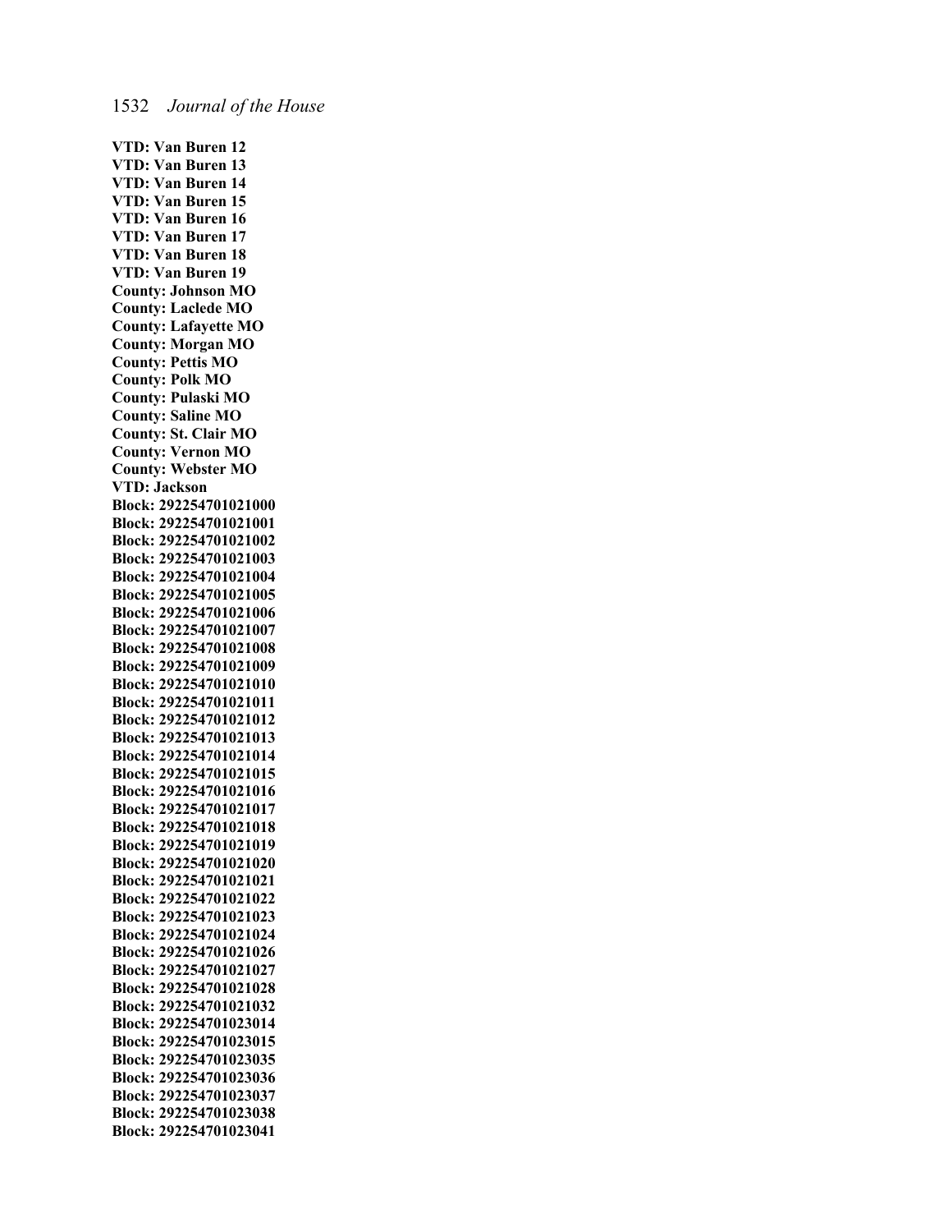**VTD: Van Buren 12**
**VTD: Van Buren 13**
**VTD: Van Buren 14**
**VTD: Van Buren 15**
**VTD: Van Buren 16**
**VTD: Van Buren 17**
**VTD: Van Buren 18**
**VTD: Van Buren 19**
**County: Johnson MO**
**County: Laclede MO**
**County: Lafayette MO**
**County: Morgan MO**
**County: Pettis MO**
**County: Polk MO**
**County: Pulaski MO**
**County: Saline MO**
**County: St. Clair MO**
**County: Vernon MO**
**County: Webster MO**
**VTD: Jackson**
**Block: 292254701021000**
**Block: 292254701021001**
**Block: 292254701021002**
**Block: 292254701021003**
**Block: 292254701021004**
**Block: 292254701021005**
**Block: 292254701021006**
**Block: 292254701021007**
**Block: 292254701021008**
**Block: 292254701021009**
**Block: 292254701021010**
**Block: 292254701021011**
**Block: 292254701021012**
**Block: 292254701021013**
**Block: 292254701021014**
**Block: 292254701021015**
**Block: 292254701021016**
**Block: 292254701021017**
**Block: 292254701021018**
**Block: 292254701021019**
**Block: 292254701021020**
**Block: 292254701021021**
**Block: 292254701021022**
**Block: 292254701021023**
**Block: 292254701021024**
**Block: 292254701021026**
**Block: 292254701021027**
**Block: 292254701021028**
**Block: 292254701021032**
**Block: 292254701023014**
**Block: 292254701023015**
**Block: 292254701023035**
**Block: 292254701023036**
**Block: 292254701023037**
**Block: 292254701023038**
**Block: 292254701023041**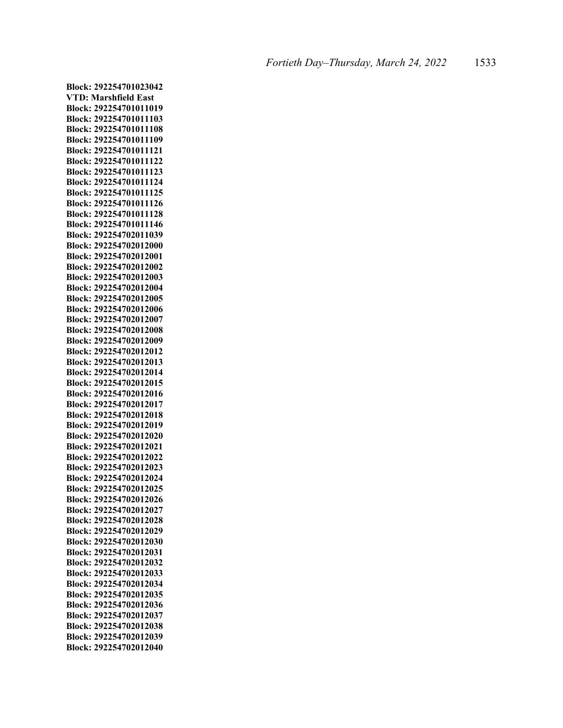**Block: 292254701023042**
**VTD: Marshfield East**
**Block: 292254701011019**
**Block: 292254701011103**
**Block: 292254701011108**
**Block: 292254701011109**
**Block: 292254701011121**
**Block: 292254701011122**
**Block: 292254701011123**
**Block: 292254701011124**
**Block: 292254701011125**
**Block: 292254701011126**
**Block: 292254701011128**
**Block: 292254701011146**
**Block: 292254702011039**
**Block: 292254702012000**
**Block: 292254702012001**
**Block: 292254702012002**
**Block: 292254702012003**
**Block: 292254702012004**
**Block: 292254702012005**
**Block: 292254702012006**
**Block: 292254702012007**
**Block: 292254702012008**
**Block: 292254702012009**
**Block: 292254702012012**
**Block: 292254702012013**
**Block: 292254702012014**
**Block: 292254702012015**
**Block: 292254702012016**
**Block: 292254702012017**
**Block: 292254702012018**
**Block: 292254702012019**
**Block: 292254702012020**
**Block: 292254702012021**
**Block: 292254702012022**
**Block: 292254702012023**
**Block: 292254702012024**
**Block: 292254702012025**
**Block: 292254702012026**
**Block: 292254702012027**
**Block: 292254702012028**
**Block: 292254702012029**
**Block: 292254702012030**
**Block: 292254702012031**
**Block: 292254702012032**
**Block: 292254702012033**
**Block: 292254702012034**
**Block: 292254702012035**
**Block: 292254702012036**
**Block: 292254702012037**
**Block: 292254702012038**
**Block: 292254702012039**
**Block: 292254702012040**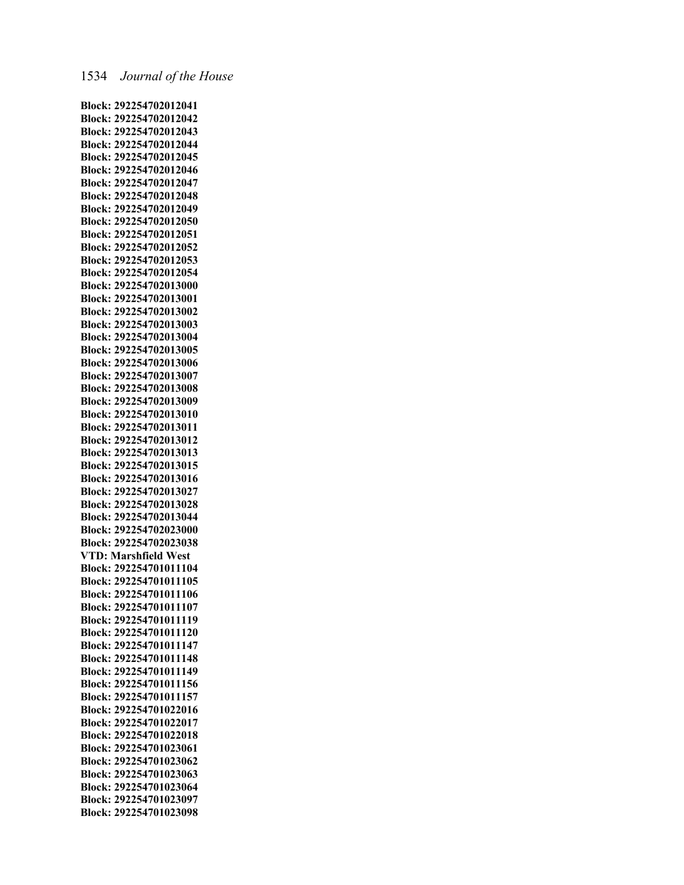**Block: 292254702012041**
**Block: 292254702012042**
**Block: 292254702012043**
**Block: 292254702012044**
**Block: 292254702012045**
**Block: 292254702012046**
**Block: 292254702012047**
**Block: 292254702012048**
**Block: 292254702012049**
**Block: 292254702012050**
**Block: 292254702012051**
**Block: 292254702012052**
**Block: 292254702012053**
**Block: 292254702012054**
**Block: 292254702013000**
**Block: 292254702013001**
**Block: 292254702013002**
**Block: 292254702013003**
**Block: 292254702013004**
**Block: 292254702013005**
**Block: 292254702013006**
**Block: 292254702013007**
**Block: 292254702013008**
**Block: 292254702013009**
**Block: 292254702013010**
**Block: 292254702013011**
**Block: 292254702013012**
**Block: 292254702013013**
**Block: 292254702013015**
**Block: 292254702013016**
**Block: 292254702013027**
**Block: 292254702013028**
**Block: 292254702013044**
**Block: 292254702023000**
**Block: 292254702023038**
**VTD: Marshfield West**
**Block: 292254701011104**
**Block: 292254701011105**
**Block: 292254701011106**
**Block: 292254701011107**
**Block: 292254701011119**
**Block: 292254701011120**
**Block: 292254701011147**
**Block: 292254701011148**
**Block: 292254701011149**
**Block: 292254701011156**
**Block: 292254701011157**
**Block: 292254701022016**
**Block: 292254701022017**
**Block: 292254701022018**
**Block: 292254701023061**
**Block: 292254701023062**
**Block: 292254701023063**
**Block: 292254701023064**
**Block: 292254701023097**
**Block: 292254701023098**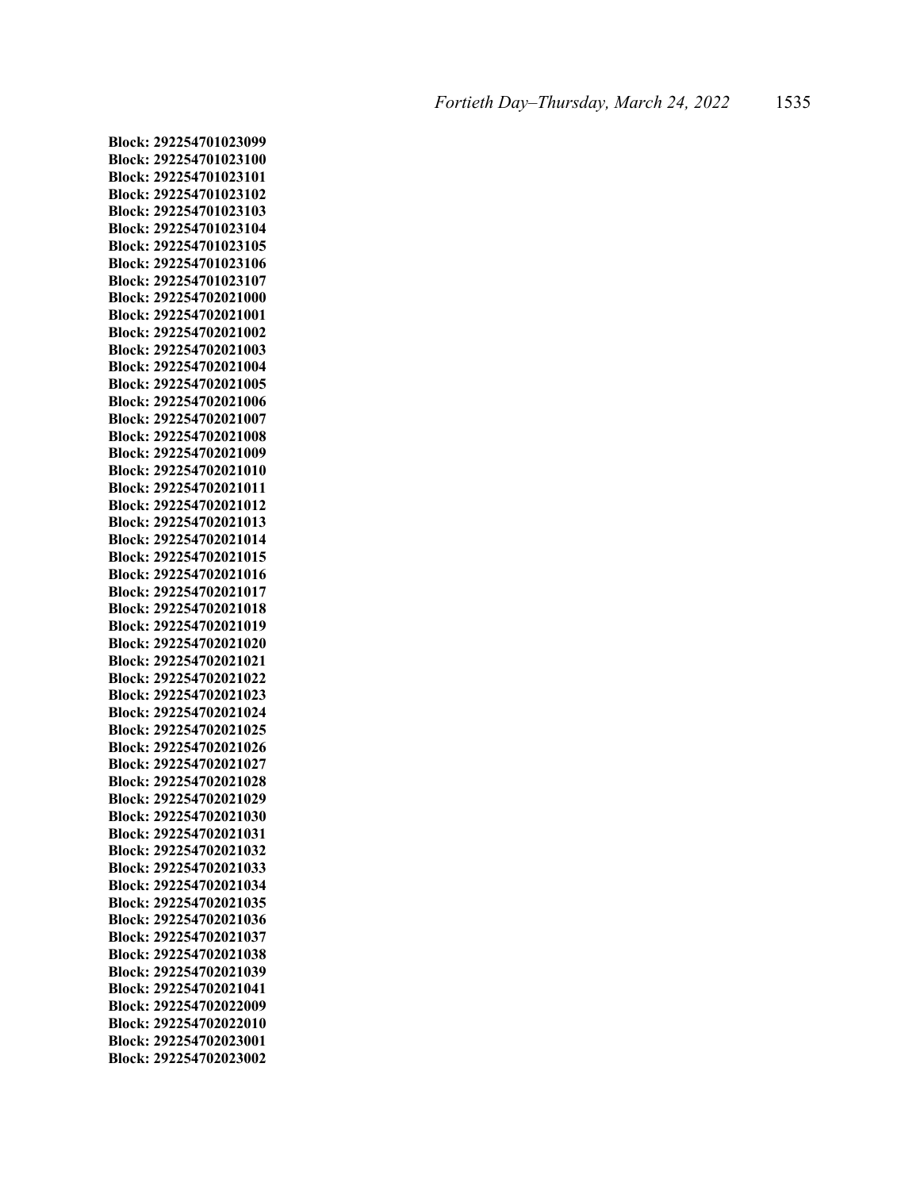**Block: 292254701023099**
**Block: 292254701023100**
**Block: 292254701023101**
**Block: 292254701023102**
**Block: 292254701023103**
**Block: 292254701023104**
**Block: 292254701023105**
**Block: 292254701023106**
**Block: 292254701023107**
**Block: 292254702021000**
**Block: 292254702021001**
**Block: 292254702021002**
**Block: 292254702021003**
**Block: 292254702021004**
**Block: 292254702021005**
**Block: 292254702021006**
**Block: 292254702021007**
**Block: 292254702021008**
**Block: 292254702021009**
**Block: 292254702021010**
**Block: 292254702021011**
**Block: 292254702021012**
**Block: 292254702021013**
**Block: 292254702021014**
**Block: 292254702021015**
**Block: 292254702021016**
**Block: 292254702021017**
**Block: 292254702021018**
**Block: 292254702021019**
**Block: 292254702021020**
**Block: 292254702021021**
**Block: 292254702021022**
**Block: 292254702021023**
**Block: 292254702021024**
**Block: 292254702021025**
**Block: 292254702021026**
**Block: 292254702021027**
**Block: 292254702021028**
**Block: 292254702021029**
**Block: 292254702021030**
**Block: 292254702021031**
**Block: 292254702021032**
**Block: 292254702021033**
**Block: 292254702021034**
**Block: 292254702021035**
**Block: 292254702021036**
**Block: 292254702021037**
**Block: 292254702021038**
**Block: 292254702021039**
**Block: 292254702021041**
**Block: 292254702022009**
**Block: 292254702022010**
**Block: 292254702023001**
**Block: 292254702023002**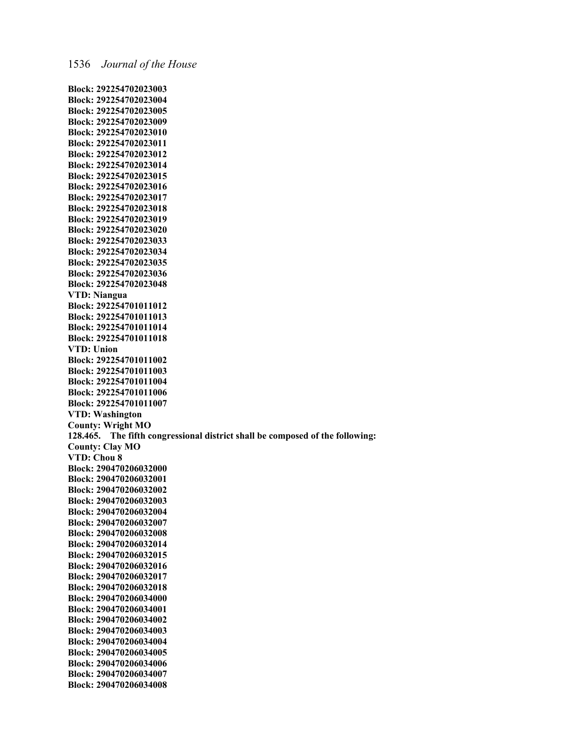**Block: 292254702023003**
**Block: 292254702023004**
**Block: 292254702023005**
**Block: 292254702023009**
**Block: 292254702023010**
**Block: 292254702023011**
**Block: 292254702023012**
**Block: 292254702023014**
**Block: 292254702023015**
**Block: 292254702023016**
**Block: 292254702023017**
**Block: 292254702023018**
**Block: 292254702023019**
**Block: 292254702023020**
**Block: 292254702023033**
**Block: 292254702023034**
**Block: 292254702023035**
**Block: 292254702023036**
**Block: 292254702023048**
**VTD: Niangua**
**Block: 292254701011012**
**Block: 292254701011013**
**Block: 292254701011014**
**Block: 292254701011018**
**VTD: Union**
**Block: 292254701011002**
**Block: 292254701011003**
**Block: 292254701011004**
**Block: 292254701011006**
**Block: 292254701011007**
**VTD: Washington**
**County: Wright MO**
**128.465. The fifth congressional district shall be composed of the following:**
**County: Clay MO**
**VTD: Chou 8**
**Block: 290470206032000**
**Block: 290470206032001**
**Block: 290470206032002**
**Block: 290470206032003**
**Block: 290470206032004**
**Block: 290470206032007**
**Block: 290470206032008**
**Block: 290470206032014**
**Block: 290470206032015**
**Block: 290470206032016**
**Block: 290470206032017**
**Block: 290470206032018**
**Block: 290470206034000**
**Block: 290470206034001**
**Block: 290470206034002**
**Block: 290470206034003**
**Block: 290470206034004**
**Block: 290470206034005**
**Block: 290470206034006**
**Block: 290470206034007**
**Block: 290470206034008**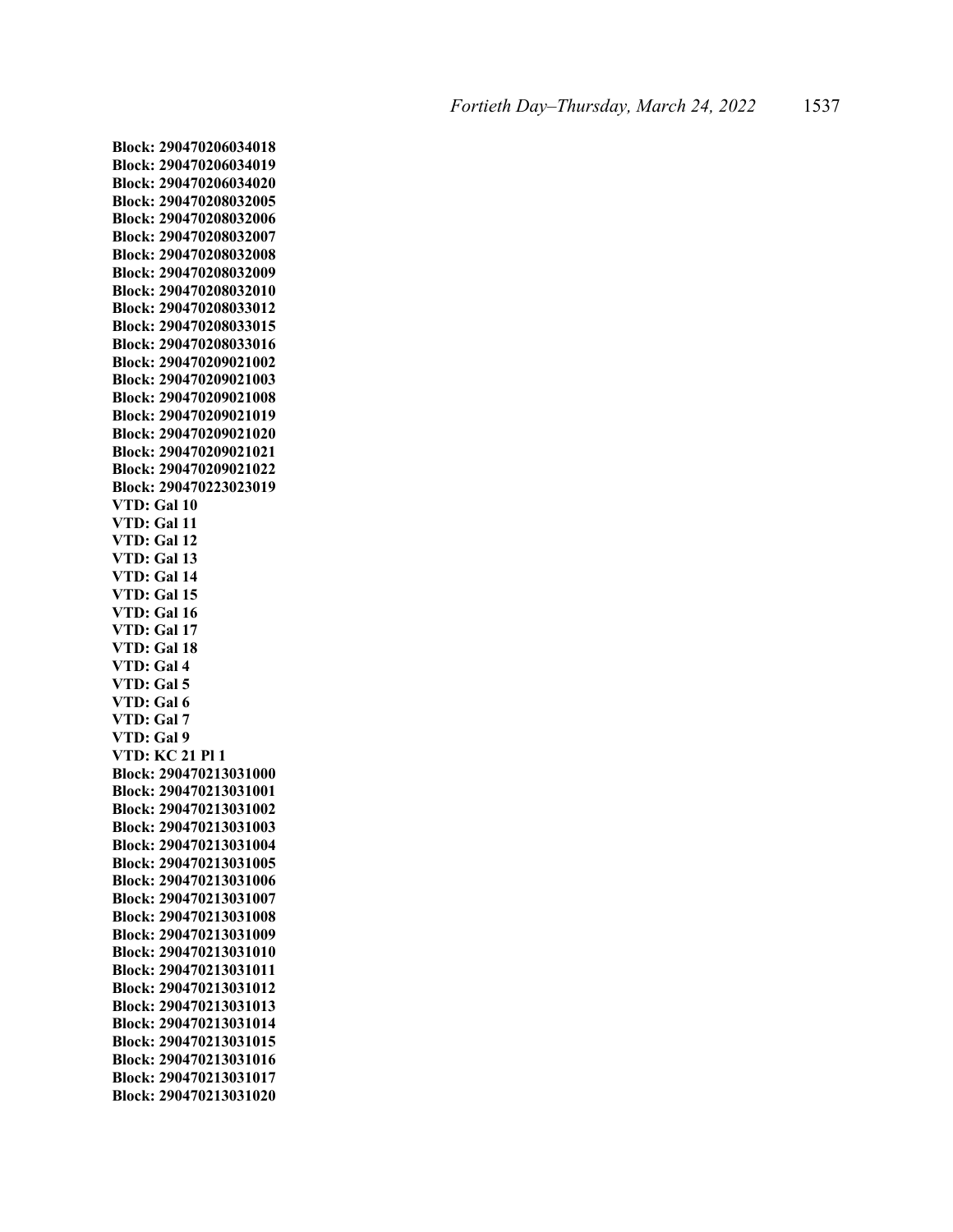**Block: 290470206034018**
**Block: 290470206034019**
**Block: 290470206034020**
**Block: 290470208032005**
**Block: 290470208032006**
**Block: 290470208032007**
**Block: 290470208032008**
**Block: 290470208032009**
**Block: 290470208032010**
**Block: 290470208033012**
**Block: 290470208033015**
**Block: 290470208033016**
**Block: 290470209021002**
**Block: 290470209021003**
**Block: 290470209021008**
**Block: 290470209021019**
**Block: 290470209021020**
**Block: 290470209021021**
**Block: 290470209021022**
**Block: 290470223023019**
**VTD: Gal 10**
**VTD: Gal 11**
**VTD: Gal 12**
**VTD: Gal 13**
**VTD: Gal 14**
**VTD: Gal 15**
**VTD: Gal 16**
**VTD: Gal 17**
**VTD: Gal 18**
**VTD: Gal 4**
**VTD: Gal 5**
**VTD: Gal 6**
**VTD: Gal 7**
**VTD: Gal 9**
**VTD: KC 21 Pl 1**
**Block: 290470213031000**
**Block: 290470213031001**
**Block: 290470213031002**
**Block: 290470213031003**
**Block: 290470213031004**
**Block: 290470213031005**
**Block: 290470213031006**
**Block: 290470213031007**
**Block: 290470213031008**
**Block: 290470213031009**
**Block: 290470213031010**
**Block: 290470213031011**
**Block: 290470213031012**
**Block: 290470213031013**
**Block: 290470213031014**
**Block: 290470213031015**
**Block: 290470213031016**
**Block: 290470213031017**
**Block: 290470213031020**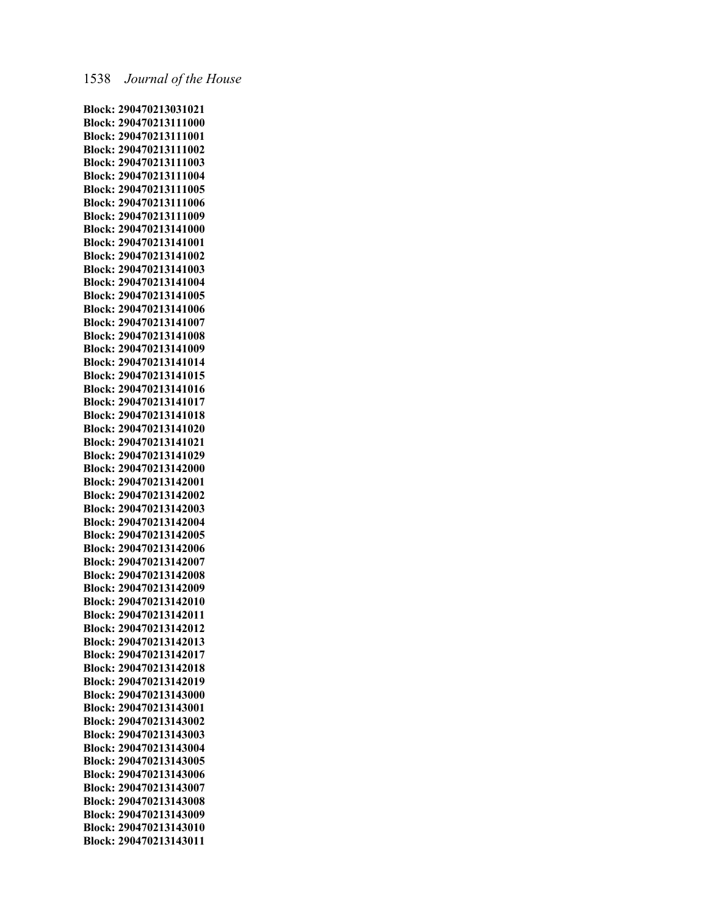**Block: 290470213031021**
**Block: 290470213111000**
**Block: 290470213111001**
**Block: 290470213111002**
**Block: 290470213111003**
**Block: 290470213111004**
**Block: 290470213111005**
**Block: 290470213111006**
**Block: 290470213111009**
**Block: 290470213141000**
**Block: 290470213141001**
**Block: 290470213141002**
**Block: 290470213141003**
**Block: 290470213141004**
**Block: 290470213141005**
**Block: 290470213141006**
**Block: 290470213141007**
**Block: 290470213141008**
**Block: 290470213141009**
**Block: 290470213141014**
**Block: 290470213141015**
**Block: 290470213141016**
**Block: 290470213141017**
**Block: 290470213141018**
**Block: 290470213141020**
**Block: 290470213141021**
**Block: 290470213141029**
**Block: 290470213142000**
**Block: 290470213142001**
**Block: 290470213142002**
**Block: 290470213142003**
**Block: 290470213142004**
**Block: 290470213142005**
**Block: 290470213142006**
**Block: 290470213142007**
**Block: 290470213142008**
**Block: 290470213142009**
**Block: 290470213142010**
**Block: 290470213142011**
**Block: 290470213142012**
**Block: 290470213142013**
**Block: 290470213142017**
**Block: 290470213142018**
**Block: 290470213142019**
**Block: 290470213143000**
**Block: 290470213143001**
**Block: 290470213143002**
**Block: 290470213143003**
**Block: 290470213143004**
**Block: 290470213143005**
**Block: 290470213143006**
**Block: 290470213143007**
**Block: 290470213143008**
**Block: 290470213143009**
**Block: 290470213143010**
**Block: 290470213143011**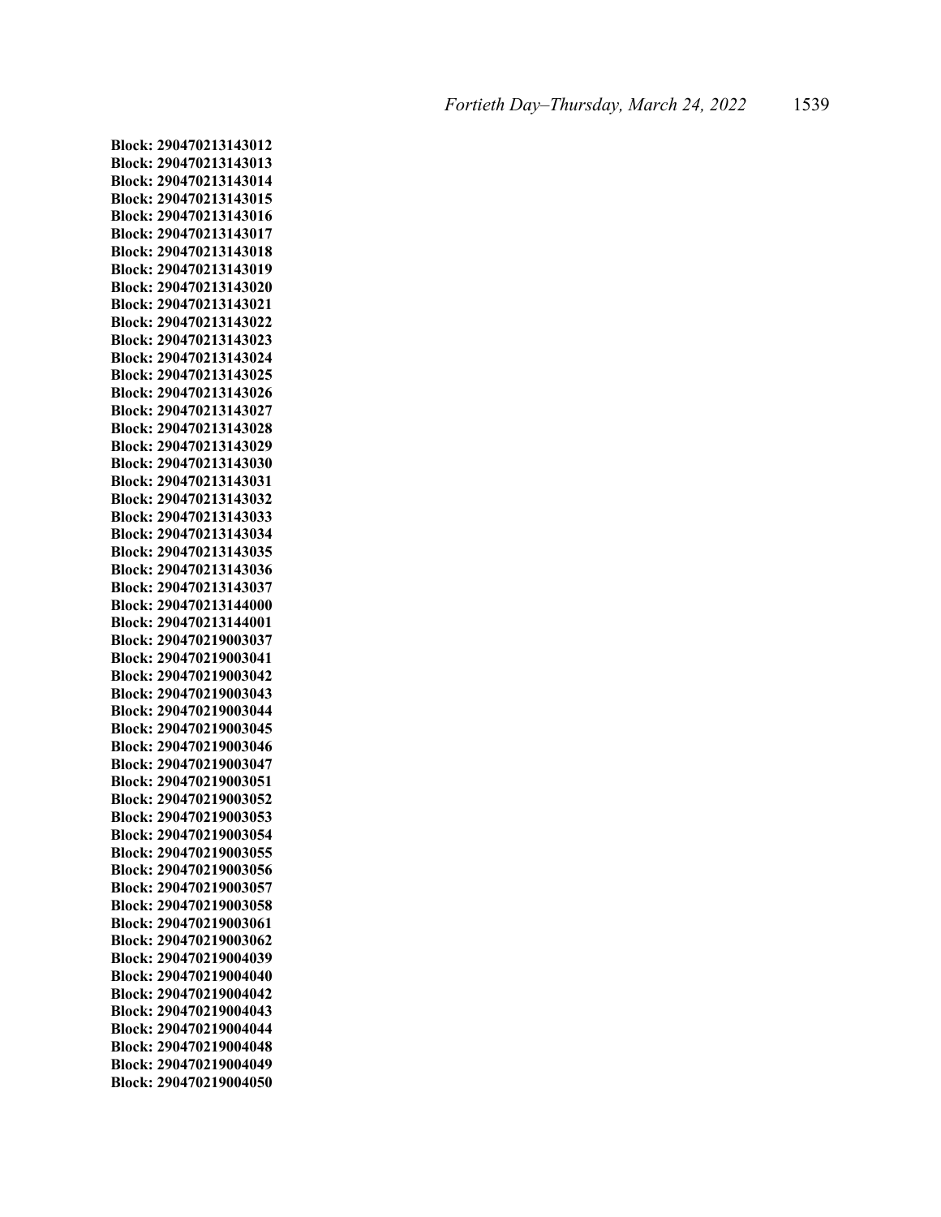**Block: 290470213143012**
**Block: 290470213143013**
**Block: 290470213143014**
**Block: 290470213143015**
**Block: 290470213143016**
**Block: 290470213143017**
**Block: 290470213143018**
**Block: 290470213143019**
**Block: 290470213143020**
**Block: 290470213143021**
**Block: 290470213143022**
**Block: 290470213143023**
**Block: 290470213143024**
**Block: 290470213143025**
**Block: 290470213143026**
**Block: 290470213143027**
**Block: 290470213143028**
**Block: 290470213143029**
**Block: 290470213143030**
**Block: 290470213143031**
**Block: 290470213143032**
**Block: 290470213143033**
**Block: 290470213143034**
**Block: 290470213143035**
**Block: 290470213143036**
**Block: 290470213143037**
**Block: 290470213144000**
**Block: 290470213144001**
**Block: 290470219003037**
**Block: 290470219003041**
**Block: 290470219003042**
**Block: 290470219003043**
**Block: 290470219003044**
**Block: 290470219003045**
**Block: 290470219003046**
**Block: 290470219003047**
**Block: 290470219003051**
**Block: 290470219003052**
**Block: 290470219003053**
**Block: 290470219003054**
**Block: 290470219003055**
**Block: 290470219003056**
**Block: 290470219003057**
**Block: 290470219003058**
**Block: 290470219003061**
**Block: 290470219003062**
**Block: 290470219004039**
**Block: 290470219004040**
**Block: 290470219004042**
**Block: 290470219004043**
**Block: 290470219004044**
**Block: 290470219004048**
**Block: 290470219004049**
**Block: 290470219004050**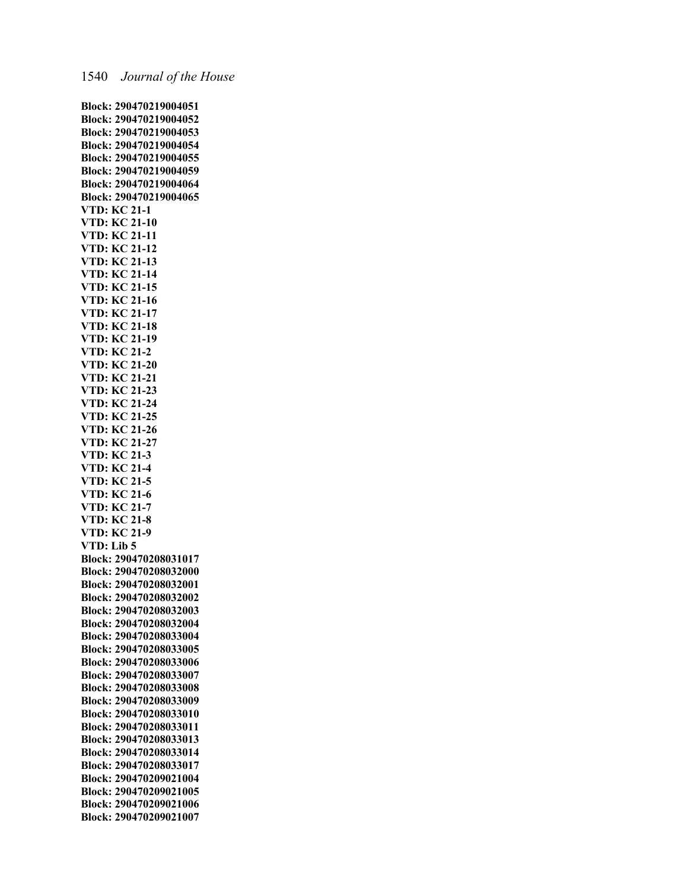**Block: 290470219004051**
**Block: 290470219004052**
**Block: 290470219004053**
**Block: 290470219004054**
**Block: 290470219004055**
**Block: 290470219004059**
**Block: 290470219004064**
**Block: 290470219004065**
**VTD: KC 21-1**
**VTD: KC 21-10**
**VTD: KC 21-11**
**VTD: KC 21-12**
**VTD: KC 21-13**
**VTD: KC 21-14**
**VTD: KC 21-15**
**VTD: KC 21-16**
**VTD: KC 21-17**
**VTD: KC 21-18**
**VTD: KC 21-19**
**VTD: KC 21-2**
**VTD: KC 21-20**
**VTD: KC 21-21**
**VTD: KC 21-23**
**VTD: KC 21-24**
**VTD: KC 21-25**
**VTD: KC 21-26**
**VTD: KC 21-27**
**VTD: KC 21-3**
**VTD: KC 21-4**
**VTD: KC 21-5**
**VTD: KC 21-6**
**VTD: KC 21-7**
**VTD: KC 21-8**
**VTD: KC 21-9**
**VTD: Lib 5**
**Block: 290470208031017**
**Block: 290470208032000**
**Block: 290470208032001**
**Block: 290470208032002**
**Block: 290470208032003**
**Block: 290470208032004**
**Block: 290470208033004**
**Block: 290470208033005**
**Block: 290470208033006**
**Block: 290470208033007**
**Block: 290470208033008**
**Block: 290470208033009**
**Block: 290470208033010**
**Block: 290470208033011**
**Block: 290470208033013**
**Block: 290470208033014**
**Block: 290470208033017**
**Block: 290470209021004**
**Block: 290470209021005**
**Block: 290470209021006**
**Block: 290470209021007**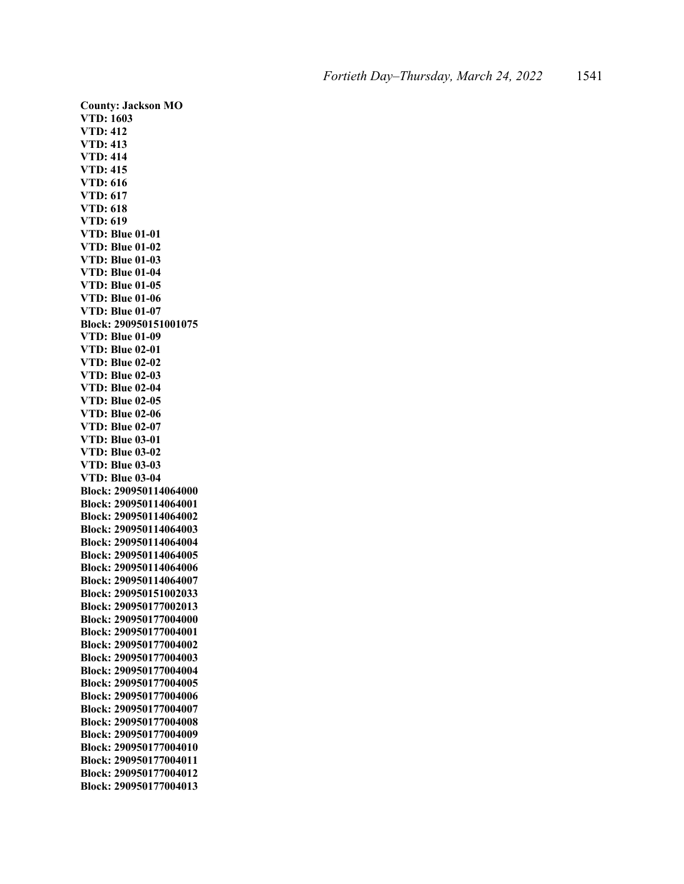**County: Jackson MO**
**VTD: 1603**
**VTD: 412**
**VTD: 413**
**VTD: 414**
**VTD: 415**
**VTD: 616**
**VTD: 617**
**VTD: 618**
**VTD: 619**
**VTD: Blue 01-01**
**VTD: Blue 01-02**
**VTD: Blue 01-03**
**VTD: Blue 01-04**
**VTD: Blue 01-05**
**VTD: Blue 01-06**
**VTD: Blue 01-07**
**Block: 290950151001075**
**VTD: Blue 01-09**
**VTD: Blue 02-01**
**VTD: Blue 02-02**
**VTD: Blue 02-03**
**VTD: Blue 02-04**
**VTD: Blue 02-05**
**VTD: Blue 02-06**
**VTD: Blue 02-07**
**VTD: Blue 03-01**
**VTD: Blue 03-02**
**VTD: Blue 03-03**
**VTD: Blue 03-04**
**Block: 290950114064000**
**Block: 290950114064001**
**Block: 290950114064002**
**Block: 290950114064003**
**Block: 290950114064004**
**Block: 290950114064005**
**Block: 290950114064006**
**Block: 290950114064007**
**Block: 290950151002033**
**Block: 290950177002013**
**Block: 290950177004000**
**Block: 290950177004001**
**Block: 290950177004002**
**Block: 290950177004003**
**Block: 290950177004004**
**Block: 290950177004005**
**Block: 290950177004006**
**Block: 290950177004007**
**Block: 290950177004008**
**Block: 290950177004009**
**Block: 290950177004010**
**Block: 290950177004011**
**Block: 290950177004012**
**Block: 290950177004013**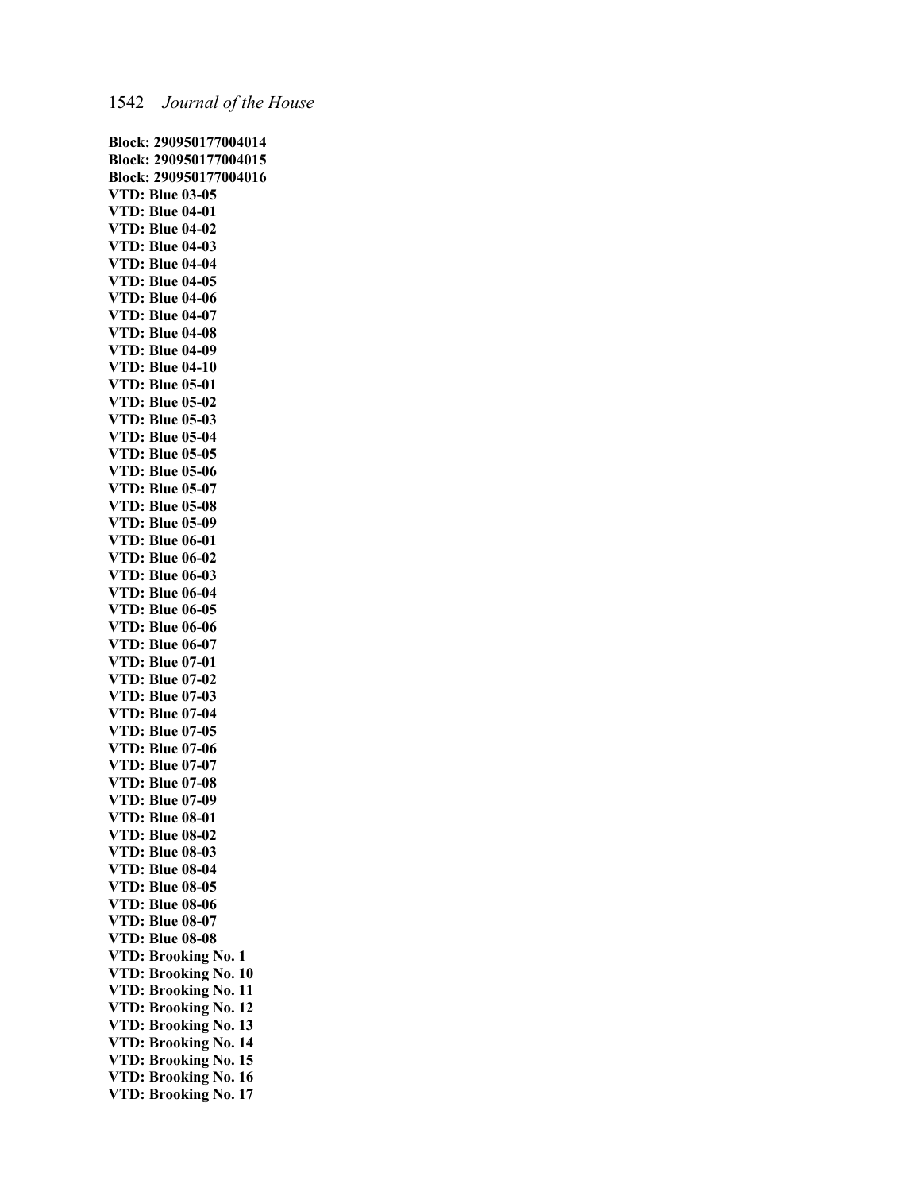**Block: 290950177004014**
**Block: 290950177004015**
**Block: 290950177004016**
**VTD: Blue 03-05**
**VTD: Blue 04-01**
**VTD: Blue 04-02**
**VTD: Blue 04-03**
**VTD: Blue 04-04**
**VTD: Blue 04-05**
**VTD: Blue 04-06**
**VTD: Blue 04-07**
**VTD: Blue 04-08**
**VTD: Blue 04-09**
**VTD: Blue 04-10**
**VTD: Blue 05-01**
**VTD: Blue 05-02**
**VTD: Blue 05-03**
**VTD: Blue 05-04**
**VTD: Blue 05-05**
**VTD: Blue 05-06**
**VTD: Blue 05-07**
**VTD: Blue 05-08**
**VTD: Blue 05-09**
**VTD: Blue 06-01**
**VTD: Blue 06-02**
**VTD: Blue 06-03**
**VTD: Blue 06-04**
**VTD: Blue 06-05**
**VTD: Blue 06-06**
**VTD: Blue 06-07**
**VTD: Blue 07-01**
**VTD: Blue 07-02**
**VTD: Blue 07-03**
**VTD: Blue 07-04**
**VTD: Blue 07-05**
**VTD: Blue 07-06**
**VTD: Blue 07-07**
**VTD: Blue 07-08**
**VTD: Blue 07-09**
**VTD: Blue 08-01**
**VTD: Blue 08-02**
**VTD: Blue 08-03**
**VTD: Blue 08-04**
**VTD: Blue 08-05**
**VTD: Blue 08-06**
**VTD: Blue 08-07**
**VTD: Blue 08-08**
**VTD: Brooking No. 1**
**VTD: Brooking No. 10**
**VTD: Brooking No. 11**
**VTD: Brooking No. 12**
**VTD: Brooking No. 13**
**VTD: Brooking No. 14**
**VTD: Brooking No. 15**
**VTD: Brooking No. 16**
**VTD: Brooking No. 17**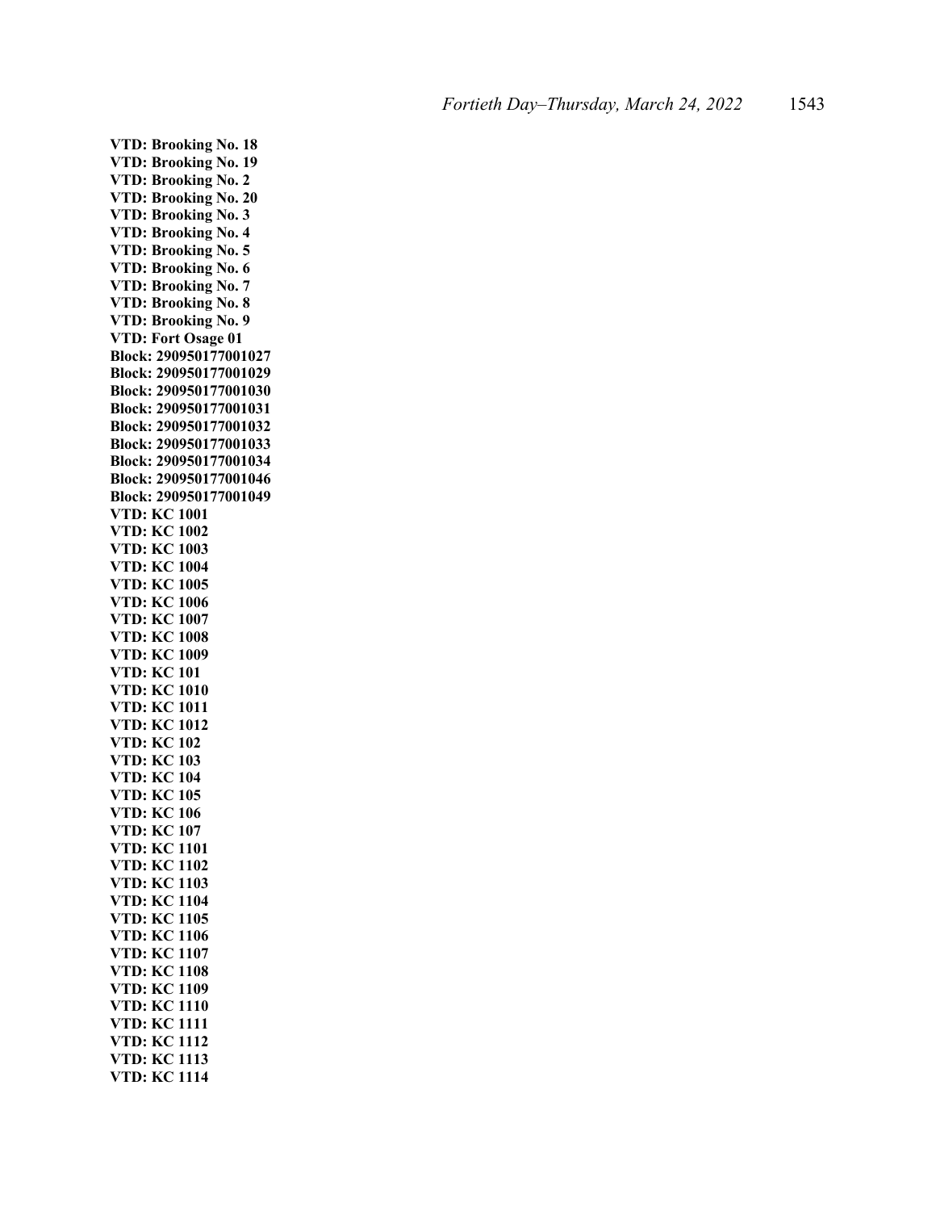**VTD: Brooking No. 18**
**VTD: Brooking No. 19**
**VTD: Brooking No. 2**
**VTD: Brooking No. 20**
**VTD: Brooking No. 3**
**VTD: Brooking No. 4**
**VTD: Brooking No. 5**
**VTD: Brooking No. 6**
**VTD: Brooking No. 7**
**VTD: Brooking No. 8**
**VTD: Brooking No. 9**
**VTD: Fort Osage 01**
**Block: 290950177001027**
**Block: 290950177001029**
**Block: 290950177001030**
**Block: 290950177001031**
**Block: 290950177001032**
**Block: 290950177001033**
**Block: 290950177001034**
**Block: 290950177001046**
**Block: 290950177001049**
**VTD: KC 1001**
**VTD: KC 1002**
**VTD: KC 1003**
**VTD: KC 1004**
**VTD: KC 1005**
**VTD: KC 1006**
**VTD: KC 1007**
**VTD: KC 1008**
**VTD: KC 1009**
**VTD: KC 101**
**VTD: KC 1010**
**VTD: KC 1011**
**VTD: KC 1012**
**VTD: KC 102**
**VTD: KC 103**
**VTD: KC 104**
**VTD: KC 105**
**VTD: KC 106**
**VTD: KC 107**
**VTD: KC 1101**
**VTD: KC 1102**
**VTD: KC 1103**
**VTD: KC 1104**
**VTD: KC 1105**
**VTD: KC 1106**
**VTD: KC 1107**
**VTD: KC 1108**
**VTD: KC 1109**
**VTD: KC 1110**
**VTD: KC 1111**
**VTD: KC 1112**
**VTD: KC 1113**
**VTD: KC 1114**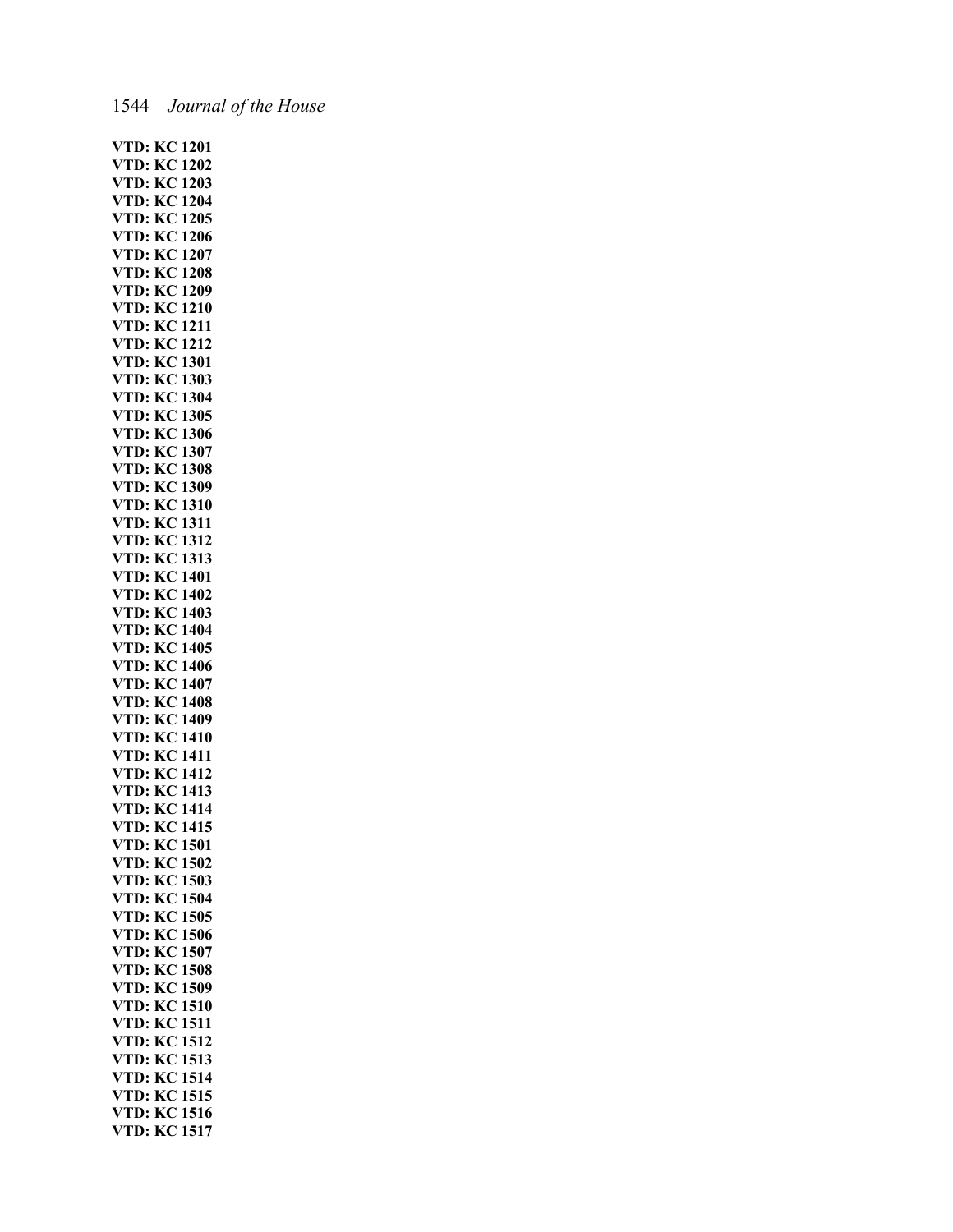**VTD: KC 1201**
**VTD: KC 1202**
**VTD: KC 1203**
**VTD: KC 1204**
**VTD: KC 1205**
**VTD: KC 1206**
**VTD: KC 1207**
**VTD: KC 1208**
**VTD: KC 1209**
**VTD: KC 1210**
**VTD: KC 1211**
**VTD: KC 1212**
**VTD: KC 1301**
**VTD: KC 1303**
**VTD: KC 1304**
**VTD: KC 1305**
**VTD: KC 1306**
**VTD: KC 1307**
**VTD: KC 1308**
**VTD: KC 1309**
**VTD: KC 1310**
**VTD: KC 1311**
**VTD: KC 1312**
**VTD: KC 1313**
**VTD: KC 1401**
**VTD: KC 1402**
**VTD: KC 1403**
**VTD: KC 1404**
**VTD: KC 1405**
**VTD: KC 1406**
**VTD: KC 1407**
**VTD: KC 1408**
**VTD: KC 1409**
**VTD: KC 1410**
**VTD: KC 1411**
**VTD: KC 1412**
**VTD: KC 1413**
**VTD: KC 1414**
**VTD: KC 1415**
**VTD: KC 1501**
**VTD: KC 1502**
**VTD: KC 1503**
**VTD: KC 1504**
**VTD: KC 1505**
**VTD: KC 1506**
**VTD: KC 1507**
**VTD: KC 1508**
**VTD: KC 1509**
**VTD: KC 1510**
**VTD: KC 1511**
**VTD: KC 1512**
**VTD: KC 1513**
**VTD: KC 1514**
**VTD: KC 1515**
**VTD: KC 1516**
**VTD: KC 1517**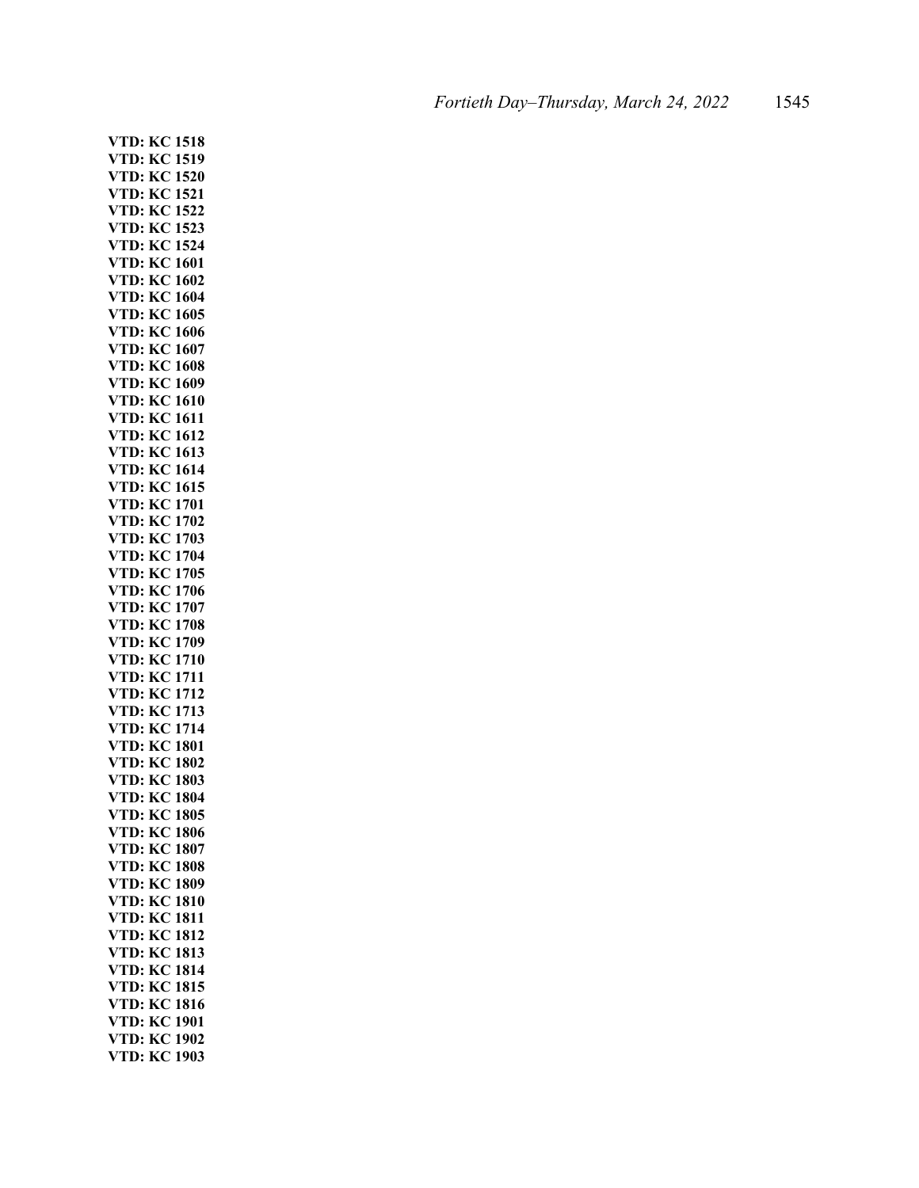**VTD: KC 1518**
**VTD: KC 1519**
**VTD: KC 1520**
**VTD: KC 1521**
**VTD: KC 1522**
**VTD: KC 1523**
**VTD: KC 1524**
**VTD: KC 1601**
**VTD: KC 1602**
**VTD: KC 1604**
**VTD: KC 1605**
**VTD: KC 1606**
**VTD: KC 1607**
**VTD: KC 1608**
**VTD: KC 1609**
**VTD: KC 1610**
**VTD: KC 1611**
**VTD: KC 1612**
**VTD: KC 1613**
**VTD: KC 1614**
**VTD: KC 1615**
**VTD: KC 1701**
**VTD: KC 1702**
**VTD: KC 1703**
**VTD: KC 1704**
**VTD: KC 1705**
**VTD: KC 1706**
**VTD: KC 1707**
**VTD: KC 1708**
**VTD: KC 1709**
**VTD: KC 1710**
**VTD: KC 1711**
**VTD: KC 1712**
**VTD: KC 1713**
**VTD: KC 1714**
**VTD: KC 1801**
**VTD: KC 1802**
**VTD: KC 1803**
**VTD: KC 1804**
**VTD: KC 1805**
**VTD: KC 1806**
**VTD: KC 1807**
**VTD: KC 1808**
**VTD: KC 1809**
**VTD: KC 1810**
**VTD: KC 1811**
**VTD: KC 1812**
**VTD: KC 1813**
**VTD: KC 1814**
**VTD: KC 1815**
**VTD: KC 1816**
**VTD: KC 1901**
**VTD: KC 1902**
**VTD: KC 1903**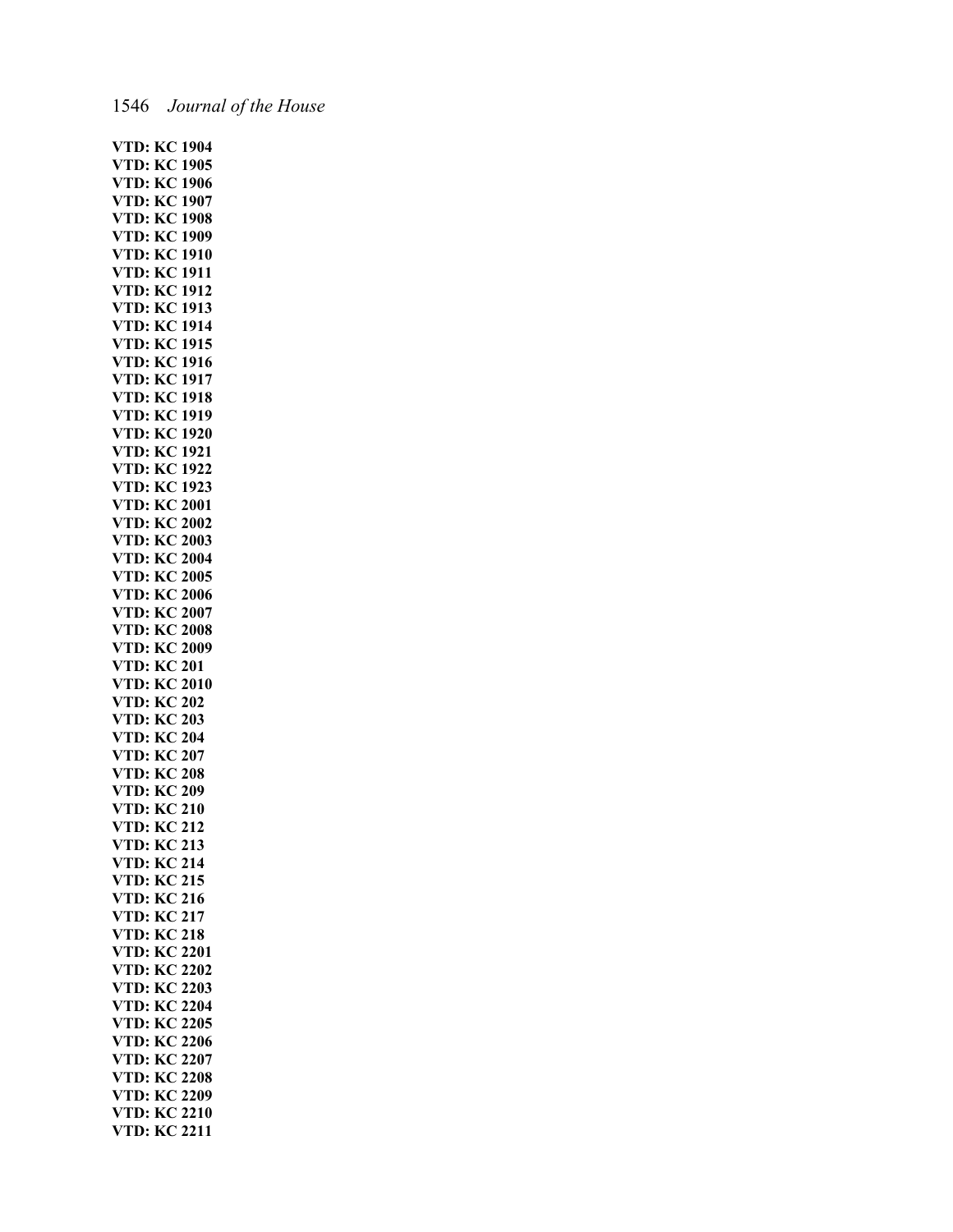**VTD: KC 1904**
**VTD: KC 1905**
**VTD: KC 1906**
**VTD: KC 1907**
**VTD: KC 1908**
**VTD: KC 1909**
**VTD: KC 1910**
**VTD: KC 1911**
**VTD: KC 1912**
**VTD: KC 1913**
**VTD: KC 1914**
**VTD: KC 1915**
**VTD: KC 1916**
**VTD: KC 1917**
**VTD: KC 1918**
**VTD: KC 1919**
**VTD: KC 1920**
**VTD: KC 1921**
**VTD: KC 1922**
**VTD: KC 1923**
**VTD: KC 2001**
**VTD: KC 2002**
**VTD: KC 2003**
**VTD: KC 2004**
**VTD: KC 2005**
**VTD: KC 2006**
**VTD: KC 2007**
**VTD: KC 2008**
**VTD: KC 2009**
**VTD: KC 201**
**VTD: KC 2010**
**VTD: KC 202**
**VTD: KC 203**
**VTD: KC 204**
**VTD: KC 207**
**VTD: KC 208**
**VTD: KC 209**
**VTD: KC 210**
**VTD: KC 212**
**VTD: KC 213**
**VTD: KC 214**
**VTD: KC 215**
**VTD: KC 216**
**VTD: KC 217**
**VTD: KC 218**
**VTD: KC 2201**
**VTD: KC 2202**
**VTD: KC 2203**
**VTD: KC 2204**
**VTD: KC 2205**
**VTD: KC 2206**
**VTD: KC 2207**
**VTD: KC 2208**
**VTD: KC 2209**
**VTD: KC 2210**
**VTD: KC 2211**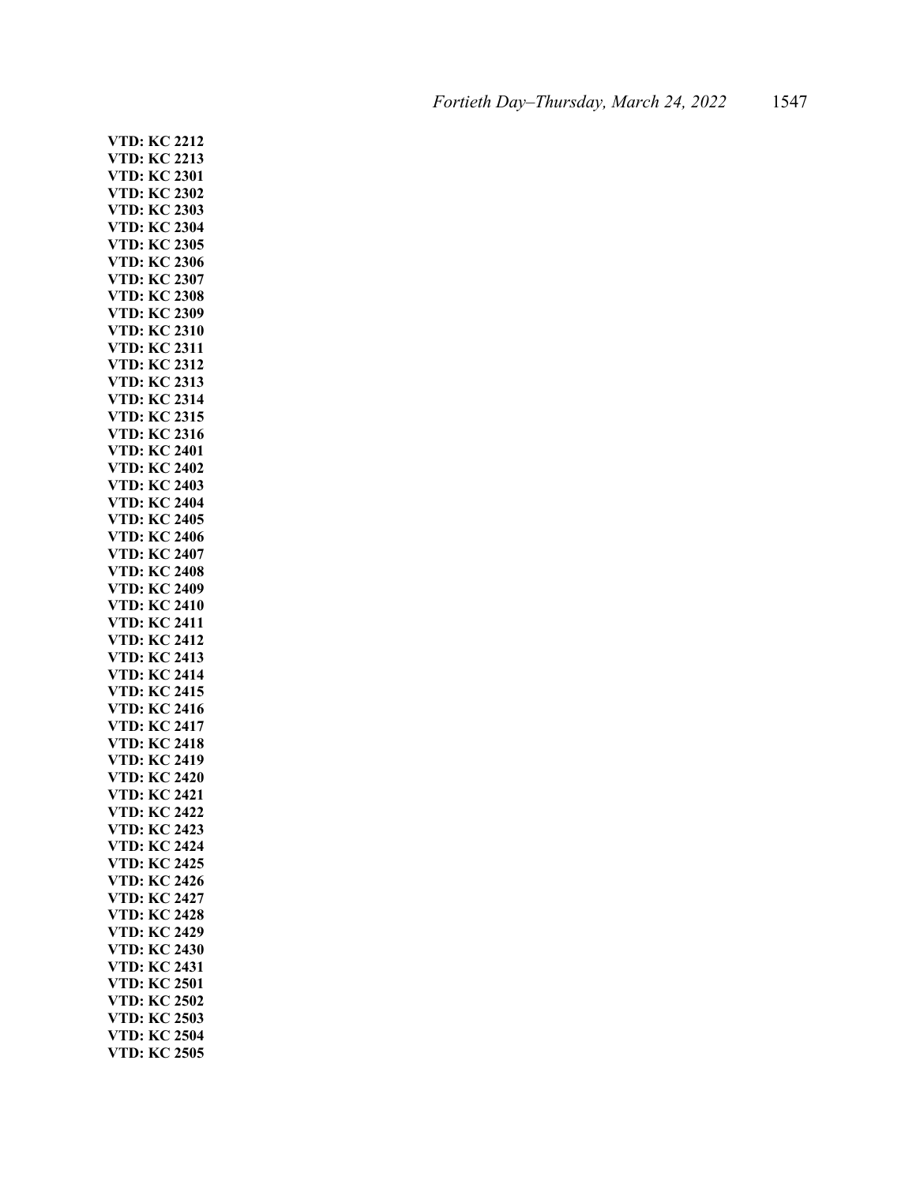**VTD: KC 2212**
**VTD: KC 2213**
**VTD: KC 2301**
**VTD: KC 2302**
**VTD: KC 2303**
**VTD: KC 2304**
**VTD: KC 2305**
**VTD: KC 2306**
**VTD: KC 2307**
**VTD: KC 2308**
**VTD: KC 2309**
**VTD: KC 2310**
**VTD: KC 2311**
**VTD: KC 2312**
**VTD: KC 2313**
**VTD: KC 2314**
**VTD: KC 2315**
**VTD: KC 2316**
**VTD: KC 2401**
**VTD: KC 2402**
**VTD: KC 2403**
**VTD: KC 2404**
**VTD: KC 2405**
**VTD: KC 2406**
**VTD: KC 2407**
**VTD: KC 2408**
**VTD: KC 2409**
**VTD: KC 2410**
**VTD: KC 2411**
**VTD: KC 2412**
**VTD: KC 2413**
**VTD: KC 2414**
**VTD: KC 2415**
**VTD: KC 2416**
**VTD: KC 2417**
**VTD: KC 2418**
**VTD: KC 2419**
**VTD: KC 2420**
**VTD: KC 2421**
**VTD: KC 2422**
**VTD: KC 2423**
**VTD: KC 2424**
**VTD: KC 2425**
**VTD: KC 2426**
**VTD: KC 2427**
**VTD: KC 2428**
**VTD: KC 2429**
**VTD: KC 2430**
**VTD: KC 2431**
**VTD: KC 2501**
**VTD: KC 2502**
**VTD: KC 2503**
**VTD: KC 2504**
**VTD: KC 2505**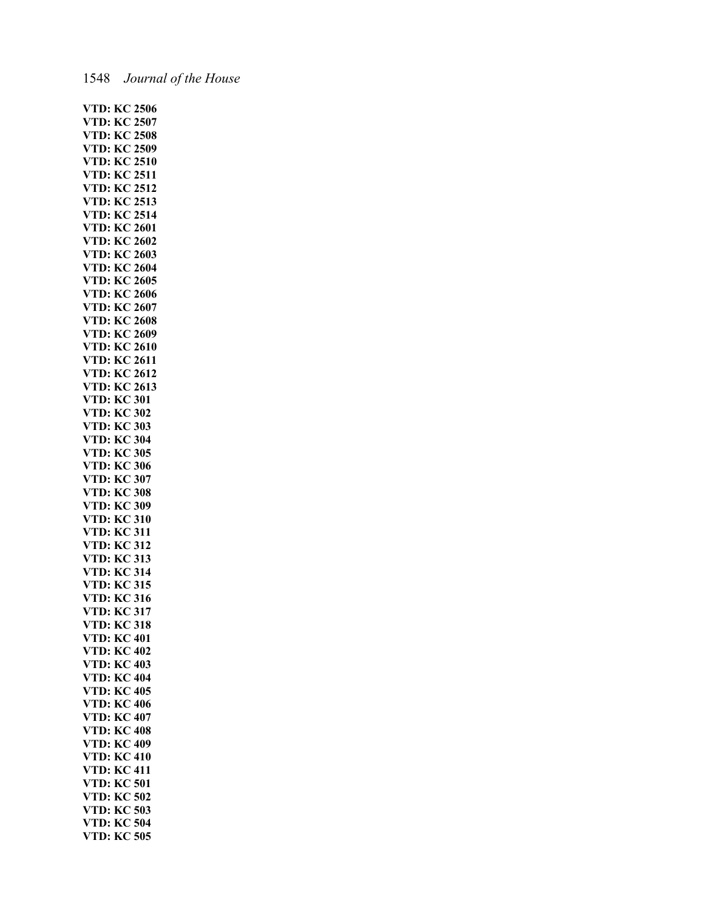**VTD: KC 2506**
**VTD: KC 2507**
**VTD: KC 2508**
**VTD: KC 2509**
**VTD: KC 2510**
**VTD: KC 2511**
**VTD: KC 2512**
**VTD: KC 2513**
**VTD: KC 2514**
**VTD: KC 2601**
**VTD: KC 2602**
**VTD: KC 2603**
**VTD: KC 2604**
**VTD: KC 2605**
**VTD: KC 2606**
**VTD: KC 2607**
**VTD: KC 2608**
**VTD: KC 2609**
**VTD: KC 2610**
**VTD: KC 2611**
**VTD: KC 2612**
**VTD: KC 2613**
**VTD: KC 301**
**VTD: KC 302**
**VTD: KC 303**
**VTD: KC 304**
**VTD: KC 305**
**VTD: KC 306**
**VTD: KC 307**
**VTD: KC 308**
**VTD: KC 309**
**VTD: KC 310**
**VTD: KC 311**
**VTD: KC 312**
**VTD: KC 313**
**VTD: KC 314**
**VTD: KC 315**
**VTD: KC 316**
**VTD: KC 317**
**VTD: KC 318**
**VTD: KC 401**
**VTD: KC 402**
**VTD: KC 403**
**VTD: KC 404**
**VTD: KC 405**
**VTD: KC 406**
**VTD: KC 407**
**VTD: KC 408**
**VTD: KC 409**
**VTD: KC 410**
**VTD: KC 411**
**VTD: KC 501**
**VTD: KC 502**
**VTD: KC 503**
**VTD: KC 504**
**VTD: KC 505**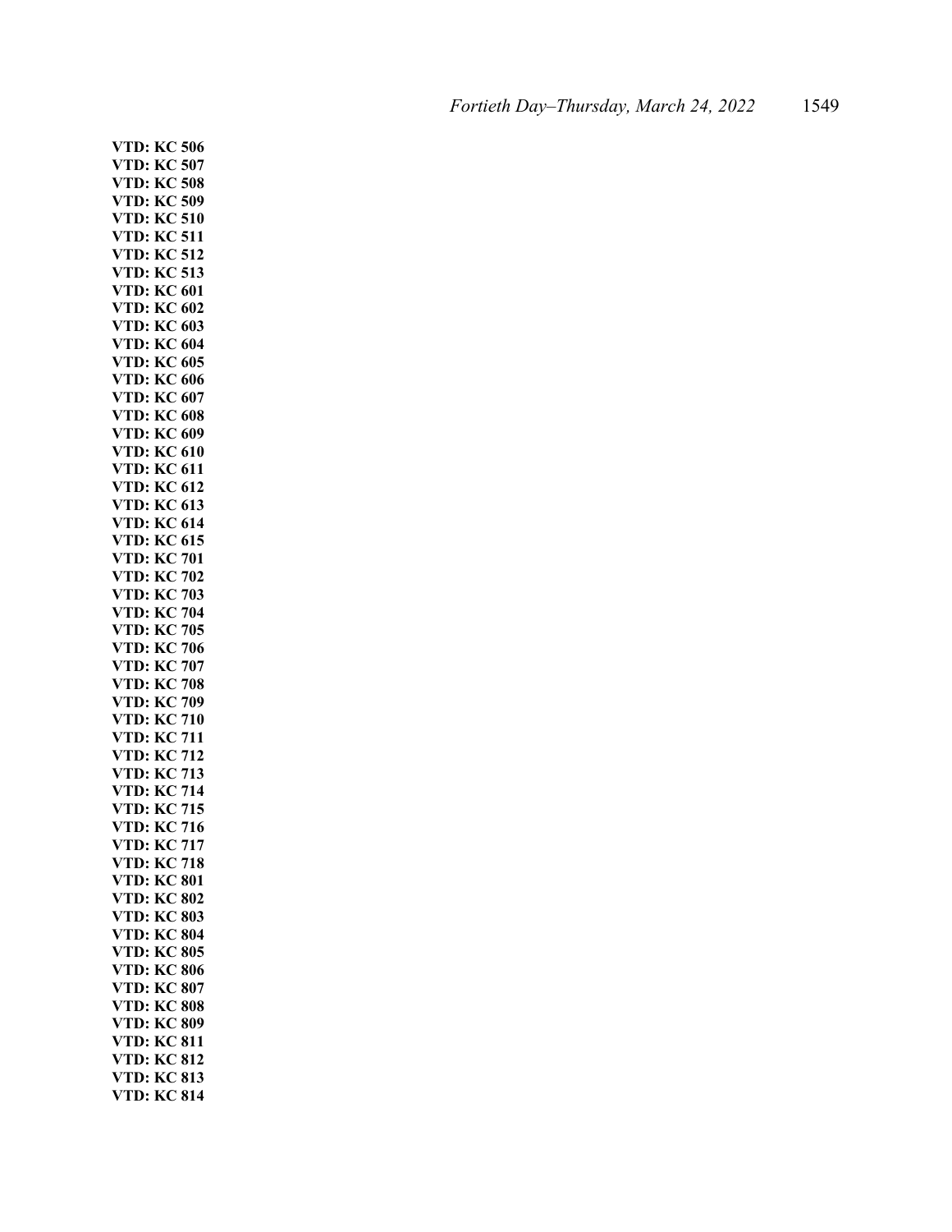**VTD: KC 506**
**VTD: KC 507**
**VTD: KC 508**
**VTD: KC 509**
**VTD: KC 510**
**VTD: KC 511**
**VTD: KC 512**
**VTD: KC 513**
**VTD: KC 601**
**VTD: KC 602**
**VTD: KC 603**
**VTD: KC 604**
**VTD: KC 605**
**VTD: KC 606**
**VTD: KC 607**
**VTD: KC 608**
**VTD: KC 609**
**VTD: KC 610**
**VTD: KC 611**
**VTD: KC 612**
**VTD: KC 613**
**VTD: KC 614**
**VTD: KC 615**
**VTD: KC 701**
**VTD: KC 702**
**VTD: KC 703**
**VTD: KC 704**
**VTD: KC 705**
**VTD: KC 706**
**VTD: KC 707**
**VTD: KC 708**
**VTD: KC 709**
**VTD: KC 710**
**VTD: KC 711**
**VTD: KC 712**
**VTD: KC 713**
**VTD: KC 714**
**VTD: KC 715**
**VTD: KC 716**
**VTD: KC 717**
**VTD: KC 718**
**VTD: KC 801**
**VTD: KC 802**
**VTD: KC 803**
**VTD: KC 804**
**VTD: KC 805**
**VTD: KC 806**
**VTD: KC 807**
**VTD: KC 808**
**VTD: KC 809**
**VTD: KC 811**
**VTD: KC 812**
**VTD: KC 813**
**VTD: KC 814**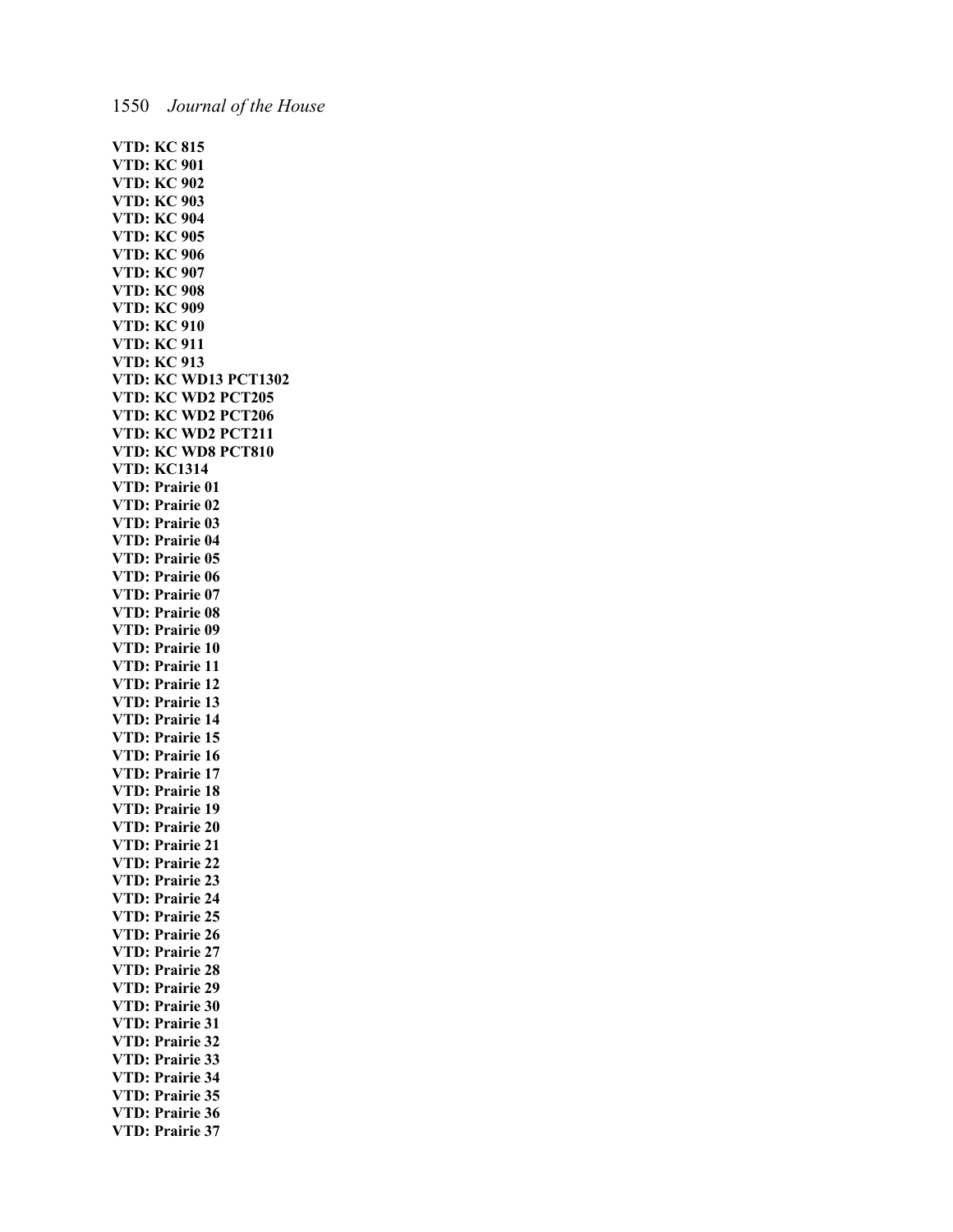**VTD: KC 815**
**VTD: KC 901**
**VTD: KC 902**
**VTD: KC 903**
**VTD: KC 904**
**VTD: KC 905**
**VTD: KC 906**
**VTD: KC 907**
**VTD: KC 908**
**VTD: KC 909**
**VTD: KC 910**
**VTD: KC 911**
**VTD: KC 913**
**VTD: KC WD13 PCT1302**
**VTD: KC WD2 PCT205**
**VTD: KC WD2 PCT206**
**VTD: KC WD2 PCT211**
**VTD: KC WD8 PCT810**
**VTD: KC1314**
**VTD: Prairie 01**
**VTD: Prairie 02**
**VTD: Prairie 03**
**VTD: Prairie 04**
**VTD: Prairie 05**
**VTD: Prairie 06**
**VTD: Prairie 07**
**VTD: Prairie 08**
**VTD: Prairie 09**
**VTD: Prairie 10**
**VTD: Prairie 11**
**VTD: Prairie 12**
**VTD: Prairie 13**
**VTD: Prairie 14**
**VTD: Prairie 15**
**VTD: Prairie 16**
**VTD: Prairie 17**
**VTD: Prairie 18**
**VTD: Prairie 19**
**VTD: Prairie 20**
**VTD: Prairie 21**
**VTD: Prairie 22**
**VTD: Prairie 23**
**VTD: Prairie 24**
**VTD: Prairie 25**
**VTD: Prairie 26**
**VTD: Prairie 27**
**VTD: Prairie 28**
**VTD: Prairie 29**
**VTD: Prairie 30**
**VTD: Prairie 31**
**VTD: Prairie 32**
**VTD: Prairie 33**
**VTD: Prairie 34**
**VTD: Prairie 35**
**VTD: Prairie 36**
**VTD: Prairie 37**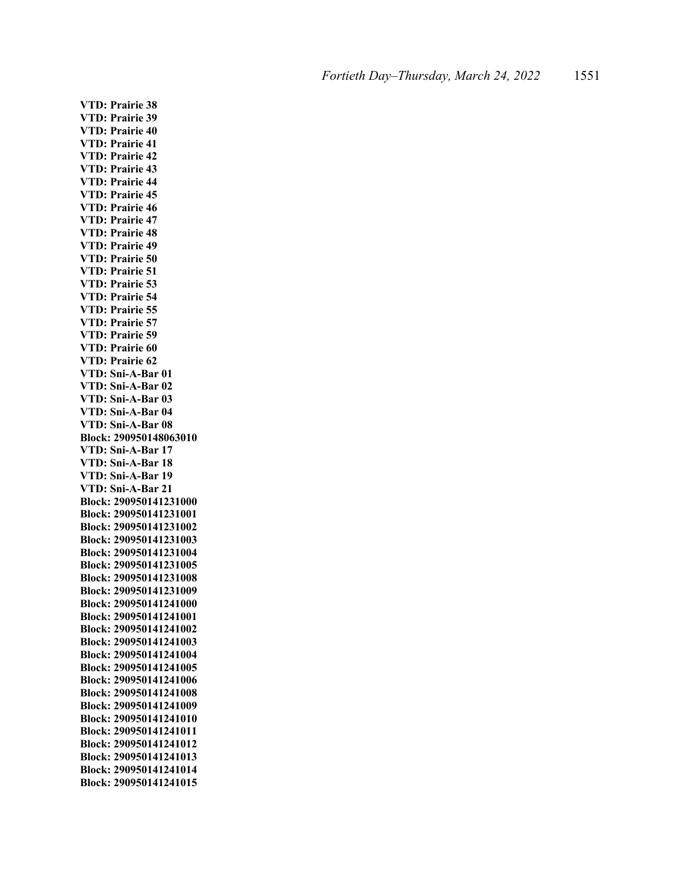**VTD: Prairie 38**
**VTD: Prairie 39**
**VTD: Prairie 40**
**VTD: Prairie 41**
**VTD: Prairie 42**
**VTD: Prairie 43**
**VTD: Prairie 44**
**VTD: Prairie 45**
**VTD: Prairie 46**
**VTD: Prairie 47**
**VTD: Prairie 48**
**VTD: Prairie 49**
**VTD: Prairie 50**
**VTD: Prairie 51**
**VTD: Prairie 53**
**VTD: Prairie 54**
**VTD: Prairie 55**
**VTD: Prairie 57**
**VTD: Prairie 59**
**VTD: Prairie 60**
**VTD: Prairie 62**
**VTD: Sni-A-Bar 01**
**VTD: Sni-A-Bar 02**
**VTD: Sni-A-Bar 03**
**VTD: Sni-A-Bar 04**
**VTD: Sni-A-Bar 08**
**Block: 290950148063010**
**VTD: Sni-A-Bar 17**
**VTD: Sni-A-Bar 18**
**VTD: Sni-A-Bar 19**
**VTD: Sni-A-Bar 21**
**Block: 290950141231000**
**Block: 290950141231001**
**Block: 290950141231002**
**Block: 290950141231003**
**Block: 290950141231004**
**Block: 290950141231005**
**Block: 290950141231008**
**Block: 290950141231009**
**Block: 290950141241000**
**Block: 290950141241001**
**Block: 290950141241002**
**Block: 290950141241003**
**Block: 290950141241004**
**Block: 290950141241005**
**Block: 290950141241006**
**Block: 290950141241008**
**Block: 290950141241009**
**Block: 290950141241010**
**Block: 290950141241011**
**Block: 290950141241012**
**Block: 290950141241013**
**Block: 290950141241014**
**Block: 290950141241015**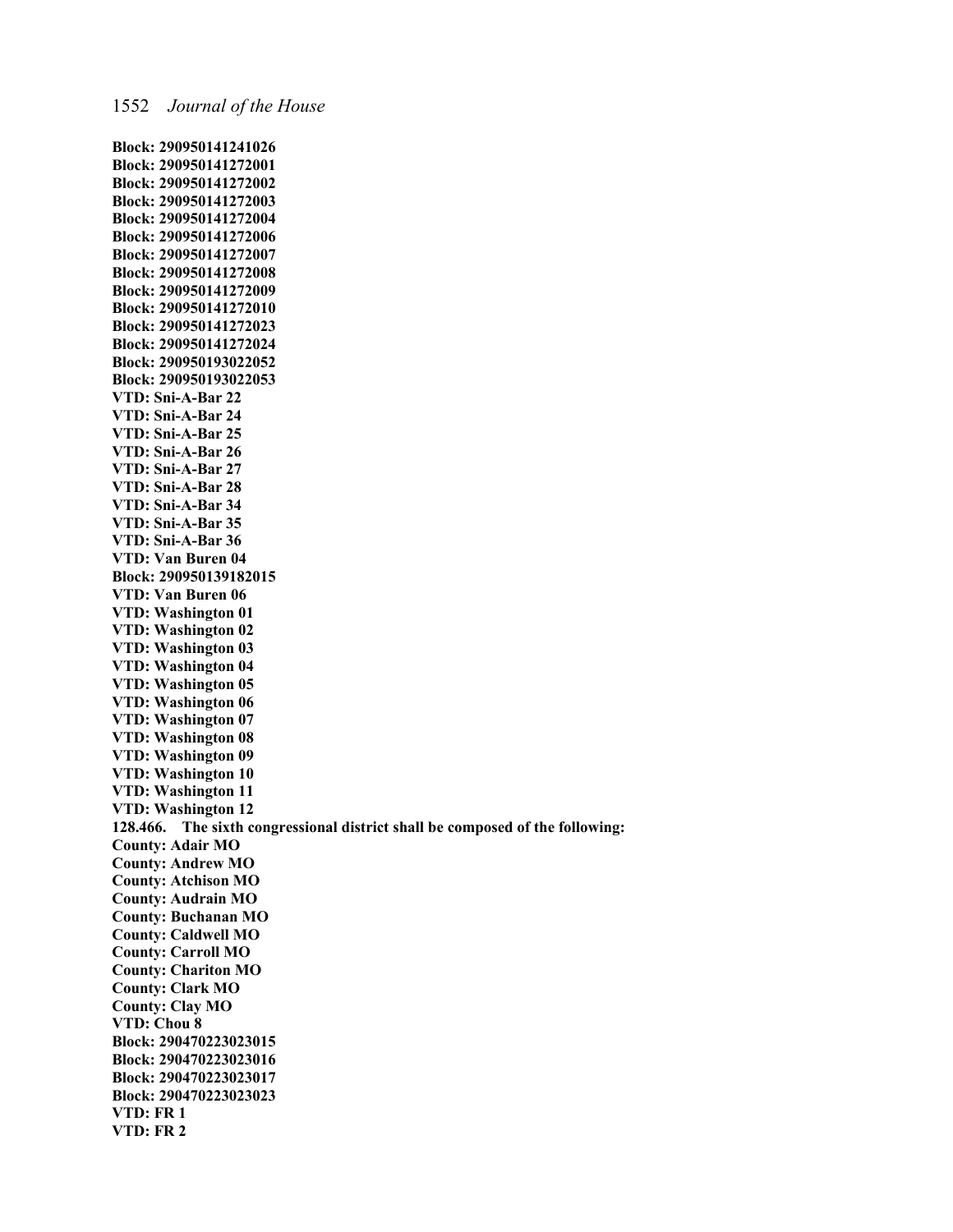**Block: 290950141241026**
**Block: 290950141272001**
**Block: 290950141272002**
**Block: 290950141272003**
**Block: 290950141272004**
**Block: 290950141272006**
**Block: 290950141272007**
**Block: 290950141272008**
**Block: 290950141272009**
**Block: 290950141272010**
**Block: 290950141272023**
**Block: 290950141272024**
**Block: 290950193022052**
**Block: 290950193022053**
**VTD: Sni-A-Bar 22**
**VTD: Sni-A-Bar 24**
**VTD: Sni-A-Bar 25**
**VTD: Sni-A-Bar 26**
**VTD: Sni-A-Bar 27**
**VTD: Sni-A-Bar 28**
**VTD: Sni-A-Bar 34**
**VTD: Sni-A-Bar 35**
**VTD: Sni-A-Bar 36**
**VTD: Van Buren 04**
**Block: 290950139182015**
**VTD: Van Buren 06**
**VTD: Washington 01**
**VTD: Washington 02**
**VTD: Washington 03**
**VTD: Washington 04**
**VTD: Washington 05**
**VTD: Washington 06**
**VTD: Washington 07**
**VTD: Washington 08**
**VTD: Washington 09**
**VTD: Washington 10**
**VTD: Washington 11**
**VTD: Washington 12**
**128.466. The sixth congressional district shall be composed of the following:**
**County: Adair MO**
**County: Andrew MO**
**County: Atchison MO**
**County: Audrain MO**
**County: Buchanan MO**
**County: Caldwell MO**
**County: Carroll MO**
**County: Chariton MO**
**County: Clark MO**
**County: Clay MO**
**VTD: Chou 8**
**Block: 290470223023015**
**Block: 290470223023016**
**Block: 290470223023017**
**Block: 290470223023023**
**VTD: FR 1**
**VTD: FR 2**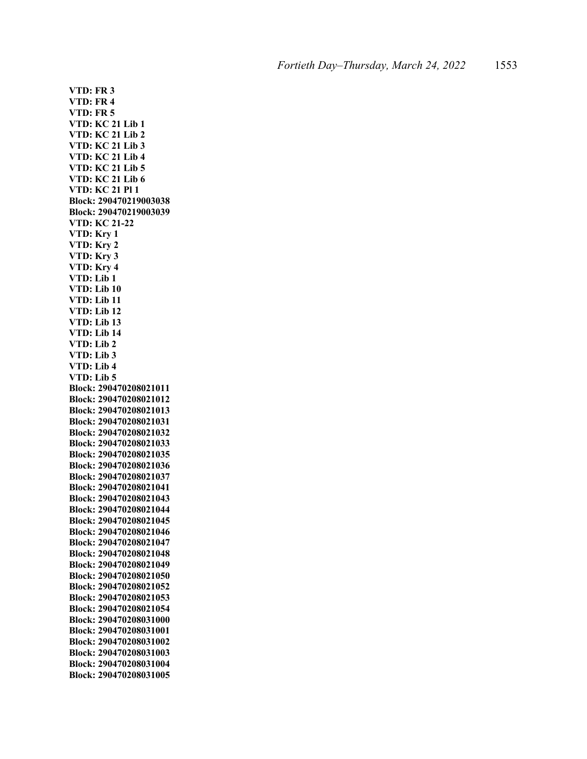**VTD: FR 3**
**VTD: FR 4**
**VTD: FR 5**
**VTD: KC 21 Lib 1**
**VTD: KC 21 Lib 2**
**VTD: KC 21 Lib 3**
**VTD: KC 21 Lib 4**
**VTD: KC 21 Lib 5**
**VTD: KC 21 Lib 6**
**VTD: KC 21 Pl 1**
**Block: 290470219003038**
**Block: 290470219003039**
**VTD: KC 21-22**
**VTD: Kry 1**
**VTD: Kry 2**
**VTD: Kry 3**
**VTD: Kry 4**
**VTD: Lib 1**
**VTD: Lib 10**
**VTD: Lib 11**
**VTD: Lib 12**
**VTD: Lib 13**
**VTD: Lib 14**
**VTD: Lib 2**
**VTD: Lib 3**
**VTD: Lib 4**
**VTD: Lib 5**
**Block: 290470208021011**
**Block: 290470208021012**
**Block: 290470208021013**
**Block: 290470208021031**
**Block: 290470208021032**
**Block: 290470208021033**
**Block: 290470208021035**
**Block: 290470208021036**
**Block: 290470208021037**
**Block: 290470208021041**
**Block: 290470208021043**
**Block: 290470208021044**
**Block: 290470208021045**
**Block: 290470208021046**
**Block: 290470208021047**
**Block: 290470208021048**
**Block: 290470208021049**
**Block: 290470208021050**
**Block: 290470208021052**
**Block: 290470208021053**
**Block: 290470208021054**
**Block: 290470208031000**
**Block: 290470208031001**
**Block: 290470208031002**
**Block: 290470208031003**
**Block: 290470208031004**
**Block: 290470208031005**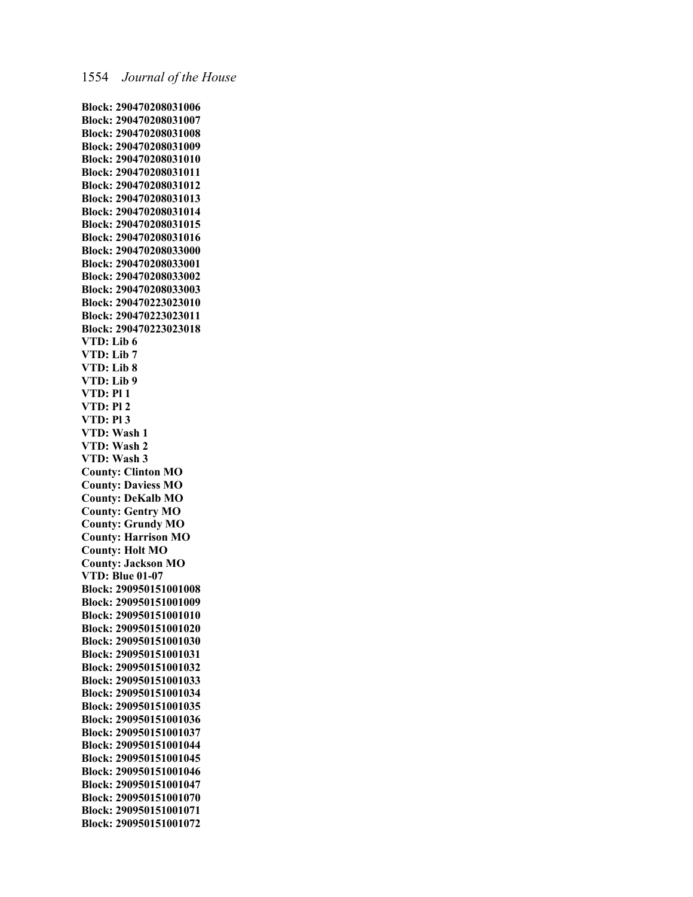**Block: 290470208031006**
**Block: 290470208031007**
**Block: 290470208031008**
**Block: 290470208031009**
**Block: 290470208031010**
**Block: 290470208031011**
**Block: 290470208031012**
**Block: 290470208031013**
**Block: 290470208031014**
**Block: 290470208031015**
**Block: 290470208031016**
**Block: 290470208033000**
**Block: 290470208033001**
**Block: 290470208033002**
**Block: 290470208033003**
**Block: 290470223023010**
**Block: 290470223023011**
**Block: 290470223023018**
**VTD: Lib 6**
**VTD: Lib 7**
**VTD: Lib 8**
**VTD: Lib 9**
**VTD: Pl 1**
**VTD: Pl 2**
**VTD: Pl 3**
**VTD: Wash 1**
**VTD: Wash 2**
**VTD: Wash 3**
**County: Clinton MO**
**County: Daviess MO**
**County: DeKalb MO**
**County: Gentry MO**
**County: Grundy MO**
**County: Harrison MO**
**County: Holt MO**
**County: Jackson MO**
**VTD: Blue 01-07**
**Block: 290950151001008**
**Block: 290950151001009**
**Block: 290950151001010**
**Block: 290950151001020**
**Block: 290950151001030**
**Block: 290950151001031**
**Block: 290950151001032**
**Block: 290950151001033**
**Block: 290950151001034**
**Block: 290950151001035**
**Block: 290950151001036**
**Block: 290950151001037**
**Block: 290950151001044**
**Block: 290950151001045**
**Block: 290950151001046**
**Block: 290950151001047**
**Block: 290950151001070**
**Block: 290950151001071**
**Block: 290950151001072**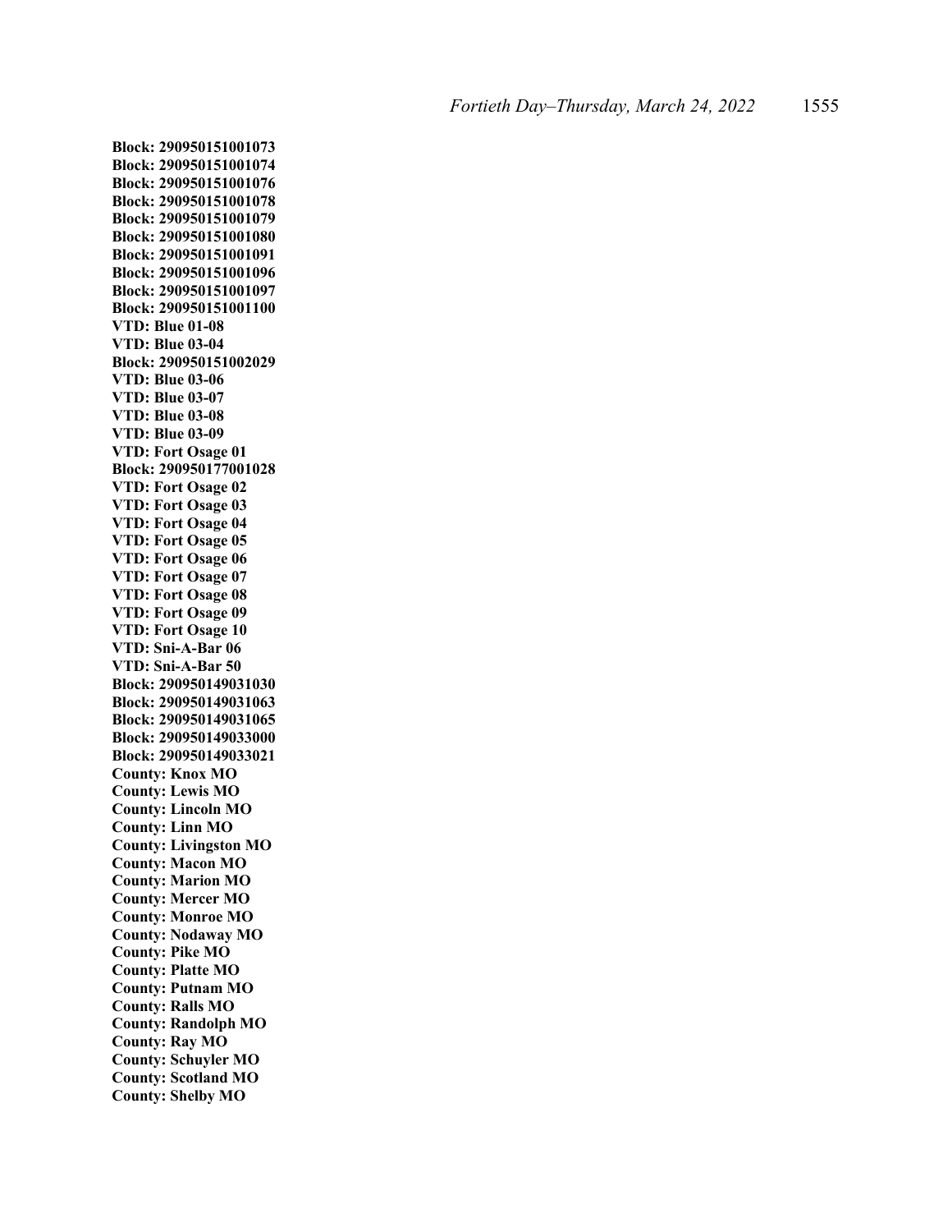**Block: 290950151001073**
**Block: 290950151001074**
**Block: 290950151001076**
**Block: 290950151001078**
**Block: 290950151001079**
**Block: 290950151001080**
**Block: 290950151001091**
**Block: 290950151001096**
**Block: 290950151001097**
**Block: 290950151001100**
**VTD: Blue 01-08**
**VTD: Blue 03-04**
**Block: 290950151002029**
**VTD: Blue 03-06**
**VTD: Blue 03-07**
**VTD: Blue 03-08**
**VTD: Blue 03-09**
**VTD: Fort Osage 01**
**Block: 290950177001028**
**VTD: Fort Osage 02**
**VTD: Fort Osage 03**
**VTD: Fort Osage 04**
**VTD: Fort Osage 05**
**VTD: Fort Osage 06**
**VTD: Fort Osage 07**
**VTD: Fort Osage 08**
**VTD: Fort Osage 09**
**VTD: Fort Osage 10**
**VTD: Sni-A-Bar 06**
**VTD: Sni-A-Bar 50**
**Block: 290950149031030**
**Block: 290950149031063**
**Block: 290950149031065**
**Block: 290950149033000**
**Block: 290950149033021**
**County: Knox MO**
**County: Lewis MO**
**County: Lincoln MO**
**County: Linn MO**
**County: Livingston MO**
**County: Macon MO**
**County: Marion MO**
**County: Mercer MO**
**County: Monroe MO**
**County: Nodaway MO**
**County: Pike MO**
**County: Platte MO**
**County: Putnam MO**
**County: Ralls MO**
**County: Randolph MO**
**County: Ray MO**
**County: Schuyler MO**
**County: Scotland MO**
**County: Shelby MO**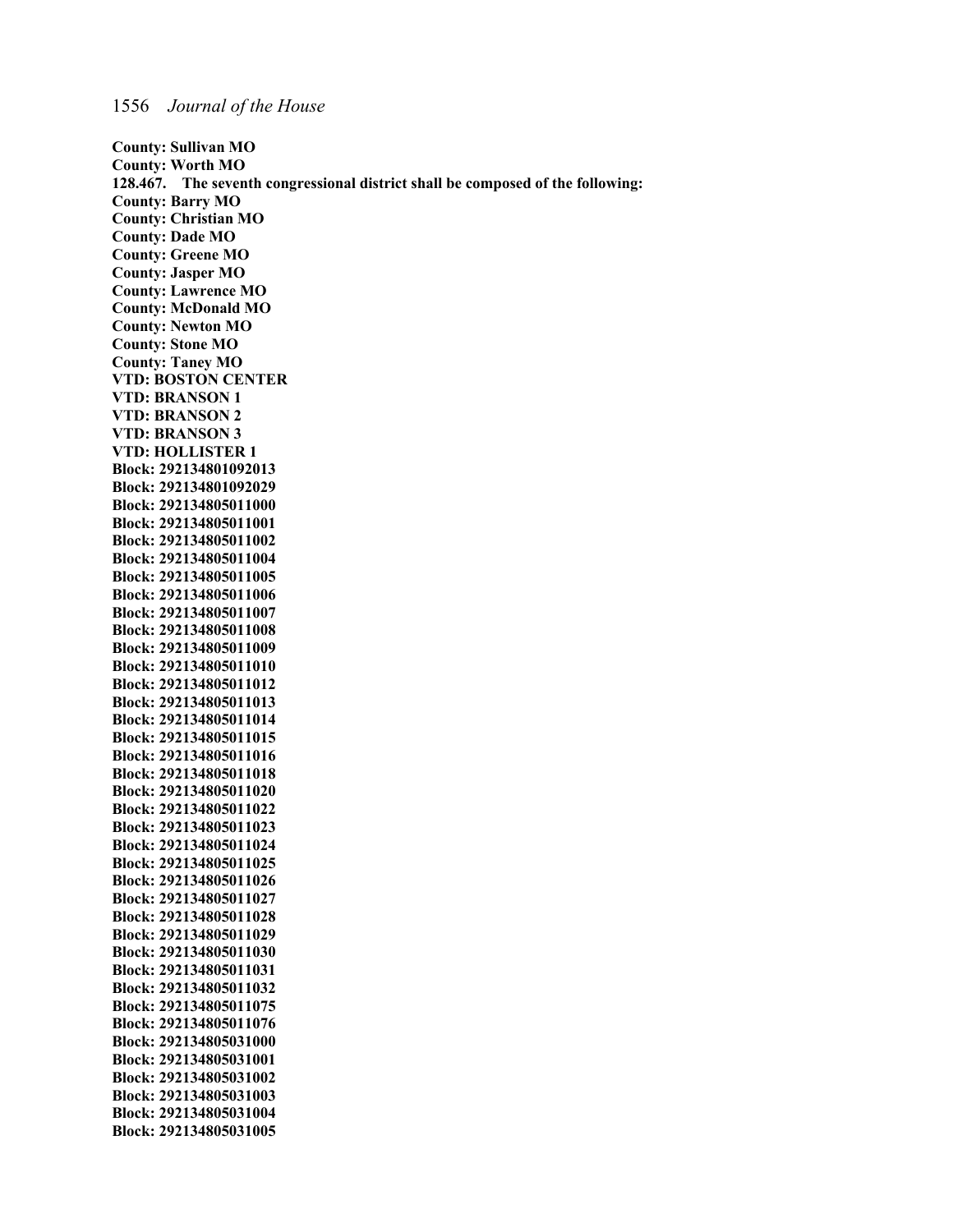**County: Sullivan MO**
**County: Worth MO**
**128.467. The seventh congressional district shall be composed of the following:**
**County: Barry MO**
**County: Christian MO**
**County: Dade MO**
**County: Greene MO**
**County: Jasper MO**
**County: Lawrence MO**
**County: McDonald MO**
**County: Newton MO**
**County: Stone MO**
**County: Taney MO**
**VTD: BOSTON CENTER**
**VTD: BRANSON 1**
**VTD: BRANSON 2**
**VTD: BRANSON 3**
**VTD: HOLLISTER 1**
**Block: 292134801092013**
**Block: 292134801092029**
**Block: 292134805011000**
**Block: 292134805011001**
**Block: 292134805011002**
**Block: 292134805011004**
**Block: 292134805011005**
**Block: 292134805011006**
**Block: 292134805011007**
**Block: 292134805011008**
**Block: 292134805011009**
**Block: 292134805011010**
**Block: 292134805011012**
**Block: 292134805011013**
**Block: 292134805011014**
**Block: 292134805011015**
**Block: 292134805011016**
**Block: 292134805011018**
**Block: 292134805011020**
**Block: 292134805011022**
**Block: 292134805011023**
**Block: 292134805011024**
**Block: 292134805011025**
**Block: 292134805011026**
**Block: 292134805011027**
**Block: 292134805011028**
**Block: 292134805011029**
**Block: 292134805011030**
**Block: 292134805011031**
**Block: 292134805011032**
**Block: 292134805011075**
**Block: 292134805011076**
**Block: 292134805031000**
**Block: 292134805031001**
**Block: 292134805031002**
**Block: 292134805031003**
**Block: 292134805031004**
**Block: 292134805031005**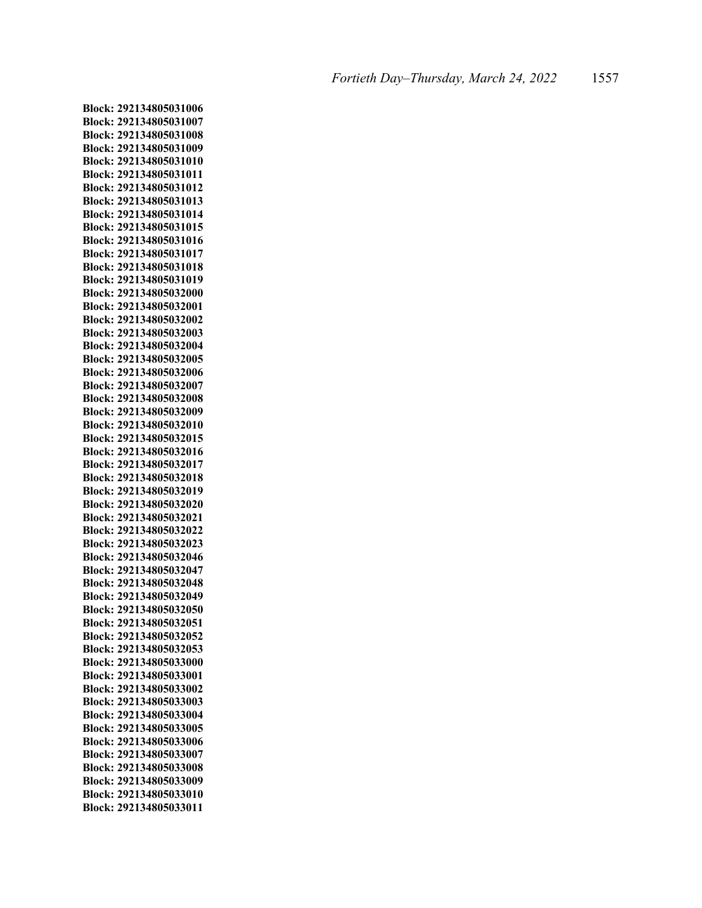**Block: 292134805031006**
**Block: 292134805031007**
**Block: 292134805031008**
**Block: 292134805031009**
**Block: 292134805031010**
**Block: 292134805031011**
**Block: 292134805031012**
**Block: 292134805031013**
**Block: 292134805031014**
**Block: 292134805031015**
**Block: 292134805031016**
**Block: 292134805031017**
**Block: 292134805031018**
**Block: 292134805031019**
**Block: 292134805032000**
**Block: 292134805032001**
**Block: 292134805032002**
**Block: 292134805032003**
**Block: 292134805032004**
**Block: 292134805032005**
**Block: 292134805032006**
**Block: 292134805032007**
**Block: 292134805032008**
**Block: 292134805032009**
**Block: 292134805032010**
**Block: 292134805032015**
**Block: 292134805032016**
**Block: 292134805032017**
**Block: 292134805032018**
**Block: 292134805032019**
**Block: 292134805032020**
**Block: 292134805032021**
**Block: 292134805032022**
**Block: 292134805032023**
**Block: 292134805032046**
**Block: 292134805032047**
**Block: 292134805032048**
**Block: 292134805032049**
**Block: 292134805032050**
**Block: 292134805032051**
**Block: 292134805032052**
**Block: 292134805032053**
**Block: 292134805033000**
**Block: 292134805033001**
**Block: 292134805033002**
**Block: 292134805033003**
**Block: 292134805033004**
**Block: 292134805033005**
**Block: 292134805033006**
**Block: 292134805033007**
**Block: 292134805033008**
**Block: 292134805033009**
**Block: 292134805033010**
**Block: 292134805033011**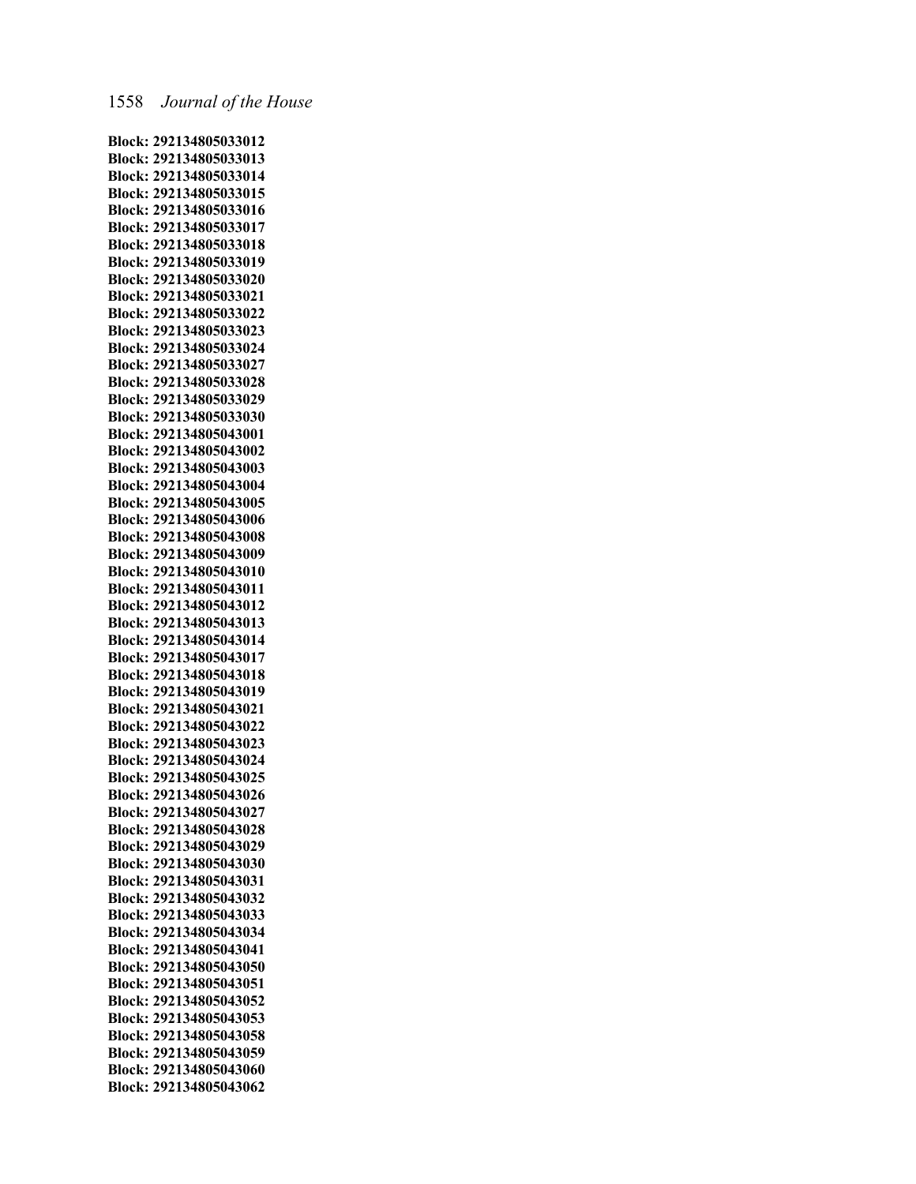**Block: 292134805033012**
**Block: 292134805033013**
**Block: 292134805033014**
**Block: 292134805033015**
**Block: 292134805033016**
**Block: 292134805033017**
**Block: 292134805033018**
**Block: 292134805033019**
**Block: 292134805033020**
**Block: 292134805033021**
**Block: 292134805033022**
**Block: 292134805033023**
**Block: 292134805033024**
**Block: 292134805033027**
**Block: 292134805033028**
**Block: 292134805033029**
**Block: 292134805033030**
**Block: 292134805043001**
**Block: 292134805043002**
**Block: 292134805043003**
**Block: 292134805043004**
**Block: 292134805043005**
**Block: 292134805043006**
**Block: 292134805043008**
**Block: 292134805043009**
**Block: 292134805043010**
**Block: 292134805043011**
**Block: 292134805043012**
**Block: 292134805043013**
**Block: 292134805043014**
**Block: 292134805043017**
**Block: 292134805043018**
**Block: 292134805043019**
**Block: 292134805043021**
**Block: 292134805043022**
**Block: 292134805043023**
**Block: 292134805043024**
**Block: 292134805043025**
**Block: 292134805043026**
**Block: 292134805043027**
**Block: 292134805043028**
**Block: 292134805043029**
**Block: 292134805043030**
**Block: 292134805043031**
**Block: 292134805043032**
**Block: 292134805043033**
**Block: 292134805043034**
**Block: 292134805043041**
**Block: 292134805043050**
**Block: 292134805043051**
**Block: 292134805043052**
**Block: 292134805043053**
**Block: 292134805043058**
**Block: 292134805043059**
**Block: 292134805043060**
**Block: 292134805043062**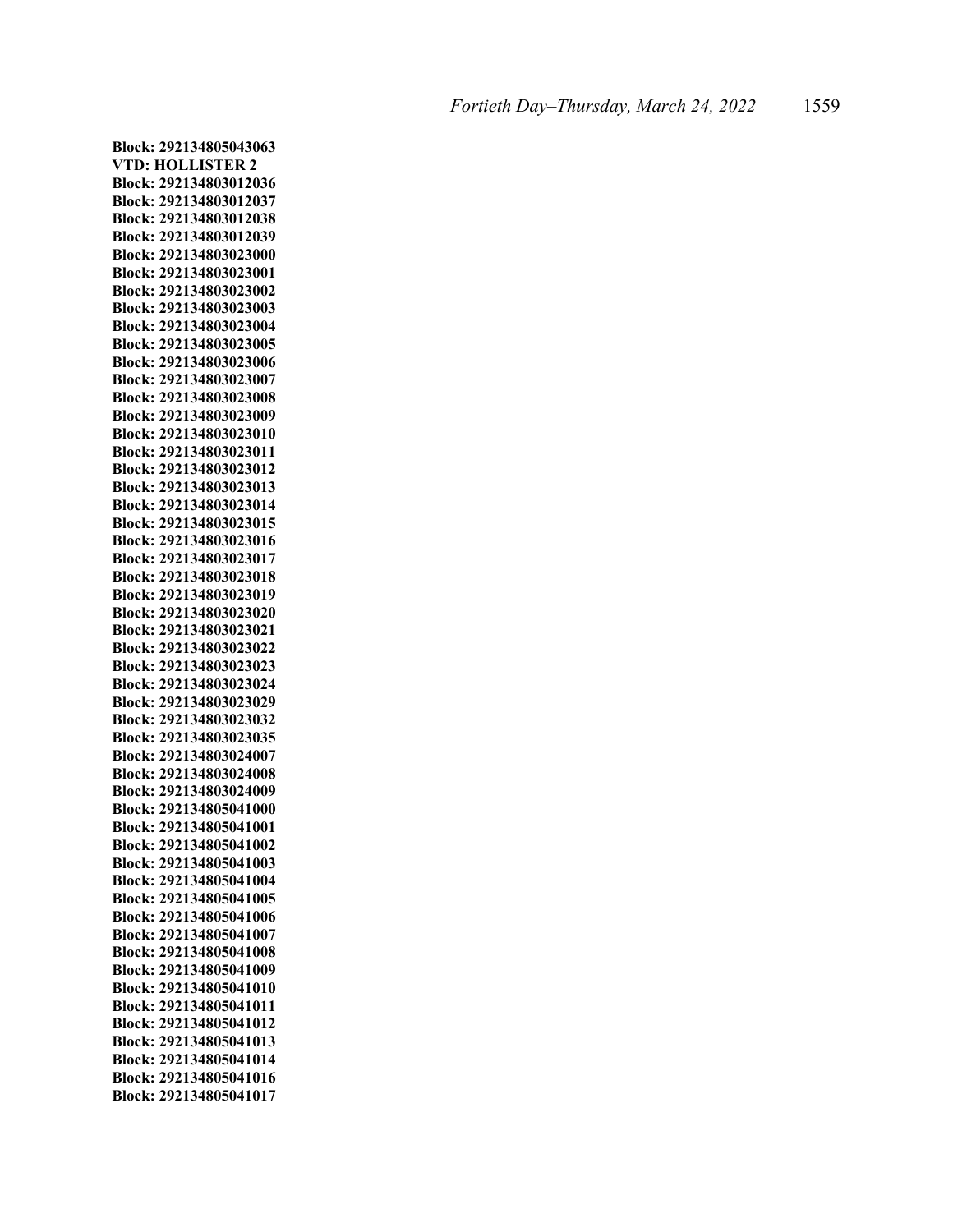**Block: 292134805043063**
**VTD: HOLLISTER 2**
**Block: 292134803012036**
**Block: 292134803012037**
**Block: 292134803012038**
**Block: 292134803012039**
**Block: 292134803023000**
**Block: 292134803023001**
**Block: 292134803023002**
**Block: 292134803023003**
**Block: 292134803023004**
**Block: 292134803023005**
**Block: 292134803023006**
**Block: 292134803023007**
**Block: 292134803023008**
**Block: 292134803023009**
**Block: 292134803023010**
**Block: 292134803023011**
**Block: 292134803023012**
**Block: 292134803023013**
**Block: 292134803023014**
**Block: 292134803023015**
**Block: 292134803023016**
**Block: 292134803023017**
**Block: 292134803023018**
**Block: 292134803023019**
**Block: 292134803023020**
**Block: 292134803023021**
**Block: 292134803023022**
**Block: 292134803023023**
**Block: 292134803023024**
**Block: 292134803023029**
**Block: 292134803023032**
**Block: 292134803023035**
**Block: 292134803024007**
**Block: 292134803024008**
**Block: 292134803024009**
**Block: 292134805041000**
**Block: 292134805041001**
**Block: 292134805041002**
**Block: 292134805041003**
**Block: 292134805041004**
**Block: 292134805041005**
**Block: 292134805041006**
**Block: 292134805041007**
**Block: 292134805041008**
**Block: 292134805041009**
**Block: 292134805041010**
**Block: 292134805041011**
**Block: 292134805041012**
**Block: 292134805041013**
**Block: 292134805041014**
**Block: 292134805041016**
**Block: 292134805041017**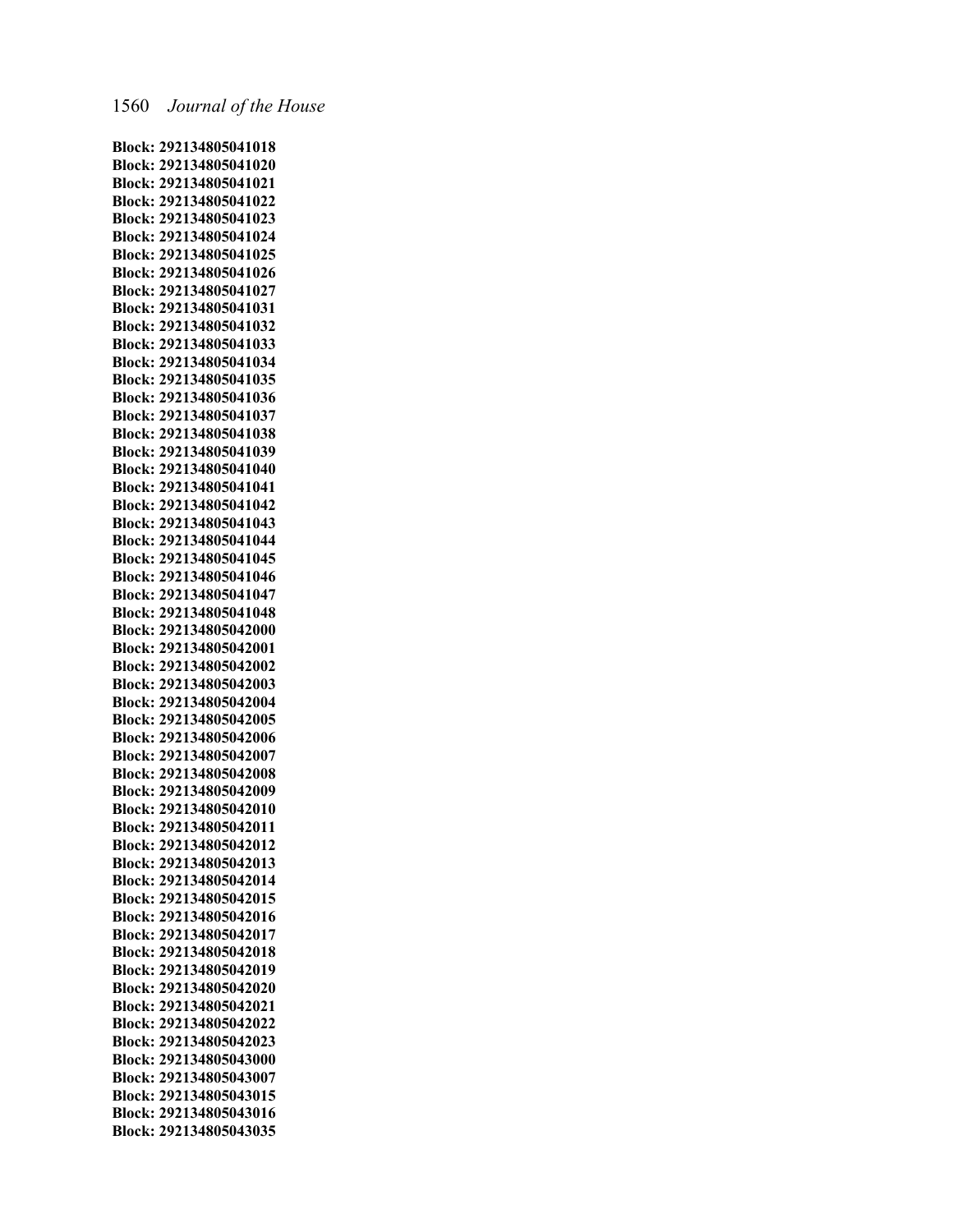**Block: 292134805041018**
**Block: 292134805041020**
**Block: 292134805041021**
**Block: 292134805041022**
**Block: 292134805041023**
**Block: 292134805041024**
**Block: 292134805041025**
**Block: 292134805041026**
**Block: 292134805041027**
**Block: 292134805041031**
**Block: 292134805041032**
**Block: 292134805041033**
**Block: 292134805041034**
**Block: 292134805041035**
**Block: 292134805041036**
**Block: 292134805041037**
**Block: 292134805041038**
**Block: 292134805041039**
**Block: 292134805041040**
**Block: 292134805041041**
**Block: 292134805041042**
**Block: 292134805041043**
**Block: 292134805041044**
**Block: 292134805041045**
**Block: 292134805041046**
**Block: 292134805041047**
**Block: 292134805041048**
**Block: 292134805042000**
**Block: 292134805042001**
**Block: 292134805042002**
**Block: 292134805042003**
**Block: 292134805042004**
**Block: 292134805042005**
**Block: 292134805042006**
**Block: 292134805042007**
**Block: 292134805042008**
**Block: 292134805042009**
**Block: 292134805042010**
**Block: 292134805042011**
**Block: 292134805042012**
**Block: 292134805042013**
**Block: 292134805042014**
**Block: 292134805042015**
**Block: 292134805042016**
**Block: 292134805042017**
**Block: 292134805042018**
**Block: 292134805042019**
**Block: 292134805042020**
**Block: 292134805042021**
**Block: 292134805042022**
**Block: 292134805042023**
**Block: 292134805043000**
**Block: 292134805043007**
**Block: 292134805043015**
**Block: 292134805043016**
**Block: 292134805043035**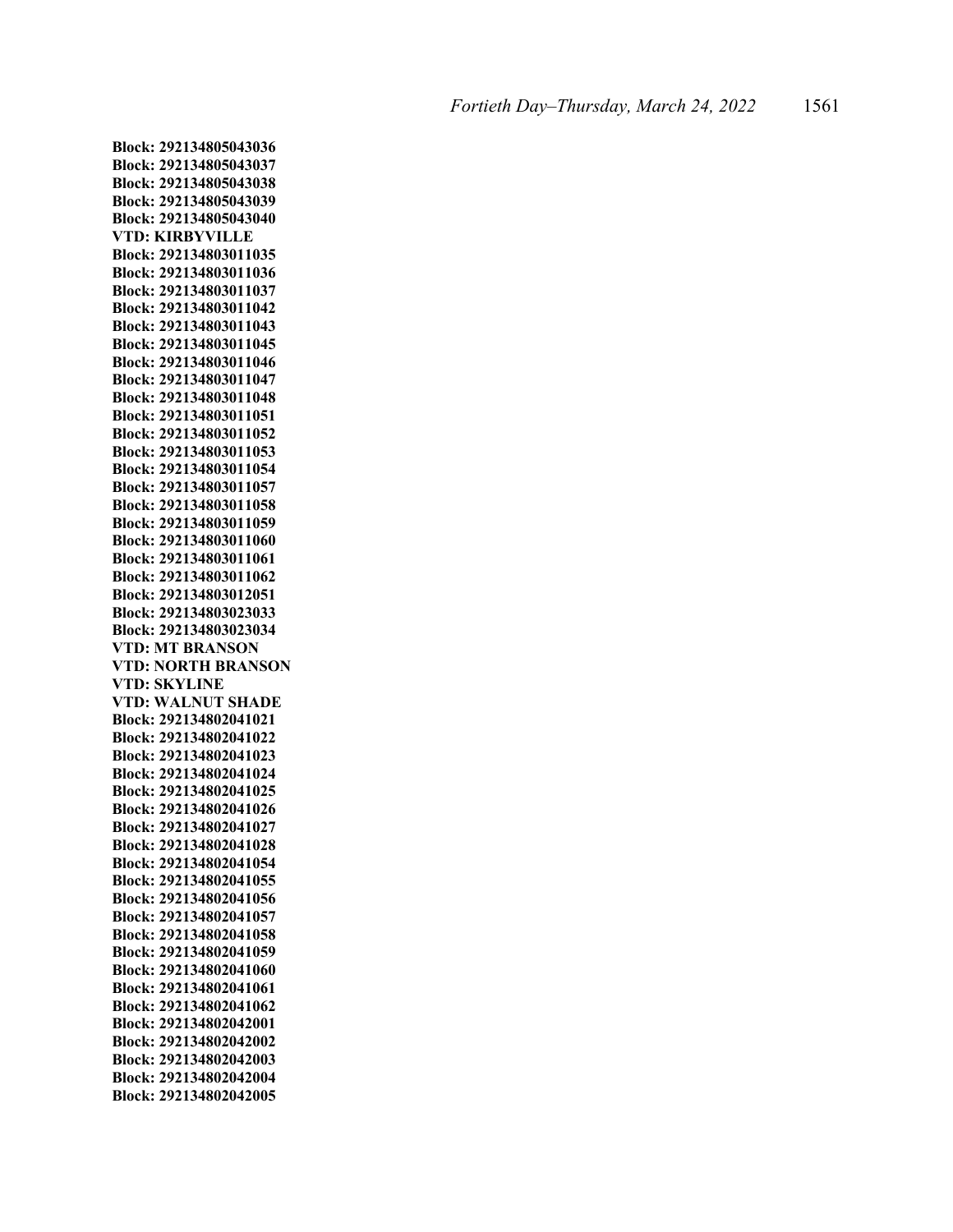**Block: 292134805043036**
**Block: 292134805043037**
**Block: 292134805043038**
**Block: 292134805043039**
**Block: 292134805043040**
**VTD: KIRBYVILLE**
**Block: 292134803011035**
**Block: 292134803011036**
**Block: 292134803011037**
**Block: 292134803011042**
**Block: 292134803011043**
**Block: 292134803011045**
**Block: 292134803011046**
**Block: 292134803011047**
**Block: 292134803011048**
**Block: 292134803011051**
**Block: 292134803011052**
**Block: 292134803011053**
**Block: 292134803011054**
**Block: 292134803011057**
**Block: 292134803011058**
**Block: 292134803011059**
**Block: 292134803011060**
**Block: 292134803011061**
**Block: 292134803011062**
**Block: 292134803012051**
**Block: 292134803023033**
**Block: 292134803023034**
**VTD: MT BRANSON**
**VTD: NORTH BRANSON**
**VTD: SKYLINE**
**VTD: WALNUT SHADE**
**Block: 292134802041021**
**Block: 292134802041022**
**Block: 292134802041023**
**Block: 292134802041024**
**Block: 292134802041025**
**Block: 292134802041026**
**Block: 292134802041027**
**Block: 292134802041028**
**Block: 292134802041054**
**Block: 292134802041055**
**Block: 292134802041056**
**Block: 292134802041057**
**Block: 292134802041058**
**Block: 292134802041059**
**Block: 292134802041060**
**Block: 292134802041061**
**Block: 292134802041062**
**Block: 292134802042001**
**Block: 292134802042002**
**Block: 292134802042003**
**Block: 292134802042004**
**Block: 292134802042005**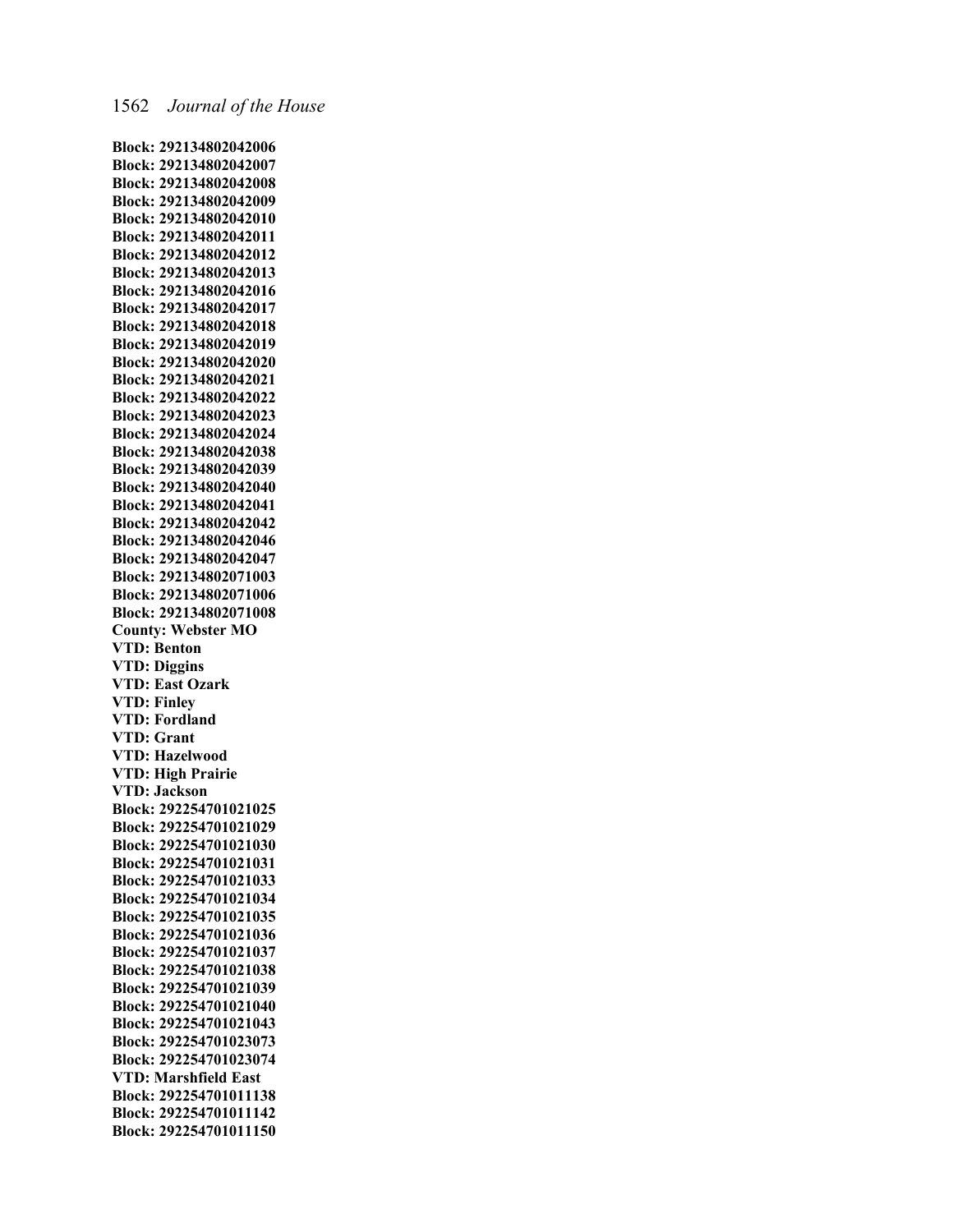**Block: 292134802042006**
**Block: 292134802042007**
**Block: 292134802042008**
**Block: 292134802042009**
**Block: 292134802042010**
**Block: 292134802042011**
**Block: 292134802042012**
**Block: 292134802042013**
**Block: 292134802042016**
**Block: 292134802042017**
**Block: 292134802042018**
**Block: 292134802042019**
**Block: 292134802042020**
**Block: 292134802042021**
**Block: 292134802042022**
**Block: 292134802042023**
**Block: 292134802042024**
**Block: 292134802042038**
**Block: 292134802042039**
**Block: 292134802042040**
**Block: 292134802042041**
**Block: 292134802042042**
**Block: 292134802042046**
**Block: 292134802042047**
**Block: 292134802071003**
**Block: 292134802071006**
**Block: 292134802071008**
**County: Webster MO**
**VTD: Benton**
**VTD: Diggins**
**VTD: East Ozark**
**VTD: Finley**
**VTD: Fordland**
**VTD: Grant**
**VTD: Hazelwood**
**VTD: High Prairie**
**VTD: Jackson**
**Block: 292254701021025**
**Block: 292254701021029**
**Block: 292254701021030**
**Block: 292254701021031**
**Block: 292254701021033**
**Block: 292254701021034**
**Block: 292254701021035**
**Block: 292254701021036**
**Block: 292254701021037**
**Block: 292254701021038**
**Block: 292254701021039**
**Block: 292254701021040**
**Block: 292254701021043**
**Block: 292254701023073**
**Block: 292254701023074**
**VTD: Marshfield East**
**Block: 292254701011138**
**Block: 292254701011142**
**Block: 292254701011150**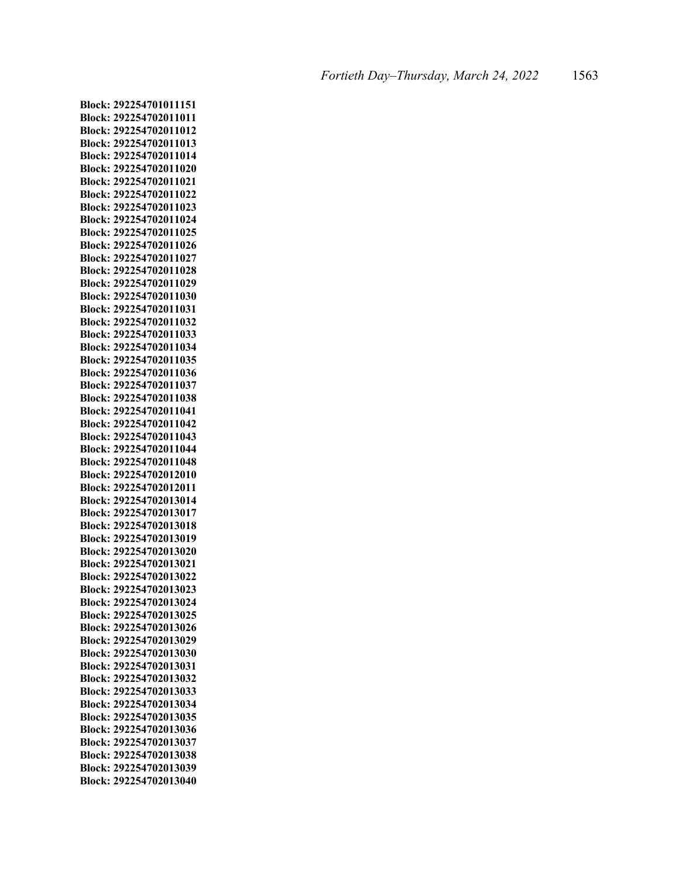**Block: 292254701011151**
**Block: 292254702011011**
**Block: 292254702011012**
**Block: 292254702011013**
**Block: 292254702011014**
**Block: 292254702011020**
**Block: 292254702011021**
**Block: 292254702011022**
**Block: 292254702011023**
**Block: 292254702011024**
**Block: 292254702011025**
**Block: 292254702011026**
**Block: 292254702011027**
**Block: 292254702011028**
**Block: 292254702011029**
**Block: 292254702011030**
**Block: 292254702011031**
**Block: 292254702011032**
**Block: 292254702011033**
**Block: 292254702011034**
**Block: 292254702011035**
**Block: 292254702011036**
**Block: 292254702011037**
**Block: 292254702011038**
**Block: 292254702011041**
**Block: 292254702011042**
**Block: 292254702011043**
**Block: 292254702011044**
**Block: 292254702011048**
**Block: 292254702012010**
**Block: 292254702012011**
**Block: 292254702013014**
**Block: 292254702013017**
**Block: 292254702013018**
**Block: 292254702013019**
**Block: 292254702013020**
**Block: 292254702013021**
**Block: 292254702013022**
**Block: 292254702013023**
**Block: 292254702013024**
**Block: 292254702013025**
**Block: 292254702013026**
**Block: 292254702013029**
**Block: 292254702013030**
**Block: 292254702013031**
**Block: 292254702013032**
**Block: 292254702013033**
**Block: 292254702013034**
**Block: 292254702013035**
**Block: 292254702013036**
**Block: 292254702013037**
**Block: 292254702013038**
**Block: 292254702013039**
**Block: 292254702013040**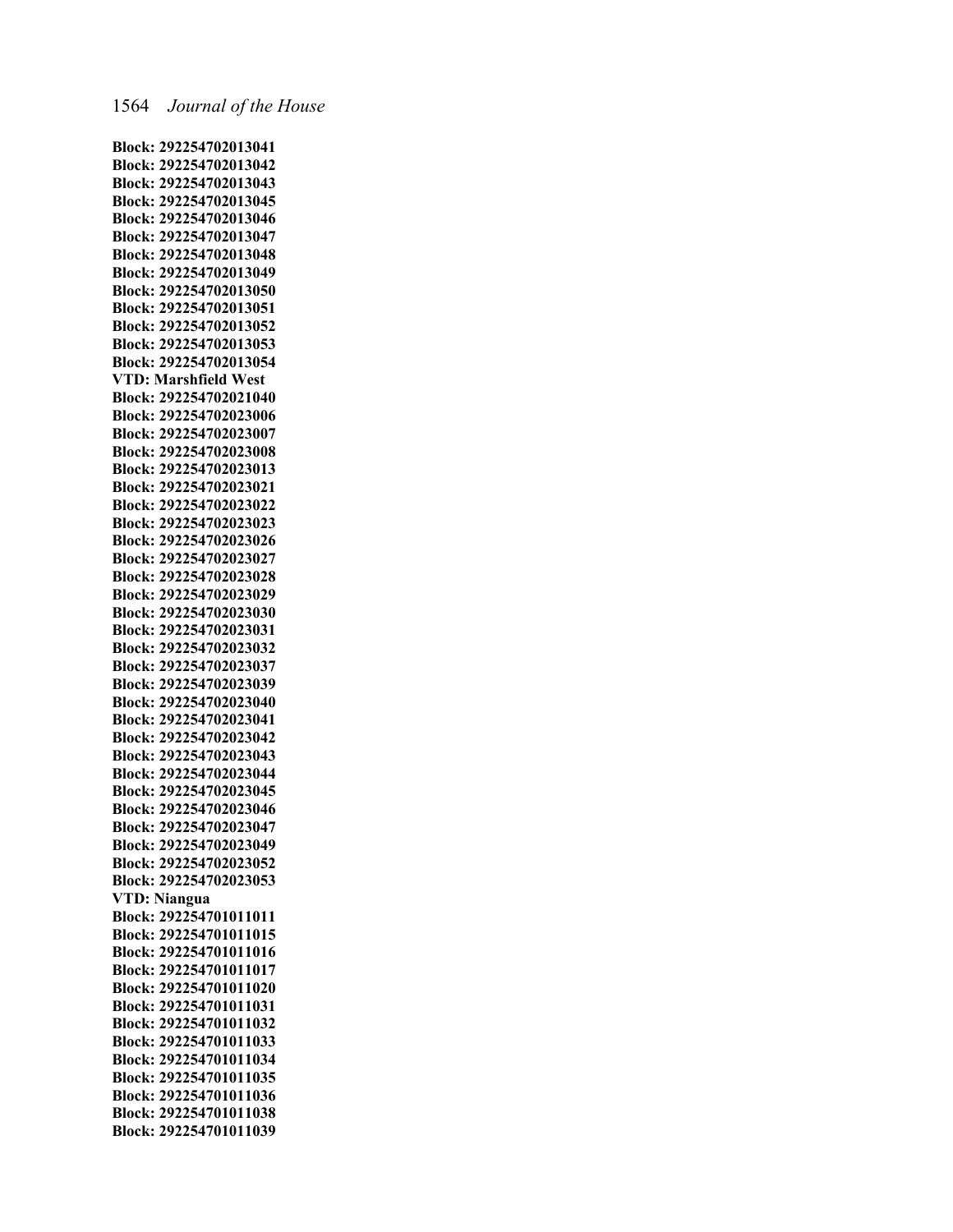**Block: 292254702013041**
**Block: 292254702013042**
**Block: 292254702013043**
**Block: 292254702013045**
**Block: 292254702013046**
**Block: 292254702013047**
**Block: 292254702013048**
**Block: 292254702013049**
**Block: 292254702013050**
**Block: 292254702013051**
**Block: 292254702013052**
**Block: 292254702013053**
**Block: 292254702013054**
**VTD: Marshfield West**
**Block: 292254702021040**
**Block: 292254702023006**
**Block: 292254702023007**
**Block: 292254702023008**
**Block: 292254702023013**
**Block: 292254702023021**
**Block: 292254702023022**
**Block: 292254702023023**
**Block: 292254702023026**
**Block: 292254702023027**
**Block: 292254702023028**
**Block: 292254702023029**
**Block: 292254702023030**
**Block: 292254702023031**
**Block: 292254702023032**
**Block: 292254702023037**
**Block: 292254702023039**
**Block: 292254702023040**
**Block: 292254702023041**
**Block: 292254702023042**
**Block: 292254702023043**
**Block: 292254702023044**
**Block: 292254702023045**
**Block: 292254702023046**
**Block: 292254702023047**
**Block: 292254702023049**
**Block: 292254702023052**
**Block: 292254702023053**
**VTD: Niangua**
**Block: 292254701011011**
**Block: 292254701011015**
**Block: 292254701011016**
**Block: 292254701011017**
**Block: 292254701011020**
**Block: 292254701011031**
**Block: 292254701011032**
**Block: 292254701011033**
**Block: 292254701011034**
**Block: 292254701011035**
**Block: 292254701011036**
**Block: 292254701011038**
**Block: 292254701011039**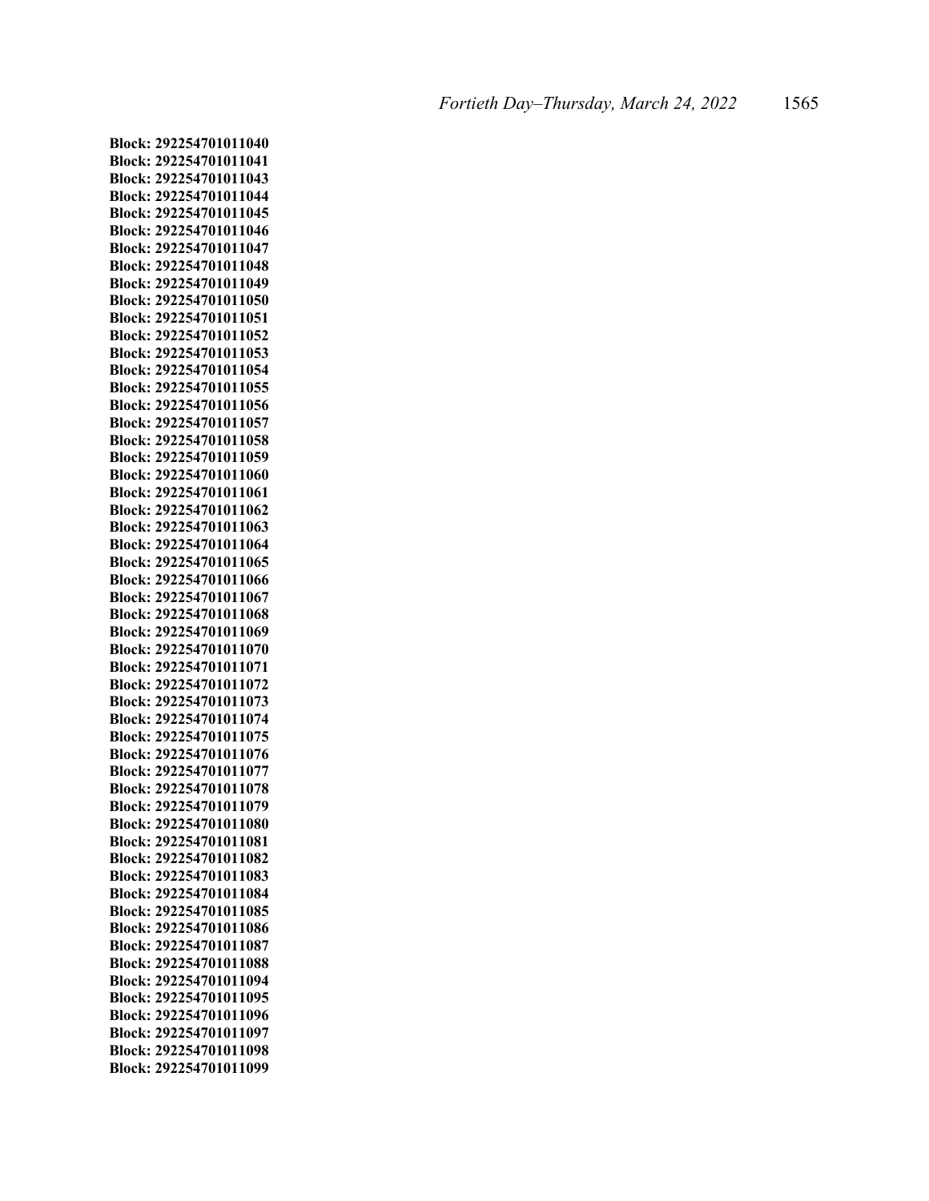**Block: 292254701011040**
**Block: 292254701011041**
**Block: 292254701011043**
**Block: 292254701011044**
**Block: 292254701011045**
**Block: 292254701011046**
**Block: 292254701011047**
**Block: 292254701011048**
**Block: 292254701011049**
**Block: 292254701011050**
**Block: 292254701011051**
**Block: 292254701011052**
**Block: 292254701011053**
**Block: 292254701011054**
**Block: 292254701011055**
**Block: 292254701011056**
**Block: 292254701011057**
**Block: 292254701011058**
**Block: 292254701011059**
**Block: 292254701011060**
**Block: 292254701011061**
**Block: 292254701011062**
**Block: 292254701011063**
**Block: 292254701011064**
**Block: 292254701011065**
**Block: 292254701011066**
**Block: 292254701011067**
**Block: 292254701011068**
**Block: 292254701011069**
**Block: 292254701011070**
**Block: 292254701011071**
**Block: 292254701011072**
**Block: 292254701011073**
**Block: 292254701011074**
**Block: 292254701011075**
**Block: 292254701011076**
**Block: 292254701011077**
**Block: 292254701011078**
**Block: 292254701011079**
**Block: 292254701011080**
**Block: 292254701011081**
**Block: 292254701011082**
**Block: 292254701011083**
**Block: 292254701011084**
**Block: 292254701011085**
**Block: 292254701011086**
**Block: 292254701011087**
**Block: 292254701011088**
**Block: 292254701011094**
**Block: 292254701011095**
**Block: 292254701011096**
**Block: 292254701011097**
**Block: 292254701011098**
**Block: 292254701011099**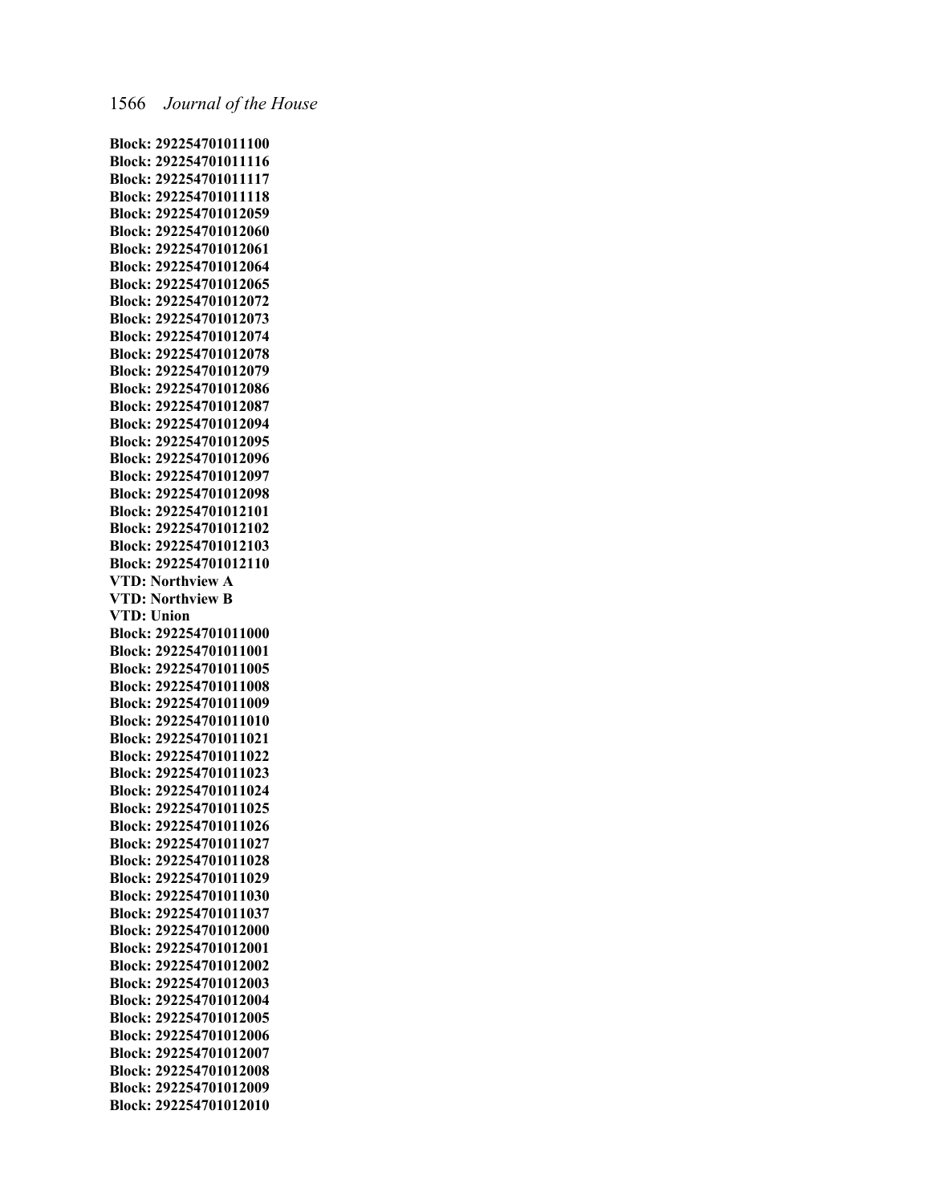**Block: 292254701011100**
**Block: 292254701011116**
**Block: 292254701011117**
**Block: 292254701011118**
**Block: 292254701012059**
**Block: 292254701012060**
**Block: 292254701012061**
**Block: 292254701012064**
**Block: 292254701012065**
**Block: 292254701012072**
**Block: 292254701012073**
**Block: 292254701012074**
**Block: 292254701012078**
**Block: 292254701012079**
**Block: 292254701012086**
**Block: 292254701012087**
**Block: 292254701012094**
**Block: 292254701012095**
**Block: 292254701012096**
**Block: 292254701012097**
**Block: 292254701012098**
**Block: 292254701012101**
**Block: 292254701012102**
**Block: 292254701012103**
**Block: 292254701012110**
**VTD: Northview A**
**VTD: Northview B**
**VTD: Union**
**Block: 292254701011000**
**Block: 292254701011001**
**Block: 292254701011005**
**Block: 292254701011008**
**Block: 292254701011009**
**Block: 292254701011010**
**Block: 292254701011021**
**Block: 292254701011022**
**Block: 292254701011023**
**Block: 292254701011024**
**Block: 292254701011025**
**Block: 292254701011026**
**Block: 292254701011027**
**Block: 292254701011028**
**Block: 292254701011029**
**Block: 292254701011030**
**Block: 292254701011037**
**Block: 292254701012000**
**Block: 292254701012001**
**Block: 292254701012002**
**Block: 292254701012003**
**Block: 292254701012004**
**Block: 292254701012005**
**Block: 292254701012006**
**Block: 292254701012007**
**Block: 292254701012008**
**Block: 292254701012009**
**Block: 292254701012010**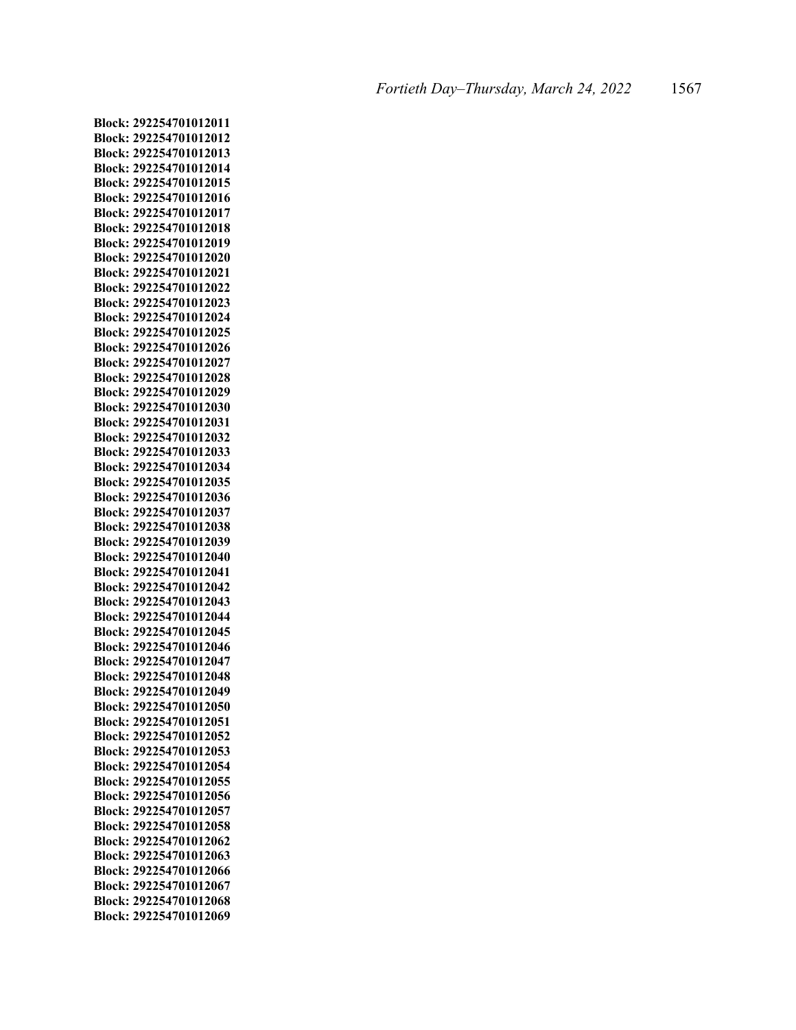**Block: 292254701012011**
**Block: 292254701012012**
**Block: 292254701012013**
**Block: 292254701012014**
**Block: 292254701012015**
**Block: 292254701012016**
**Block: 292254701012017**
**Block: 292254701012018**
**Block: 292254701012019**
**Block: 292254701012020**
**Block: 292254701012021**
**Block: 292254701012022**
**Block: 292254701012023**
**Block: 292254701012024**
**Block: 292254701012025**
**Block: 292254701012026**
**Block: 292254701012027**
**Block: 292254701012028**
**Block: 292254701012029**
**Block: 292254701012030**
**Block: 292254701012031**
**Block: 292254701012032**
**Block: 292254701012033**
**Block: 292254701012034**
**Block: 292254701012035**
**Block: 292254701012036**
**Block: 292254701012037**
**Block: 292254701012038**
**Block: 292254701012039**
**Block: 292254701012040**
**Block: 292254701012041**
**Block: 292254701012042**
**Block: 292254701012043**
**Block: 292254701012044**
**Block: 292254701012045**
**Block: 292254701012046**
**Block: 292254701012047**
**Block: 292254701012048**
**Block: 292254701012049**
**Block: 292254701012050**
**Block: 292254701012051**
**Block: 292254701012052**
**Block: 292254701012053**
**Block: 292254701012054**
**Block: 292254701012055**
**Block: 292254701012056**
**Block: 292254701012057**
**Block: 292254701012058**
**Block: 292254701012062**
**Block: 292254701012063**
**Block: 292254701012066**
**Block: 292254701012067**
**Block: 292254701012068**
**Block: 292254701012069**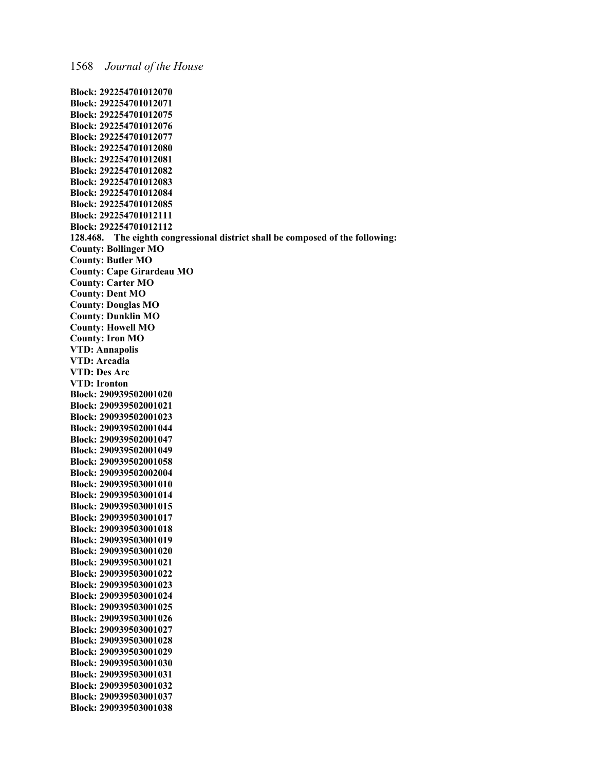**Block: 292254701012070**
**Block: 292254701012071**
**Block: 292254701012075**
**Block: 292254701012076**
**Block: 292254701012077**
**Block: 292254701012080**
**Block: 292254701012081**
**Block: 292254701012082**
**Block: 292254701012083**
**Block: 292254701012084**
**Block: 292254701012085**
**Block: 292254701012111**
**Block: 292254701012112**
**128.468. The eighth congressional district shall be composed of the following:**
**County: Bollinger MO**
**County: Butler MO**
**County: Cape Girardeau MO**
**County: Carter MO**
**County: Dent MO**
**County: Douglas MO**
**County: Dunklin MO**
**County: Howell MO**
**County: Iron MO**
**VTD: Annapolis**
**VTD: Arcadia**
**VTD: Des Arc**
**VTD: Ironton**
**Block: 290939502001020**
**Block: 290939502001021**
**Block: 290939502001023**
**Block: 290939502001044**
**Block: 290939502001047**
**Block: 290939502001049**
**Block: 290939502001058**
**Block: 290939502002004**
**Block: 290939503001010**
**Block: 290939503001014**
**Block: 290939503001015**
**Block: 290939503001017**
**Block: 290939503001018**
**Block: 290939503001019**
**Block: 290939503001020**
**Block: 290939503001021**
**Block: 290939503001022**
**Block: 290939503001023**
**Block: 290939503001024**
**Block: 290939503001025**
**Block: 290939503001026**
**Block: 290939503001027**
**Block: 290939503001028**
**Block: 290939503001029**
**Block: 290939503001030**
**Block: 290939503001031**
**Block: 290939503001032**
**Block: 290939503001037**
**Block: 290939503001038**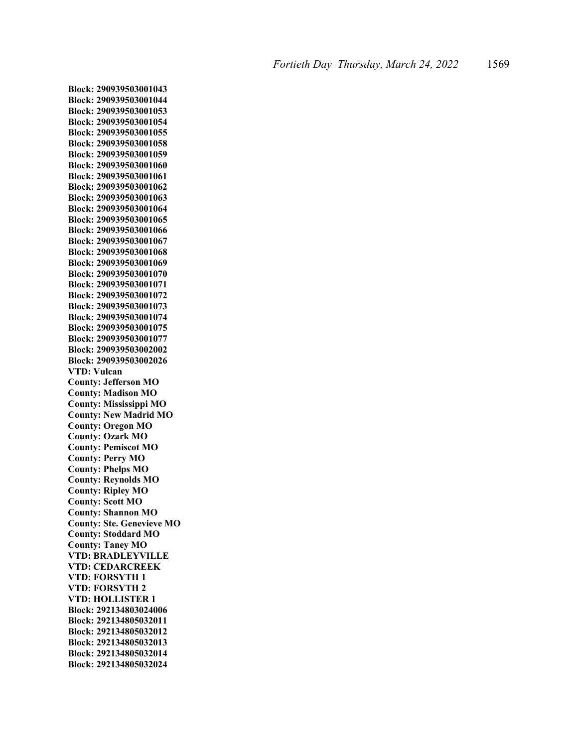**Block: 290939503001043**
**Block: 290939503001044**
**Block: 290939503001053**
**Block: 290939503001054**
**Block: 290939503001055**
**Block: 290939503001058**
**Block: 290939503001059**
**Block: 290939503001060**
**Block: 290939503001061**
**Block: 290939503001062**
**Block: 290939503001063**
**Block: 290939503001064**
**Block: 290939503001065**
**Block: 290939503001066**
**Block: 290939503001067**
**Block: 290939503001068**
**Block: 290939503001069**
**Block: 290939503001070**
**Block: 290939503001071**
**Block: 290939503001072**
**Block: 290939503001073**
**Block: 290939503001074**
**Block: 290939503001075**
**Block: 290939503001077**
**Block: 290939503002002**
**Block: 290939503002026**
**VTD: Vulcan**
**County: Jefferson MO**
**County: Madison MO**
**County: Mississippi MO**
**County: New Madrid MO**
**County: Oregon MO**
**County: Ozark MO**
**County: Pemiscot MO**
**County: Perry MO**
**County: Phelps MO**
**County: Reynolds MO**
**County: Ripley MO**
**County: Scott MO**
**County: Shannon MO**
**County: Ste. Genevieve MO**
**County: Stoddard MO**
**County: Taney MO**
**VTD: BRADLEYVILLE**
**VTD: CEDARCREEK**
**VTD: FORSYTH 1**
**VTD: FORSYTH 2**
**VTD: HOLLISTER 1**
**Block: 292134803024006**
**Block: 292134805032011**
**Block: 292134805032012**
**Block: 292134805032013**
**Block: 292134805032014**
**Block: 292134805032024**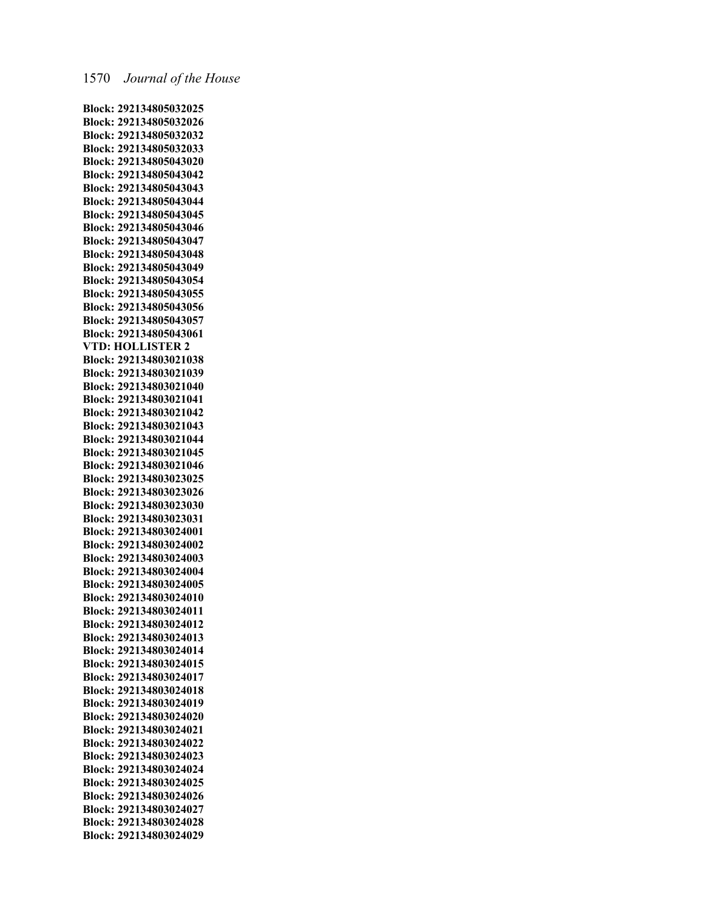**Block: 292134805032025**
**Block: 292134805032026**
**Block: 292134805032032**
**Block: 292134805032033**
**Block: 292134805043020**
**Block: 292134805043042**
**Block: 292134805043043**
**Block: 292134805043044**
**Block: 292134805043045**
**Block: 292134805043046**
**Block: 292134805043047**
**Block: 292134805043048**
**Block: 292134805043049**
**Block: 292134805043054**
**Block: 292134805043055**
**Block: 292134805043056**
**Block: 292134805043057**
**Block: 292134805043061**
**VTD: HOLLISTER 2**
**Block: 292134803021038**
**Block: 292134803021039**
**Block: 292134803021040**
**Block: 292134803021041**
**Block: 292134803021042**
**Block: 292134803021043**
**Block: 292134803021044**
**Block: 292134803021045**
**Block: 292134803021046**
**Block: 292134803023025**
**Block: 292134803023026**
**Block: 292134803023030**
**Block: 292134803023031**
**Block: 292134803024001**
**Block: 292134803024002**
**Block: 292134803024003**
**Block: 292134803024004**
**Block: 292134803024005**
**Block: 292134803024010**
**Block: 292134803024011**
**Block: 292134803024012**
**Block: 292134803024013**
**Block: 292134803024014**
**Block: 292134803024015**
**Block: 292134803024017**
**Block: 292134803024018**
**Block: 292134803024019**
**Block: 292134803024020**
**Block: 292134803024021**
**Block: 292134803024022**
**Block: 292134803024023**
**Block: 292134803024024**
**Block: 292134803024025**
**Block: 292134803024026**
**Block: 292134803024027**
**Block: 292134803024028**
**Block: 292134803024029**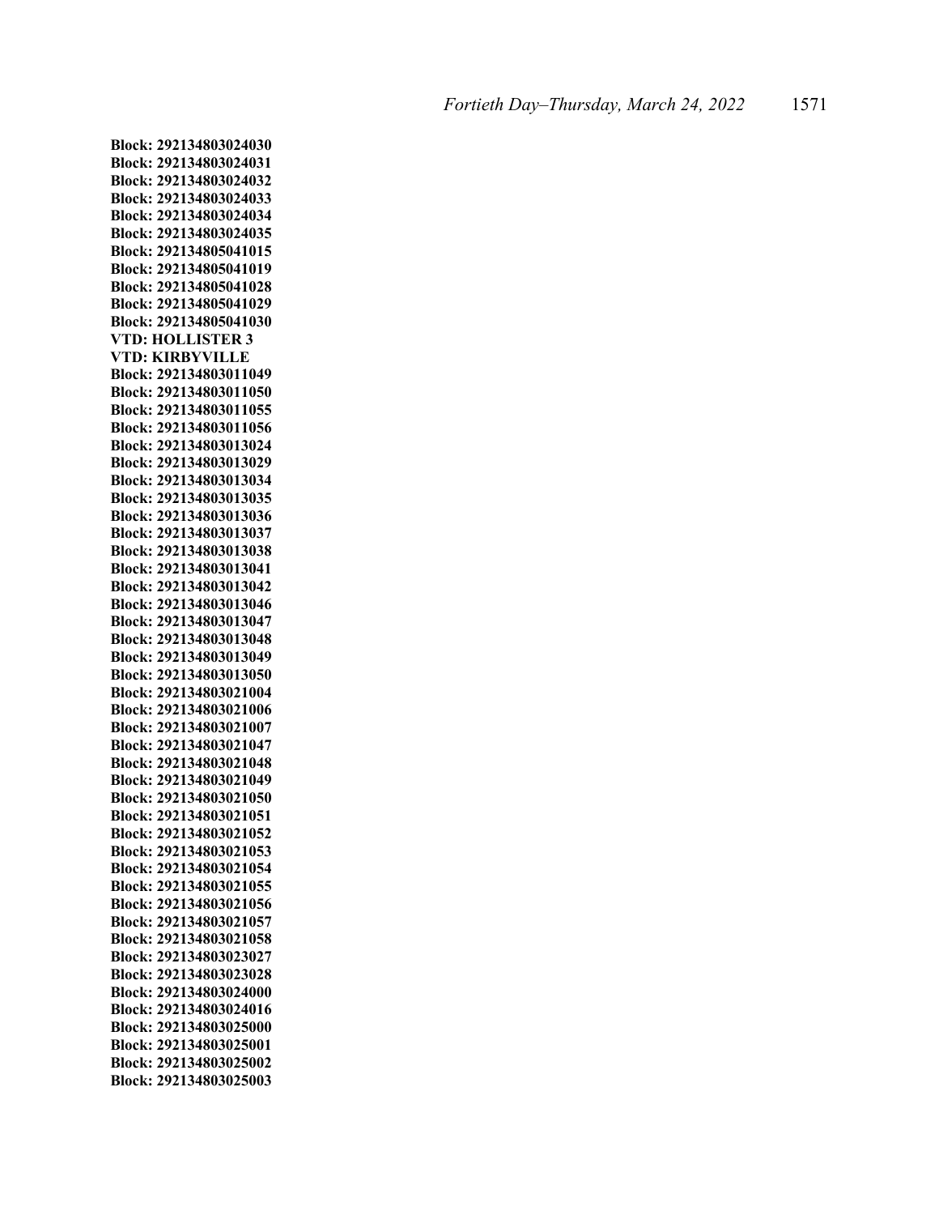**Block: 292134803024030**
**Block: 292134803024031**
**Block: 292134803024032**
**Block: 292134803024033**
**Block: 292134803024034**
**Block: 292134803024035**
**Block: 292134805041015**
**Block: 292134805041019**
**Block: 292134805041028**
**Block: 292134805041029**
**Block: 292134805041030**
**VTD: HOLLISTER 3**
**VTD: KIRBYVILLE**
**Block: 292134803011049**
**Block: 292134803011050**
**Block: 292134803011055**
**Block: 292134803011056**
**Block: 292134803013024**
**Block: 292134803013029**
**Block: 292134803013034**
**Block: 292134803013035**
**Block: 292134803013036**
**Block: 292134803013037**
**Block: 292134803013038**
**Block: 292134803013041**
**Block: 292134803013042**
**Block: 292134803013046**
**Block: 292134803013047**
**Block: 292134803013048**
**Block: 292134803013049**
**Block: 292134803013050**
**Block: 292134803021004**
**Block: 292134803021006**
**Block: 292134803021007**
**Block: 292134803021047**
**Block: 292134803021048**
**Block: 292134803021049**
**Block: 292134803021050**
**Block: 292134803021051**
**Block: 292134803021052**
**Block: 292134803021053**
**Block: 292134803021054**
**Block: 292134803021055**
**Block: 292134803021056**
**Block: 292134803021057**
**Block: 292134803021058**
**Block: 292134803023027**
**Block: 292134803023028**
**Block: 292134803024000**
**Block: 292134803024016**
**Block: 292134803025000**
**Block: 292134803025001**
**Block: 292134803025002**
**Block: 292134803025003**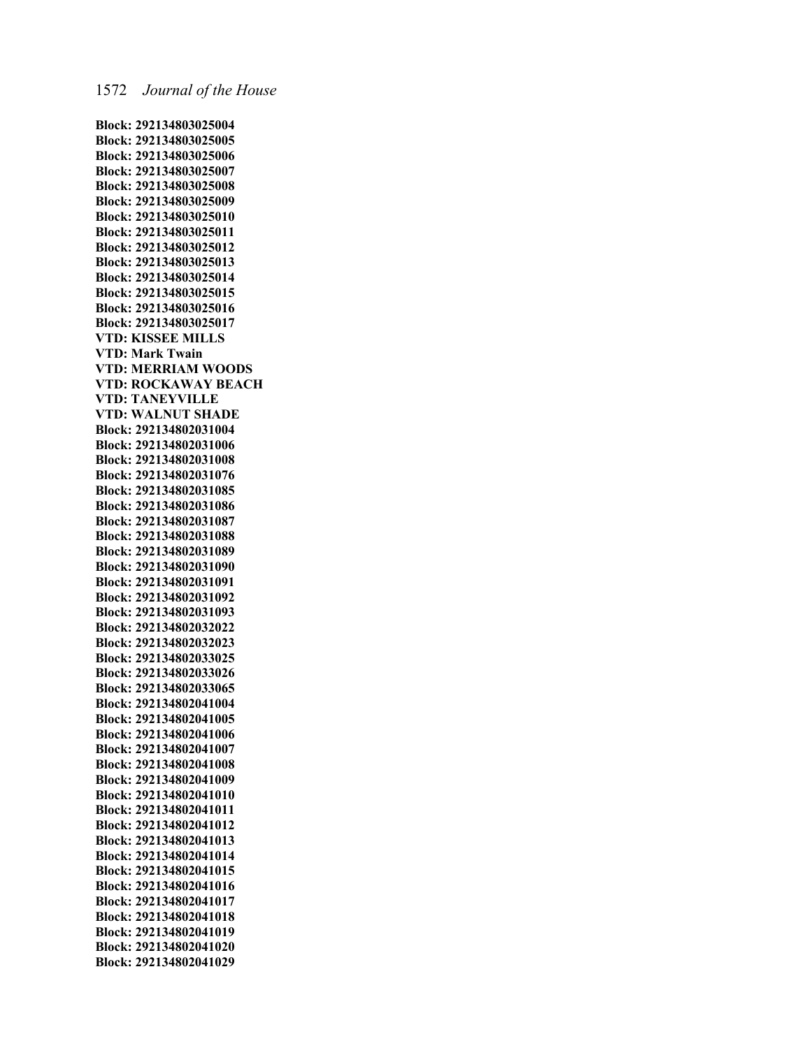**Block: 292134803025004**
**Block: 292134803025005**
**Block: 292134803025006**
**Block: 292134803025007**
**Block: 292134803025008**
**Block: 292134803025009**
**Block: 292134803025010**
**Block: 292134803025011**
**Block: 292134803025012**
**Block: 292134803025013**
**Block: 292134803025014**
**Block: 292134803025015**
**Block: 292134803025016**
**Block: 292134803025017**
**VTD: KISSEE MILLS**
**VTD: Mark Twain**
**VTD: MERRIAM WOODS**
**VTD: ROCKAWAY BEACH**
**VTD: TANEYVILLE**
**VTD: WALNUT SHADE**
**Block: 292134802031004**
**Block: 292134802031006**
**Block: 292134802031008**
**Block: 292134802031076**
**Block: 292134802031085**
**Block: 292134802031086**
**Block: 292134802031087**
**Block: 292134802031088**
**Block: 292134802031089**
**Block: 292134802031090**
**Block: 292134802031091**
**Block: 292134802031092**
**Block: 292134802031093**
**Block: 292134802032022**
**Block: 292134802032023**
**Block: 292134802033025**
**Block: 292134802033026**
**Block: 292134802033065**
**Block: 292134802041004**
**Block: 292134802041005**
**Block: 292134802041006**
**Block: 292134802041007**
**Block: 292134802041008**
**Block: 292134802041009**
**Block: 292134802041010**
**Block: 292134802041011**
**Block: 292134802041012**
**Block: 292134802041013**
**Block: 292134802041014**
**Block: 292134802041015**
**Block: 292134802041016**
**Block: 292134802041017**
**Block: 292134802041018**
**Block: 292134802041019**
**Block: 292134802041020**
**Block: 292134802041029**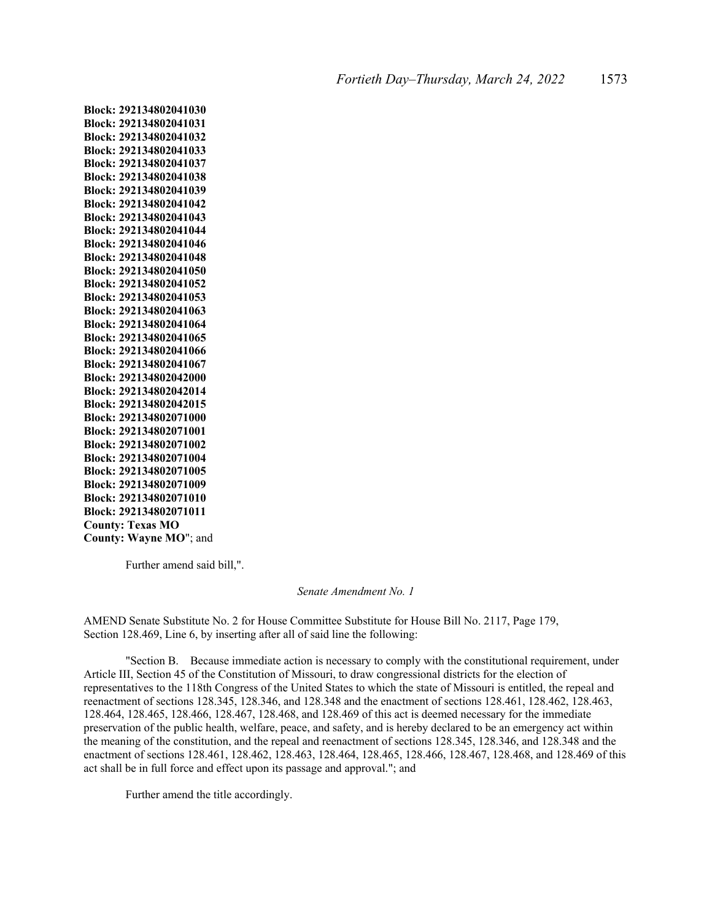**Block: 292134802041030**
**Block: 292134802041031**
**Block: 292134802041032**
**Block: 292134802041033**
**Block: 292134802041037**
**Block: 292134802041038**
**Block: 292134802041039**
**Block: 292134802041042**
**Block: 292134802041043**
**Block: 292134802041044**
**Block: 292134802041046**
**Block: 292134802041048**
**Block: 292134802041050**
**Block: 292134802041052**
**Block: 292134802041053**
**Block: 292134802041063**
**Block: 292134802041064**
**Block: 292134802041065**
**Block: 292134802041066**
**Block: 292134802041067**
**Block: 292134802042000**
**Block: 292134802042014**
**Block: 292134802042015**
**Block: 292134802071000**
**Block: 292134802071001**
**Block: 292134802071002**
**Block: 292134802071004**
**Block: 292134802071005**
**Block: 292134802071009**
**Block: 292134802071010**
**Block: 292134802071011**
**County: Texas MO**
**County: Wayne MO**"; and

Further amend said bill,".

*Senate Amendment No. 1*

AMEND Senate Substitute No. 2 for House Committee Substitute for House Bill No. 2117, Page 179, Section 128.469, Line 6, by inserting after all of said line the following:

"Section B. Because immediate action is necessary to comply with the constitutional requirement, under Article III, Section 45 of the Constitution of Missouri, to draw congressional districts for the election of representatives to the 118th Congress of the United States to which the state of Missouri is entitled, the repeal and reenactment of sections 128.345, 128.346, and 128.348 and the enactment of sections 128.461, 128.462, 128.463, 128.464, 128.465, 128.466, 128.467, 128.468, and 128.469 of this act is deemed necessary for the immediate preservation of the public health, welfare, peace, and safety, and is hereby declared to be an emergency act within the meaning of the constitution, and the repeal and reenactment of sections 128.345, 128.346, and 128.348 and the enactment of sections 128.461, 128.462, 128.463, 128.464, 128.465, 128.466, 128.467, 128.468, and 128.469 of this act shall be in full force and effect upon its passage and approval."; and

Further amend the title accordingly.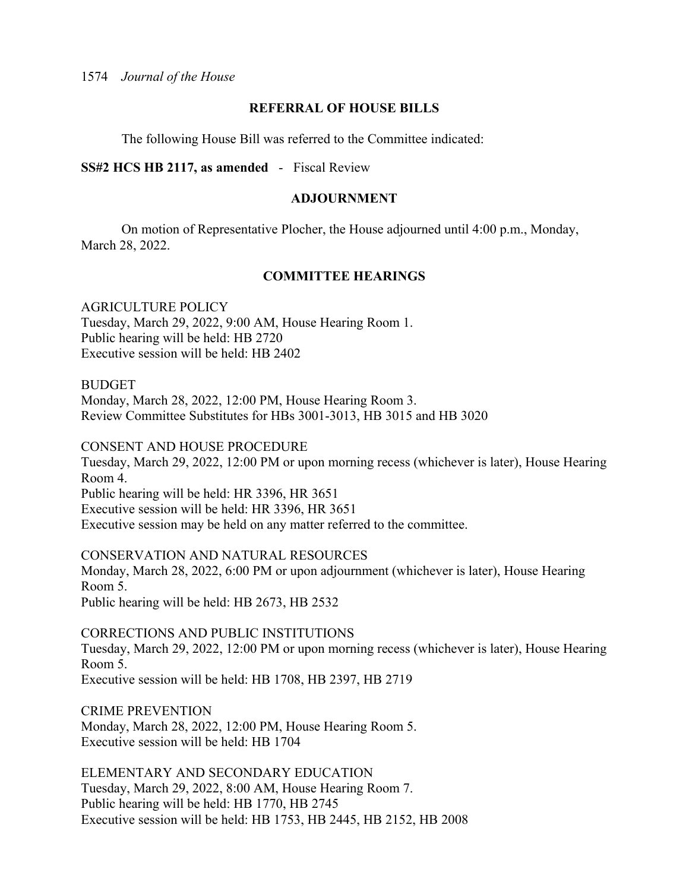## REFERRAL OF HOUSE BILLS

The following House Bill was referred to the Committee indicated:

**SS#2 HCS HB 2117, as amended** - Fiscal Review

## ADJOURNMENT

On motion of Representative Plocher, the House adjourned until 4:00 p.m., Monday, March 28, 2022.

## COMMITTEE HEARINGS

AGRICULTURE POLICY
Tuesday, March 29, 2022, 9:00 AM, House Hearing Room 1.
Public hearing will be held: HB 2720
Executive session will be held: HB 2402

BUDGET
Monday, March 28, 2022, 12:00 PM, House Hearing Room 3.
Review Committee Substitutes for HBs 3001-3013, HB 3015 and HB 3020

CONSENT AND HOUSE PROCEDURE
Tuesday, March 29, 2022, 12:00 PM or upon morning recess (whichever is later), House Hearing Room 4.
Public hearing will be held: HR 3396, HR 3651
Executive session will be held: HR 3396, HR 3651
Executive session may be held on any matter referred to the committee.

CONSERVATION AND NATURAL RESOURCES
Monday, March 28, 2022, 6:00 PM or upon adjournment (whichever is later), House Hearing Room 5.
Public hearing will be held: HB 2673, HB 2532

CORRECTIONS AND PUBLIC INSTITUTIONS
Tuesday, March 29, 2022, 12:00 PM or upon morning recess (whichever is later), House Hearing Room 5.
Executive session will be held: HB 1708, HB 2397, HB 2719

CRIME PREVENTION
Monday, March 28, 2022, 12:00 PM, House Hearing Room 5.
Executive session will be held: HB 1704

ELEMENTARY AND SECONDARY EDUCATION
Tuesday, March 29, 2022, 8:00 AM, House Hearing Room 7.
Public hearing will be held: HB 1770, HB 2745
Executive session will be held: HB 1753, HB 2445, HB 2152, HB 2008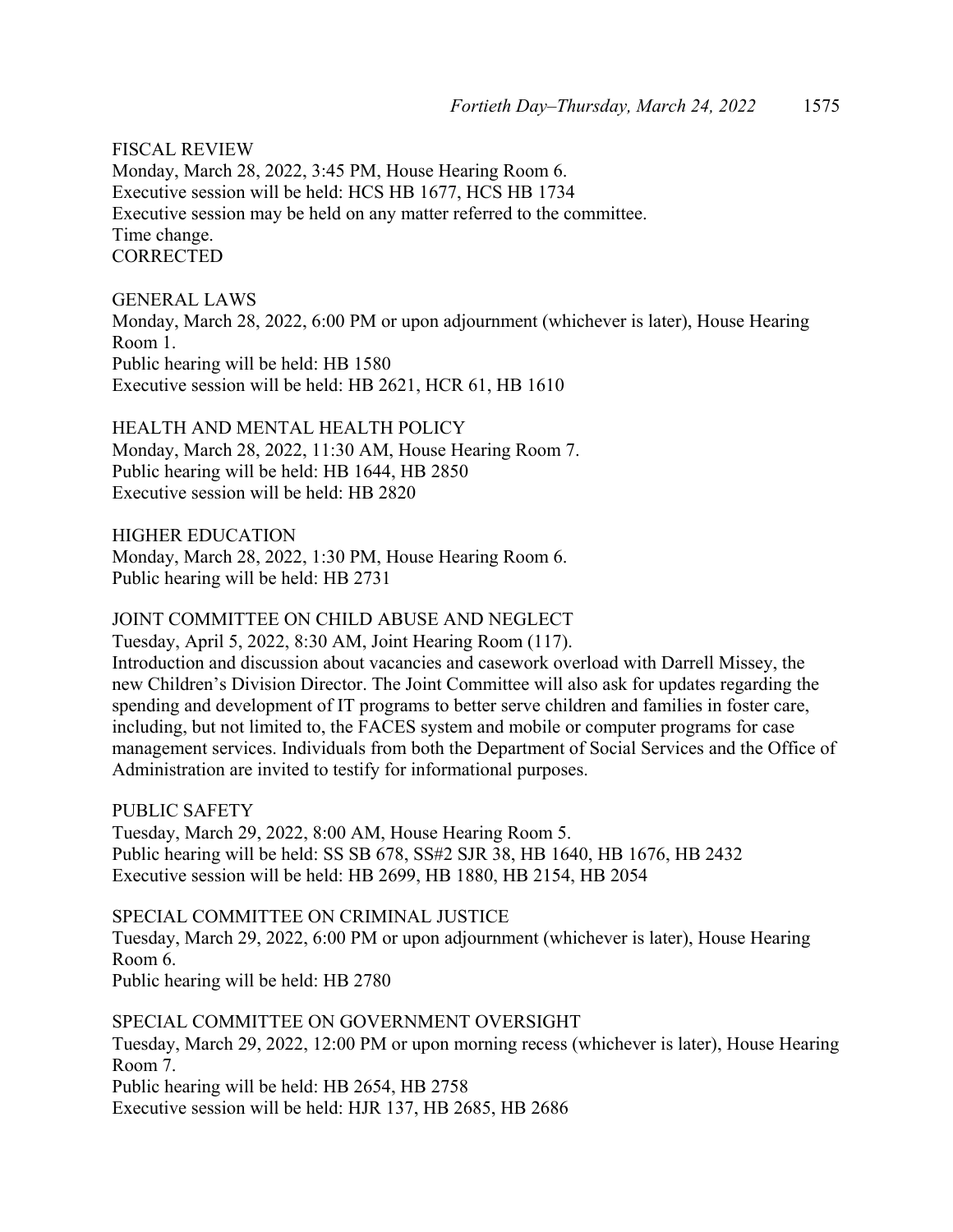FISCAL REVIEW
Monday, March 28, 2022, 3:45 PM, House Hearing Room 6.
Executive session will be held: HCS HB 1677, HCS HB 1734
Executive session may be held on any matter referred to the committee.
Time change.
CORRECTED

GENERAL LAWS
Monday, March 28, 2022, 6:00 PM or upon adjournment (whichever is later), House Hearing Room 1.
Public hearing will be held: HB 1580
Executive session will be held: HB 2621, HCR 61, HB 1610

HEALTH AND MENTAL HEALTH POLICY
Monday, March 28, 2022, 11:30 AM, House Hearing Room 7.
Public hearing will be held: HB 1644, HB 2850
Executive session will be held: HB 2820

HIGHER EDUCATION
Monday, March 28, 2022, 1:30 PM, House Hearing Room 6.
Public hearing will be held: HB 2731

JOINT COMMITTEE ON CHILD ABUSE AND NEGLECT
Tuesday, April 5, 2022, 8:30 AM, Joint Hearing Room (117).
Introduction and discussion about vacancies and casework overload with Darrell Missey, the new Children's Division Director. The Joint Committee will also ask for updates regarding the spending and development of IT programs to better serve children and families in foster care, including, but not limited to, the FACES system and mobile or computer programs for case management services. Individuals from both the Department of Social Services and the Office of Administration are invited to testify for informational purposes.

PUBLIC SAFETY
Tuesday, March 29, 2022, 8:00 AM, House Hearing Room 5.
Public hearing will be held: SS SB 678, SS#2 SJR 38, HB 1640, HB 1676, HB 2432
Executive session will be held: HB 2699, HB 1880, HB 2154, HB 2054

SPECIAL COMMITTEE ON CRIMINAL JUSTICE
Tuesday, March 29, 2022, 6:00 PM or upon adjournment (whichever is later), House Hearing Room 6.
Public hearing will be held: HB 2780

SPECIAL COMMITTEE ON GOVERNMENT OVERSIGHT
Tuesday, March 29, 2022, 12:00 PM or upon morning recess (whichever is later), House Hearing Room 7.
Public hearing will be held: HB 2654, HB 2758
Executive session will be held: HJR 137, HB 2685, HB 2686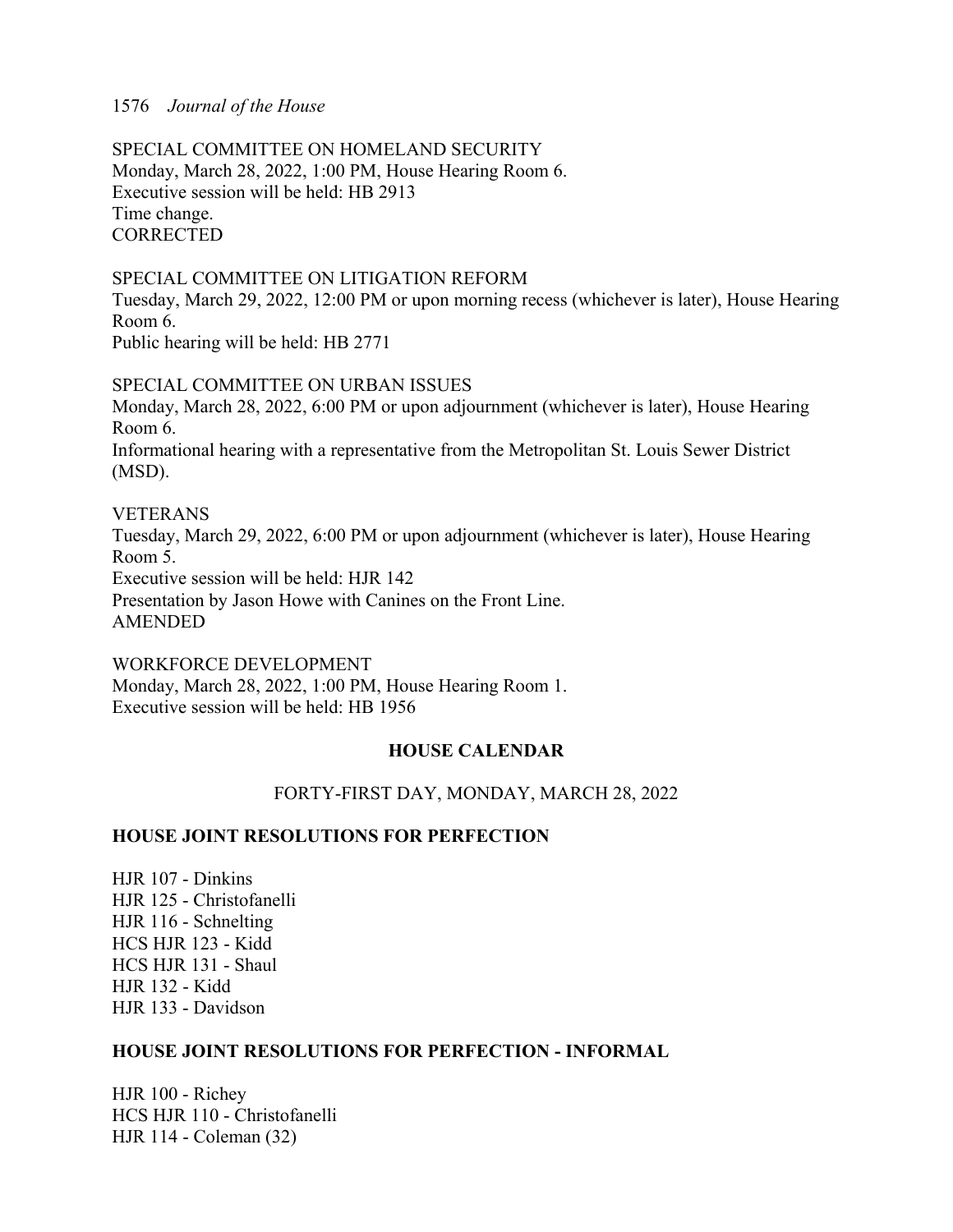SPECIAL COMMITTEE ON HOMELAND SECURITY
Monday, March 28, 2022, 1:00 PM, House Hearing Room 6.
Executive session will be held: HB 2913
Time change.
CORRECTED

SPECIAL COMMITTEE ON LITIGATION REFORM
Tuesday, March 29, 2022, 12:00 PM or upon morning recess (whichever is later), House Hearing Room 6.
Public hearing will be held: HB 2771

SPECIAL COMMITTEE ON URBAN ISSUES
Monday, March 28, 2022, 6:00 PM or upon adjournment (whichever is later), House Hearing Room 6.
Informational hearing with a representative from the Metropolitan St. Louis Sewer District (MSD).

VETERANS
Tuesday, March 29, 2022, 6:00 PM or upon adjournment (whichever is later), House Hearing Room 5.
Executive session will be held: HJR 142
Presentation by Jason Howe with Canines on the Front Line.
AMENDED

WORKFORCE DEVELOPMENT
Monday, March 28, 2022, 1:00 PM, House Hearing Room 1.
Executive session will be held: HB 1956

## HOUSE CALENDAR

FORTY-FIRST DAY, MONDAY, MARCH 28, 2022

### HOUSE JOINT RESOLUTIONS FOR PERFECTION

HJR 107 - Dinkins
HJR 125 - Christofanelli
HJR 116 - Schnelting
HCS HJR 123 - Kidd
HCS HJR 131 - Shaul
HJR 132 - Kidd
HJR 133 - Davidson

### HOUSE JOINT RESOLUTIONS FOR PERFECTION - INFORMAL

HJR 100 - Richey
HCS HJR 110 - Christofanelli
HJR 114 - Coleman (32)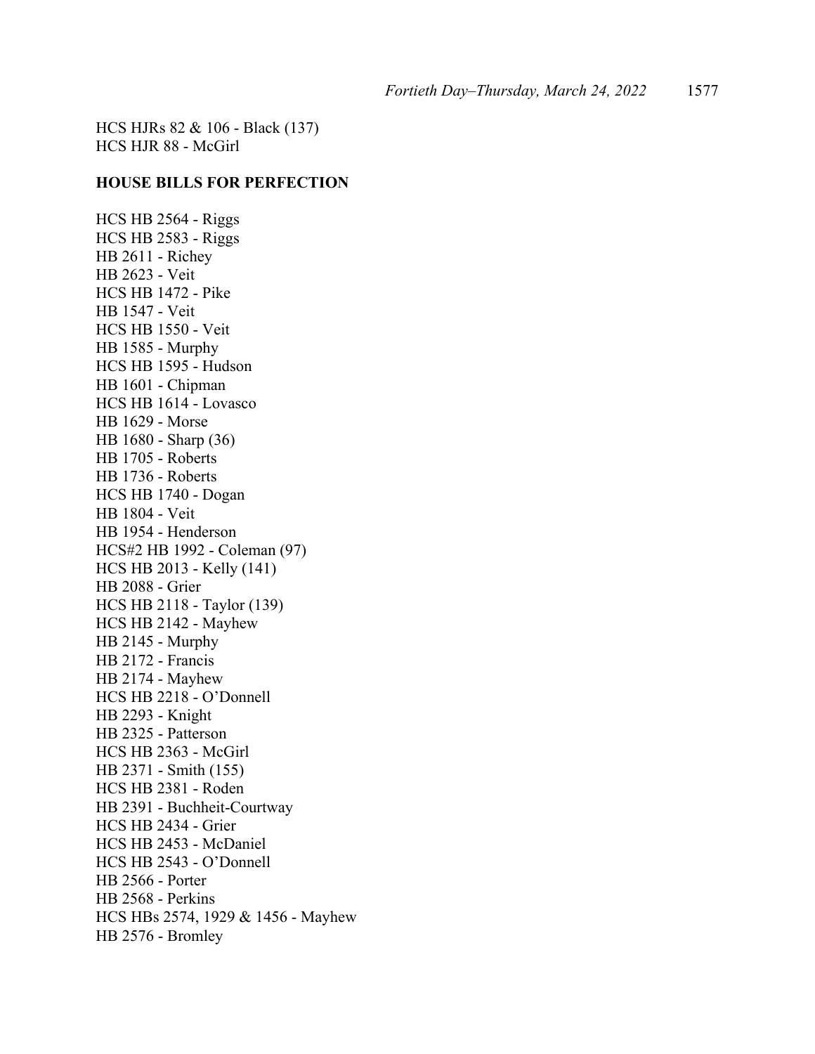HCS HJRs 82 & 106 - Black (137)
HCS HJR 88 - McGirl

**HOUSE BILLS FOR PERFECTION**

HCS HB 2564 - Riggs
HCS HB 2583 - Riggs
HB 2611 - Richey
HB 2623 - Veit
HCS HB 1472 - Pike
HB 1547 - Veit
HCS HB 1550 - Veit
HB 1585 - Murphy
HCS HB 1595 - Hudson
HB 1601 - Chipman
HCS HB 1614 - Lovasco
HB 1629 - Morse
HB 1680 - Sharp (36)
HB 1705 - Roberts
HB 1736 - Roberts
HCS HB 1740 - Dogan
HB 1804 - Veit
HB 1954 - Henderson
HCS#2 HB 1992 - Coleman (97)
HCS HB 2013 - Kelly (141)
HB 2088 - Grier
HCS HB 2118 - Taylor (139)
HCS HB 2142 - Mayhew
HB 2145 - Murphy
HB 2172 - Francis
HB 2174 - Mayhew
HCS HB 2218 - O'Donnell
HB 2293 - Knight
HB 2325 - Patterson
HCS HB 2363 - McGirl
HB 2371 - Smith (155)
HCS HB 2381 - Roden
HB 2391 - Buchheit-Courtway
HCS HB 2434 - Grier
HCS HB 2453 - McDaniel
HCS HB 2543 - O'Donnell
HB 2566 - Porter
HB 2568 - Perkins
HCS HBs 2574, 1929 & 1456 - Mayhew
HB 2576 - Bromley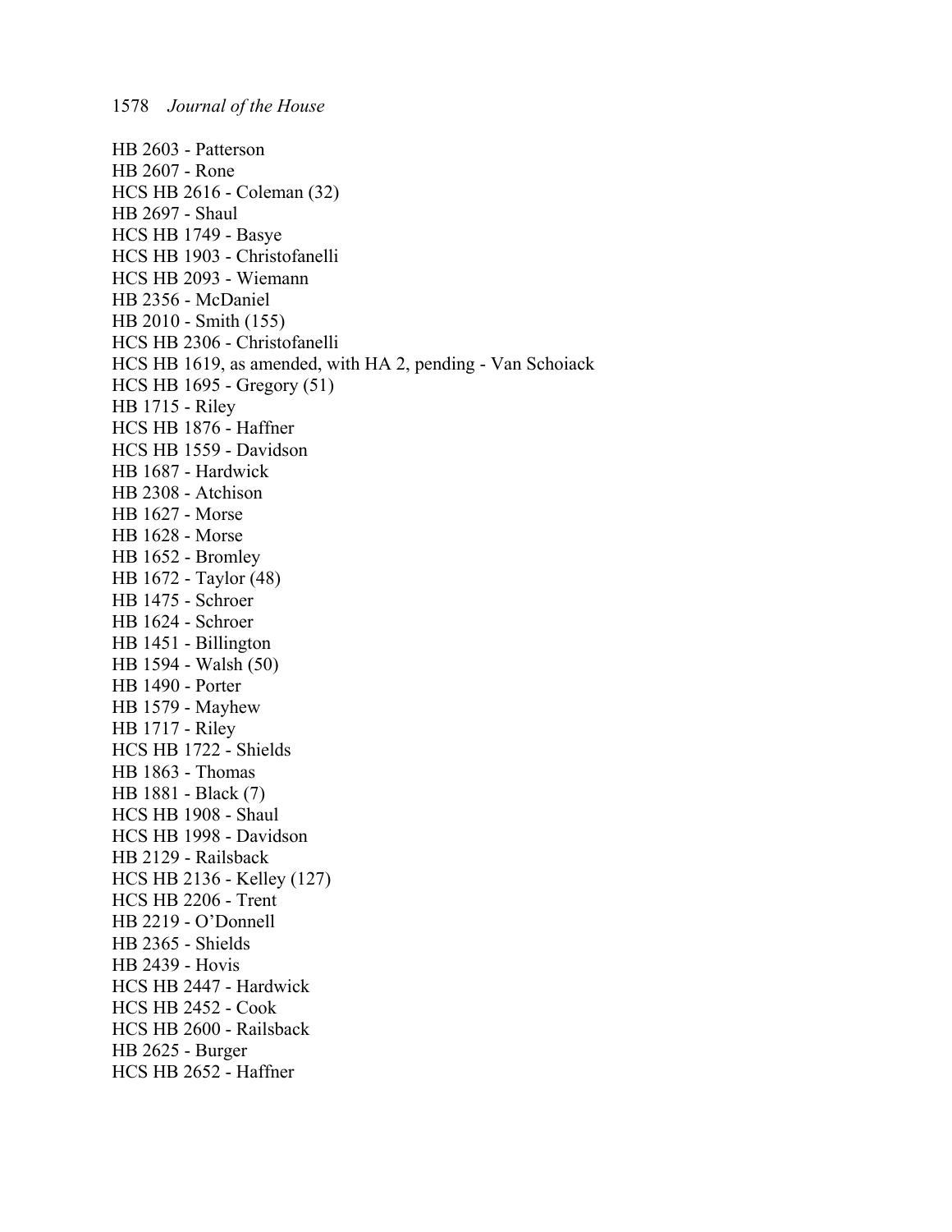HB 2603 - Patterson
HB 2607 - Rone
HCS HB 2616 - Coleman (32)
HB 2697 - Shaul
HCS HB 1749 - Basye
HCS HB 1903 - Christofanelli
HCS HB 2093 - Wiemann
HB 2356 - McDaniel
HB 2010 - Smith (155)
HCS HB 2306 - Christofanelli
HCS HB 1619, as amended, with HA 2, pending - Van Schoiack
HCS HB 1695 - Gregory (51)
HB 1715 - Riley
HCS HB 1876 - Haffner
HCS HB 1559 - Davidson
HB 1687 - Hardwick
HB 2308 - Atchison
HB 1627 - Morse
HB 1628 - Morse
HB 1652 - Bromley
HB 1672 - Taylor (48)
HB 1475 - Schroer
HB 1624 - Schroer
HB 1451 - Billington
HB 1594 - Walsh (50)
HB 1490 - Porter
HB 1579 - Mayhew
HB 1717 - Riley
HCS HB 1722 - Shields
HB 1863 - Thomas
HB 1881 - Black (7)
HCS HB 1908 - Shaul
HCS HB 1998 - Davidson
HB 2129 - Railsback
HCS HB 2136 - Kelley (127)
HCS HB 2206 - Trent
HB 2219 - O'Donnell
HB 2365 - Shields
HB 2439 - Hovis
HCS HB 2447 - Hardwick
HCS HB 2452 - Cook
HCS HB 2600 - Railsback
HB 2625 - Burger
HCS HB 2652 - Haffner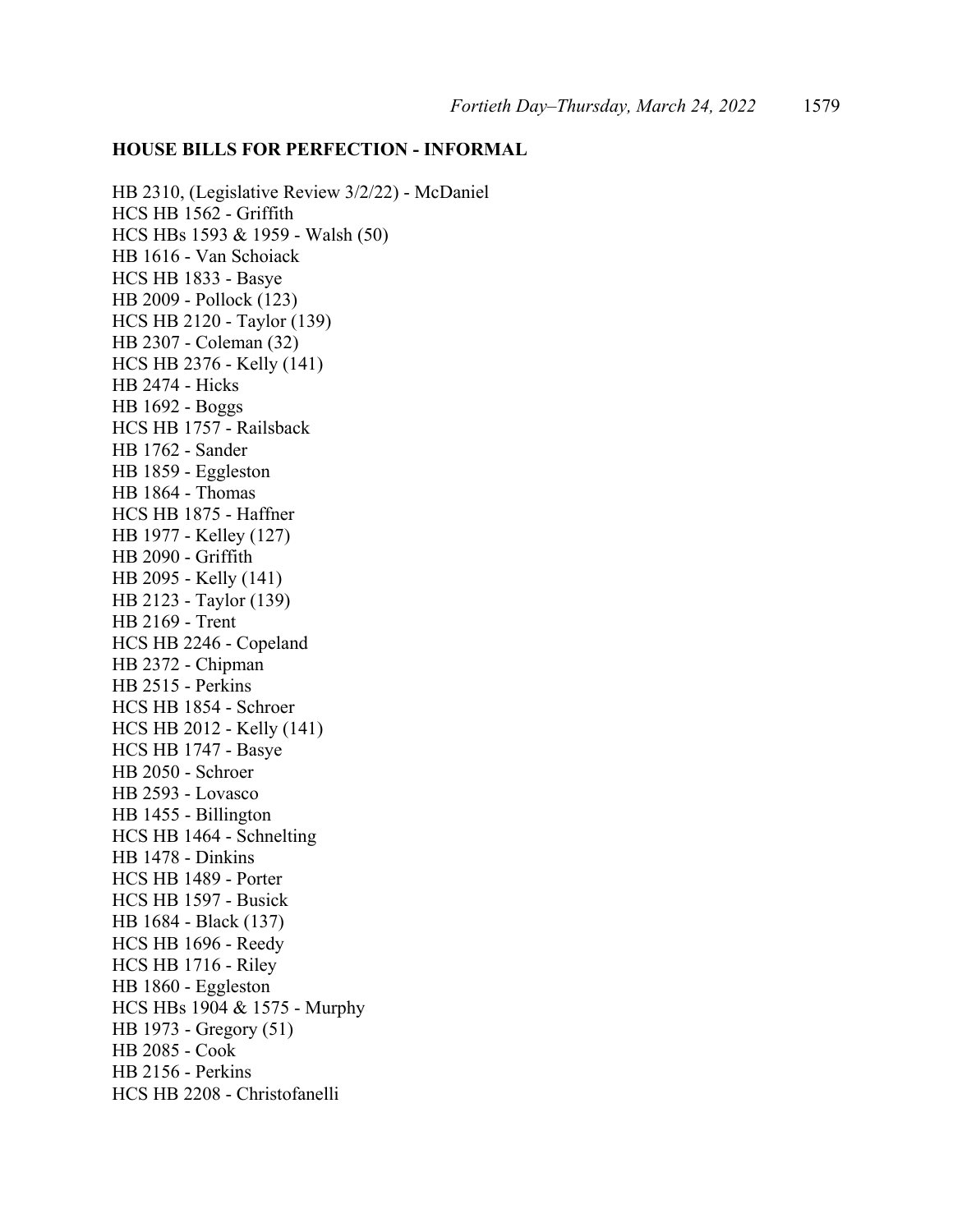## HOUSE BILLS FOR PERFECTION - INFORMAL

HB 2310, (Legislative Review 3/2/22) - McDaniel
HCS HB 1562 - Griffith
HCS HBs 1593 & 1959 - Walsh (50)
HB 1616 - Van Schoiack
HCS HB 1833 - Basye
HB 2009 - Pollock (123)
HCS HB 2120 - Taylor (139)
HB 2307 - Coleman (32)
HCS HB 2376 - Kelly (141)
HB 2474 - Hicks
HB 1692 - Boggs
HCS HB 1757 - Railsback
HB 1762 - Sander
HB 1859 - Eggleston
HB 1864 - Thomas
HCS HB 1875 - Haffner
HB 1977 - Kelley (127)
HB 2090 - Griffith
HB 2095 - Kelly (141)
HB 2123 - Taylor (139)
HB 2169 - Trent
HCS HB 2246 - Copeland
HB 2372 - Chipman
HB 2515 - Perkins
HCS HB 1854 - Schroer
HCS HB 2012 - Kelly (141)
HCS HB 1747 - Basye
HB 2050 - Schroer
HB 2593 - Lovasco
HB 1455 - Billington
HCS HB 1464 - Schnelting
HB 1478 - Dinkins
HCS HB 1489 - Porter
HCS HB 1597 - Busick
HB 1684 - Black (137)
HCS HB 1696 - Reedy
HCS HB 1716 - Riley
HB 1860 - Eggleston
HCS HBs 1904 & 1575 - Murphy
HB 1973 - Gregory (51)
HB 2085 - Cook
HB 2156 - Perkins
HCS HB 2208 - Christofanelli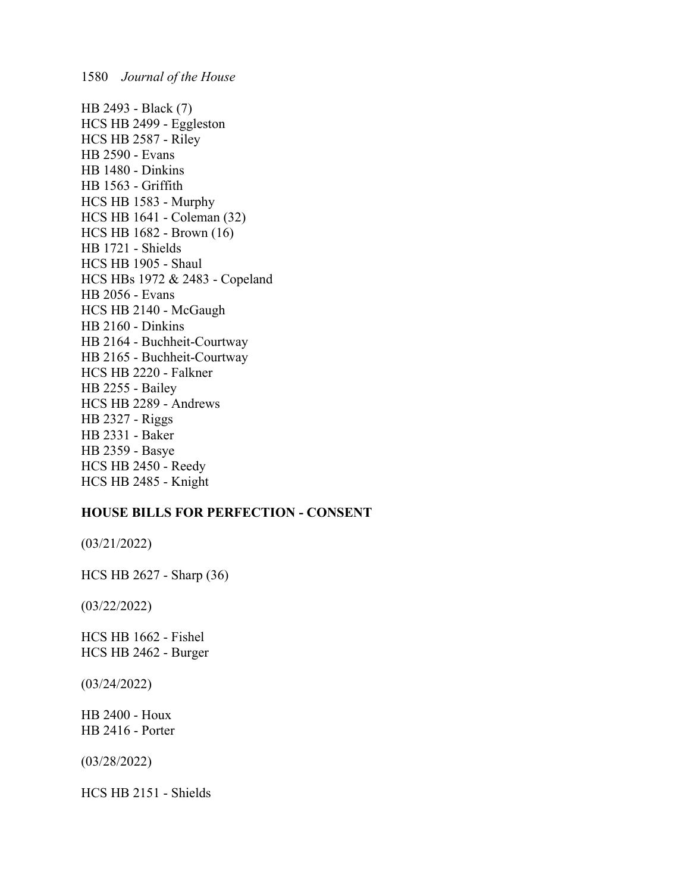HB 2493 - Black (7)
HCS HB 2499 - Eggleston
HCS HB 2587 - Riley
HB 2590 - Evans
HB 1480 - Dinkins
HB 1563 - Griffith
HCS HB 1583 - Murphy
HCS HB 1641 - Coleman (32)
HCS HB 1682 - Brown (16)
HB 1721 - Shields
HCS HB 1905 - Shaul
HCS HBs 1972 & 2483 - Copeland
HB 2056 - Evans
HCS HB 2140 - McGaugh
HB 2160 - Dinkins
HB 2164 - Buchheit-Courtway
HB 2165 - Buchheit-Courtway
HCS HB 2220 - Falkner
HB 2255 - Bailey
HCS HB 2289 - Andrews
HB 2327 - Riggs
HB 2331 - Baker
HB 2359 - Basye
HCS HB 2450 - Reedy
HCS HB 2485 - Knight

**HOUSE BILLS FOR PERFECTION - CONSENT**

(03/21/2022)

HCS HB 2627 - Sharp (36)

(03/22/2022)

HCS HB 1662 - Fishel
HCS HB 2462 - Burger

(03/24/2022)

HB 2400 - Houx
HB 2416 - Porter

(03/28/2022)

HCS HB 2151 - Shields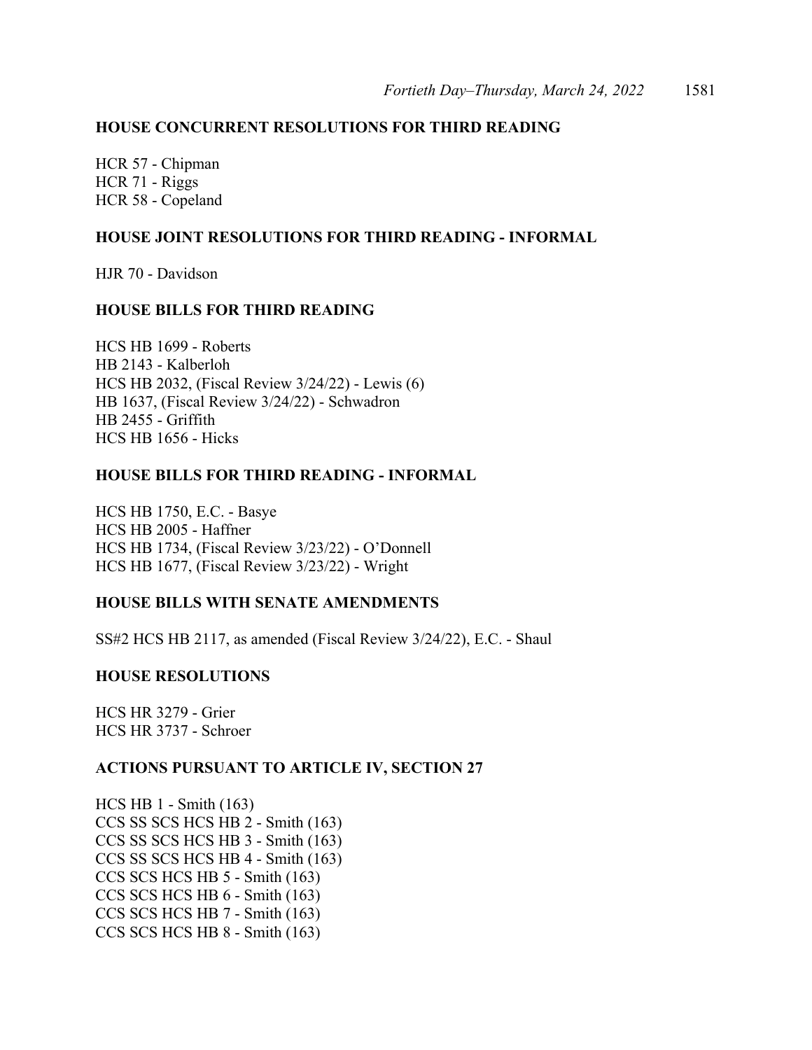## HOUSE CONCURRENT RESOLUTIONS FOR THIRD READING

HCR 57 - Chipman
HCR 71 - Riggs
HCR 58 - Copeland

## HOUSE JOINT RESOLUTIONS FOR THIRD READING - INFORMAL

HJR 70 - Davidson

## HOUSE BILLS FOR THIRD READING

HCS HB 1699 - Roberts
HB 2143 - Kalberloh
HCS HB 2032, (Fiscal Review 3/24/22) - Lewis (6)
HB 1637, (Fiscal Review 3/24/22) - Schwadron
HB 2455 - Griffith
HCS HB 1656 - Hicks

## HOUSE BILLS FOR THIRD READING - INFORMAL

HCS HB 1750, E.C. - Basye
HCS HB 2005 - Haffner
HCS HB 1734, (Fiscal Review 3/23/22) - O'Donnell
HCS HB 1677, (Fiscal Review 3/23/22) - Wright

## HOUSE BILLS WITH SENATE AMENDMENTS

SS#2 HCS HB 2117, as amended (Fiscal Review 3/24/22), E.C. - Shaul

## HOUSE RESOLUTIONS

HCS HR 3279 - Grier
HCS HR 3737 - Schroer

## ACTIONS PURSUANT TO ARTICLE IV, SECTION 27

HCS HB 1 - Smith (163)
CCS SS SCS HCS HB 2 - Smith (163)
CCS SS SCS HCS HB 3 - Smith (163)
CCS SS SCS HCS HB 4 - Smith (163)
CCS SCS HCS HB 5 - Smith (163)
CCS SCS HCS HB 6 - Smith (163)
CCS SCS HCS HB 7 - Smith (163)
CCS SCS HCS HB 8 - Smith (163)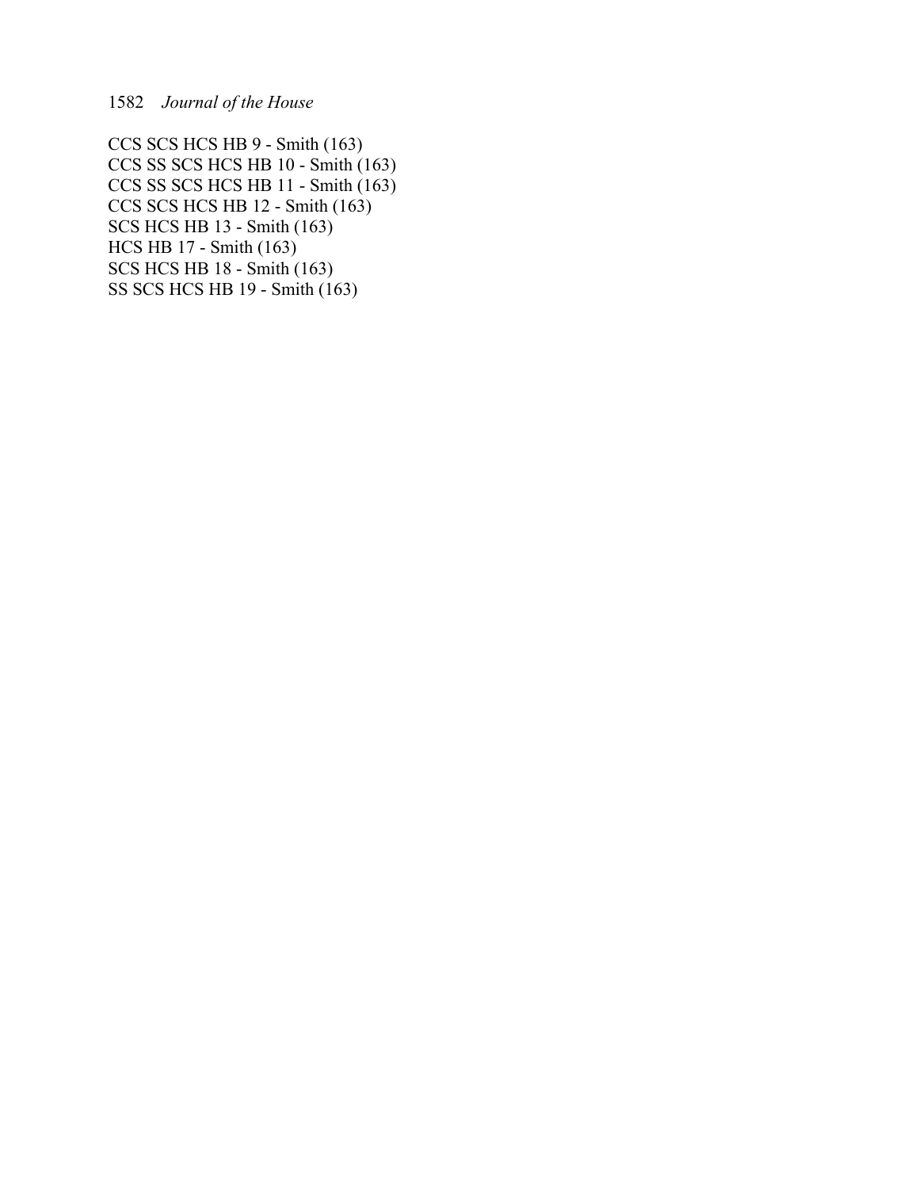CCS SCS HCS HB 9 - Smith (163)
CCS SS SCS HCS HB 10 - Smith (163)
CCS SS SCS HCS HB 11 - Smith (163)
CCS SCS HCS HB 12 - Smith (163)
SCS HCS HB 13 - Smith (163)
HCS HB 17 - Smith (163)
SCS HCS HB 18 - Smith (163)
SS SCS HCS HB 19 - Smith (163)